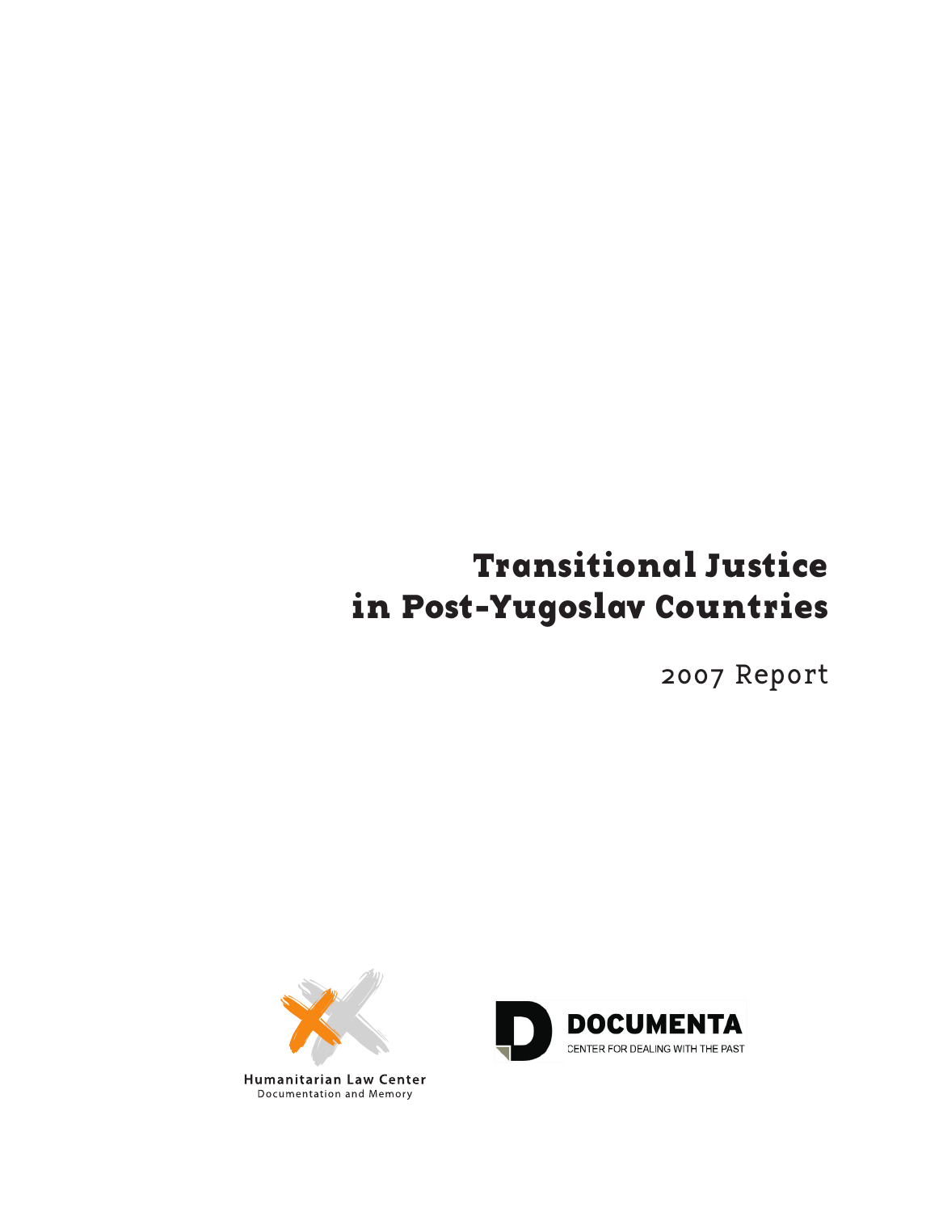# Transitional Justice in Post-Yugoslav Countries

2007 Report

Humanitarian Law Center
Documentation and Memory

DOCUMENTA
CENTER FOR DEALING WITH THE PAST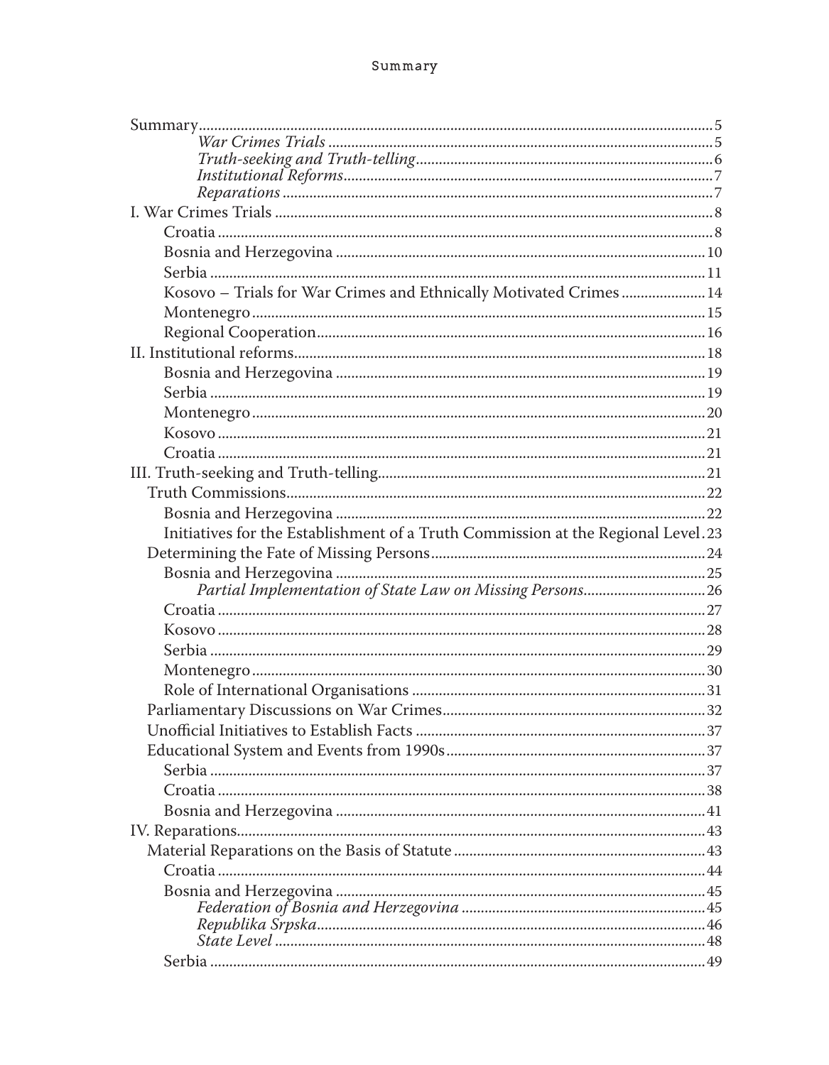# Summary

Summary .......... 5
- *War Crimes Trials* .......... 5
- *Truth-seeking and Truth-telling* .......... 6
- *Institutional Reforms* .......... 7
- *Reparations* .......... 7

I. War Crimes Trials .......... 8
- Croatia .......... 8
- Bosnia and Herzegovina .......... 10
- Serbia .......... 11
- Kosovo – Trials for War Crimes and Ethnically Motivated Crimes .......... 14
- Montenegro .......... 15
- Regional Cooperation .......... 16

II. Institutional reforms .......... 18
- Bosnia and Herzegovina .......... 19
- Serbia .......... 19
- Montenegro .......... 20
- Kosovo .......... 21
- Croatia .......... 21

III. Truth-seeking and Truth-telling .......... 21
- Truth Commissions .......... 22
  - Bosnia and Herzegovina .......... 22
  - Initiatives for the Establishment of a Truth Commission at the Regional Level .......... 23
- Determining the Fate of Missing Persons .......... 24
  - Bosnia and Herzegovina .......... 25
    - *Partial Implementation of State Law on Missing Persons* .......... 26
  - Croatia .......... 27
  - Kosovo .......... 28
  - Serbia .......... 29
  - Montenegro .......... 30
  - Role of International Organisations .......... 31
- Parliamentary Discussions on War Crimes .......... 32
- Unofficial Initiatives to Establish Facts .......... 37
- Educational System and Events from 1990s .......... 37
  - Serbia .......... 37
  - Croatia .......... 38
  - Bosnia and Herzegovina .......... 41

IV. Reparations .......... 43
- Material Reparations on the Basis of Statute .......... 43
  - Croatia .......... 44
  - Bosnia and Herzegovina .......... 45
    - *Federation of Bosnia and Herzegovina* .......... 45
    - *Republika Srpska* .......... 46
    - *State Level* .......... 48
  - Serbia .......... 49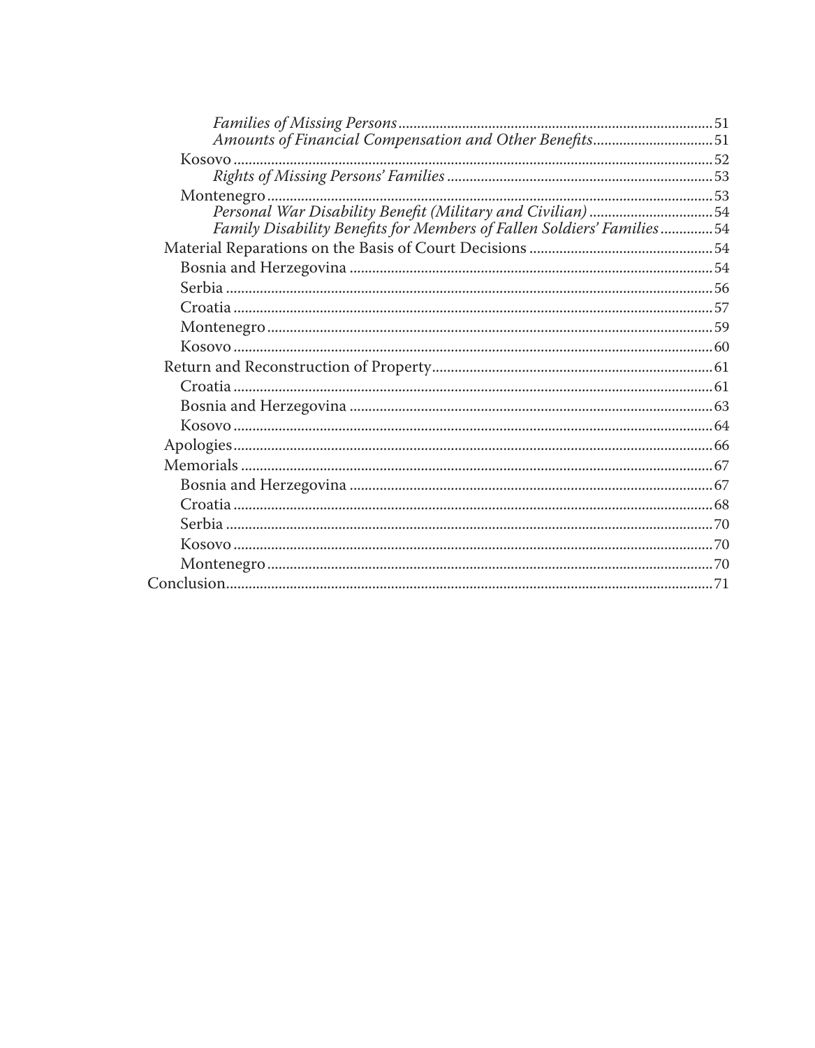*Families of Missing Persons* ... 51
*Amounts of Financial Compensation and Other Benefits* ... 51
Kosovo ... 52
*Rights of Missing Persons' Families* ... 53
Montenegro ... 53
*Personal War Disability Benefit (Military and Civilian)* ... 54
*Family Disability Benefits for Members of Fallen Soldiers' Families* ... 54
Material Reparations on the Basis of Court Decisions ... 54
Bosnia and Herzegovina ... 54
Serbia ... 56
Croatia ... 57
Montenegro ... 59
Kosovo ... 60
Return and Reconstruction of Property ... 61
Croatia ... 61
Bosnia and Herzegovina ... 63
Kosovo ... 64
Apologies ... 66
Memorials ... 67
Bosnia and Herzegovina ... 67
Croatia ... 68
Serbia ... 70
Kosovo ... 70
Montenegro ... 70
Conclusion ... 71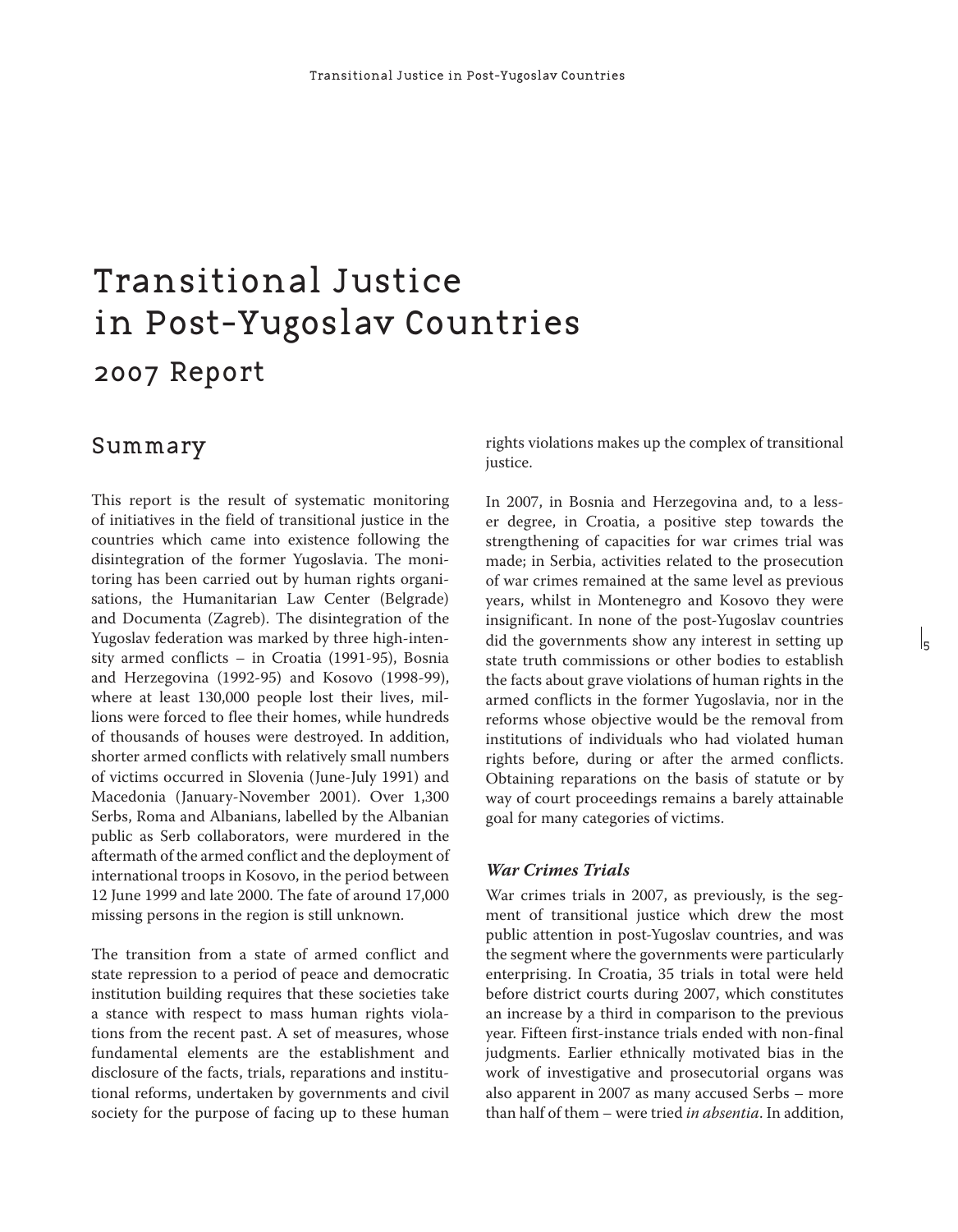# Transitional Justice in Post-Yugoslav Countries

## 2007 Report

## Summary

This report is the result of systematic monitoring of initiatives in the field of transitional justice in the countries which came into existence following the disintegration of the former Yugoslavia. The monitoring has been carried out by human rights organisations, the Humanitarian Law Center (Belgrade) and Documenta (Zagreb). The disintegration of the Yugoslav federation was marked by three high-intensity armed conflicts – in Croatia (1991-95), Bosnia and Herzegovina (1992-95) and Kosovo (1998-99), where at least 130,000 people lost their lives, millions were forced to flee their homes, while hundreds of thousands of houses were destroyed. In addition, shorter armed conflicts with relatively small numbers of victims occurred in Slovenia (June-July 1991) and Macedonia (January-November 2001). Over 1,300 Serbs, Roma and Albanians, labelled by the Albanian public as Serb collaborators, were murdered in the aftermath of the armed conflict and the deployment of international troops in Kosovo, in the period between 12 June 1999 and late 2000. The fate of around 17,000 missing persons in the region is still unknown.

The transition from a state of armed conflict and state repression to a period of peace and democratic institution building requires that these societies take a stance with respect to mass human rights violations from the recent past. A set of measures, whose fundamental elements are the establishment and disclosure of the facts, trials, reparations and institutional reforms, undertaken by governments and civil society for the purpose of facing up to these human rights violations makes up the complex of transitional justice.

In 2007, in Bosnia and Herzegovina and, to a lesser degree, in Croatia, a positive step towards the strengthening of capacities for war crimes trial was made; in Serbia, activities related to the prosecution of war crimes remained at the same level as previous years, whilst in Montenegro and Kosovo they were insignificant. In none of the post-Yugoslav countries did the governments show any interest in setting up state truth commissions or other bodies to establish the facts about grave violations of human rights in the armed conflicts in the former Yugoslavia, nor in the reforms whose objective would be the removal from institutions of individuals who had violated human rights before, during or after the armed conflicts. Obtaining reparations on the basis of statute or by way of court proceedings remains a barely attainable goal for many categories of victims.

### *War Crimes Trials*

War crimes trials in 2007, as previously, is the segment of transitional justice which drew the most public attention in post-Yugoslav countries, and was the segment where the governments were particularly enterprising. In Croatia, 35 trials in total were held before district courts during 2007, which constitutes an increase by a third in comparison to the previous year. Fifteen first-instance trials ended with non-final judgments. Earlier ethnically motivated bias in the work of investigative and prosecutorial organs was also apparent in 2007 as many accused Serbs – more than half of them – were tried *in absentia*. In addition,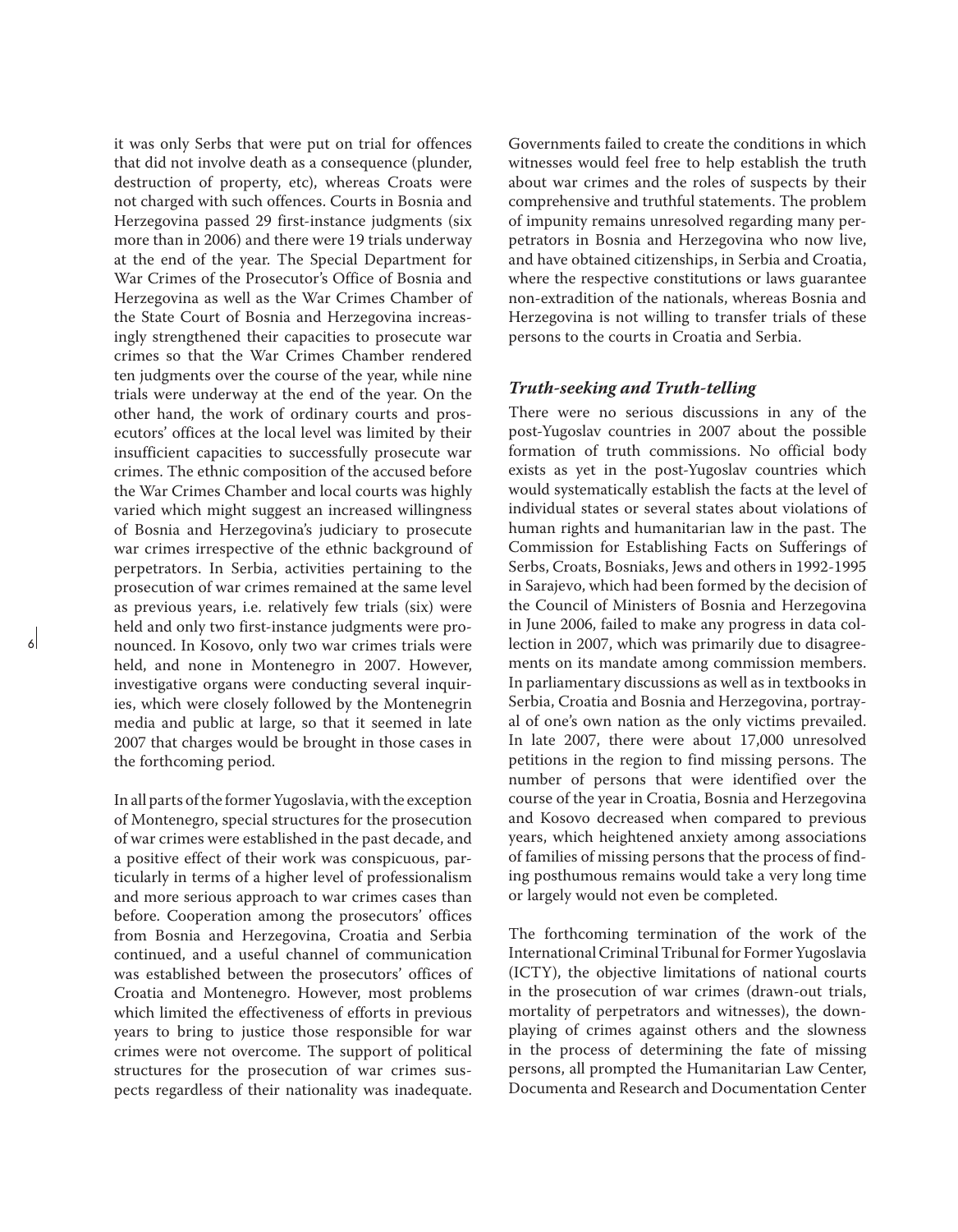it was only Serbs that were put on trial for offences that did not involve death as a consequence (plunder, destruction of property, etc), whereas Croats were not charged with such offences. Courts in Bosnia and Herzegovina passed 29 first-instance judgments (six more than in 2006) and there were 19 trials underway at the end of the year. The Special Department for War Crimes of the Prosecutor's Office of Bosnia and Herzegovina as well as the War Crimes Chamber of the State Court of Bosnia and Herzegovina increasingly strengthened their capacities to prosecute war crimes so that the War Crimes Chamber rendered ten judgments over the course of the year, while nine trials were underway at the end of the year. On the other hand, the work of ordinary courts and prosecutors' offices at the local level was limited by their insufficient capacities to successfully prosecute war crimes. The ethnic composition of the accused before the War Crimes Chamber and local courts was highly varied which might suggest an increased willingness of Bosnia and Herzegovina's judiciary to prosecute war crimes irrespective of the ethnic background of perpetrators. In Serbia, activities pertaining to the prosecution of war crimes remained at the same level as previous years, i.e. relatively few trials (six) were held and only two first-instance judgments were pronounced. In Kosovo, only two war crimes trials were held, and none in Montenegro in 2007. However, investigative organs were conducting several inquiries, which were closely followed by the Montenegrin media and public at large, so that it seemed in late 2007 that charges would be brought in those cases in the forthcoming period.

In all parts of the former Yugoslavia, with the exception of Montenegro, special structures for the prosecution of war crimes were established in the past decade, and a positive effect of their work was conspicuous, particularly in terms of a higher level of professionalism and more serious approach to war crimes cases than before. Cooperation among the prosecutors' offices from Bosnia and Herzegovina, Croatia and Serbia continued, and a useful channel of communication was established between the prosecutors' offices of Croatia and Montenegro. However, most problems which limited the effectiveness of efforts in previous years to bring to justice those responsible for war crimes were not overcome. The support of political structures for the prosecution of war crimes suspects regardless of their nationality was inadequate. Governments failed to create the conditions in which witnesses would feel free to help establish the truth about war crimes and the roles of suspects by their comprehensive and truthful statements. The problem of impunity remains unresolved regarding many perpetrators in Bosnia and Herzegovina who now live, and have obtained citizenships, in Serbia and Croatia, where the respective constitutions or laws guarantee non-extradition of the nationals, whereas Bosnia and Herzegovina is not willing to transfer trials of these persons to the courts in Croatia and Serbia.

### *Truth-seeking and Truth-telling*

There were no serious discussions in any of the post-Yugoslav countries in 2007 about the possible formation of truth commissions. No official body exists as yet in the post-Yugoslav countries which would systematically establish the facts at the level of individual states or several states about violations of human rights and humanitarian law in the past. The Commission for Establishing Facts on Sufferings of Serbs, Croats, Bosniaks, Jews and others in 1992-1995 in Sarajevo, which had been formed by the decision of the Council of Ministers of Bosnia and Herzegovina in June 2006, failed to make any progress in data collection in 2007, which was primarily due to disagreements on its mandate among commission members. In parliamentary discussions as well as in textbooks in Serbia, Croatia and Bosnia and Herzegovina, portrayal of one's own nation as the only victims prevailed. In late 2007, there were about 17,000 unresolved petitions in the region to find missing persons. The number of persons that were identified over the course of the year in Croatia, Bosnia and Herzegovina and Kosovo decreased when compared to previous years, which heightened anxiety among associations of families of missing persons that the process of finding posthumous remains would take a very long time or largely would not even be completed.

The forthcoming termination of the work of the International Criminal Tribunal for Former Yugoslavia (ICTY), the objective limitations of national courts in the prosecution of war crimes (drawn-out trials, mortality of perpetrators and witnesses), the downplaying of crimes against others and the slowness in the process of determining the fate of missing persons, all prompted the Humanitarian Law Center, Documenta and Research and Documentation Center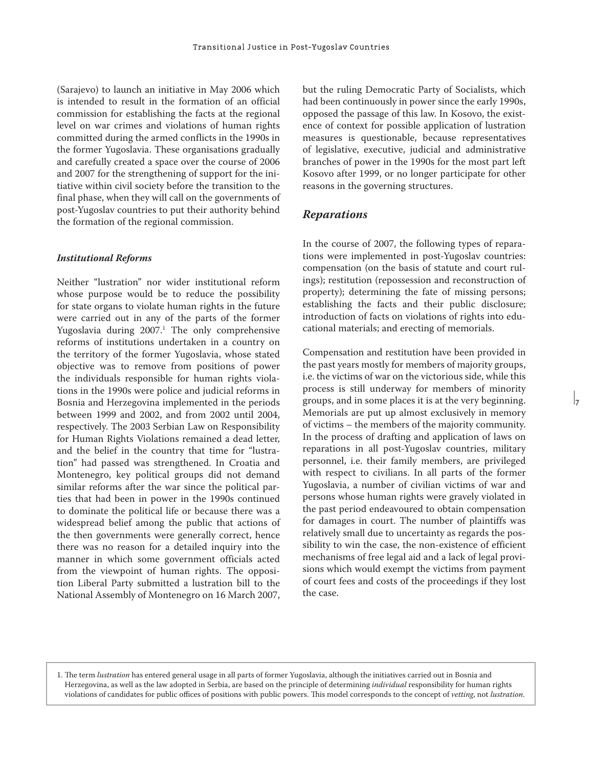(Sarajevo) to launch an initiative in May 2006 which is intended to result in the formation of an official commission for establishing the facts at the regional level on war crimes and violations of human rights committed during the armed conflicts in the 1990s in the former Yugoslavia. These organisations gradually and carefully created a space over the course of 2006 and 2007 for the strengthening of support for the initiative within civil society before the transition to the final phase, when they will call on the governments of post-Yugoslav countries to put their authority behind the formation of the regional commission.

### *Institutional Reforms*

Neither "lustration" nor wider institutional reform whose purpose would be to reduce the possibility for state organs to violate human rights in the future were carried out in any of the parts of the former Yugoslavia during 2007.[1] The only comprehensive reforms of institutions undertaken in a country on the territory of the former Yugoslavia, whose stated objective was to remove from positions of power the individuals responsible for human rights violations in the 1990s were police and judicial reforms in Bosnia and Herzegovina implemented in the periods between 1999 and 2002, and from 2002 until 2004, respectively. The 2003 Serbian Law on Responsibility for Human Rights Violations remained a dead letter, and the belief in the country that time for "lustration" had passed was strengthened. In Croatia and Montenegro, key political groups did not demand similar reforms after the war since the political parties that had been in power in the 1990s continued to dominate the political life or because there was a widespread belief among the public that actions of the then governments were generally correct, hence there was no reason for a detailed inquiry into the manner in which some government officials acted from the viewpoint of human rights. The opposition Liberal Party submitted a lustration bill to the National Assembly of Montenegro on 16 March 2007, but the ruling Democratic Party of Socialists, which had been continuously in power since the early 1990s, opposed the passage of this law. In Kosovo, the existence of context for possible application of lustration measures is questionable, because representatives of legislative, executive, judicial and administrative branches of power in the 1990s for the most part left Kosovo after 1999, or no longer participate for other reasons in the governing structures.

## *Reparations*

In the course of 2007, the following types of reparations were implemented in post-Yugoslav countries: compensation (on the basis of statute and court rulings); restitution (repossession and reconstruction of property); determining the fate of missing persons; establishing the facts and their public disclosure; introduction of facts on violations of rights into educational materials; and erecting of memorials.

Compensation and restitution have been provided in the past years mostly for members of majority groups, i.e. the victims of war on the victorious side, while this process is still underway for members of minority groups, and in some places it is at the very beginning. Memorials are put up almost exclusively in memory of victims – the members of the majority community. In the process of drafting and application of laws on reparations in all post-Yugoslav countries, military personnel, i.e. their family members, are privileged with respect to civilians. In all parts of the former Yugoslavia, a number of civilian victims of war and persons whose human rights were gravely violated in the past period endeavoured to obtain compensation for damages in court. The number of plaintiffs was relatively small due to uncertainty as regards the possibility to win the case, the non-existence of efficient mechanisms of free legal aid and a lack of legal provisions which would exempt the victims from payment of court fees and costs of the proceedings if they lost the case.

---

1. The term *lustration* has entered general usage in all parts of former Yugoslavia, although the initiatives carried out in Bosnia and Herzegovina, as well as the law adopted in Serbia, are based on the principle of determining *individual* responsibility for human rights violations of candidates for public offices of positions with public powers. This model corresponds to the concept of *vetting*, not *lustration*.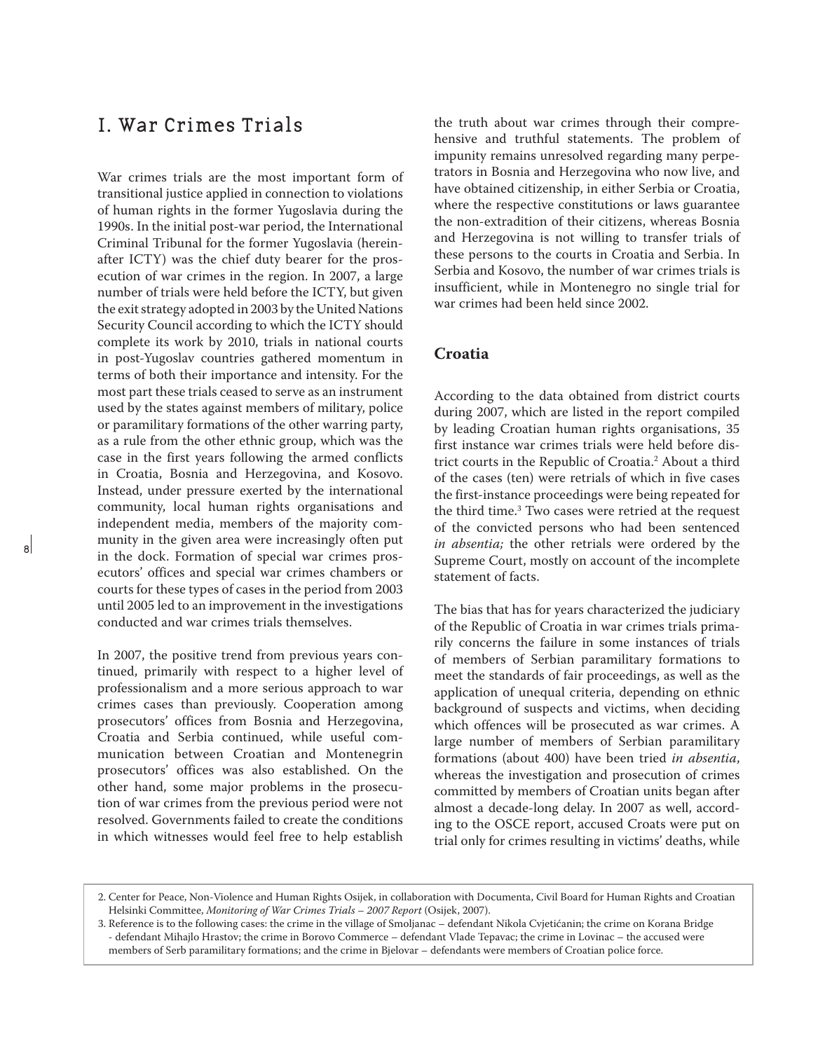# I. War Crimes Trials

War crimes trials are the most important form of transitional justice applied in connection to violations of human rights in the former Yugoslavia during the 1990s. In the initial post-war period, the International Criminal Tribunal for the former Yugoslavia (hereinafter ICTY) was the chief duty bearer for the prosecution of war crimes in the region. In 2007, a large number of trials were held before the ICTY, but given the exit strategy adopted in 2003 by the United Nations Security Council according to which the ICTY should complete its work by 2010, trials in national courts in post-Yugoslav countries gathered momentum in terms of both their importance and intensity. For the most part these trials ceased to serve as an instrument used by the states against members of military, police or paramilitary formations of the other warring party, as a rule from the other ethnic group, which was the case in the first years following the armed conflicts in Croatia, Bosnia and Herzegovina, and Kosovo. Instead, under pressure exerted by the international community, local human rights organisations and independent media, members of the majority community in the given area were increasingly often put in the dock. Formation of special war crimes prosecutors' offices and special war crimes chambers or courts for these types of cases in the period from 2003 until 2005 led to an improvement in the investigations conducted and war crimes trials themselves.

In 2007, the positive trend from previous years continued, primarily with respect to a higher level of professionalism and a more serious approach to war crimes cases than previously. Cooperation among prosecutors' offices from Bosnia and Herzegovina, Croatia and Serbia continued, while useful communication between Croatian and Montenegrin prosecutors' offices was also established. On the other hand, some major problems in the prosecution of war crimes from the previous period were not resolved. Governments failed to create the conditions in which witnesses would feel free to help establish the truth about war crimes through their comprehensive and truthful statements. The problem of impunity remains unresolved regarding many perpetrators in Bosnia and Herzegovina who now live, and have obtained citizenship, in either Serbia or Croatia, where the respective constitutions or laws guarantee the non-extradition of their citizens, whereas Bosnia and Herzegovina is not willing to transfer trials of these persons to the courts in Croatia and Serbia. In Serbia and Kosovo, the number of war crimes trials is insufficient, while in Montenegro no single trial for war crimes had been held since 2002.

## Croatia

According to the data obtained from district courts during 2007, which are listed in the report compiled by leading Croatian human rights organisations, 35 first instance war crimes trials were held before district courts in the Republic of Croatia.[2] About a third of the cases (ten) were retrials of which in five cases the first-instance proceedings were being repeated for the third time.[3] Two cases were retried at the request of the convicted persons who had been sentenced *in absentia;* the other retrials were ordered by the Supreme Court, mostly on account of the incomplete statement of facts.

The bias that has for years characterized the judiciary of the Republic of Croatia in war crimes trials primarily concerns the failure in some instances of trials of members of Serbian paramilitary formations to meet the standards of fair proceedings, as well as the application of unequal criteria, depending on ethnic background of suspects and victims, when deciding which offences will be prosecuted as war crimes. A large number of members of Serbian paramilitary formations (about 400) have been tried *in absentia*, whereas the investigation and prosecution of crimes committed by members of Croatian units began after almost a decade-long delay. In 2007 as well, according to the OSCE report, accused Croats were put on trial only for crimes resulting in victims' deaths, while

2. Center for Peace, Non-Violence and Human Rights Osijek, in collaboration with Documenta, Civil Board for Human Rights and Croatian Helsinki Committee, *Monitoring of War Crimes Trials – 2007 Report* (Osijek, 2007).

3. Reference is to the following cases: the crime in the village of Smoljanac – defendant Nikola Cvjetićanin; the crime on Korana Bridge - defendant Mihajlo Hrastov; the crime in Borovo Commerce – defendant Vlade Tepavac; the crime in Lovinac – the accused were members of Serb paramilitary formations; and the crime in Bjelovar – defendants were members of Croatian police force.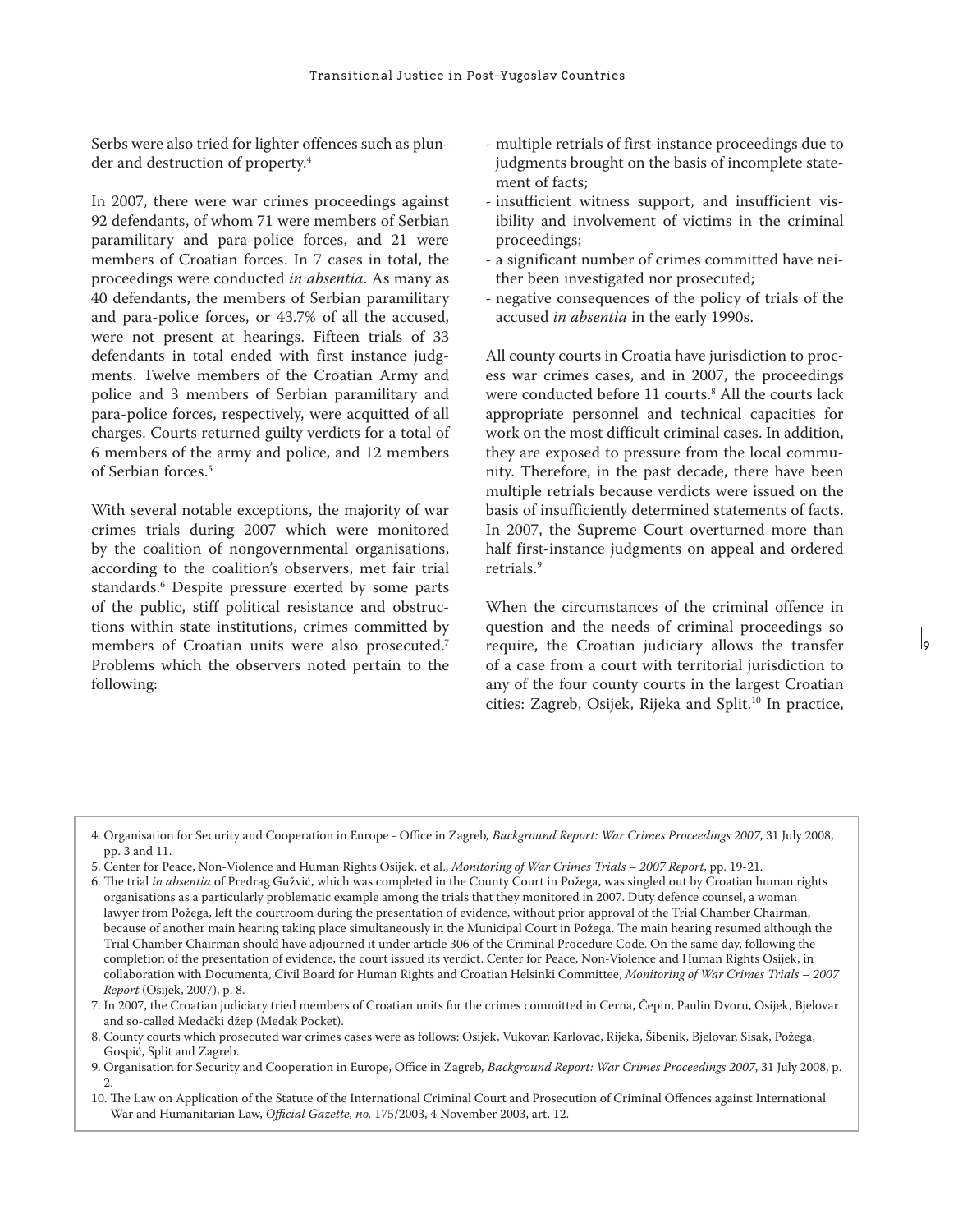Serbs were also tried for lighter offences such as plunder and destruction of property.[4]

In 2007, there were war crimes proceedings against 92 defendants, of whom 71 were members of Serbian paramilitary and para-police forces, and 21 were members of Croatian forces. In 7 cases in total, the proceedings were conducted *in absentia*. As many as 40 defendants, the members of Serbian paramilitary and para-police forces, or 43.7% of all the accused, were not present at hearings. Fifteen trials of 33 defendants in total ended with first instance judgments. Twelve members of the Croatian Army and police and 3 members of Serbian paramilitary and para-police forces, respectively, were acquitted of all charges. Courts returned guilty verdicts for a total of 6 members of the army and police, and 12 members of Serbian forces.[5]

With several notable exceptions, the majority of war crimes trials during 2007 which were monitored by the coalition of nongovernmental organisations, according to the coalition's observers, met fair trial standards.[6] Despite pressure exerted by some parts of the public, stiff political resistance and obstructions within state institutions, crimes committed by members of Croatian units were also prosecuted.[7] Problems which the observers noted pertain to the following:

- multiple retrials of first-instance proceedings due to judgments brought on the basis of incomplete statement of facts;
- insufficient witness support, and insufficient visibility and involvement of victims in the criminal proceedings;
- a significant number of crimes committed have neither been investigated nor prosecuted;
- negative consequences of the policy of trials of the accused *in absentia* in the early 1990s.

All county courts in Croatia have jurisdiction to process war crimes cases, and in 2007, the proceedings were conducted before 11 courts.[8] All the courts lack appropriate personnel and technical capacities for work on the most difficult criminal cases. In addition, they are exposed to pressure from the local community. Therefore, in the past decade, there have been multiple retrials because verdicts were issued on the basis of insufficiently determined statements of facts. In 2007, the Supreme Court overturned more than half first-instance judgments on appeal and ordered retrials.[9]

When the circumstances of the criminal offence in question and the needs of criminal proceedings so require, the Croatian judiciary allows the transfer of a case from a court with territorial jurisdiction to any of the four county courts in the largest Croatian cities: Zagreb, Osijek, Rijeka and Split.[10] In practice,

---

4. Organisation for Security and Cooperation in Europe - Office in Zagreb, *Background Report: War Crimes Proceedings 2007*, 31 July 2008, pp. 3 and 11.
5. Center for Peace, Non-Violence and Human Rights Osijek, et al., *Monitoring of War Crimes Trials – 2007 Report*, pp. 19-21.
6. The trial *in absentia* of Predrag Gužvić, which was completed in the County Court in Požega, was singled out by Croatian human rights organisations as a particularly problematic example among the trials that they monitored in 2007. Duty defence counsel, a woman lawyer from Požega, left the courtroom during the presentation of evidence, without prior approval of the Trial Chamber Chairman, because of another main hearing taking place simultaneously in the Municipal Court in Požega. The main hearing resumed although the Trial Chamber Chairman should have adjourned it under article 306 of the Criminal Procedure Code. On the same day, following the completion of the presentation of evidence, the court issued its verdict. Center for Peace, Non-Violence and Human Rights Osijek, in collaboration with Documenta, Civil Board for Human Rights and Croatian Helsinki Committee, *Monitoring of War Crimes Trials – 2007 Report* (Osijek, 2007), p. 8.
7. In 2007, the Croatian judiciary tried members of Croatian units for the crimes committed in Cerna, Čepin, Paulin Dvoru, Osijek, Bjelovar and so-called Medački džep (Medak Pocket).
8. County courts which prosecuted war crimes cases were as follows: Osijek, Vukovar, Karlovac, Rijeka, Šibenik, Bjelovar, Sisak, Požega, Gospić, Split and Zagreb.
9. Organisation for Security and Cooperation in Europe, Office in Zagreb, *Background Report: War Crimes Proceedings 2007*, 31 July 2008, p. 2.
10. The Law on Application of the Statute of the International Criminal Court and Prosecution of Criminal Offences against International War and Humanitarian Law, *Official Gazette, no.* 175/2003, 4 November 2003, art. 12.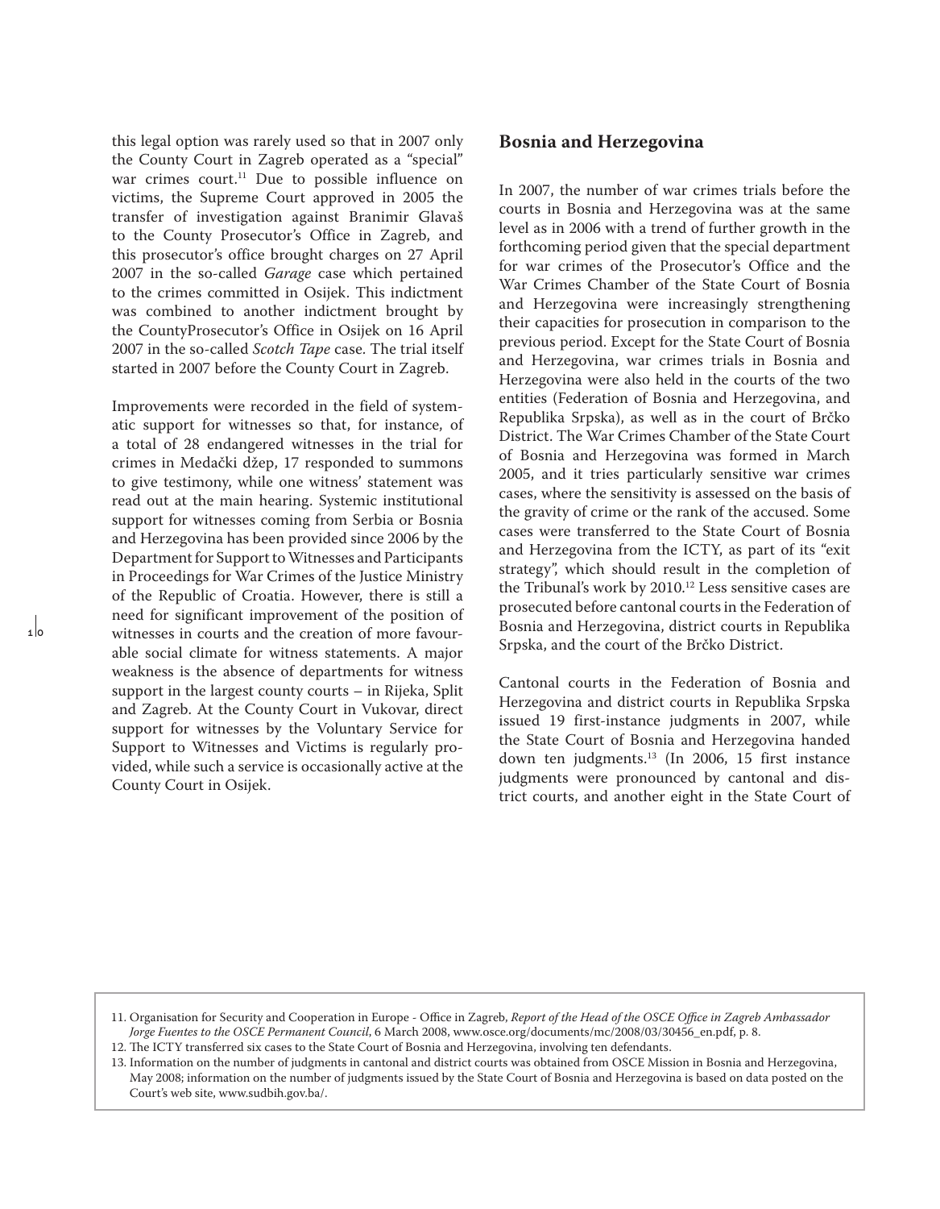this legal option was rarely used so that in 2007 only the County Court in Zagreb operated as a "special" war crimes court.[11] Due to possible influence on victims, the Supreme Court approved in 2005 the transfer of investigation against Branimir Glavaš to the County Prosecutor's Office in Zagreb, and this prosecutor's office brought charges on 27 April 2007 in the so-called *Garage* case which pertained to the crimes committed in Osijek. This indictment was combined to another indictment brought by the CountyProsecutor's Office in Osijek on 16 April 2007 in the so-called *Scotch Tape* case. The trial itself started in 2007 before the County Court in Zagreb.

Improvements were recorded in the field of systematic support for witnesses so that, for instance, of a total of 28 endangered witnesses in the trial for crimes in Medački džep, 17 responded to summons to give testimony, while one witness' statement was read out at the main hearing. Systemic institutional support for witnesses coming from Serbia or Bosnia and Herzegovina has been provided since 2006 by the Department for Support to Witnesses and Participants in Proceedings for War Crimes of the Justice Ministry of the Republic of Croatia. However, there is still a need for significant improvement of the position of witnesses in courts and the creation of more favourable social climate for witness statements. A major weakness is the absence of departments for witness support in the largest county courts – in Rijeka, Split and Zagreb. At the County Court in Vukovar, direct support for witnesses by the Voluntary Service for Support to Witnesses and Victims is regularly provided, while such a service is occasionally active at the County Court in Osijek.

## Bosnia and Herzegovina

In 2007, the number of war crimes trials before the courts in Bosnia and Herzegovina was at the same level as in 2006 with a trend of further growth in the forthcoming period given that the special department for war crimes of the Prosecutor's Office and the War Crimes Chamber of the State Court of Bosnia and Herzegovina were increasingly strengthening their capacities for prosecution in comparison to the previous period. Except for the State Court of Bosnia and Herzegovina, war crimes trials in Bosnia and Herzegovina were also held in the courts of the two entities (Federation of Bosnia and Herzegovina, and Republika Srpska), as well as in the court of Brčko District. The War Crimes Chamber of the State Court of Bosnia and Herzegovina was formed in March 2005, and it tries particularly sensitive war crimes cases, where the sensitivity is assessed on the basis of the gravity of crime or the rank of the accused. Some cases were transferred to the State Court of Bosnia and Herzegovina from the ICTY, as part of its "exit strategy", which should result in the completion of the Tribunal's work by 2010.[12] Less sensitive cases are prosecuted before cantonal courts in the Federation of Bosnia and Herzegovina, district courts in Republika Srpska, and the court of the Brčko District.

Cantonal courts in the Federation of Bosnia and Herzegovina and district courts in Republika Srpska issued 19 first-instance judgments in 2007, while the State Court of Bosnia and Herzegovina handed down ten judgments.[13] (In 2006, 15 first instance judgments were pronounced by cantonal and district courts, and another eight in the State Court of

---

11. Organisation for Security and Cooperation in Europe - Office in Zagreb, *Report of the Head of the OSCE Office in Zagreb Ambassador Jorge Fuentes to the OSCE Permanent Council*, 6 March 2008, www.osce.org/documents/mc/2008/03/30456_en.pdf, p. 8.
12. The ICTY transferred six cases to the State Court of Bosnia and Herzegovina, involving ten defendants.
13. Information on the number of judgments in cantonal and district courts was obtained from OSCE Mission in Bosnia and Herzegovina, May 2008; information on the number of judgments issued by the State Court of Bosnia and Herzegovina is based on data posted on the Court's web site, www.sudbih.gov.ba/.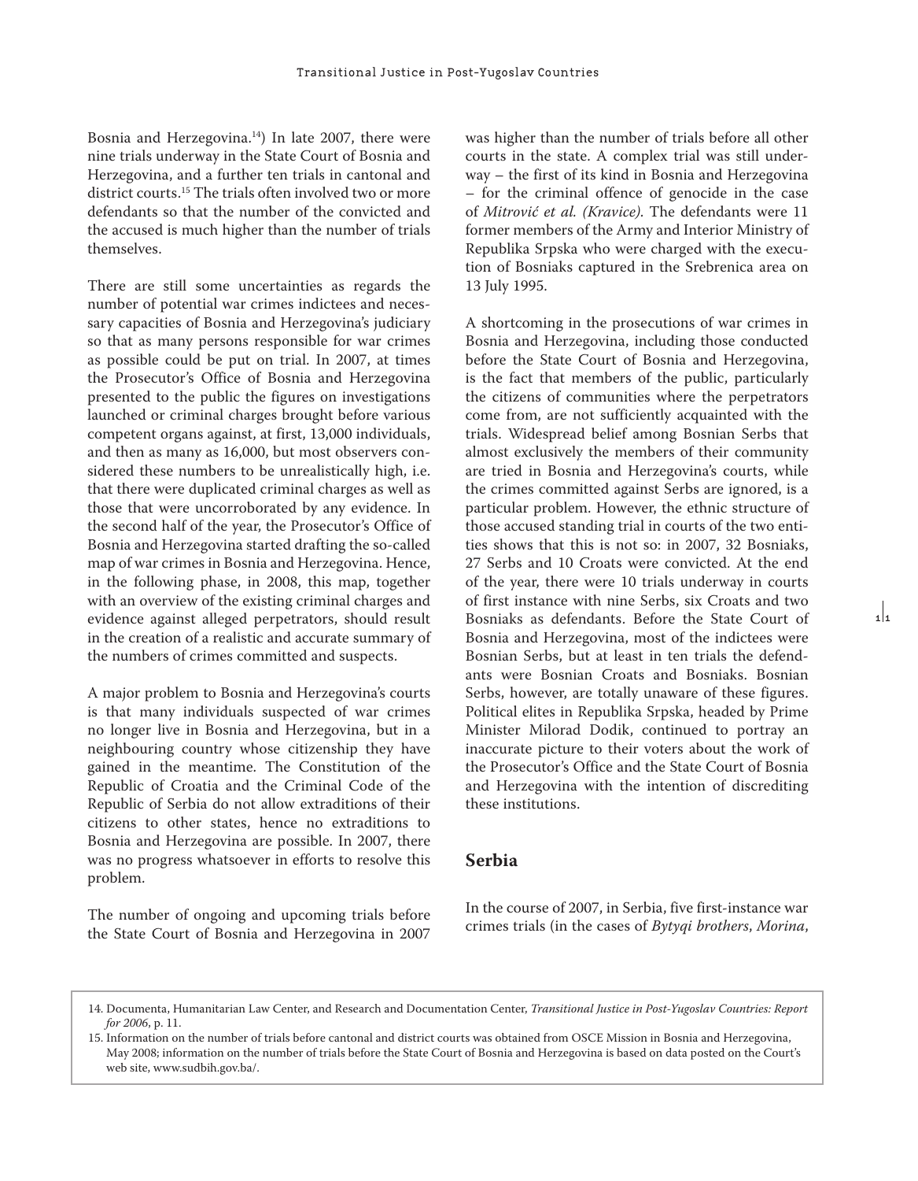Bosnia and Herzegovina.[14]) In late 2007, there were nine trials underway in the State Court of Bosnia and Herzegovina, and a further ten trials in cantonal and district courts.[15] The trials often involved two or more defendants so that the number of the convicted and the accused is much higher than the number of trials themselves.

There are still some uncertainties as regards the number of potential war crimes indictees and necessary capacities of Bosnia and Herzegovina's judiciary so that as many persons responsible for war crimes as possible could be put on trial. In 2007, at times the Prosecutor's Office of Bosnia and Herzegovina presented to the public the figures on investigations launched or criminal charges brought before various competent organs against, at first, 13,000 individuals, and then as many as 16,000, but most observers considered these numbers to be unrealistically high, i.e. that there were duplicated criminal charges as well as those that were uncorroborated by any evidence. In the second half of the year, the Prosecutor's Office of Bosnia and Herzegovina started drafting the so-called map of war crimes in Bosnia and Herzegovina. Hence, in the following phase, in 2008, this map, together with an overview of the existing criminal charges and evidence against alleged perpetrators, should result in the creation of a realistic and accurate summary of the numbers of crimes committed and suspects.

A major problem to Bosnia and Herzegovina's courts is that many individuals suspected of war crimes no longer live in Bosnia and Herzegovina, but in a neighbouring country whose citizenship they have gained in the meantime. The Constitution of the Republic of Croatia and the Criminal Code of the Republic of Serbia do not allow extraditions of their citizens to other states, hence no extraditions to Bosnia and Herzegovina are possible. In 2007, there was no progress whatsoever in efforts to resolve this problem.

The number of ongoing and upcoming trials before the State Court of Bosnia and Herzegovina in 2007 was higher than the number of trials before all other courts in the state. A complex trial was still underway – the first of its kind in Bosnia and Herzegovina – for the criminal offence of genocide in the case of *Mitrović et al. (Kravice)*. The defendants were 11 former members of the Army and Interior Ministry of Republika Srpska who were charged with the execution of Bosniaks captured in the Srebrenica area on 13 July 1995.

A shortcoming in the prosecutions of war crimes in Bosnia and Herzegovina, including those conducted before the State Court of Bosnia and Herzegovina, is the fact that members of the public, particularly the citizens of communities where the perpetrators come from, are not sufficiently acquainted with the trials. Widespread belief among Bosnian Serbs that almost exclusively the members of their community are tried in Bosnia and Herzegovina's courts, while the crimes committed against Serbs are ignored, is a particular problem. However, the ethnic structure of those accused standing trial in courts of the two entities shows that this is not so: in 2007, 32 Bosniaks, 27 Serbs and 10 Croats were convicted. At the end of the year, there were 10 trials underway in courts of first instance with nine Serbs, six Croats and two Bosniaks as defendants. Before the State Court of Bosnia and Herzegovina, most of the indictees were Bosnian Serbs, but at least in ten trials the defendants were Bosnian Croats and Bosniaks. Bosnian Serbs, however, are totally unaware of these figures. Political elites in Republika Srpska, headed by Prime Minister Milorad Dodik, continued to portray an inaccurate picture to their voters about the work of the Prosecutor's Office and the State Court of Bosnia and Herzegovina with the intention of discrediting these institutions.

## Serbia

In the course of 2007, in Serbia, five first-instance war crimes trials (in the cases of *Bytyqi brothers*, *Morina*,

---

14. Documenta, Humanitarian Law Center, and Research and Documentation Center, *Transitional Justice in Post-Yugoslav Countries: Report for 2006*, p. 11.

15. Information on the number of trials before cantonal and district courts was obtained from OSCE Mission in Bosnia and Herzegovina, May 2008; information on the number of trials before the State Court of Bosnia and Herzegovina is based on data posted on the Court's web site, www.sudbih.gov.ba/.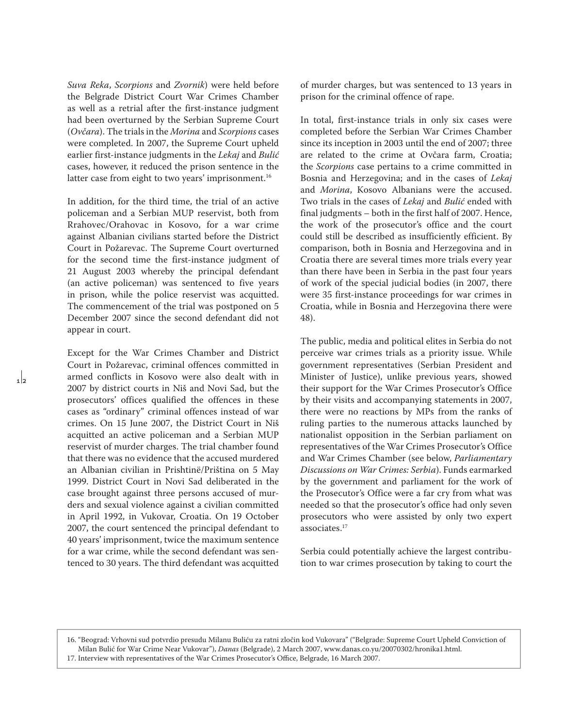*Suva Reka*, *Scorpions* and *Zvornik*) were held before the Belgrade District Court War Crimes Chamber as well as a retrial after the first-instance judgment had been overturned by the Serbian Supreme Court (*Ovčara*). The trials in the *Morina* and *Scorpions* cases were completed. In 2007, the Supreme Court upheld earlier first-instance judgments in the *Lekaj* and *Bulić* cases, however, it reduced the prison sentence in the latter case from eight to two years' imprisonment.[16]

In addition, for the third time, the trial of an active policeman and a Serbian MUP reservist, both from Rrahovec/Orahovac in Kosovo, for a war crime against Albanian civilians started before the District Court in Požarevac. The Supreme Court overturned for the second time the first-instance judgment of 21 August 2003 whereby the principal defendant (an active policeman) was sentenced to five years in prison, while the police reservist was acquitted. The commencement of the trial was postponed on 5 December 2007 since the second defendant did not appear in court.

Except for the War Crimes Chamber and District Court in Požarevac, criminal offences committed in armed conflicts in Kosovo were also dealt with in 2007 by district courts in Niš and Novi Sad, but the prosecutors' offices qualified the offences in these cases as "ordinary" criminal offences instead of war crimes. On 15 June 2007, the District Court in Niš acquitted an active policeman and a Serbian MUP reservist of murder charges. The trial chamber found that there was no evidence that the accused murdered an Albanian civilian in Prishtinë/Priština on 5 May 1999. District Court in Novi Sad deliberated in the case brought against three persons accused of murders and sexual violence against a civilian committed in April 1992, in Vukovar, Croatia. On 19 October 2007, the court sentenced the principal defendant to 40 years' imprisonment, twice the maximum sentence for a war crime, while the second defendant was sentenced to 30 years. The third defendant was acquitted of murder charges, but was sentenced to 13 years in prison for the criminal offence of rape.

In total, first-instance trials in only six cases were completed before the Serbian War Crimes Chamber since its inception in 2003 until the end of 2007; three are related to the crime at Ovčara farm, Croatia; the *Scorpions* case pertains to a crime committed in Bosnia and Herzegovina; and in the cases of *Lekaj* and *Morina*, Kosovo Albanians were the accused. Two trials in the cases of *Lekaj* and *Bulić* ended with final judgments – both in the first half of 2007. Hence, the work of the prosecutor's office and the court could still be described as insufficiently efficient. By comparison, both in Bosnia and Herzegovina and in Croatia there are several times more trials every year than there have been in Serbia in the past four years of work of the special judicial bodies (in 2007, there were 35 first-instance proceedings for war crimes in Croatia, while in Bosnia and Herzegovina there were 48).

The public, media and political elites in Serbia do not perceive war crimes trials as a priority issue. While government representatives (Serbian President and Minister of Justice), unlike previous years, showed their support for the War Crimes Prosecutor's Office by their visits and accompanying statements in 2007, there were no reactions by MPs from the ranks of ruling parties to the numerous attacks launched by nationalist opposition in the Serbian parliament on representatives of the War Crimes Prosecutor's Office and War Crimes Chamber (see below, *Parliamentary Discussions on War Crimes: Serbia*). Funds earmarked by the government and parliament for the work of the Prosecutor's Office were a far cry from what was needed so that the prosecutor's office had only seven prosecutors who were assisted by only two expert associates.[17]

Serbia could potentially achieve the largest contribution to war crimes prosecution by taking to court the

16. "Beograd: Vrhovni sud potvrdio presudu Milanu Buliću za ratni zločin kod Vukovara" ("Belgrade: Supreme Court Upheld Conviction of Milan Bulić for War Crime Near Vukovar"), *Danas* (Belgrade), 2 March 2007, www.danas.co.yu/20070302/hronika1.html.
17. Interview with representatives of the War Crimes Prosecutor's Office, Belgrade, 16 March 2007.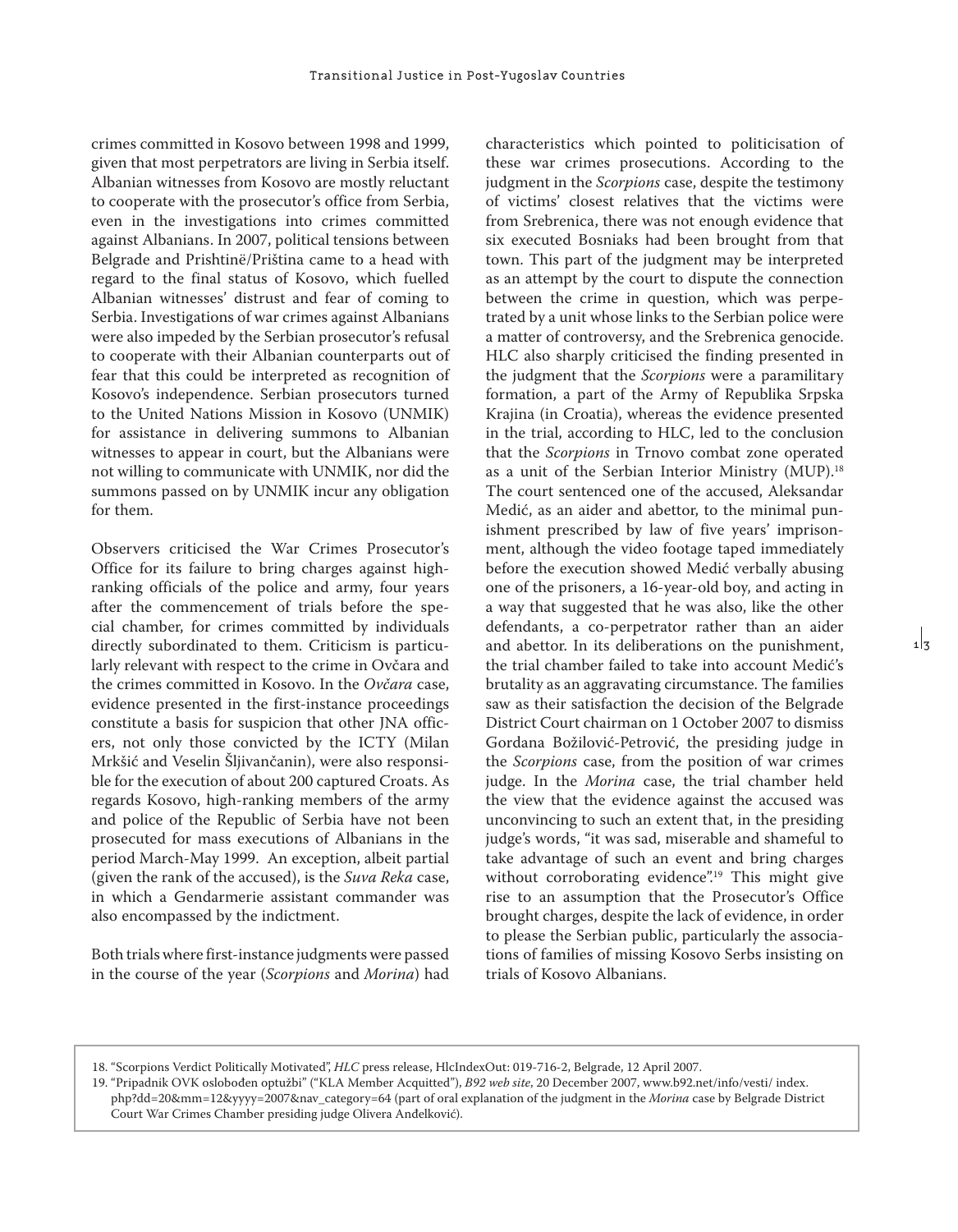crimes committed in Kosovo between 1998 and 1999, given that most perpetrators are living in Serbia itself. Albanian witnesses from Kosovo are mostly reluctant to cooperate with the prosecutor's office from Serbia, even in the investigations into crimes committed against Albanians. In 2007, political tensions between Belgrade and Prishtinë/Priština came to a head with regard to the final status of Kosovo, which fuelled Albanian witnesses' distrust and fear of coming to Serbia. Investigations of war crimes against Albanians were also impeded by the Serbian prosecutor's refusal to cooperate with their Albanian counterparts out of fear that this could be interpreted as recognition of Kosovo's independence. Serbian prosecutors turned to the United Nations Mission in Kosovo (UNMIK) for assistance in delivering summons to Albanian witnesses to appear in court, but the Albanians were not willing to communicate with UNMIK, nor did the summons passed on by UNMIK incur any obligation for them.

Observers criticised the War Crimes Prosecutor's Office for its failure to bring charges against high-ranking officials of the police and army, four years after the commencement of trials before the special chamber, for crimes committed by individuals directly subordinated to them. Criticism is particularly relevant with respect to the crime in Ovčara and the crimes committed in Kosovo. In the *Ovčara* case, evidence presented in the first-instance proceedings constitute a basis for suspicion that other JNA officers, not only those convicted by the ICTY (Milan Mrkšić and Veselin Šljivančanin), were also responsible for the execution of about 200 captured Croats. As regards Kosovo, high-ranking members of the army and police of the Republic of Serbia have not been prosecuted for mass executions of Albanians in the period March-May 1999. An exception, albeit partial (given the rank of the accused), is the *Suva Reka* case, in which a Gendarmerie assistant commander was also encompassed by the indictment.

Both trials where first-instance judgments were passed in the course of the year (*Scorpions* and *Morina*) had characteristics which pointed to politicisation of these war crimes prosecutions. According to the judgment in the *Scorpions* case, despite the testimony of victims' closest relatives that the victims were from Srebrenica, there was not enough evidence that six executed Bosniaks had been brought from that town. This part of the judgment may be interpreted as an attempt by the court to dispute the connection between the crime in question, which was perpetrated by a unit whose links to the Serbian police were a matter of controversy, and the Srebrenica genocide. HLC also sharply criticised the finding presented in the judgment that the *Scorpions* were a paramilitary formation, a part of the Army of Republika Srpska Krajina (in Croatia), whereas the evidence presented in the trial, according to HLC, led to the conclusion that the *Scorpions* in Trnovo combat zone operated as a unit of the Serbian Interior Ministry (MUP).[18] The court sentenced one of the accused, Aleksandar Medić, as an aider and abettor, to the minimal punishment prescribed by law of five years' imprisonment, although the video footage taped immediately before the execution showed Medić verbally abusing one of the prisoners, a 16-year-old boy, and acting in a way that suggested that he was also, like the other defendants, a co-perpetrator rather than an aider and abettor. In its deliberations on the punishment, the trial chamber failed to take into account Medić's brutality as an aggravating circumstance. The families saw as their satisfaction the decision of the Belgrade District Court chairman on 1 October 2007 to dismiss Gordana Božilović-Petrović, the presiding judge in the *Scorpions* case, from the position of war crimes judge. In the *Morina* case, the trial chamber held the view that the evidence against the accused was unconvincing to such an extent that, in the presiding judge's words, "it was sad, miserable and shameful to take advantage of such an event and bring charges without corroborating evidence".[19] This might give rise to an assumption that the Prosecutor's Office brought charges, despite the lack of evidence, in order to please the Serbian public, particularly the associations of families of missing Kosovo Serbs insisting on trials of Kosovo Albanians.

18. "Scorpions Verdict Politically Motivated", *HLC* press release, HlcIndexOut: 019-716-2, Belgrade, 12 April 2007.
19. "Pripadnik OVK oslobođen optužbi" ("KLA Member Acquitted"), *B92 web site*, 20 December 2007, www.b92.net/info/vesti/ index.php?dd=20&mm=12&yyyy=2007&nav_category=64 (part of oral explanation of the judgment in the *Morina* case by Belgrade District Court War Crimes Chamber presiding judge Olivera Anđelković).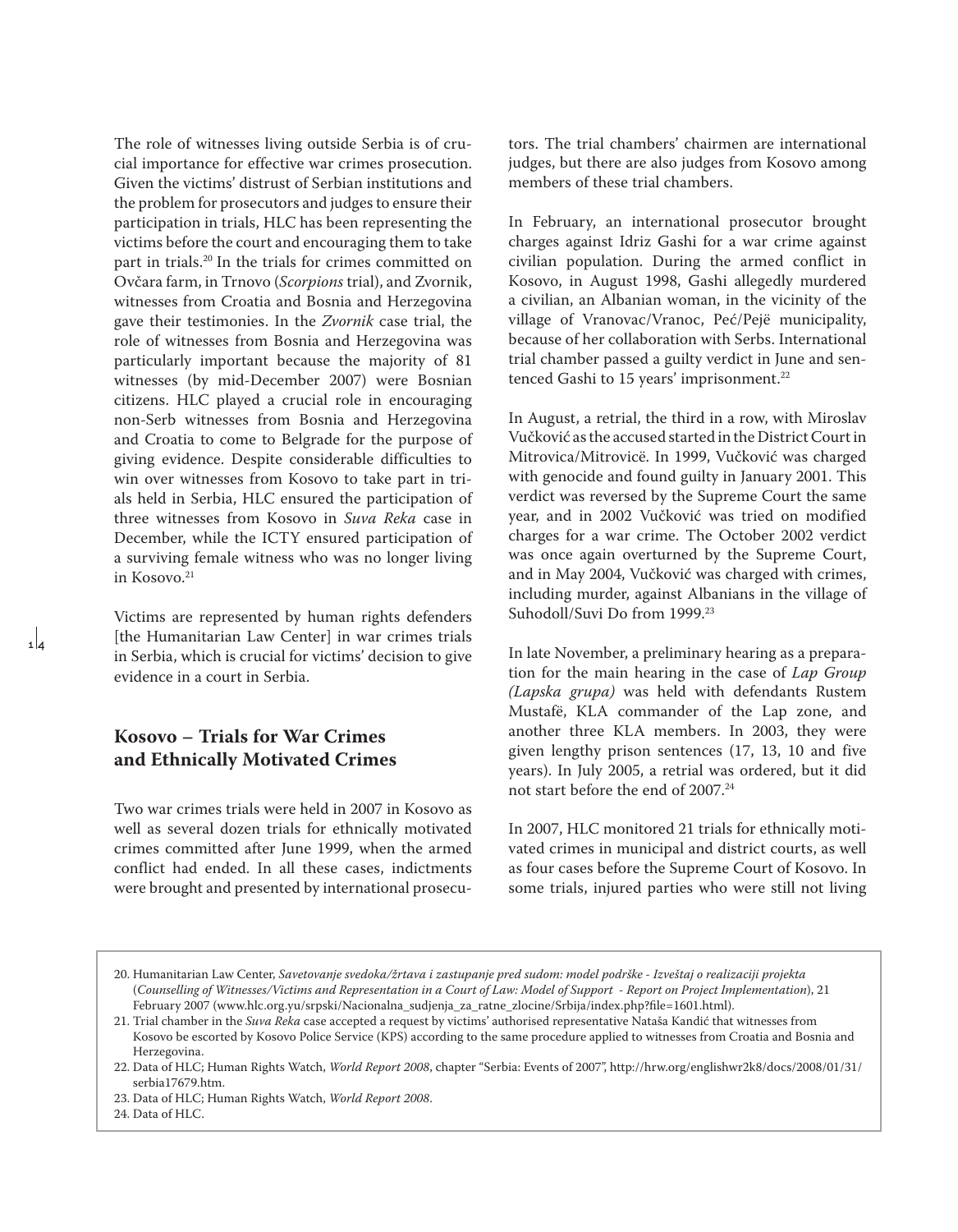The role of witnesses living outside Serbia is of crucial importance for effective war crimes prosecution. Given the victims' distrust of Serbian institutions and the problem for prosecutors and judges to ensure their participation in trials, HLC has been representing the victims before the court and encouraging them to take part in trials.[20] In the trials for crimes committed on Ovčara farm, in Trnovo (*Scorpions* trial), and Zvornik, witnesses from Croatia and Bosnia and Herzegovina gave their testimonies. In the *Zvornik* case trial, the role of witnesses from Bosnia and Herzegovina was particularly important because the majority of 81 witnesses (by mid-December 2007) were Bosnian citizens. HLC played a crucial role in encouraging non-Serb witnesses from Bosnia and Herzegovina and Croatia to come to Belgrade for the purpose of giving evidence. Despite considerable difficulties to win over witnesses from Kosovo to take part in trials held in Serbia, HLC ensured the participation of three witnesses from Kosovo in *Suva Reka* case in December, while the ICTY ensured participation of a surviving female witness who was no longer living in Kosovo.[21]

Victims are represented by human rights defenders [the Humanitarian Law Center] in war crimes trials in Serbia, which is crucial for victims' decision to give evidence in a court in Serbia.

## Kosovo – Trials for War Crimes and Ethnically Motivated Crimes

Two war crimes trials were held in 2007 in Kosovo as well as several dozen trials for ethnically motivated crimes committed after June 1999, when the armed conflict had ended. In all these cases, indictments were brought and presented by international prosecutors. The trial chambers' chairmen are international judges, but there are also judges from Kosovo among members of these trial chambers.

In February, an international prosecutor brought charges against Idriz Gashi for a war crime against civilian population. During the armed conflict in Kosovo, in August 1998, Gashi allegedly murdered a civilian, an Albanian woman, in the vicinity of the village of Vranovac/Vranoc, Peć/Pejë municipality, because of her collaboration with Serbs. International trial chamber passed a guilty verdict in June and sentenced Gashi to 15 years' imprisonment.[22]

In August, a retrial, the third in a row, with Miroslav Vučković as the accused started in the District Court in Mitrovica/Mitrovicë. In 1999, Vučković was charged with genocide and found guilty in January 2001. This verdict was reversed by the Supreme Court the same year, and in 2002 Vučković was tried on modified charges for a war crime. The October 2002 verdict was once again overturned by the Supreme Court, and in May 2004, Vučković was charged with crimes, including murder, against Albanians in the village of Suhodoll/Suvi Do from 1999.[23]

In late November, a preliminary hearing as a preparation for the main hearing in the case of *Lap Group (Lapska grupa)* was held with defendants Rustem Mustafë, KLA commander of the Lap zone, and another three KLA members. In 2003, they were given lengthy prison sentences (17, 13, 10 and five years). In July 2005, a retrial was ordered, but it did not start before the end of 2007.[24]

In 2007, HLC monitored 21 trials for ethnically motivated crimes in municipal and district courts, as well as four cases before the Supreme Court of Kosovo. In some trials, injured parties who were still not living

---

20. Humanitarian Law Center, *Savetovanje svedoka/žrtava i zastupanje pred sudom: model podrške - Izveštaj o realizaciji projekta* (*Counselling of Witnesses/Victims and Representation in a Court of Law: Model of Support - Report on Project Implementation*), 21 February 2007 (www.hlc.org.yu/srpski/Nacionalna_sudjenja_za_ratne_zlocine/Srbija/index.php?file=1601.html).
21. Trial chamber in the *Suva Reka* case accepted a request by victims' authorised representative Nataša Kandić that witnesses from Kosovo be escorted by Kosovo Police Service (KPS) according to the same procedure applied to witnesses from Croatia and Bosnia and Herzegovina.
22. Data of HLC; Human Rights Watch, *World Report 2008*, chapter "Serbia: Events of 2007", http://hrw.org/englishwr2k8/docs/2008/01/31/serbia17679.htm.
23. Data of HLC; Human Rights Watch, *World Report 2008*.
24. Data of HLC.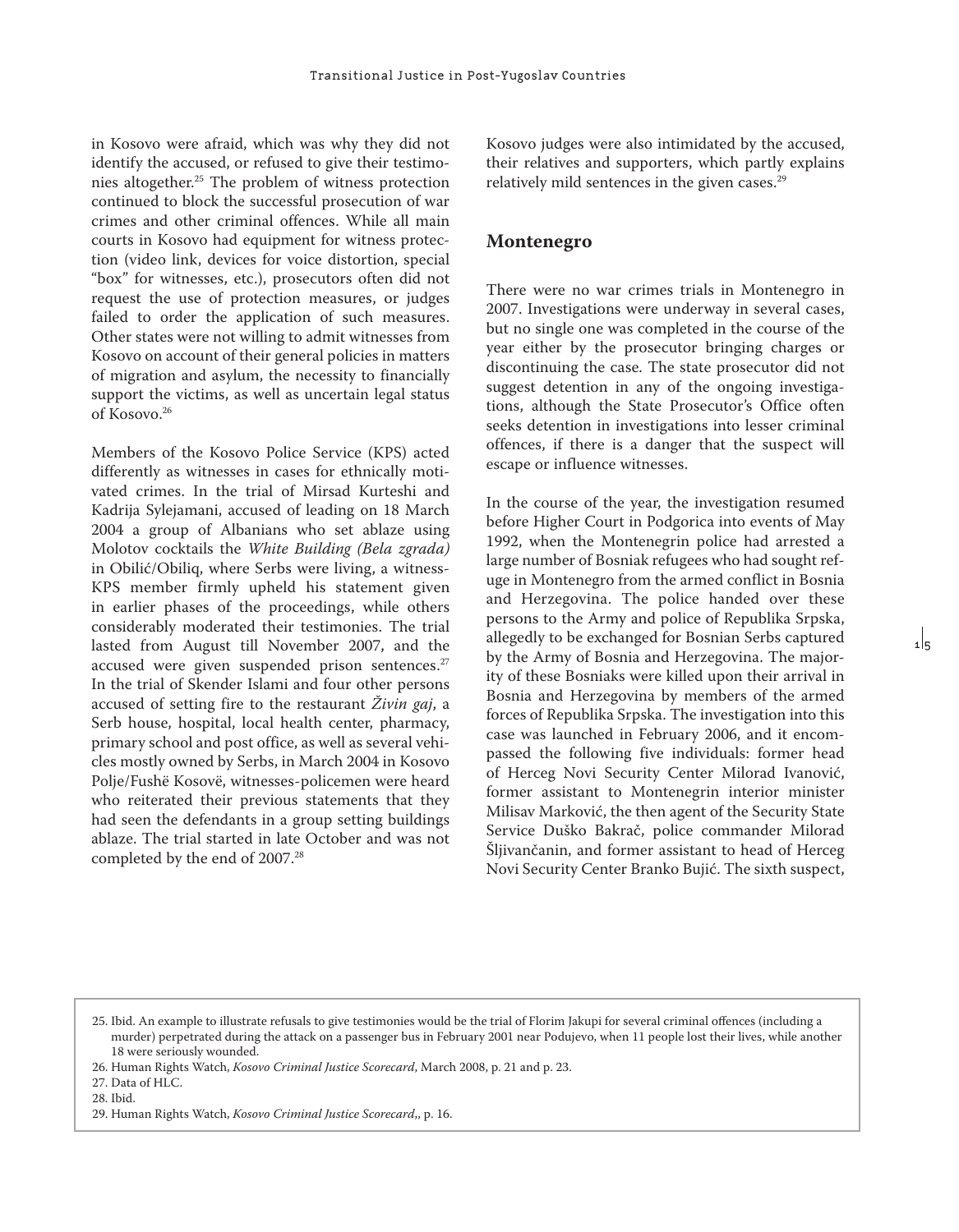in Kosovo were afraid, which was why they did not identify the accused, or refused to give their testimonies altogether.[25] The problem of witness protection continued to block the successful prosecution of war crimes and other criminal offences. While all main courts in Kosovo had equipment for witness protection (video link, devices for voice distortion, special "box" for witnesses, etc.), prosecutors often did not request the use of protection measures, or judges failed to order the application of such measures. Other states were not willing to admit witnesses from Kosovo on account of their general policies in matters of migration and asylum, the necessity to financially support the victims, as well as uncertain legal status of Kosovo.[26]

Members of the Kosovo Police Service (KPS) acted differently as witnesses in cases for ethnically motivated crimes. In the trial of Mirsad Kurteshi and Kadrija Sylejamani, accused of leading on 18 March 2004 a group of Albanians who set ablaze using Molotov cocktails the *White Building (Bela zgrada)* in Obilić/Obiliq, where Serbs were living, a witness-KPS member firmly upheld his statement given in earlier phases of the proceedings, while others considerably moderated their testimonies. The trial lasted from August till November 2007, and the accused were given suspended prison sentences.[27] In the trial of Skender Islami and four other persons accused of setting fire to the restaurant *Živin gaj*, a Serb house, hospital, local health center, pharmacy, primary school and post office, as well as several vehicles mostly owned by Serbs, in March 2004 in Kosovo Polje/Fushë Kosovë, witnesses-policemen were heard who reiterated their previous statements that they had seen the defendants in a group setting buildings ablaze. The trial started in late October and was not completed by the end of 2007.[28]

Kosovo judges were also intimidated by the accused, their relatives and supporters, which partly explains relatively mild sentences in the given cases.[29]

## Montenegro

There were no war crimes trials in Montenegro in 2007. Investigations were underway in several cases, but no single one was completed in the course of the year either by the prosecutor bringing charges or discontinuing the case. The state prosecutor did not suggest detention in any of the ongoing investigations, although the State Prosecutor's Office often seeks detention in investigations into lesser criminal offences, if there is a danger that the suspect will escape or influence witnesses.

In the course of the year, the investigation resumed before Higher Court in Podgorica into events of May 1992, when the Montenegrin police had arrested a large number of Bosniak refugees who had sought refuge in Montenegro from the armed conflict in Bosnia and Herzegovina. The police handed over these persons to the Army and police of Republika Srpska, allegedly to be exchanged for Bosnian Serbs captured by the Army of Bosnia and Herzegovina. The majority of these Bosniaks were killed upon their arrival in Bosnia and Herzegovina by members of the armed forces of Republika Srpska. The investigation into this case was launched in February 2006, and it encompassed the following five individuals: former head of Herceg Novi Security Center Milorad Ivanović, former assistant to Montenegrin interior minister Milisav Marković, the then agent of the Security State Service Duško Bakrač, police commander Milorad Šljivančanin, and former assistant to head of Herceg Novi Security Center Branko Bujić. The sixth suspect,

25. Ibid. An example to illustrate refusals to give testimonies would be the trial of Florim Jakupi for several criminal offences (including a murder) perpetrated during the attack on a passenger bus in February 2001 near Podujevo, when 11 people lost their lives, while another 18 were seriously wounded.
26. Human Rights Watch, *Kosovo Criminal Justice Scorecard*, March 2008, p. 21 and p. 23.
27. Data of HLC.
28. Ibid.
29. Human Rights Watch, *Kosovo Criminal Justice Scorecard*,, p. 16.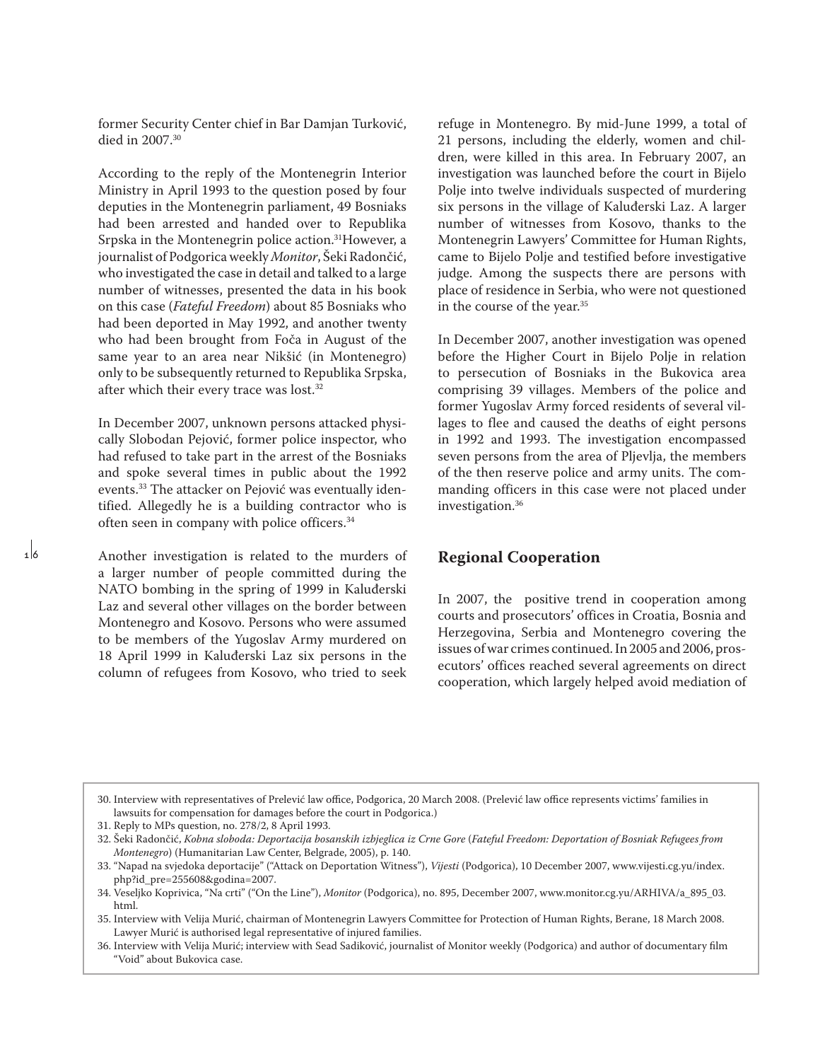former Security Center chief in Bar Damjan Turković, died in 2007.[30]

According to the reply of the Montenegrin Interior Ministry in April 1993 to the question posed by four deputies in the Montenegrin parliament, 49 Bosniaks had been arrested and handed over to Republika Srpska in the Montenegrin police action.[31] However, a journalist of Podgorica weekly *Monitor*, Šeki Radončić, who investigated the case in detail and talked to a large number of witnesses, presented the data in his book on this case (*Fateful Freedom*) about 85 Bosniaks who had been deported in May 1992, and another twenty who had been brought from Foča in August of the same year to an area near Nikšić (in Montenegro) only to be subsequently returned to Republika Srpska, after which their every trace was lost.[32]

In December 2007, unknown persons attacked physically Slobodan Pejović, former police inspector, who had refused to take part in the arrest of the Bosniaks and spoke several times in public about the 1992 events.[33] The attacker on Pejović was eventually identified. Allegedly he is a building contractor who is often seen in company with police officers.[34]

Another investigation is related to the murders of a larger number of people committed during the NATO bombing in the spring of 1999 in Kaluđerski Laz and several other villages on the border between Montenegro and Kosovo. Persons who were assumed to be members of the Yugoslav Army murdered on 18 April 1999 in Kaluđerski Laz six persons in the column of refugees from Kosovo, who tried to seek refuge in Montenegro. By mid-June 1999, a total of 21 persons, including the elderly, women and children, were killed in this area. In February 2007, an investigation was launched before the court in Bijelo Polje into twelve individuals suspected of murdering six persons in the village of Kaluđerski Laz. A larger number of witnesses from Kosovo, thanks to the Montenegrin Lawyers' Committee for Human Rights, came to Bijelo Polje and testified before investigative judge. Among the suspects there are persons with place of residence in Serbia, who were not questioned in the course of the year.[35]

In December 2007, another investigation was opened before the Higher Court in Bijelo Polje in relation to persecution of Bosniaks in the Bukovica area comprising 39 villages. Members of the police and former Yugoslav Army forced residents of several villages to flee and caused the deaths of eight persons in 1992 and 1993. The investigation encompassed seven persons from the area of Pljevlja, the members of the then reserve police and army units. The commanding officers in this case were not placed under investigation.[36]

## Regional Cooperation

In 2007, the positive trend in cooperation among courts and prosecutors' offices in Croatia, Bosnia and Herzegovina, Serbia and Montenegro covering the issues of war crimes continued. In 2005 and 2006, prosecutors' offices reached several agreements on direct cooperation, which largely helped avoid mediation of

---

30. Interview with representatives of Prelević law office, Podgorica, 20 March 2008. (Prelević law office represents victims' families in lawsuits for compensation for damages before the court in Podgorica.)
31. Reply to MPs question, no. 278/2, 8 April 1993.
32. Šeki Radončić, *Kobna sloboda: Deportacija bosanskih izbjeglica iz Crne Gore* (*Fateful Freedom: Deportation of Bosniak Refugees from Montenegro*) (Humanitarian Law Center, Belgrade, 2005), p. 140.
33. "Napad na svjedoka deportacije" ("Attack on Deportation Witness"), *Vijesti* (Podgorica), 10 December 2007, www.vijesti.cg.yu/index.php?id_pre=255608&godina=2007.
34. Veseljko Koprivica, "Na crti" ("On the Line"), *Monitor* (Podgorica), no. 895, December 2007, www.monitor.cg.yu/ARHIVA/a_895_03.html.
35. Interview with Velija Murić, chairman of Montenegrin Lawyers Committee for Protection of Human Rights, Berane, 18 March 2008. Lawyer Murić is authorised legal representative of injured families.
36. Interview with Velija Murić; interview with Sead Sadiković, journalist of Monitor weekly (Podgorica) and author of documentary film "Void" about Bukovica case.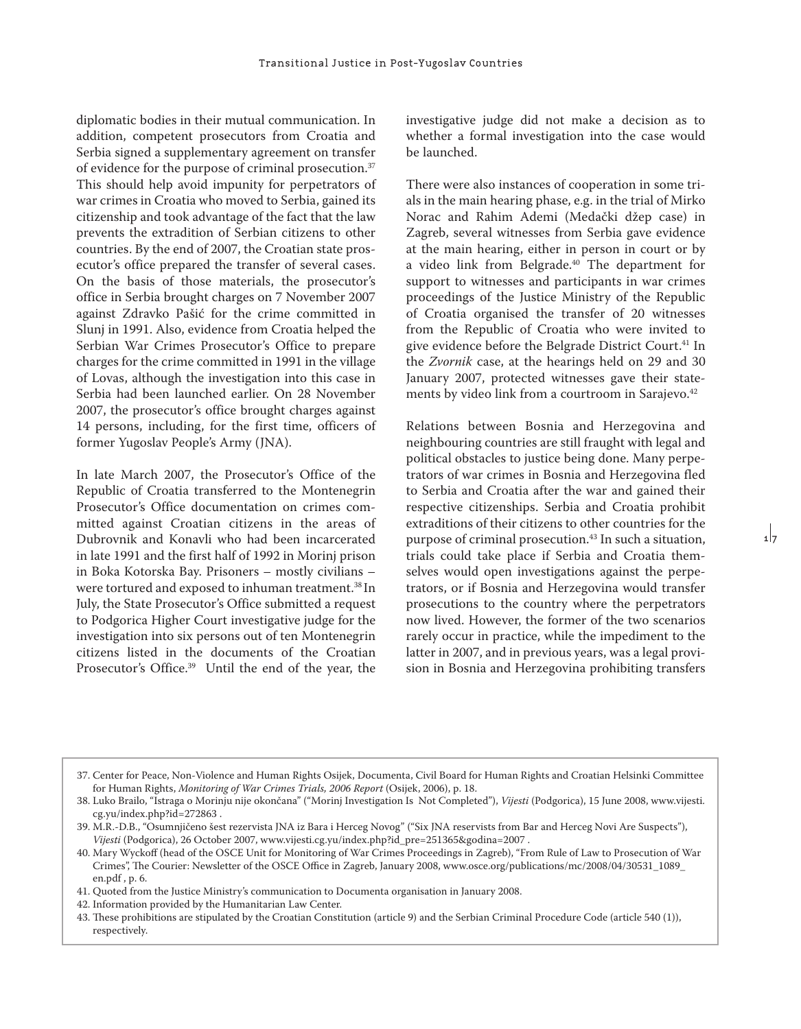diplomatic bodies in their mutual communication. In addition, competent prosecutors from Croatia and Serbia signed a supplementary agreement on transfer of evidence for the purpose of criminal prosecution.[37] This should help avoid impunity for perpetrators of war crimes in Croatia who moved to Serbia, gained its citizenship and took advantage of the fact that the law prevents the extradition of Serbian citizens to other countries. By the end of 2007, the Croatian state prosecutor's office prepared the transfer of several cases. On the basis of those materials, the prosecutor's office in Serbia brought charges on 7 November 2007 against Zdravko Pašić for the crime committed in Slunj in 1991. Also, evidence from Croatia helped the Serbian War Crimes Prosecutor's Office to prepare charges for the crime committed in 1991 in the village of Lovas, although the investigation into this case in Serbia had been launched earlier. On 28 November 2007, the prosecutor's office brought charges against 14 persons, including, for the first time, officers of former Yugoslav People's Army (JNA).

In late March 2007, the Prosecutor's Office of the Republic of Croatia transferred to the Montenegrin Prosecutor's Office documentation on crimes committed against Croatian citizens in the areas of Dubrovnik and Konavli who had been incarcerated in late 1991 and the first half of 1992 in Morinj prison in Boka Kotorska Bay. Prisoners – mostly civilians – were tortured and exposed to inhuman treatment.[38] In July, the State Prosecutor's Office submitted a request to Podgorica Higher Court investigative judge for the investigation into six persons out of ten Montenegrin citizens listed in the documents of the Croatian Prosecutor's Office.[39] Until the end of the year, the investigative judge did not make a decision as to whether a formal investigation into the case would be launched.

There were also instances of cooperation in some trials in the main hearing phase, e.g. in the trial of Mirko Norac and Rahim Ademi (Medački džep case) in Zagreb, several witnesses from Serbia gave evidence at the main hearing, either in person in court or by a video link from Belgrade.[40] The department for support to witnesses and participants in war crimes proceedings of the Justice Ministry of the Republic of Croatia organised the transfer of 20 witnesses from the Republic of Croatia who were invited to give evidence before the Belgrade District Court.[41] In the *Zvornik* case, at the hearings held on 29 and 30 January 2007, protected witnesses gave their statements by video link from a courtroom in Sarajevo.[42]

Relations between Bosnia and Herzegovina and neighbouring countries are still fraught with legal and political obstacles to justice being done. Many perpetrators of war crimes in Bosnia and Herzegovina fled to Serbia and Croatia after the war and gained their respective citizenships. Serbia and Croatia prohibit extraditions of their citizens to other countries for the purpose of criminal prosecution.[43] In such a situation, trials could take place if Serbia and Croatia themselves would open investigations against the perpetrators, or if Bosnia and Herzegovina would transfer prosecutions to the country where the perpetrators now lived. However, the former of the two scenarios rarely occur in practice, while the impediment to the latter in 2007, and in previous years, was a legal provision in Bosnia and Herzegovina prohibiting transfers

---

37. Center for Peace, Non-Violence and Human Rights Osijek, Documenta, Civil Board for Human Rights and Croatian Helsinki Committee for Human Rights, *Monitoring of War Crimes Trials, 2006 Report* (Osijek, 2006), p. 18.
38. Luko Brailo, "Istraga o Morinju nije okončana" ("Morinj Investigation Is Not Completed"), *Vijesti* (Podgorica), 15 June 2008, www.vijesti.cg.yu/index.php?id=272863 .
39. M.R.-D.B., "Osumnjičeno šest rezervista JNA iz Bara i Herceg Novog" ("Six JNA reservists from Bar and Herceg Novi Are Suspects"), *Vijesti* (Podgorica), 26 October 2007, www.vijesti.cg.yu/index.php?id_pre=251365&godina=2007 .
40. Mary Wyckoff (head of the OSCE Unit for Monitoring of War Crimes Proceedings in Zagreb), "From Rule of Law to Prosecution of War Crimes", The Courier: Newsletter of the OSCE Office in Zagreb, January 2008, www.osce.org/publications/mc/2008/04/30531_1089_en.pdf , p. 6.
41. Quoted from the Justice Ministry's communication to Documenta organisation in January 2008.
42. Information provided by the Humanitarian Law Center.
43. These prohibitions are stipulated by the Croatian Constitution (article 9) and the Serbian Criminal Procedure Code (article 540 (1)), respectively.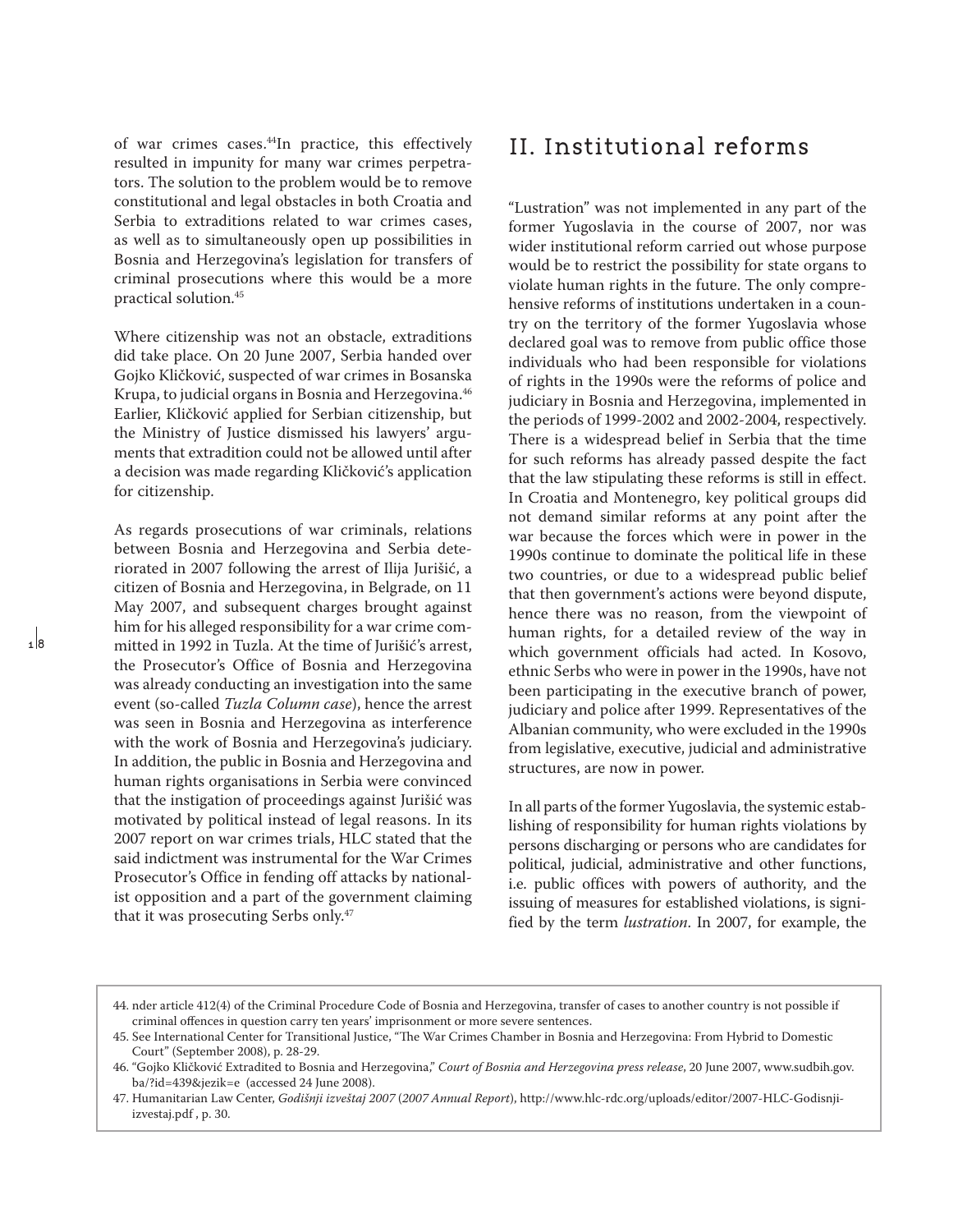of war crimes cases.[44] In practice, this effectively resulted in impunity for many war crimes perpetrators. The solution to the problem would be to remove constitutional and legal obstacles in both Croatia and Serbia to extraditions related to war crimes cases, as well as to simultaneously open up possibilities in Bosnia and Herzegovina's legislation for transfers of criminal prosecutions where this would be a more practical solution.[45]

Where citizenship was not an obstacle, extraditions did take place. On 20 June 2007, Serbia handed over Gojko Kličković, suspected of war crimes in Bosanska Krupa, to judicial organs in Bosnia and Herzegovina.[46] Earlier, Kličković applied for Serbian citizenship, but the Ministry of Justice dismissed his lawyers' arguments that extradition could not be allowed until after a decision was made regarding Kličković's application for citizenship.

As regards prosecutions of war criminals, relations between Bosnia and Herzegovina and Serbia deteriorated in 2007 following the arrest of Ilija Jurišić, a citizen of Bosnia and Herzegovina, in Belgrade, on 11 May 2007, and subsequent charges brought against him for his alleged responsibility for a war crime committed in 1992 in Tuzla. At the time of Jurišić's arrest, the Prosecutor's Office of Bosnia and Herzegovina was already conducting an investigation into the same event (so-called *Tuzla Column case*), hence the arrest was seen in Bosnia and Herzegovina as interference with the work of Bosnia and Herzegovina's judiciary. In addition, the public in Bosnia and Herzegovina and human rights organisations in Serbia were convinced that the instigation of proceedings against Jurišić was motivated by political instead of legal reasons. In its 2007 report on war crimes trials, HLC stated that the said indictment was instrumental for the War Crimes Prosecutor's Office in fending off attacks by nationalist opposition and a part of the government claiming that it was prosecuting Serbs only.[47]

## II. Institutional reforms

"Lustration" was not implemented in any part of the former Yugoslavia in the course of 2007, nor was wider institutional reform carried out whose purpose would be to restrict the possibility for state organs to violate human rights in the future. The only comprehensive reforms of institutions undertaken in a country on the territory of the former Yugoslavia whose declared goal was to remove from public office those individuals who had been responsible for violations of rights in the 1990s were the reforms of police and judiciary in Bosnia and Herzegovina, implemented in the periods of 1999-2002 and 2002-2004, respectively. There is a widespread belief in Serbia that the time for such reforms has already passed despite the fact that the law stipulating these reforms is still in effect. In Croatia and Montenegro, key political groups did not demand similar reforms at any point after the war because the forces which were in power in the 1990s continue to dominate the political life in these two countries, or due to a widespread public belief that then government's actions were beyond dispute, hence there was no reason, from the viewpoint of human rights, for a detailed review of the way in which government officials had acted. In Kosovo, ethnic Serbs who were in power in the 1990s, have not been participating in the executive branch of power, judiciary and police after 1999. Representatives of the Albanian community, who were excluded in the 1990s from legislative, executive, judicial and administrative structures, are now in power.

In all parts of the former Yugoslavia, the systemic establishing of responsibility for human rights violations by persons discharging or persons who are candidates for political, judicial, administrative and other functions, i.e. public offices with powers of authority, and the issuing of measures for established violations, is signified by the term *lustration*. In 2007, for example, the

44. nder article 412(4) of the Criminal Procedure Code of Bosnia and Herzegovina, transfer of cases to another country is not possible if criminal offences in question carry ten years' imprisonment or more severe sentences.

45. See International Center for Transitional Justice, "The War Crimes Chamber in Bosnia and Herzegovina: From Hybrid to Domestic Court" (September 2008), p. 28-29.

46. "Gojko Kličković Extradited to Bosnia and Herzegovina," *Court of Bosnia and Herzegovina press release*, 20 June 2007, www.sudbih.gov.ba/?id=439&jezik=e (accessed 24 June 2008).

47. Humanitarian Law Center, *Godišnji izveštaj 2007* (*2007 Annual Report*), http://www.hlc-rdc.org/uploads/editor/2007-HLC-Godisnji-izvestaj.pdf , p. 30.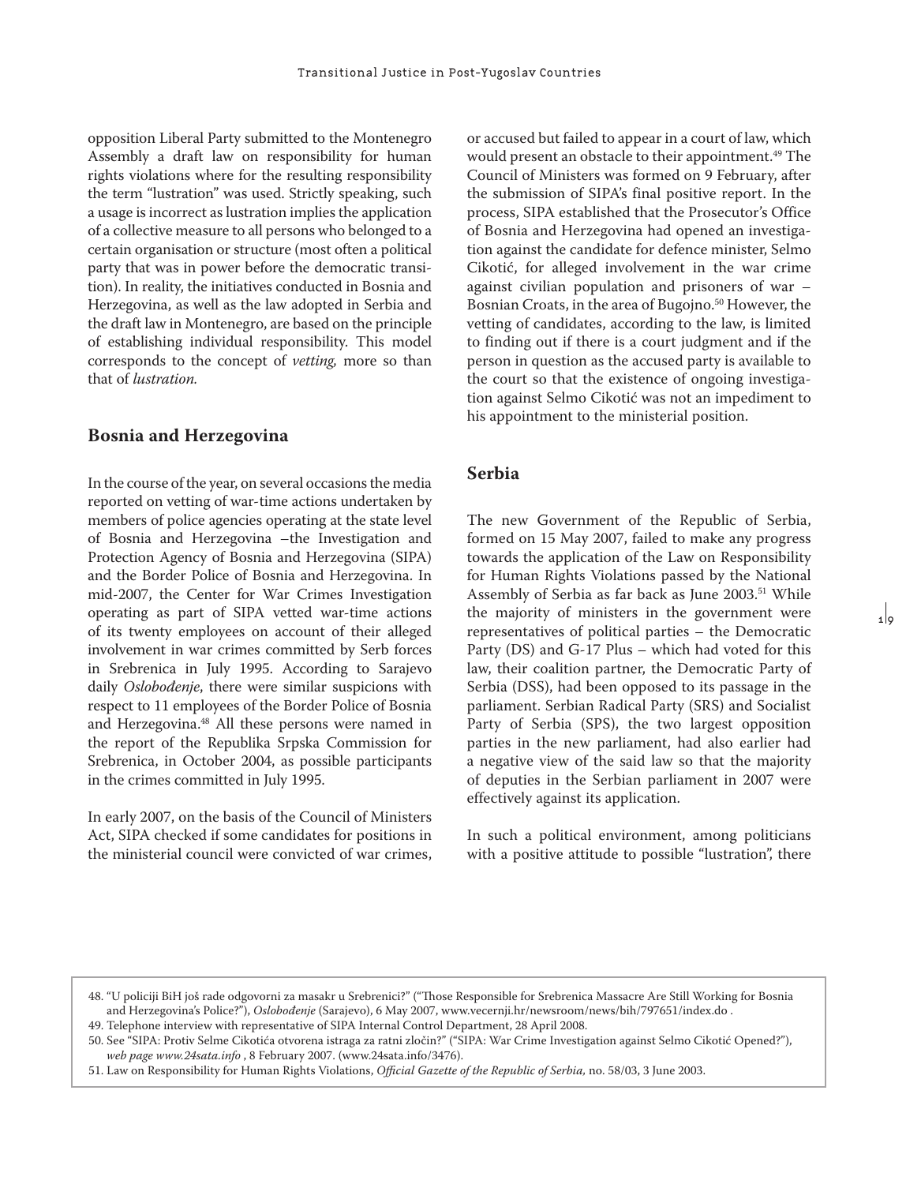opposition Liberal Party submitted to the Montenegro Assembly a draft law on responsibility for human rights violations where for the resulting responsibility the term "lustration" was used. Strictly speaking, such a usage is incorrect as lustration implies the application of a collective measure to all persons who belonged to a certain organisation or structure (most often a political party that was in power before the democratic transition). In reality, the initiatives conducted in Bosnia and Herzegovina, as well as the law adopted in Serbia and the draft law in Montenegro, are based on the principle of establishing individual responsibility. This model corresponds to the concept of *vetting,* more so than that of *lustration.*

## Bosnia and Herzegovina

In the course of the year, on several occasions the media reported on vetting of war-time actions undertaken by members of police agencies operating at the state level of Bosnia and Herzegovina –the Investigation and Protection Agency of Bosnia and Herzegovina (SIPA) and the Border Police of Bosnia and Herzegovina. In mid-2007, the Center for War Crimes Investigation operating as part of SIPA vetted war-time actions of its twenty employees on account of their alleged involvement in war crimes committed by Serb forces in Srebrenica in July 1995. According to Sarajevo daily *Oslobođenje*, there were similar suspicions with respect to 11 employees of the Border Police of Bosnia and Herzegovina.[48] All these persons were named in the report of the Republika Srpska Commission for Srebrenica, in October 2004, as possible participants in the crimes committed in July 1995.

In early 2007, on the basis of the Council of Ministers Act, SIPA checked if some candidates for positions in the ministerial council were convicted of war crimes, or accused but failed to appear in a court of law, which would present an obstacle to their appointment.[49] The Council of Ministers was formed on 9 February, after the submission of SIPA's final positive report. In the process, SIPA established that the Prosecutor's Office of Bosnia and Herzegovina had opened an investigation against the candidate for defence minister, Selmo Cikotić, for alleged involvement in the war crime against civilian population and prisoners of war – Bosnian Croats, in the area of Bugojno.[50] However, the vetting of candidates, according to the law, is limited to finding out if there is a court judgment and if the person in question as the accused party is available to the court so that the existence of ongoing investigation against Selmo Cikotić was not an impediment to his appointment to the ministerial position.

## Serbia

The new Government of the Republic of Serbia, formed on 15 May 2007, failed to make any progress towards the application of the Law on Responsibility for Human Rights Violations passed by the National Assembly of Serbia as far back as June 2003.[51] While the majority of ministers in the government were representatives of political parties – the Democratic Party (DS) and G-17 Plus – which had voted for this law, their coalition partner, the Democratic Party of Serbia (DSS), had been opposed to its passage in the parliament. Serbian Radical Party (SRS) and Socialist Party of Serbia (SPS), the two largest opposition parties in the new parliament, had also earlier had a negative view of the said law so that the majority of deputies in the Serbian parliament in 2007 were effectively against its application.

In such a political environment, among politicians with a positive attitude to possible "lustration", there

48. "U policiji BiH još rade odgovorni za masakr u Srebrenici?" ("Those Responsible for Srebrenica Massacre Are Still Working for Bosnia and Herzegovina's Police?"), *Oslobođenje* (Sarajevo), 6 May 2007, www.vecernji.hr/newsroom/news/bih/797651/index.do .

49. Telephone interview with representative of SIPA Internal Control Department, 28 April 2008.

50. See "SIPA: Protiv Selme Cikotića otvorena istraga za ratni zločin?" ("SIPA: War Crime Investigation against Selmo Cikotić Opened?"), *web page www.24sata.info* , 8 February 2007. (www.24sata.info/3476).

51. Law on Responsibility for Human Rights Violations, *Official Gazette of the Republic of Serbia,* no. 58/03, 3 June 2003.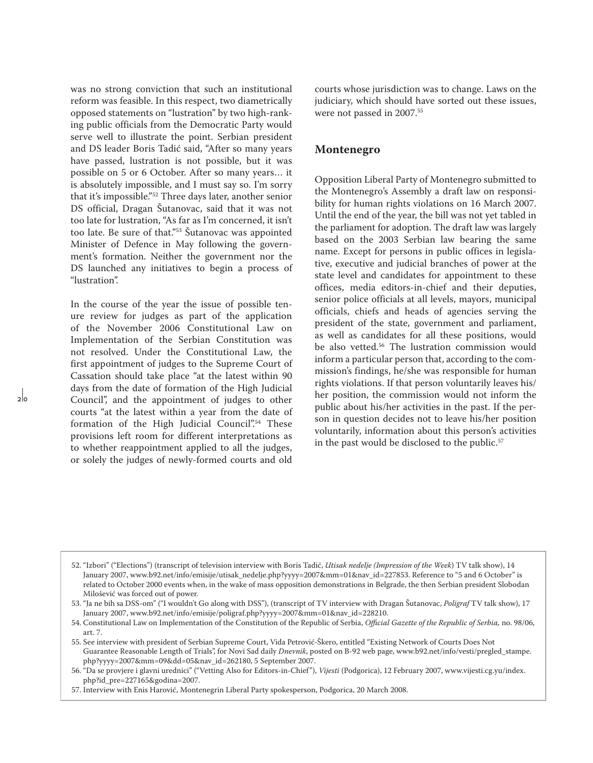was no strong conviction that such an institutional reform was feasible. In this respect, two diametrically opposed statements on "lustration" by two high-ranking public officials from the Democratic Party would serve well to illustrate the point. Serbian president and DS leader Boris Tadić said, "After so many years have passed, lustration is not possible, but it was possible on 5 or 6 October. After so many years… it is absolutely impossible, and I must say so. I'm sorry that it's impossible."[52] Three days later, another senior DS official, Dragan Šutanovac, said that it was not too late for lustration, "As far as I'm concerned, it isn't too late. Be sure of that."[53] Šutanovac was appointed Minister of Defence in May following the government's formation. Neither the government nor the DS launched any initiatives to begin a process of "lustration".

In the course of the year the issue of possible tenure review for judges as part of the application of the November 2006 Constitutional Law on Implementation of the Serbian Constitution was not resolved. Under the Constitutional Law, the first appointment of judges to the Supreme Court of Cassation should take place "at the latest within 90 days from the date of formation of the High Judicial Council", and the appointment of judges to other courts "at the latest within a year from the date of formation of the High Judicial Council".[54] These provisions left room for different interpretations as to whether reappointment applied to all the judges, or solely the judges of newly-formed courts and old courts whose jurisdiction was to change. Laws on the judiciary, which should have sorted out these issues, were not passed in 2007.[55]

## Montenegro

Opposition Liberal Party of Montenegro submitted to the Montenegro's Assembly a draft law on responsibility for human rights violations on 16 March 2007. Until the end of the year, the bill was not yet tabled in the parliament for adoption. The draft law was largely based on the 2003 Serbian law bearing the same name. Except for persons in public offices in legislative, executive and judicial branches of power at the state level and candidates for appointment to these offices, media editors-in-chief and their deputies, senior police officials at all levels, mayors, municipal officials, chiefs and heads of agencies serving the president of the state, government and parliament, as well as candidates for all these positions, would be also vetted.[56] The lustration commission would inform a particular person that, according to the commission's findings, he/she was responsible for human rights violations. If that person voluntarily leaves his/her position, the commission would not inform the public about his/her activities in the past. If the person in question decides not to leave his/her position voluntarily, information about this person's activities in the past would be disclosed to the public.[57]

---

52. "Izbori" ("Elections") (transcript of television interview with Boris Tadić, *Utisak nedelje (Impression of the Week)* TV talk show), 14 January 2007, www.b92.net/info/emisije/utisak_nedelje.php?yyyy=2007&mm=01&nav_id=227853. Reference to "5 and 6 October" is related to October 2000 events when, in the wake of mass opposition demonstrations in Belgrade, the then Serbian president Slobodan Milošević was forced out of power.
53. "Ja ne bih sa DSS-om" ("I wouldn't Go along with DSS"), (transcript of TV interview with Dragan Šutanovac, *Poligraf* TV talk show), 17 January 2007, www.b92.net/info/emisije/poligraf.php?yyyy=2007&mm=01&nav_id=228210.
54. Constitutional Law on Implementation of the Constitution of the Republic of Serbia, *Official Gazette of the Republic of Serbia*, no. 98/06, art. 7.
55. See interview with president of Serbian Supreme Court, Vida Petrović-Škero, entitled "Existing Network of Courts Does Not Guarantee Reasonable Length of Trials", for Novi Sad daily *Dnevnik*, posted on B-92 web page, www.b92.net/info/vesti/pregled_stampe.php?yyyy=2007&mm=09&dd=05&nav_id=262180, 5 September 2007.
56. "Da se provjere i glavni urednici" ("Vetting Also for Editors-in-Chief"), *Vijesti* (Podgorica), 12 February 2007, www.vijesti.cg.yu/index.php?id_pre=227165&godina=2007.
57. Interview with Enis Harović, Montenegrin Liberal Party spokesperson, Podgorica, 20 March 2008.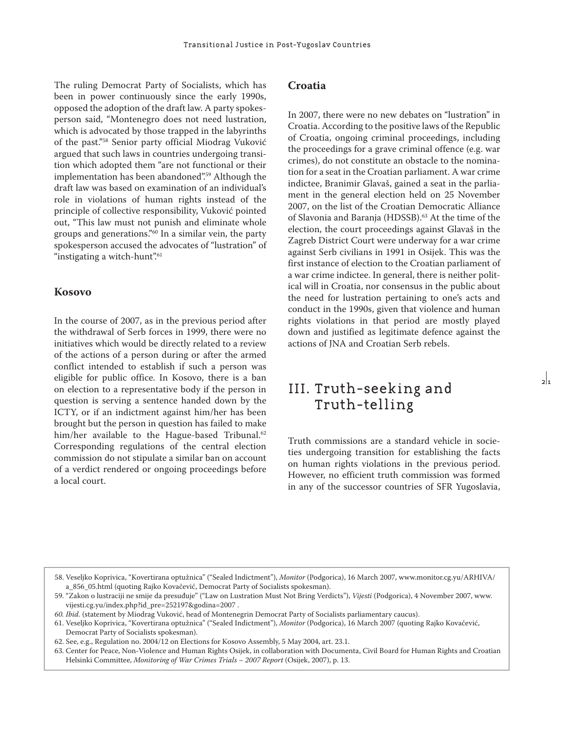The ruling Democrat Party of Socialists, which has been in power continuously since the early 1990s, opposed the adoption of the draft law. A party spokesperson said, "Montenegro does not need lustration, which is advocated by those trapped in the labyrinths of the past."[58] Senior party official Miodrag Vuković argued that such laws in countries undergoing transition which adopted them "are not functional or their implementation has been abandoned".[59] Although the draft law was based on examination of an individual's role in violations of human rights instead of the principle of collective responsibility, Vuković pointed out, "This law must not punish and eliminate whole groups and generations."[60] In a similar vein, the party spokesperson accused the advocates of "lustration" of "instigating a witch-hunt".[61]

### Kosovo

In the course of 2007, as in the previous period after the withdrawal of Serb forces in 1999, there were no initiatives which would be directly related to a review of the actions of a person during or after the armed conflict intended to establish if such a person was eligible for public office. In Kosovo, there is a ban on election to a representative body if the person in question is serving a sentence handed down by the ICTY, or if an indictment against him/her has been brought but the person in question has failed to make him/her available to the Hague-based Tribunal.[62] Corresponding regulations of the central election commission do not stipulate a similar ban on account of a verdict rendered or ongoing proceedings before a local court.

### Croatia

In 2007, there were no new debates on "lustration" in Croatia. According to the positive laws of the Republic of Croatia, ongoing criminal proceedings, including the proceedings for a grave criminal offence (e.g. war crimes), do not constitute an obstacle to the nomination for a seat in the Croatian parliament. A war crime indictee, Branimir Glavaš, gained a seat in the parliament in the general election held on 25 November 2007, on the list of the Croatian Democratic Alliance of Slavonia and Baranja (HDSSB).[63] At the time of the election, the court proceedings against Glavaš in the Zagreb District Court were underway for a war crime against Serb civilians in 1991 in Osijek. This was the first instance of election to the Croatian parliament of a war crime indictee. In general, there is neither political will in Croatia, nor consensus in the public about the need for lustration pertaining to one's acts and conduct in the 1990s, given that violence and human rights violations in that period are mostly played down and justified as legitimate defence against the actions of JNA and Croatian Serb rebels.

## III. Truth-seeking and Truth-telling

Truth commissions are a standard vehicle in societies undergoing transition for establishing the facts on human rights violations in the previous period. However, no efficient truth commission was formed in any of the successor countries of SFR Yugoslavia,

---

58. Veseljko Koprivica, "Kovertirana optužnica" ("Sealed Indictment"), *Monitor* (Podgorica), 16 March 2007, www.monitor.cg.yu/ARHIVA/a_856_05.html (quoting Rajko Kovačević, Democrat Party of Socialists spokesman).
59. "Zakon o lustraciji ne smije da presuđuje" ("Law on Lustration Must Not Bring Verdicts"), *Vijesti* (Podgorica), 4 November 2007, www.vijesti.cg.yu/index.php?id_pre=252197&godina=2007 .
60. *Ibid.* (statement by Miodrag Vuković, head of Montenegrin Democrat Party of Socialists parliamentary caucus).
61. Veseljko Koprivica, "Kovertirana optužnica" ("Sealed Indictment"), *Monitor* (Podgorica), 16 March 2007 (quoting Rajko Kovačević, Democrat Party of Socialists spokesman).
62. See, e.g., Regulation no. 2004/12 on Elections for Kosovo Assembly, 5 May 2004, art. 23.1.
63. Center for Peace, Non-Violence and Human Rights Osijek, in collaboration with Documenta, Civil Board for Human Rights and Croatian Helsinki Committee, *Monitoring of War Crimes Trials – 2007 Report* (Osijek, 2007), p. 13.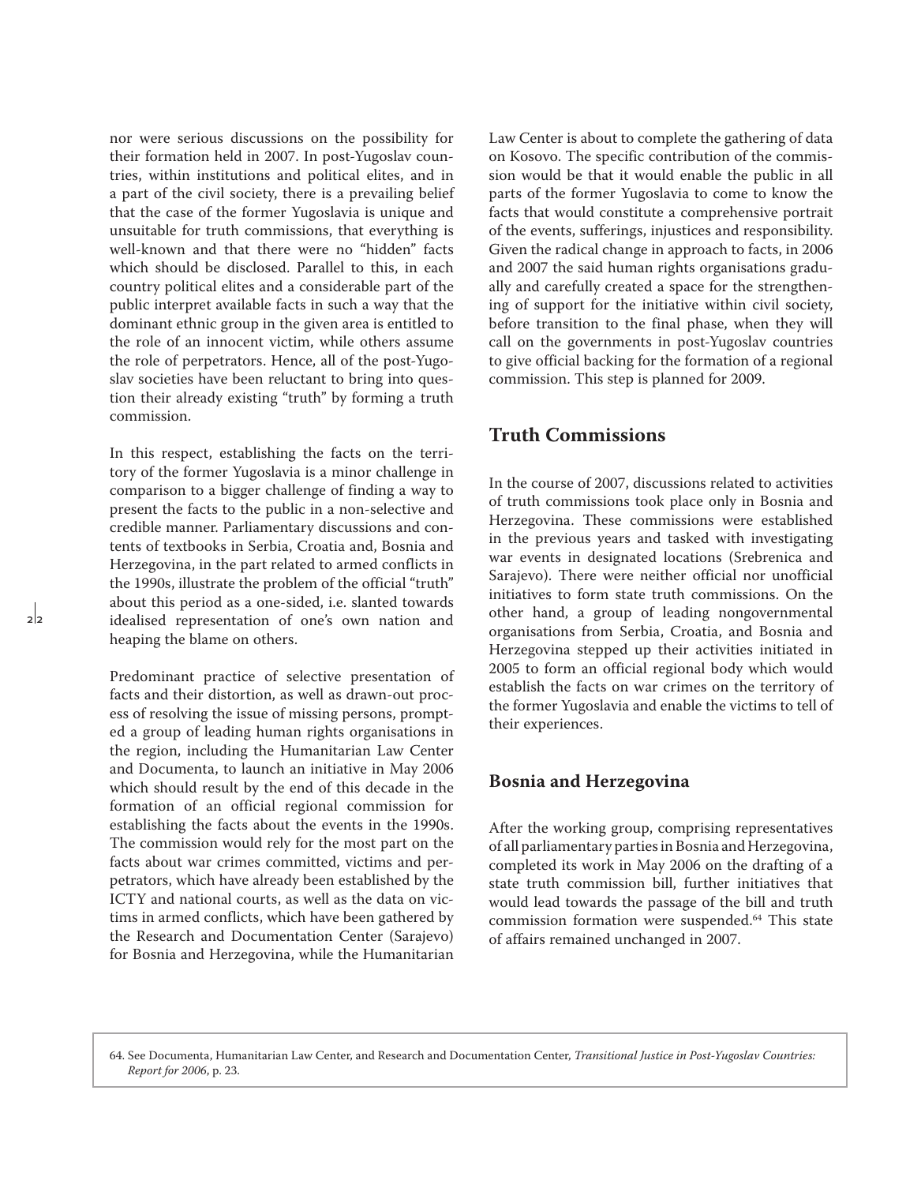nor were serious discussions on the possibility for their formation held in 2007. In post-Yugoslav countries, within institutions and political elites, and in a part of the civil society, there is a prevailing belief that the case of the former Yugoslavia is unique and unsuitable for truth commissions, that everything is well-known and that there were no "hidden" facts which should be disclosed. Parallel to this, in each country political elites and a considerable part of the public interpret available facts in such a way that the dominant ethnic group in the given area is entitled to the role of an innocent victim, while others assume the role of perpetrators. Hence, all of the post-Yugoslav societies have been reluctant to bring into question their already existing "truth" by forming a truth commission.

In this respect, establishing the facts on the territory of the former Yugoslavia is a minor challenge in comparison to a bigger challenge of finding a way to present the facts to the public in a non-selective and credible manner. Parliamentary discussions and contents of textbooks in Serbia, Croatia and, Bosnia and Herzegovina, in the part related to armed conflicts in the 1990s, illustrate the problem of the official "truth" about this period as a one-sided, i.e. slanted towards idealised representation of one's own nation and heaping the blame on others.

Predominant practice of selective presentation of facts and their distortion, as well as drawn-out process of resolving the issue of missing persons, prompted a group of leading human rights organisations in the region, including the Humanitarian Law Center and Documenta, to launch an initiative in May 2006 which should result by the end of this decade in the formation of an official regional commission for establishing the facts about the events in the 1990s. The commission would rely for the most part on the facts about war crimes committed, victims and perpetrators, which have already been established by the ICTY and national courts, as well as the data on victims in armed conflicts, which have been gathered by the Research and Documentation Center (Sarajevo) for Bosnia and Herzegovina, while the Humanitarian Law Center is about to complete the gathering of data on Kosovo. The specific contribution of the commission would be that it would enable the public in all parts of the former Yugoslavia to come to know the facts that would constitute a comprehensive portrait of the events, sufferings, injustices and responsibility. Given the radical change in approach to facts, in 2006 and 2007 the said human rights organisations gradually and carefully created a space for the strengthening of support for the initiative within civil society, before transition to the final phase, when they will call on the governments in post-Yugoslav countries to give official backing for the formation of a regional commission. This step is planned for 2009.

## Truth Commissions

In the course of 2007, discussions related to activities of truth commissions took place only in Bosnia and Herzegovina. These commissions were established in the previous years and tasked with investigating war events in designated locations (Srebrenica and Sarajevo). There were neither official nor unofficial initiatives to form state truth commissions. On the other hand, a group of leading nongovernmental organisations from Serbia, Croatia, and Bosnia and Herzegovina stepped up their activities initiated in 2005 to form an official regional body which would establish the facts on war crimes on the territory of the former Yugoslavia and enable the victims to tell of their experiences.

### Bosnia and Herzegovina

After the working group, comprising representatives of all parliamentary parties in Bosnia and Herzegovina, completed its work in May 2006 on the drafting of a state truth commission bill, further initiatives that would lead towards the passage of the bill and truth commission formation were suspended.[64] This state of affairs remained unchanged in 2007.

64. See Documenta, Humanitarian Law Center, and Research and Documentation Center, *Transitional Justice in Post-Yugoslav Countries: Report for 2006*, p. 23.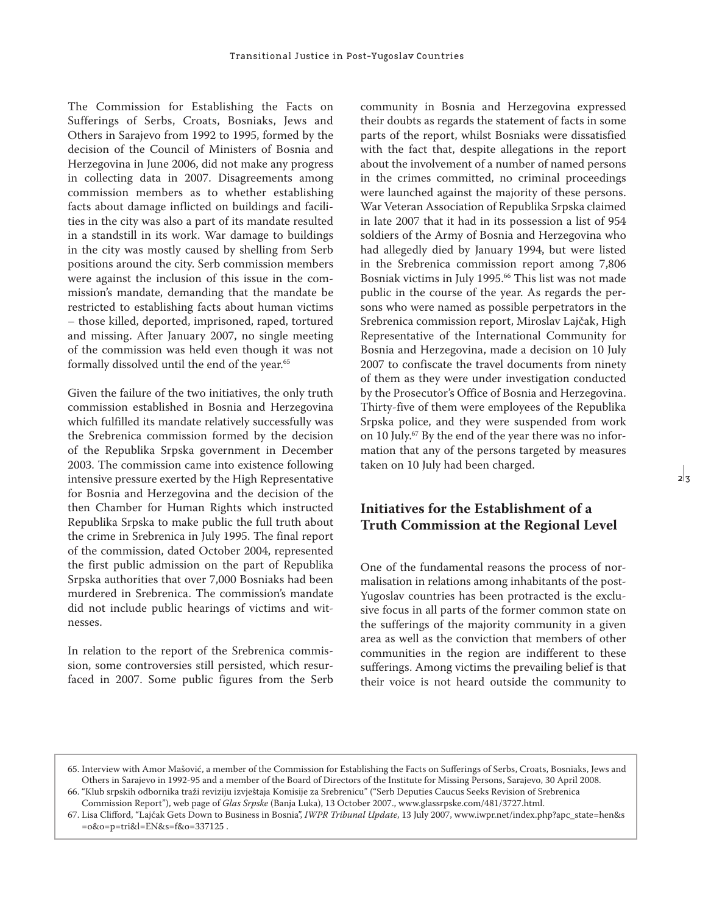The Commission for Establishing the Facts on Sufferings of Serbs, Croats, Bosniaks, Jews and Others in Sarajevo from 1992 to 1995, formed by the decision of the Council of Ministers of Bosnia and Herzegovina in June 2006, did not make any progress in collecting data in 2007. Disagreements among commission members as to whether establishing facts about damage inflicted on buildings and facilities in the city was also a part of its mandate resulted in a standstill in its work. War damage to buildings in the city was mostly caused by shelling from Serb positions around the city. Serb commission members were against the inclusion of this issue in the commission's mandate, demanding that the mandate be restricted to establishing facts about human victims – those killed, deported, imprisoned, raped, tortured and missing. After January 2007, no single meeting of the commission was held even though it was not formally dissolved until the end of the year.[65]

Given the failure of the two initiatives, the only truth commission established in Bosnia and Herzegovina which fulfilled its mandate relatively successfully was the Srebrenica commission formed by the decision of the Republika Srpska government in December 2003. The commission came into existence following intensive pressure exerted by the High Representative for Bosnia and Herzegovina and the decision of the then Chamber for Human Rights which instructed Republika Srpska to make public the full truth about the crime in Srebrenica in July 1995. The final report of the commission, dated October 2004, represented the first public admission on the part of Republika Srpska authorities that over 7,000 Bosniaks had been murdered in Srebrenica. The commission's mandate did not include public hearings of victims and witnesses.

In relation to the report of the Srebrenica commission, some controversies still persisted, which resurfaced in 2007. Some public figures from the Serb community in Bosnia and Herzegovina expressed their doubts as regards the statement of facts in some parts of the report, whilst Bosniaks were dissatisfied with the fact that, despite allegations in the report about the involvement of a number of named persons in the crimes committed, no criminal proceedings were launched against the majority of these persons. War Veteran Association of Republika Srpska claimed in late 2007 that it had in its possession a list of 954 soldiers of the Army of Bosnia and Herzegovina who had allegedly died by January 1994, but were listed in the Srebrenica commission report among 7,806 Bosniak victims in July 1995.[66] This list was not made public in the course of the year. As regards the persons who were named as possible perpetrators in the Srebrenica commission report, Miroslav Lajčak, High Representative of the International Community for Bosnia and Herzegovina, made a decision on 10 July 2007 to confiscate the travel documents from ninety of them as they were under investigation conducted by the Prosecutor's Office of Bosnia and Herzegovina. Thirty-five of them were employees of the Republika Srpska police, and they were suspended from work on 10 July.[67] By the end of the year there was no information that any of the persons targeted by measures taken on 10 July had been charged.

## Initiatives for the Establishment of a Truth Commission at the Regional Level

One of the fundamental reasons the process of normalisation in relations among inhabitants of the post-Yugoslav countries has been protracted is the exclusive focus in all parts of the former common state on the sufferings of the majority community in a given area as well as the conviction that members of other communities in the region are indifferent to these sufferings. Among victims the prevailing belief is that their voice is not heard outside the community to

---

65. Interview with Amor Mašović, a member of the Commission for Establishing the Facts on Sufferings of Serbs, Croats, Bosniaks, Jews and Others in Sarajevo in 1992-95 and a member of the Board of Directors of the Institute for Missing Persons, Sarajevo, 30 April 2008.
66. "Klub srpskih odbornika traži reviziju izvještaja Komisije za Srebrenicu" ("Serb Deputies Caucus Seeks Revision of Srebrenica Commission Report"), web page of *Glas Srpske* (Banja Luka), 13 October 2007., www.glassrpske.com/481/3727.html.
67. Lisa Clifford, "Lajčak Gets Down to Business in Bosnia", *IWPR Tribunal Update*, 13 July 2007, www.iwpr.net/index.php?apc_state=hen&s=o&o=p=tri&l=EN&s=f&o=337125 .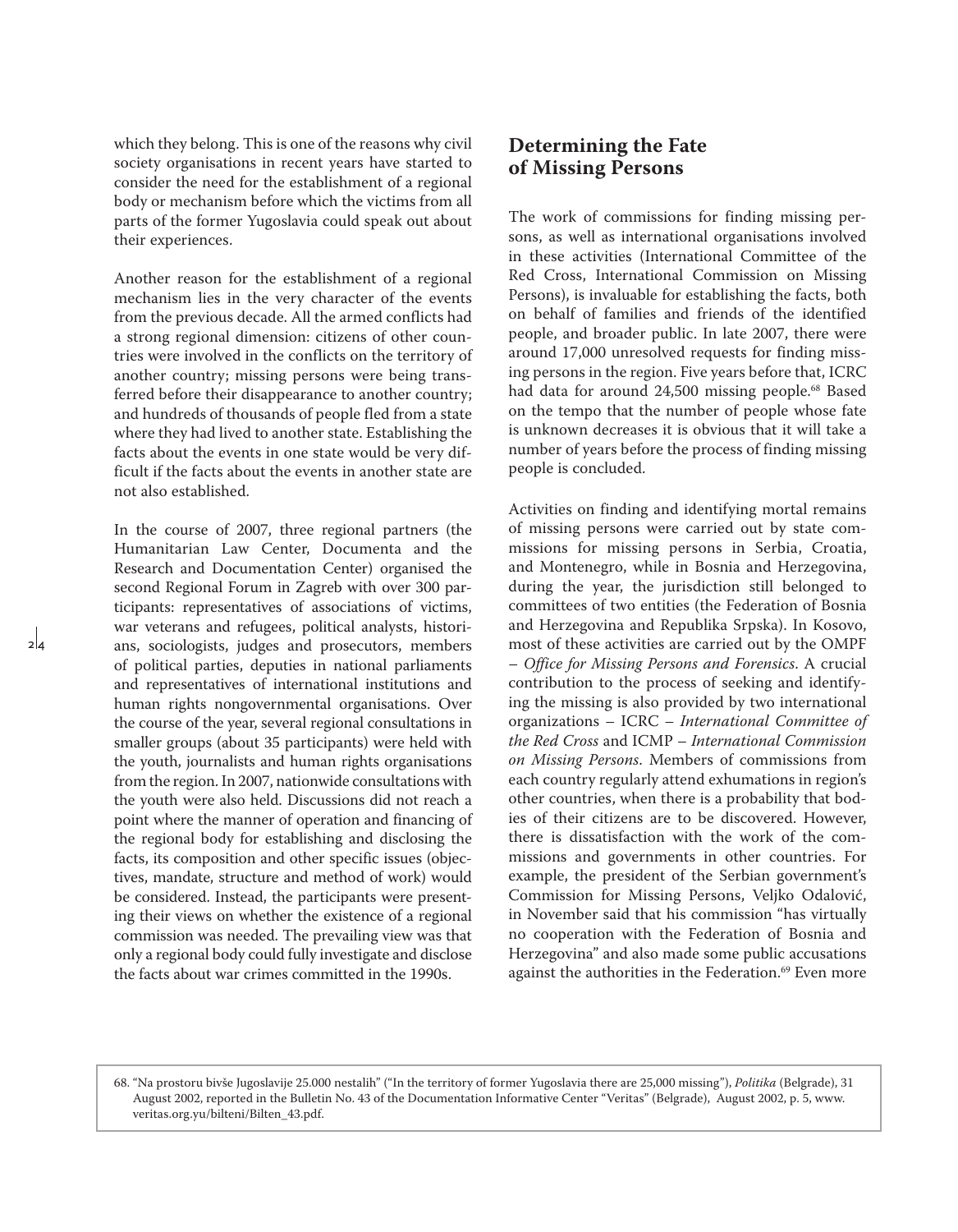which they belong. This is one of the reasons why civil society organisations in recent years have started to consider the need for the establishment of a regional body or mechanism before which the victims from all parts of the former Yugoslavia could speak out about their experiences.

Another reason for the establishment of a regional mechanism lies in the very character of the events from the previous decade. All the armed conflicts had a strong regional dimension: citizens of other countries were involved in the conflicts on the territory of another country; missing persons were being transferred before their disappearance to another country; and hundreds of thousands of people fled from a state where they had lived to another state. Establishing the facts about the events in one state would be very difficult if the facts about the events in another state are not also established.

In the course of 2007, three regional partners (the Humanitarian Law Center, Documenta and the Research and Documentation Center) organised the second Regional Forum in Zagreb with over 300 participants: representatives of associations of victims, war veterans and refugees, political analysts, historians, sociologists, judges and prosecutors, members of political parties, deputies in national parliaments and representatives of international institutions and human rights nongovernmental organisations. Over the course of the year, several regional consultations in smaller groups (about 35 participants) were held with the youth, journalists and human rights organisations from the region. In 2007, nationwide consultations with the youth were also held. Discussions did not reach a point where the manner of operation and financing of the regional body for establishing and disclosing the facts, its composition and other specific issues (objectives, mandate, structure and method of work) would be considered. Instead, the participants were presenting their views on whether the existence of a regional commission was needed. The prevailing view was that only a regional body could fully investigate and disclose the facts about war crimes committed in the 1990s.

## Determining the Fate of Missing Persons

The work of commissions for finding missing persons, as well as international organisations involved in these activities (International Committee of the Red Cross, International Commission on Missing Persons), is invaluable for establishing the facts, both on behalf of families and friends of the identified people, and broader public. In late 2007, there were around 17,000 unresolved requests for finding missing persons in the region. Five years before that, ICRC had data for around 24,500 missing people.[68] Based on the tempo that the number of people whose fate is unknown decreases it is obvious that it will take a number of years before the process of finding missing people is concluded.

Activities on finding and identifying mortal remains of missing persons were carried out by state commissions for missing persons in Serbia, Croatia, and Montenegro, while in Bosnia and Herzegovina, during the year, the jurisdiction still belonged to committees of two entities (the Federation of Bosnia and Herzegovina and Republika Srpska). In Kosovo, most of these activities are carried out by the OMPF – *Office for Missing Persons and Forensics*. A crucial contribution to the process of seeking and identifying the missing is also provided by two international organizations – ICRC – *International Committee of the Red Cross* and ICMP – *International Commission on Missing Persons*. Members of commissions from each country regularly attend exhumations in region's other countries, when there is a probability that bodies of their citizens are to be discovered. However, there is dissatisfaction with the work of the commissions and governments in other countries. For example, the president of the Serbian government's Commission for Missing Persons, Veljko Odalović, in November said that his commission "has virtually no cooperation with the Federation of Bosnia and Herzegovina" and also made some public accusations against the authorities in the Federation.[69] Even more

---

68. "Na prostoru bivše Jugoslavije 25.000 nestalih" ("In the territory of former Yugoslavia there are 25,000 missing"), *Politika* (Belgrade), 31 August 2002, reported in the Bulletin No. 43 of the Documentation Informative Center "Veritas" (Belgrade), August 2002, p. 5, www.veritas.org.yu/bilteni/Bilten_43.pdf.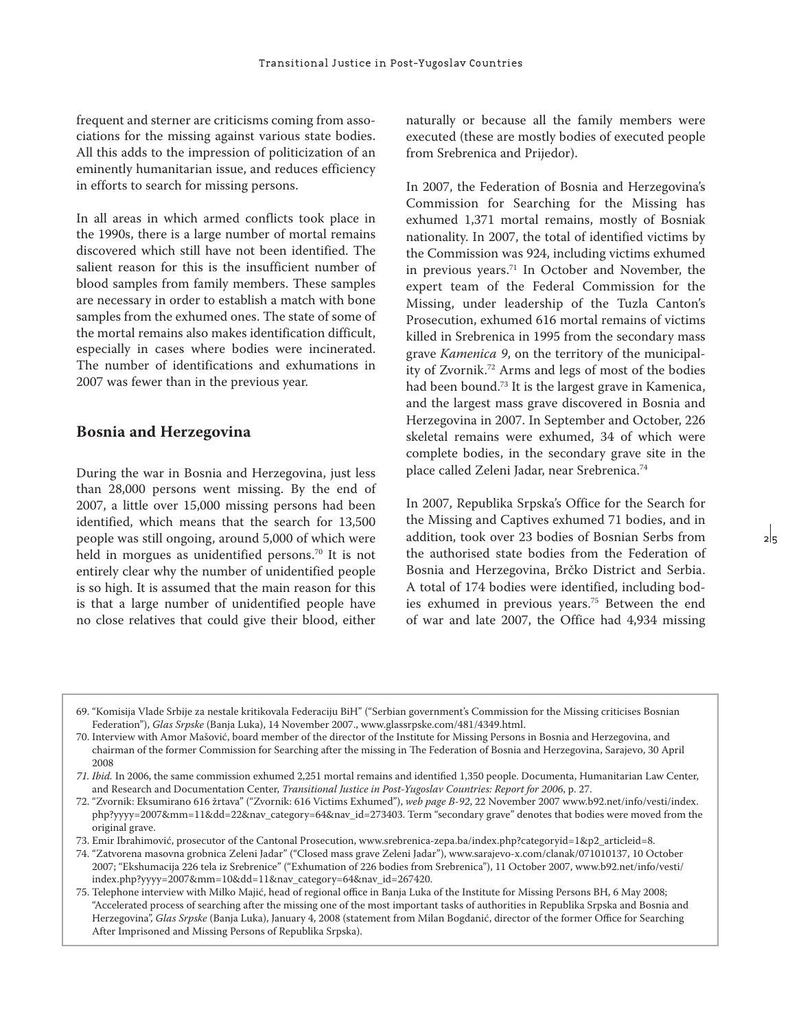frequent and sterner are criticisms coming from associations for the missing against various state bodies. All this adds to the impression of politicization of an eminently humanitarian issue, and reduces efficiency in efforts to search for missing persons.

In all areas in which armed conflicts took place in the 1990s, there is a large number of mortal remains discovered which still have not been identified. The salient reason for this is the insufficient number of blood samples from family members. These samples are necessary in order to establish a match with bone samples from the exhumed ones. The state of some of the mortal remains also makes identification difficult, especially in cases where bodies were incinerated. The number of identifications and exhumations in 2007 was fewer than in the previous year.

## Bosnia and Herzegovina

During the war in Bosnia and Herzegovina, just less than 28,000 persons went missing. By the end of 2007, a little over 15,000 missing persons had been identified, which means that the search for 13,500 people was still ongoing, around 5,000 of which were held in morgues as unidentified persons.[70] It is not entirely clear why the number of unidentified people is so high. It is assumed that the main reason for this is that a large number of unidentified people have no close relatives that could give their blood, either naturally or because all the family members were executed (these are mostly bodies of executed people from Srebrenica and Prijedor).

In 2007, the Federation of Bosnia and Herzegovina's Commission for Searching for the Missing has exhumed 1,371 mortal remains, mostly of Bosniak nationality. In 2007, the total of identified victims by the Commission was 924, including victims exhumed in previous years.[71] In October and November, the expert team of the Federal Commission for the Missing, under leadership of the Tuzla Canton's Prosecution, exhumed 616 mortal remains of victims killed in Srebrenica in 1995 from the secondary mass grave *Kamenica 9*, on the territory of the municipality of Zvornik.[72] Arms and legs of most of the bodies had been bound.[73] It is the largest grave in Kamenica, and the largest mass grave discovered in Bosnia and Herzegovina in 2007. In September and October, 226 skeletal remains were exhumed, 34 of which were complete bodies, in the secondary grave site in the place called Zeleni Jadar, near Srebrenica.[74]

In 2007, Republika Srpska's Office for the Search for the Missing and Captives exhumed 71 bodies, and in addition, took over 23 bodies of Bosnian Serbs from the authorised state bodies from the Federation of Bosnia and Herzegovina, Brčko District and Serbia. A total of 174 bodies were identified, including bodies exhumed in previous years.[75] Between the end of war and late 2007, the Office had 4,934 missing

---

69. "Komisija Vlade Srbije za nestale kritikovala Federaciju BiH" ("Serbian government's Commission for the Missing criticises Bosnian Federation"), *Glas Srpske* (Banja Luka), 14 November 2007., www.glassrpske.com/481/4349.html.
70. Interview with Amor Mašović, board member of the director of the Institute for Missing Persons in Bosnia and Herzegovina, and chairman of the former Commission for Searching after the missing in The Federation of Bosnia and Herzegovina, Sarajevo, 30 April 2008
71. *Ibid.* In 2006, the same commission exhumed 2,251 mortal remains and identified 1,350 people. Documenta, Humanitarian Law Center, and Research and Documentation Center, *Transitional Justice in Post-Yugoslav Countries: Report for 2006*, p. 27.
72. "Zvornik: Eksumirano 616 žrtava" ("Zvornik: 616 Victims Exhumed"), *web page B-92*, 22 November 2007 www.b92.net/info/vesti/index.php?yyyy=2007&mm=11&dd=22&nav_category=64&nav_id=273403. Term "secondary grave" denotes that bodies were moved from the original grave.
73. Emir Ibrahimović, prosecutor of the Cantonal Prosecution, www.srebrenica-zepa.ba/index.php?categoryid=1&p2_articleid=8.
74. "Zatvorena masovna grobnica Zeleni Jadar" ("Closed mass grave Zeleni Jadar"), www.sarajevo-x.com/clanak/071010137, 10 October 2007; "Ekshumacija 226 tela iz Srebrenice" ("Exhumation of 226 bodies from Srebrenica"), 11 October 2007, www.b92.net/info/vesti/index.php?yyyy=2007&mm=10&dd=11&nav_category=64&nav_id=267420.
75. Telephone interview with Milko Majić, head of regional office in Banja Luka of the Institute for Missing Persons BH, 6 May 2008; "Accelerated process of searching after the missing one of the most important tasks of authorities in Republika Srpska and Bosnia and Herzegovina", *Glas Srpske* (Banja Luka), January 4, 2008 (statement from Milan Bogdanić, director of the former Office for Searching After Imprisoned and Missing Persons of Republika Srpska).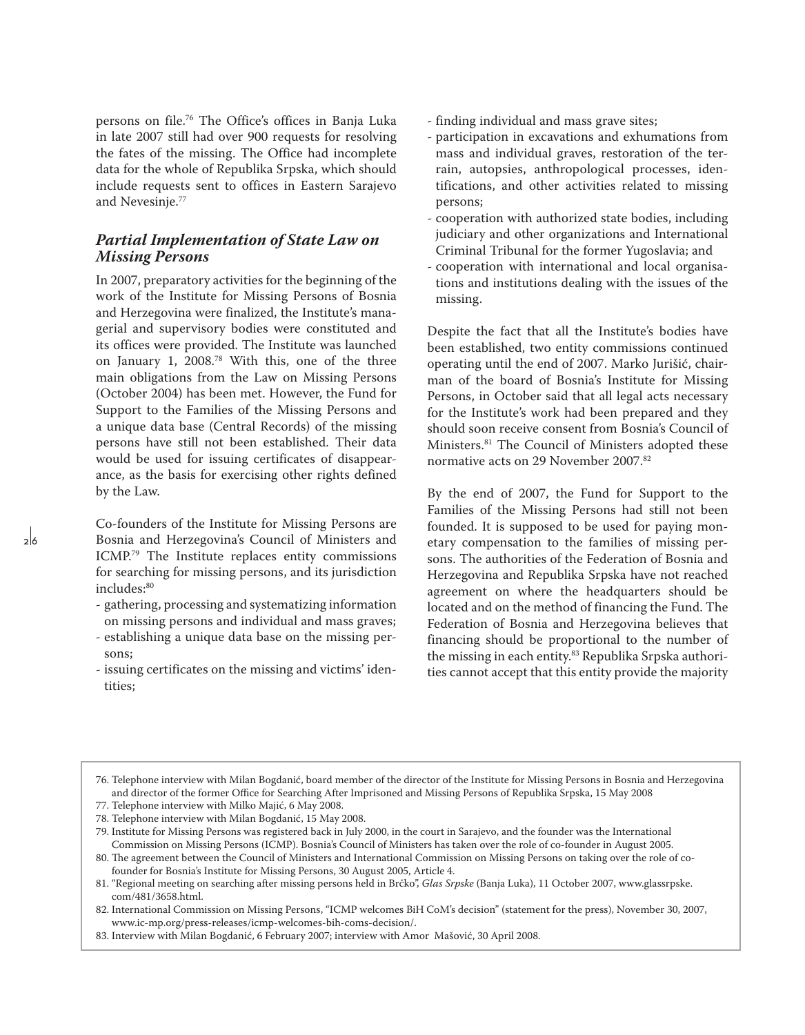persons on file.[76] The Office's offices in Banja Luka in late 2007 still had over 900 requests for resolving the fates of the missing. The Office had incomplete data for the whole of Republika Srpska, which should include requests sent to offices in Eastern Sarajevo and Nevesinje.[77]

### *Partial Implementation of State Law on Missing Persons*

In 2007, preparatory activities for the beginning of the work of the Institute for Missing Persons of Bosnia and Herzegovina were finalized, the Institute's managerial and supervisory bodies were constituted and its offices were provided. The Institute was launched on January 1, 2008.[78] With this, one of the three main obligations from the Law on Missing Persons (October 2004) has been met. However, the Fund for Support to the Families of the Missing Persons and a unique data base (Central Records) of the missing persons have still not been established. Their data would be used for issuing certificates of disappearance, as the basis for exercising other rights defined by the Law.

Co-founders of the Institute for Missing Persons are Bosnia and Herzegovina's Council of Ministers and ICMP.[79] The Institute replaces entity commissions for searching for missing persons, and its jurisdiction includes:[80]

- gathering, processing and systematizing information on missing persons and individual and mass graves;
- establishing a unique data base on the missing persons;
- issuing certificates on the missing and victims' identities;
- finding individual and mass grave sites;
- participation in excavations and exhumations from mass and individual graves, restoration of the terrain, autopsies, anthropological processes, identifications, and other activities related to missing persons;
- cooperation with authorized state bodies, including judiciary and other organizations and International Criminal Tribunal for the former Yugoslavia; and
- cooperation with international and local organisations and institutions dealing with the issues of the missing.

Despite the fact that all the Institute's bodies have been established, two entity commissions continued operating until the end of 2007. Marko Jurišić, chairman of the board of Bosnia's Institute for Missing Persons, in October said that all legal acts necessary for the Institute's work had been prepared and they should soon receive consent from Bosnia's Council of Ministers.[81] The Council of Ministers adopted these normative acts on 29 November 2007.[82]

By the end of 2007, the Fund for Support to the Families of the Missing Persons had still not been founded. It is supposed to be used for paying monetary compensation to the families of missing persons. The authorities of the Federation of Bosnia and Herzegovina and Republika Srpska have not reached agreement on where the headquarters should be located and on the method of financing the Fund. The Federation of Bosnia and Herzegovina believes that financing should be proportional to the number of the missing in each entity.[83] Republika Srpska authorities cannot accept that this entity provide the majority

---

76. Telephone interview with Milan Bogdanić, board member of the director of the Institute for Missing Persons in Bosnia and Herzegovina and director of the former Office for Searching After Imprisoned and Missing Persons of Republika Srpska, 15 May 2008
77. Telephone interview with Milko Majić, 6 May 2008.
78. Telephone interview with Milan Bogdanić, 15 May 2008.
79. Institute for Missing Persons was registered back in July 2000, in the court in Sarajevo, and the founder was the International Commission on Missing Persons (ICMP). Bosnia's Council of Ministers has taken over the role of co-founder in August 2005.
80. The agreement between the Council of Ministers and International Commission on Missing Persons on taking over the role of co-founder for Bosnia's Institute for Missing Persons, 30 August 2005, Article 4.
81. "Regional meeting on searching after missing persons held in Brčko", *Glas Srpske* (Banja Luka), 11 October 2007, www.glassrpske.com/481/3658.html.
82. International Commission on Missing Persons, "ICMP welcomes BiH CoM's decision" (statement for the press), November 30, 2007, www.ic-mp.org/press-releases/icmp-welcomes-bih-coms-decision/.
83. Interview with Milan Bogdanić, 6 February 2007; interview with Amor Mašović, 30 April 2008.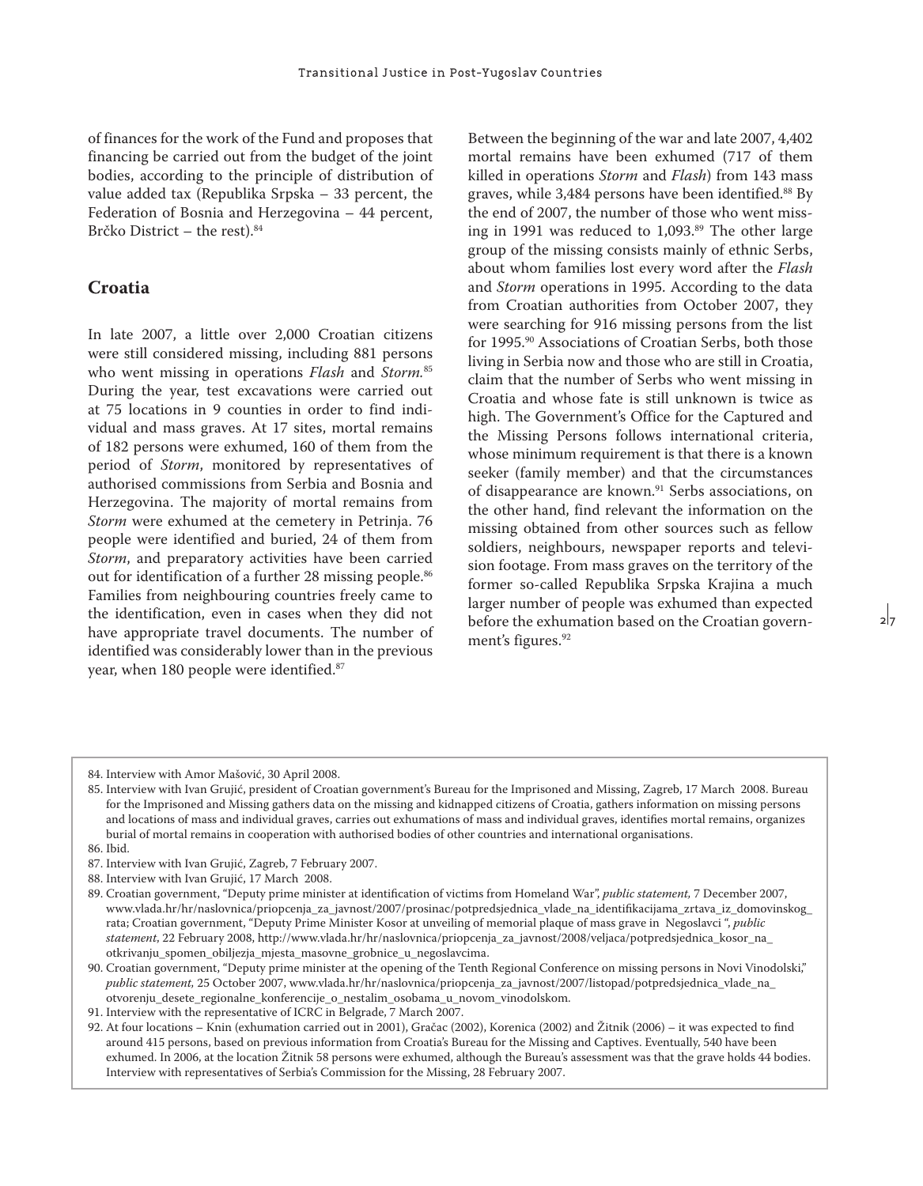of finances for the work of the Fund and proposes that financing be carried out from the budget of the joint bodies, according to the principle of distribution of value added tax (Republika Srpska – 33 percent, the Federation of Bosnia and Herzegovina – 44 percent, Brčko District – the rest).[84]

## Croatia

In late 2007, a little over 2,000 Croatian citizens were still considered missing, including 881 persons who went missing in operations *Flash* and *Storm.*[85] During the year, test excavations were carried out at 75 locations in 9 counties in order to find individual and mass graves. At 17 sites, mortal remains of 182 persons were exhumed, 160 of them from the period of *Storm*, monitored by representatives of authorised commissions from Serbia and Bosnia and Herzegovina. The majority of mortal remains from *Storm* were exhumed at the cemetery in Petrinja. 76 people were identified and buried, 24 of them from *Storm*, and preparatory activities have been carried out for identification of a further 28 missing people.[86] Families from neighbouring countries freely came to the identification, even in cases when they did not have appropriate travel documents. The number of identified was considerably lower than in the previous year, when 180 people were identified.[87]

Between the beginning of the war and late 2007, 4,402 mortal remains have been exhumed (717 of them killed in operations *Storm* and *Flash*) from 143 mass graves, while 3,484 persons have been identified.[88] By the end of 2007, the number of those who went missing in 1991 was reduced to 1,093.[89] The other large group of the missing consists mainly of ethnic Serbs, about whom families lost every word after the *Flash* and *Storm* operations in 1995. According to the data from Croatian authorities from October 2007, they were searching for 916 missing persons from the list for 1995.[90] Associations of Croatian Serbs, both those living in Serbia now and those who are still in Croatia, claim that the number of Serbs who went missing in Croatia and whose fate is still unknown is twice as high. The Government's Office for the Captured and the Missing Persons follows international criteria, whose minimum requirement is that there is a known seeker (family member) and that the circumstances of disappearance are known.[91] Serbs associations, on the other hand, find relevant the information on the missing obtained from other sources such as fellow soldiers, neighbours, newspaper reports and television footage. From mass graves on the territory of the former so-called Republika Srpska Krajina a much larger number of people was exhumed than expected before the exhumation based on the Croatian government's figures.[92]

---

84. Interview with Amor Mašović, 30 April 2008.
85. Interview with Ivan Grujić, president of Croatian government's Bureau for the Imprisoned and Missing, Zagreb, 17 March 2008. Bureau for the Imprisoned and Missing gathers data on the missing and kidnapped citizens of Croatia, gathers information on missing persons and locations of mass and individual graves, carries out exhumations of mass and individual graves, identifies mortal remains, organizes burial of mortal remains in cooperation with authorised bodies of other countries and international organisations.
86. Ibid.
87. Interview with Ivan Grujić, Zagreb, 7 February 2007.
88. Interview with Ivan Grujić, 17 March 2008.
89. Croatian government, "Deputy prime minister at identification of victims from Homeland War", *public statement*, 7 December 2007, www.vlada.hr/hr/naslovnica/priopcenja_za_javnost/2007/prosinac/potpredsjednica_vlade_na_identifikacijama_zrtava_iz_domovinskog_rata; Croatian government, "Deputy Prime Minister Kosor at unveiling of memorial plaque of mass grave in Negoslavci ", *public statement*, 22 February 2008, http://www.vlada.hr/hr/naslovnica/priopcenja_za_javnost/2008/veljaca/potpredsjednica_kosor_na_otkrivanju_spomen_obiljezja_mjesta_masovne_grobnice_u_negoslavcima.
90. Croatian government, "Deputy prime minister at the opening of the Tenth Regional Conference on missing persons in Novi Vinodolski," *public statement*, 25 October 2007, www.vlada.hr/hr/naslovnica/priopcenja_za_javnost/2007/listopad/potpredsjednica_vlade_na_otvorenju_desete_regionalne_konferencije_o_nestalim_osobama_u_novom_vinodolskom.
91. Interview with the representative of ICRC in Belgrade, 7 March 2007.
92. At four locations – Knin (exhumation carried out in 2001), Gračac (2002), Korenica (2002) and Žitnik (2006) – it was expected to find around 415 persons, based on previous information from Croatia's Bureau for the Missing and Captives. Eventually, 540 have been exhumed. In 2006, at the location Žitnik 58 persons were exhumed, although the Bureau's assessment was that the grave holds 44 bodies. Interview with representatives of Serbia's Commission for the Missing, 28 February 2007.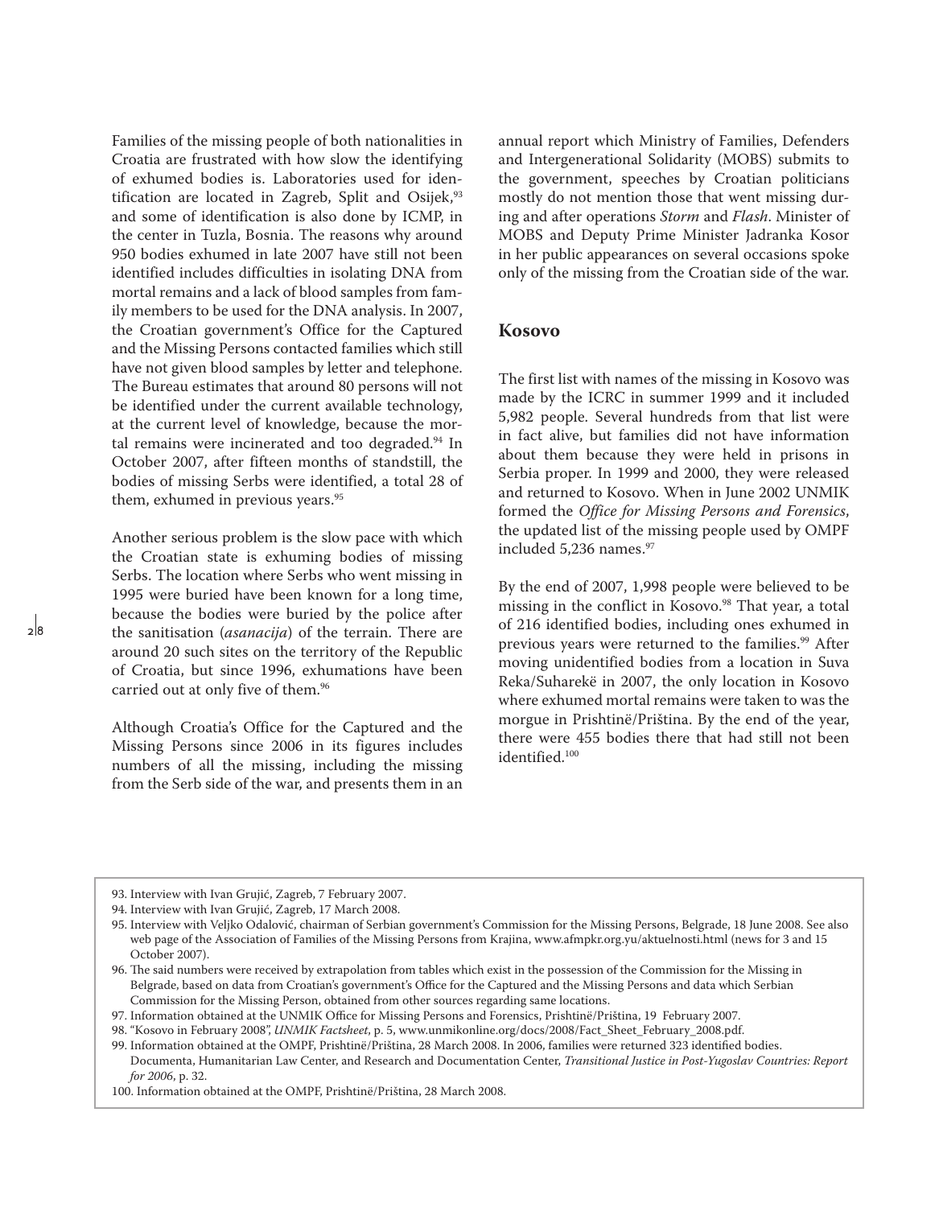Families of the missing people of both nationalities in Croatia are frustrated with how slow the identifying of exhumed bodies is. Laboratories used for identification are located in Zagreb, Split and Osijek,[93] and some of identification is also done by ICMP, in the center in Tuzla, Bosnia. The reasons why around 950 bodies exhumed in late 2007 have still not been identified includes difficulties in isolating DNA from mortal remains and a lack of blood samples from family members to be used for the DNA analysis. In 2007, the Croatian government's Office for the Captured and the Missing Persons contacted families which still have not given blood samples by letter and telephone. The Bureau estimates that around 80 persons will not be identified under the current available technology, at the current level of knowledge, because the mortal remains were incinerated and too degraded.[94] In October 2007, after fifteen months of standstill, the bodies of missing Serbs were identified, a total 28 of them, exhumed in previous years.[95]

Another serious problem is the slow pace with which the Croatian state is exhuming bodies of missing Serbs. The location where Serbs who went missing in 1995 were buried have been known for a long time, because the bodies were buried by the police after the sanitisation (*asanacija*) of the terrain. There are around 20 such sites on the territory of the Republic of Croatia, but since 1996, exhumations have been carried out at only five of them.[96]

Although Croatia's Office for the Captured and the Missing Persons since 2006 in its figures includes numbers of all the missing, including the missing from the Serb side of the war, and presents them in an annual report which Ministry of Families, Defenders and Intergenerational Solidarity (MOBS) submits to the government, speeches by Croatian politicians mostly do not mention those that went missing during and after operations *Storm* and *Flash*. Minister of MOBS and Deputy Prime Minister Jadranka Kosor in her public appearances on several occasions spoke only of the missing from the Croatian side of the war.

## Kosovo

The first list with names of the missing in Kosovo was made by the ICRC in summer 1999 and it included 5,982 people. Several hundreds from that list were in fact alive, but families did not have information about them because they were held in prisons in Serbia proper. In 1999 and 2000, they were released and returned to Kosovo. When in June 2002 UNMIK formed the *Office for Missing Persons and Forensics*, the updated list of the missing people used by OMPF included 5,236 names.[97]

By the end of 2007, 1,998 people were believed to be missing in the conflict in Kosovo.[98] That year, a total of 216 identified bodies, including ones exhumed in previous years were returned to the families.[99] After moving unidentified bodies from a location in Suva Reka/Suharekë in 2007, the only location in Kosovo where exhumed mortal remains were taken to was the morgue in Prishtinë/Priština. By the end of the year, there were 455 bodies there that had still not been identified.[100]

93. Interview with Ivan Grujić, Zagreb, 7 February 2007.
94. Interview with Ivan Grujić, Zagreb, 17 March 2008.
95. Interview with Veljko Odalović, chairman of Serbian government's Commission for the Missing Persons, Belgrade, 18 June 2008. See also web page of the Association of Families of the Missing Persons from Krajina, www.afmpkr.org.yu/aktuelnosti.html (news for 3 and 15 October 2007).
96. The said numbers were received by extrapolation from tables which exist in the possession of the Commission for the Missing in Belgrade, based on data from Croatian's government's Office for the Captured and the Missing Persons and data which Serbian Commission for the Missing Person, obtained from other sources regarding same locations.
97. Information obtained at the UNMIK Office for Missing Persons and Forensics, Prishtinë/Priština, 19 February 2007.
98. "Kosovo in February 2008", *UNMIK Factsheet*, p. 5, www.unmikonline.org/docs/2008/Fact_Sheet_February_2008.pdf.
99. Information obtained at the OMPF, Prishtinë/Priština, 28 March 2008. In 2006, families were returned 323 identified bodies. Documenta, Humanitarian Law Center, and Research and Documentation Center, *Transitional Justice in Post-Yugoslav Countries: Report for 2006*, p. 32.
100. Information obtained at the OMPF, Prishtinë/Priština, 28 March 2008.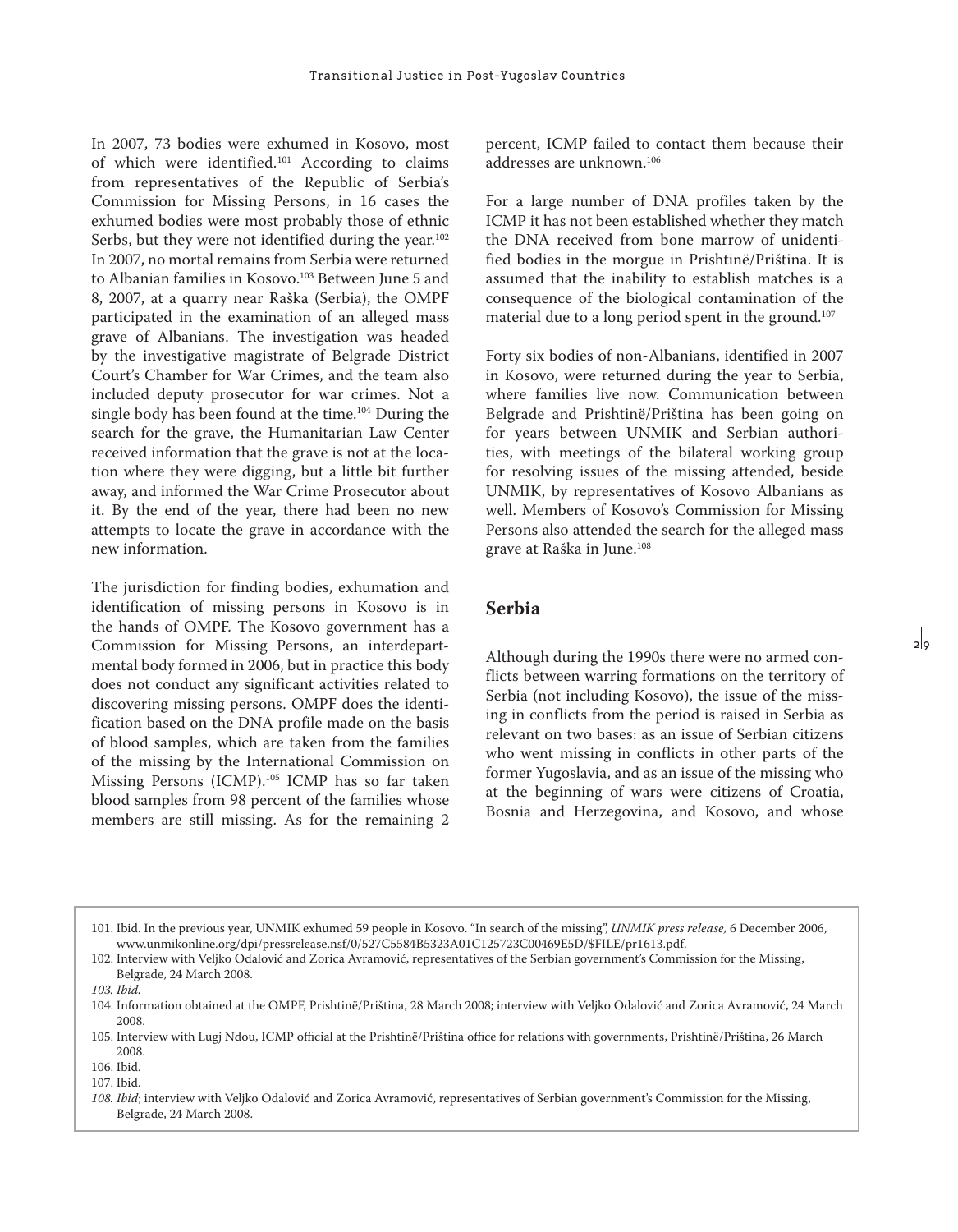In 2007, 73 bodies were exhumed in Kosovo, most of which were identified.[101] According to claims from representatives of the Republic of Serbia's Commission for Missing Persons, in 16 cases the exhumed bodies were most probably those of ethnic Serbs, but they were not identified during the year.[102] In 2007, no mortal remains from Serbia were returned to Albanian families in Kosovo.[103] Between June 5 and 8, 2007, at a quarry near Raška (Serbia), the OMPF participated in the examination of an alleged mass grave of Albanians. The investigation was headed by the investigative magistrate of Belgrade District Court's Chamber for War Crimes, and the team also included deputy prosecutor for war crimes. Not a single body has been found at the time.[104] During the search for the grave, the Humanitarian Law Center received information that the grave is not at the location where they were digging, but a little bit further away, and informed the War Crime Prosecutor about it. By the end of the year, there had been no new attempts to locate the grave in accordance with the new information.

The jurisdiction for finding bodies, exhumation and identification of missing persons in Kosovo is in the hands of OMPF. The Kosovo government has a Commission for Missing Persons, an interdepartmental body formed in 2006, but in practice this body does not conduct any significant activities related to discovering missing persons. OMPF does the identification based on the DNA profile made on the basis of blood samples, which are taken from the families of the missing by the International Commission on Missing Persons (ICMP).[105] ICMP has so far taken blood samples from 98 percent of the families whose members are still missing. As for the remaining 2 percent, ICMP failed to contact them because their addresses are unknown.[106]

For a large number of DNA profiles taken by the ICMP it has not been established whether they match the DNA received from bone marrow of unidentified bodies in the morgue in Prishtinë/Priština. It is assumed that the inability to establish matches is a consequence of the biological contamination of the material due to a long period spent in the ground.[107]

Forty six bodies of non-Albanians, identified in 2007 in Kosovo, were returned during the year to Serbia, where families live now. Communication between Belgrade and Prishtinë/Priština has been going on for years between UNMIK and Serbian authorities, with meetings of the bilateral working group for resolving issues of the missing attended, beside UNMIK, by representatives of Kosovo Albanians as well. Members of Kosovo's Commission for Missing Persons also attended the search for the alleged mass grave at Raška in June.[108]

## Serbia

Although during the 1990s there were no armed conflicts between warring formations on the territory of Serbia (not including Kosovo), the issue of the missing in conflicts from the period is raised in Serbia as relevant on two bases: as an issue of Serbian citizens who went missing in conflicts in other parts of the former Yugoslavia, and as an issue of the missing who at the beginning of wars were citizens of Croatia, Bosnia and Herzegovina, and Kosovo, and whose

101. Ibid. In the previous year, UNMIK exhumed 59 people in Kosovo. "In search of the missing", *UNMIK press release,* 6 December 2006, www.unmikonline.org/dpi/pressrelease.nsf/0/527C5584B5323A01C125723C00469E5D/$FILE/pr1613.pdf.

102. Interview with Veljko Odalović and Zorica Avramović, representatives of the Serbian government's Commission for the Missing, Belgrade, 24 March 2008.

*103. Ibid.*

104. Information obtained at the OMPF, Prishtinë/Priština, 28 March 2008; interview with Veljko Odalović and Zorica Avramović, 24 March 2008.

105. Interview with Lugj Ndou, ICMP official at the Prishtinë/Priština office for relations with governments, Prishtinë/Priština, 26 March 2008.

106. Ibid.

107. Ibid.

*108. Ibid*; interview with Veljko Odalović and Zorica Avramović, representatives of Serbian government's Commission for the Missing, Belgrade, 24 March 2008.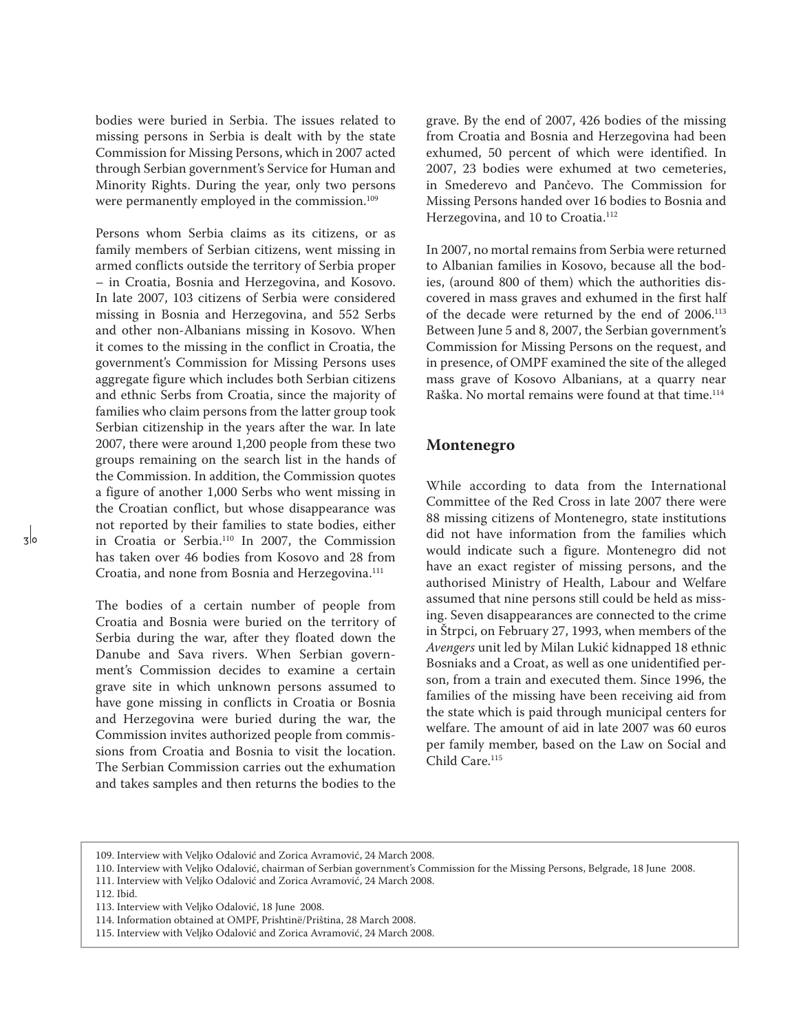bodies were buried in Serbia. The issues related to missing persons in Serbia is dealt with by the state Commission for Missing Persons, which in 2007 acted through Serbian government's Service for Human and Minority Rights. During the year, only two persons were permanently employed in the commission.[109]

Persons whom Serbia claims as its citizens, or as family members of Serbian citizens, went missing in armed conflicts outside the territory of Serbia proper – in Croatia, Bosnia and Herzegovina, and Kosovo. In late 2007, 103 citizens of Serbia were considered missing in Bosnia and Herzegovina, and 552 Serbs and other non-Albanians missing in Kosovo. When it comes to the missing in the conflict in Croatia, the government's Commission for Missing Persons uses aggregate figure which includes both Serbian citizens and ethnic Serbs from Croatia, since the majority of families who claim persons from the latter group took Serbian citizenship in the years after the war. In late 2007, there were around 1,200 people from these two groups remaining on the search list in the hands of the Commission. In addition, the Commission quotes a figure of another 1,000 Serbs who went missing in the Croatian conflict, but whose disappearance was not reported by their families to state bodies, either in Croatia or Serbia.[110] In 2007, the Commission has taken over 46 bodies from Kosovo and 28 from Croatia, and none from Bosnia and Herzegovina.[111]

The bodies of a certain number of people from Croatia and Bosnia were buried on the territory of Serbia during the war, after they floated down the Danube and Sava rivers. When Serbian government's Commission decides to examine a certain grave site in which unknown persons assumed to have gone missing in conflicts in Croatia or Bosnia and Herzegovina were buried during the war, the Commission invites authorized people from commissions from Croatia and Bosnia to visit the location. The Serbian Commission carries out the exhumation and takes samples and then returns the bodies to the grave. By the end of 2007, 426 bodies of the missing from Croatia and Bosnia and Herzegovina had been exhumed, 50 percent of which were identified. In 2007, 23 bodies were exhumed at two cemeteries, in Smederevo and Pančevo. The Commission for Missing Persons handed over 16 bodies to Bosnia and Herzegovina, and 10 to Croatia.[112]

In 2007, no mortal remains from Serbia were returned to Albanian families in Kosovo, because all the bodies, (around 800 of them) which the authorities discovered in mass graves and exhumed in the first half of the decade were returned by the end of 2006.[113] Between June 5 and 8, 2007, the Serbian government's Commission for Missing Persons on the request, and in presence, of OMPF examined the site of the alleged mass grave of Kosovo Albanians, at a quarry near Raška. No mortal remains were found at that time.[114]

## Montenegro

While according to data from the International Committee of the Red Cross in late 2007 there were 88 missing citizens of Montenegro, state institutions did not have information from the families which would indicate such a figure. Montenegro did not have an exact register of missing persons, and the authorised Ministry of Health, Labour and Welfare assumed that nine persons still could be held as missing. Seven disappearances are connected to the crime in Štrpci, on February 27, 1993, when members of the *Avengers* unit led by Milan Lukić kidnapped 18 ethnic Bosniaks and a Croat, as well as one unidentified person, from a train and executed them. Since 1996, the families of the missing have been receiving aid from the state which is paid through municipal centers for welfare. The amount of aid in late 2007 was 60 euros per family member, based on the Law on Social and Child Care.[115]

109. Interview with Veljko Odalović and Zorica Avramović, 24 March 2008.
110. Interview with Veljko Odalović, chairman of Serbian government's Commission for the Missing Persons, Belgrade, 18 June 2008.
111. Interview with Veljko Odalović and Zorica Avramović, 24 March 2008.
112. Ibid.
113. Interview with Veljko Odalović, 18 June 2008.
114. Information obtained at OMPF, Prishtinë/Priština, 28 March 2008.
115. Interview with Veljko Odalović and Zorica Avramović, 24 March 2008.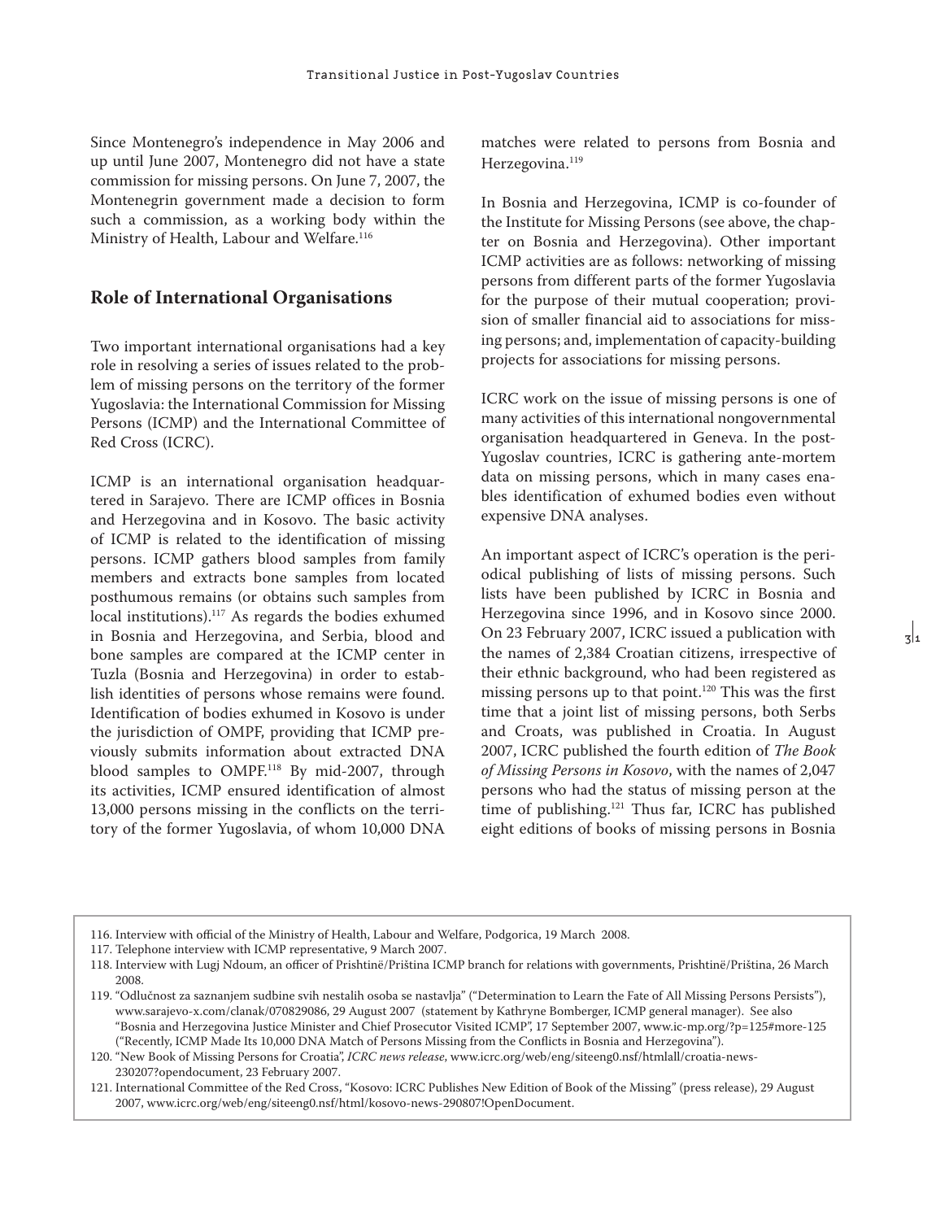Since Montenegro's independence in May 2006 and up until June 2007, Montenegro did not have a state commission for missing persons. On June 7, 2007, the Montenegrin government made a decision to form such a commission, as a working body within the Ministry of Health, Labour and Welfare.[116]

## Role of International Organisations

Two important international organisations had a key role in resolving a series of issues related to the problem of missing persons on the territory of the former Yugoslavia: the International Commission for Missing Persons (ICMP) and the International Committee of Red Cross (ICRC).

ICMP is an international organisation headquartered in Sarajevo. There are ICMP offices in Bosnia and Herzegovina and in Kosovo. The basic activity of ICMP is related to the identification of missing persons. ICMP gathers blood samples from family members and extracts bone samples from located posthumous remains (or obtains such samples from local institutions).[117] As regards the bodies exhumed in Bosnia and Herzegovina, and Serbia, blood and bone samples are compared at the ICMP center in Tuzla (Bosnia and Herzegovina) in order to establish identities of persons whose remains were found. Identification of bodies exhumed in Kosovo is under the jurisdiction of OMPF, providing that ICMP previously submits information about extracted DNA blood samples to OMPF.[118] By mid-2007, through its activities, ICMP ensured identification of almost 13,000 persons missing in the conflicts on the territory of the former Yugoslavia, of whom 10,000 DNA matches were related to persons from Bosnia and Herzegovina.[119]

In Bosnia and Herzegovina, ICMP is co-founder of the Institute for Missing Persons (see above, the chapter on Bosnia and Herzegovina). Other important ICMP activities are as follows: networking of missing persons from different parts of the former Yugoslavia for the purpose of their mutual cooperation; provision of smaller financial aid to associations for missing persons; and, implementation of capacity-building projects for associations for missing persons.

ICRC work on the issue of missing persons is one of many activities of this international nongovernmental organisation headquartered in Geneva. In the post-Yugoslav countries, ICRC is gathering ante-mortem data on missing persons, which in many cases enables identification of exhumed bodies even without expensive DNA analyses.

An important aspect of ICRC's operation is the periodical publishing of lists of missing persons. Such lists have been published by ICRC in Bosnia and Herzegovina since 1996, and in Kosovo since 2000. On 23 February 2007, ICRC issued a publication with the names of 2,384 Croatian citizens, irrespective of their ethnic background, who had been registered as missing persons up to that point.[120] This was the first time that a joint list of missing persons, both Serbs and Croats, was published in Croatia. In August 2007, ICRC published the fourth edition of *The Book of Missing Persons in Kosovo*, with the names of 2,047 persons who had the status of missing person at the time of publishing.[121] Thus far, ICRC has published eight editions of books of missing persons in Bosnia

---

116. Interview with official of the Ministry of Health, Labour and Welfare, Podgorica, 19 March 2008.

117. Telephone interview with ICMP representative, 9 March 2007.

118. Interview with Lugj Ndoum, an officer of Prishtinë/Priština ICMP branch for relations with governments, Prishtinë/Priština, 26 March 2008.

119. "Odlučnost za saznanjem sudbine svih nestalih osoba se nastavlja" ("Determination to Learn the Fate of All Missing Persons Persists"), www.sarajevo-x.com/clanak/070829086, 29 August 2007 (statement by Kathryne Bomberger, ICMP general manager). See also "Bosnia and Herzegovina Justice Minister and Chief Prosecutor Visited ICMP", 17 September 2007, www.ic-mp.org/?p=125#more-125 ("Recently, ICMP Made Its 10,000 DNA Match of Persons Missing from the Conflicts in Bosnia and Herzegovina").

120. "New Book of Missing Persons for Croatia", *ICRC news release*, www.icrc.org/web/eng/siteeng0.nsf/htmlall/croatia-news-230207?opendocument, 23 February 2007.

121. International Committee of the Red Cross, "Kosovo: ICRC Publishes New Edition of Book of the Missing" (press release), 29 August 2007, www.icrc.org/web/eng/siteeng0.nsf/html/kosovo-news-290807!OpenDocument.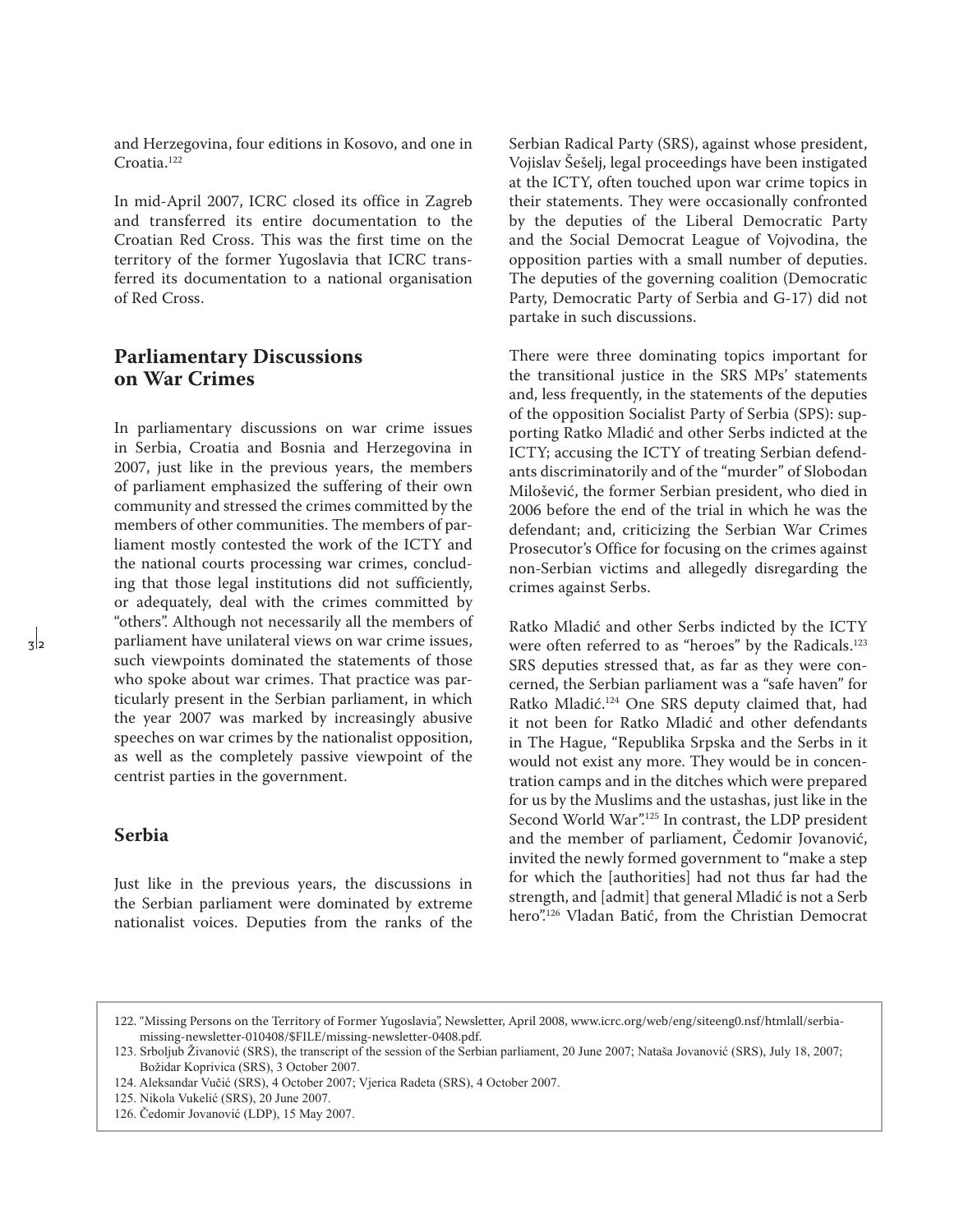and Herzegovina, four editions in Kosovo, and one in Croatia.[122]

In mid-April 2007, ICRC closed its office in Zagreb and transferred its entire documentation to the Croatian Red Cross. This was the first time on the territory of the former Yugoslavia that ICRC transferred its documentation to a national organisation of Red Cross.

## Parliamentary Discussions on War Crimes

In parliamentary discussions on war crime issues in Serbia, Croatia and Bosnia and Herzegovina in 2007, just like in the previous years, the members of parliament emphasized the suffering of their own community and stressed the crimes committed by the members of other communities. The members of parliament mostly contested the work of the ICTY and the national courts processing war crimes, concluding that those legal institutions did not sufficiently, or adequately, deal with the crimes committed by "others". Although not necessarily all the members of parliament have unilateral views on war crime issues, such viewpoints dominated the statements of those who spoke about war crimes. That practice was particularly present in the Serbian parliament, in which the year 2007 was marked by increasingly abusive speeches on war crimes by the nationalist opposition, as well as the completely passive viewpoint of the centrist parties in the government.

### Serbia

Just like in the previous years, the discussions in the Serbian parliament were dominated by extreme nationalist voices. Deputies from the ranks of the Serbian Radical Party (SRS), against whose president, Vojislav Šešelj, legal proceedings have been instigated at the ICTY, often touched upon war crime topics in their statements. They were occasionally confronted by the deputies of the Liberal Democratic Party and the Social Democrat League of Vojvodina, the opposition parties with a small number of deputies. The deputies of the governing coalition (Democratic Party, Democratic Party of Serbia and G-17) did not partake in such discussions.

There were three dominating topics important for the transitional justice in the SRS MPs' statements and, less frequently, in the statements of the deputies of the opposition Socialist Party of Serbia (SPS): supporting Ratko Mladić and other Serbs indicted at the ICTY; accusing the ICTY of treating Serbian defendants discriminatorily and of the "murder" of Slobodan Milošević, the former Serbian president, who died in 2006 before the end of the trial in which he was the defendant; and, criticizing the Serbian War Crimes Prosecutor's Office for focusing on the crimes against non-Serbian victims and allegedly disregarding the crimes against Serbs.

Ratko Mladić and other Serbs indicted by the ICTY were often referred to as "heroes" by the Radicals.[123] SRS deputies stressed that, as far as they were concerned, the Serbian parliament was a "safe haven" for Ratko Mladić.[124] One SRS deputy claimed that, had it not been for Ratko Mladić and other defendants in The Hague, "Republika Srpska and the Serbs in it would not exist any more. They would be in concentration camps and in the ditches which were prepared for us by the Muslims and the ustashas, just like in the Second World War".[125] In contrast, the LDP president and the member of parliament, Čedomir Jovanović, invited the newly formed government to "make a step for which the [authorities] had not thus far had the strength, and [admit] that general Mladić is not a Serb hero".[126] Vladan Batić, from the Christian Democrat

---

122. "Missing Persons on the Territory of Former Yugoslavia", Newsletter, April 2008, www.icrc.org/web/eng/siteeng0.nsf/htmlall/serbia-missing-newsletter-010408/$FILE/missing-newsletter-0408.pdf.
123. Srboljub Živanović (SRS), the transcript of the session of the Serbian parliament, 20 June 2007; Nataša Jovanović (SRS), July 18, 2007; Božidar Koprivica (SRS), 3 October 2007.
124. Aleksandar Vučić (SRS), 4 October 2007; Vjerica Radeta (SRS), 4 October 2007.
125. Nikola Vukelić (SRS), 20 June 2007.
126. Čedomir Jovanović (LDP), 15 May 2007.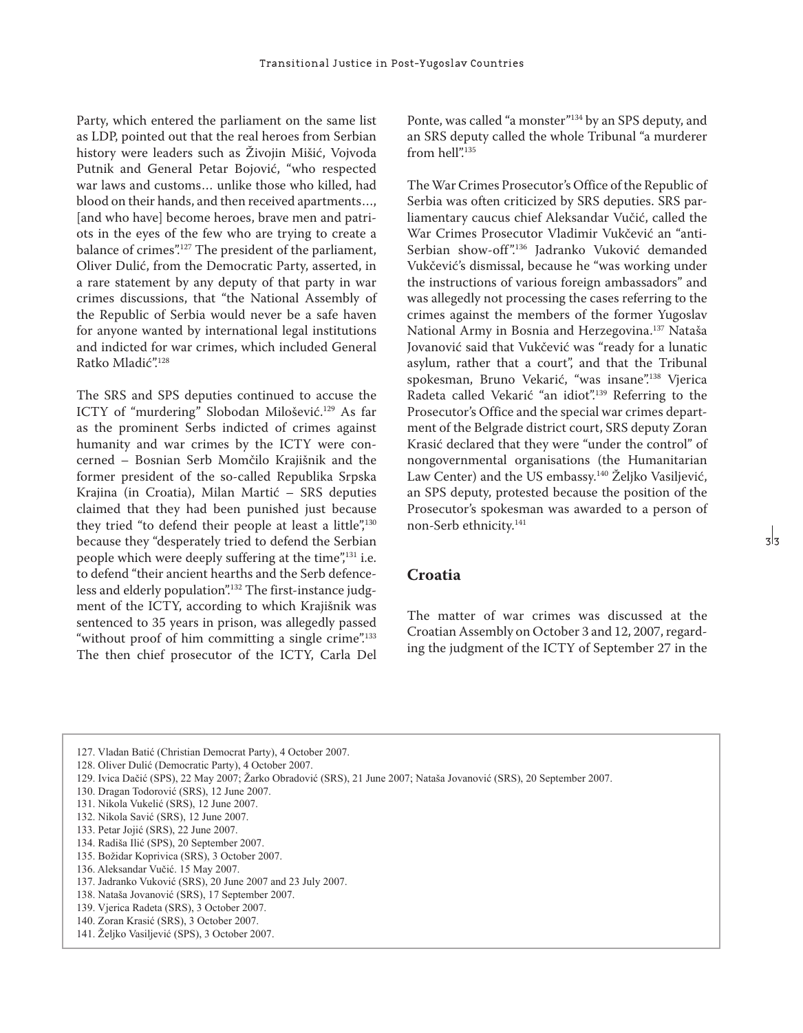Party, which entered the parliament on the same list as LDP, pointed out that the real heroes from Serbian history were leaders such as Živojin Mišić, Vojvoda Putnik and General Petar Bojović, "who respected war laws and customs… unlike those who killed, had blood on their hands, and then received apartments…, [and who have] become heroes, brave men and patriots in the eyes of the few who are trying to create a balance of crimes".[127] The president of the parliament, Oliver Dulić, from the Democratic Party, asserted, in a rare statement by any deputy of that party in war crimes discussions, that "the National Assembly of the Republic of Serbia would never be a safe haven for anyone wanted by international legal institutions and indicted for war crimes, which included General Ratko Mladić".[128]

The SRS and SPS deputies continued to accuse the ICTY of "murdering" Slobodan Milošević.[129] As far as the prominent Serbs indicted of crimes against humanity and war crimes by the ICTY were concerned – Bosnian Serb Momčilo Krajišnik and the former president of the so-called Republika Srpska Krajina (in Croatia), Milan Martić – SRS deputies claimed that they had been punished just because they tried "to defend their people at least a little",[130] because they "desperately tried to defend the Serbian people which were deeply suffering at the time",[131] i.e. to defend "their ancient hearths and the Serb defenceless and elderly population".[132] The first-instance judgment of the ICTY, according to which Krajišnik was sentenced to 35 years in prison, was allegedly passed "without proof of him committing a single crime".[133] The then chief prosecutor of the ICTY, Carla Del Ponte, was called "a monster"[134] by an SPS deputy, and an SRS deputy called the whole Tribunal "a murderer from hell".[135]

The War Crimes Prosecutor's Office of the Republic of Serbia was often criticized by SRS deputies. SRS parliamentary caucus chief Aleksandar Vučić, called the War Crimes Prosecutor Vladimir Vukčević an "anti-Serbian show-off".[136] Jadranko Vuković demanded Vukčević's dismissal, because he "was working under the instructions of various foreign ambassadors" and was allegedly not processing the cases referring to the crimes against the members of the former Yugoslav National Army in Bosnia and Herzegovina.[137] Nataša Jovanović said that Vukčević was "ready for a lunatic asylum, rather that a court", and that the Tribunal spokesman, Bruno Vekarić, "was insane".[138] Vjerica Radeta called Vekarić "an idiot".[139] Referring to the Prosecutor's Office and the special war crimes department of the Belgrade district court, SRS deputy Zoran Krasić declared that they were "under the control" of nongovernmental organisations (the Humanitarian Law Center) and the US embassy.[140] Željko Vasiljević, an SPS deputy, protested because the position of the Prosecutor's spokesman was awarded to a person of non-Serb ethnicity.[141]

## Croatia

The matter of war crimes was discussed at the Croatian Assembly on October 3 and 12, 2007, regarding the judgment of the ICTY of September 27 in the

---

127. Vladan Batić (Christian Democrat Party), 4 October 2007.
128. Oliver Dulić (Democratic Party), 4 October 2007.
129. Ivica Dačić (SPS), 22 May 2007; Žarko Obradović (SRS), 21 June 2007; Nataša Jovanović (SRS), 20 September 2007.
130. Dragan Todorović (SRS), 12 June 2007.
131. Nikola Vukelić (SRS), 12 June 2007.
132. Nikola Savić (SRS), 12 June 2007.
133. Petar Jojić (SRS), 22 June 2007.
134. Radiša Ilić (SPS), 20 September 2007.
135. Božidar Koprivica (SRS), 3 October 2007.
136. Aleksandar Vučić. 15 May 2007.
137. Jadranko Vuković (SRS), 20 June 2007 and 23 July 2007.
138. Nataša Jovanović (SRS), 17 September 2007.
139. Vjerica Radeta (SRS), 3 October 2007.
140. Zoran Krasić (SRS), 3 October 2007.
141. Željko Vasiljević (SPS), 3 October 2007.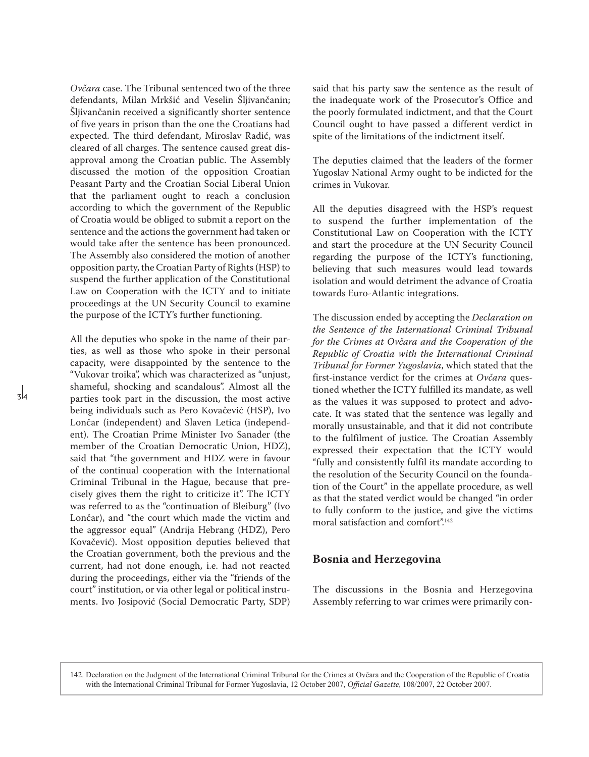*Ovčara* case. The Tribunal sentenced two of the three defendants, Milan Mrkšić and Veselin Šljivančanin; Šljivančanin received a significantly shorter sentence of five years in prison than the one the Croatians had expected. The third defendant, Miroslav Radić, was cleared of all charges. The sentence caused great disapproval among the Croatian public. The Assembly discussed the motion of the opposition Croatian Peasant Party and the Croatian Social Liberal Union that the parliament ought to reach a conclusion according to which the government of the Republic of Croatia would be obliged to submit a report on the sentence and the actions the government had taken or would take after the sentence has been pronounced. The Assembly also considered the motion of another opposition party, the Croatian Party of Rights (HSP) to suspend the further application of the Constitutional Law on Cooperation with the ICTY and to initiate proceedings at the UN Security Council to examine the purpose of the ICTY's further functioning.

All the deputies who spoke in the name of their parties, as well as those who spoke in their personal capacity, were disappointed by the sentence to the "Vukovar troika", which was characterized as "unjust, shameful, shocking and scandalous". Almost all the parties took part in the discussion, the most active being individuals such as Pero Kovačević (HSP), Ivo Lončar (independent) and Slaven Letica (independent). The Croatian Prime Minister Ivo Sanader (the member of the Croatian Democratic Union, HDZ), said that "the government and HDZ were in favour of the continual cooperation with the International Criminal Tribunal in the Hague, because that precisely gives them the right to criticize it". The ICTY was referred to as the "continuation of Bleiburg" (Ivo Lončar), and "the court which made the victim and the aggressor equal" (Andrija Hebrang (HDZ), Pero Kovačević). Most opposition deputies believed that the Croatian government, both the previous and the current, had not done enough, i.e. had not reacted during the proceedings, either via the "friends of the court" institution, or via other legal or political instruments. Ivo Josipović (Social Democratic Party, SDP) said that his party saw the sentence as the result of the inadequate work of the Prosecutor's Office and the poorly formulated indictment, and that the Court Council ought to have passed a different verdict in spite of the limitations of the indictment itself.

The deputies claimed that the leaders of the former Yugoslav National Army ought to be indicted for the crimes in Vukovar.

All the deputies disagreed with the HSP's request to suspend the further implementation of the Constitutional Law on Cooperation with the ICTY and start the procedure at the UN Security Council regarding the purpose of the ICTY's functioning, believing that such measures would lead towards isolation and would detriment the advance of Croatia towards Euro-Atlantic integrations.

The discussion ended by accepting the *Declaration on the Sentence of the International Criminal Tribunal for the Crimes at Ovčara and the Cooperation of the Republic of Croatia with the International Criminal Tribunal for Former Yugoslavia*, which stated that the first-instance verdict for the crimes at *Ovčara* questioned whether the ICTY fulfilled its mandate, as well as the values it was supposed to protect and advocate. It was stated that the sentence was legally and morally unsustainable, and that it did not contribute to the fulfilment of justice. The Croatian Assembly expressed their expectation that the ICTY would "fully and consistently fulfil its mandate according to the resolution of the Security Council on the foundation of the Court" in the appellate procedure, as well as that the stated verdict would be changed "in order to fully conform to the justice, and give the victims moral satisfaction and comfort".[142]

## Bosnia and Herzegovina

The discussions in the Bosnia and Herzegovina Assembly referring to war crimes were primarily con-

142. Declaration on the Judgment of the International Criminal Tribunal for the Crimes at Ovčara and the Cooperation of the Republic of Croatia with the International Criminal Tribunal for Former Yugoslavia, 12 October 2007, *Official Gazette,* 108/2007, 22 October 2007.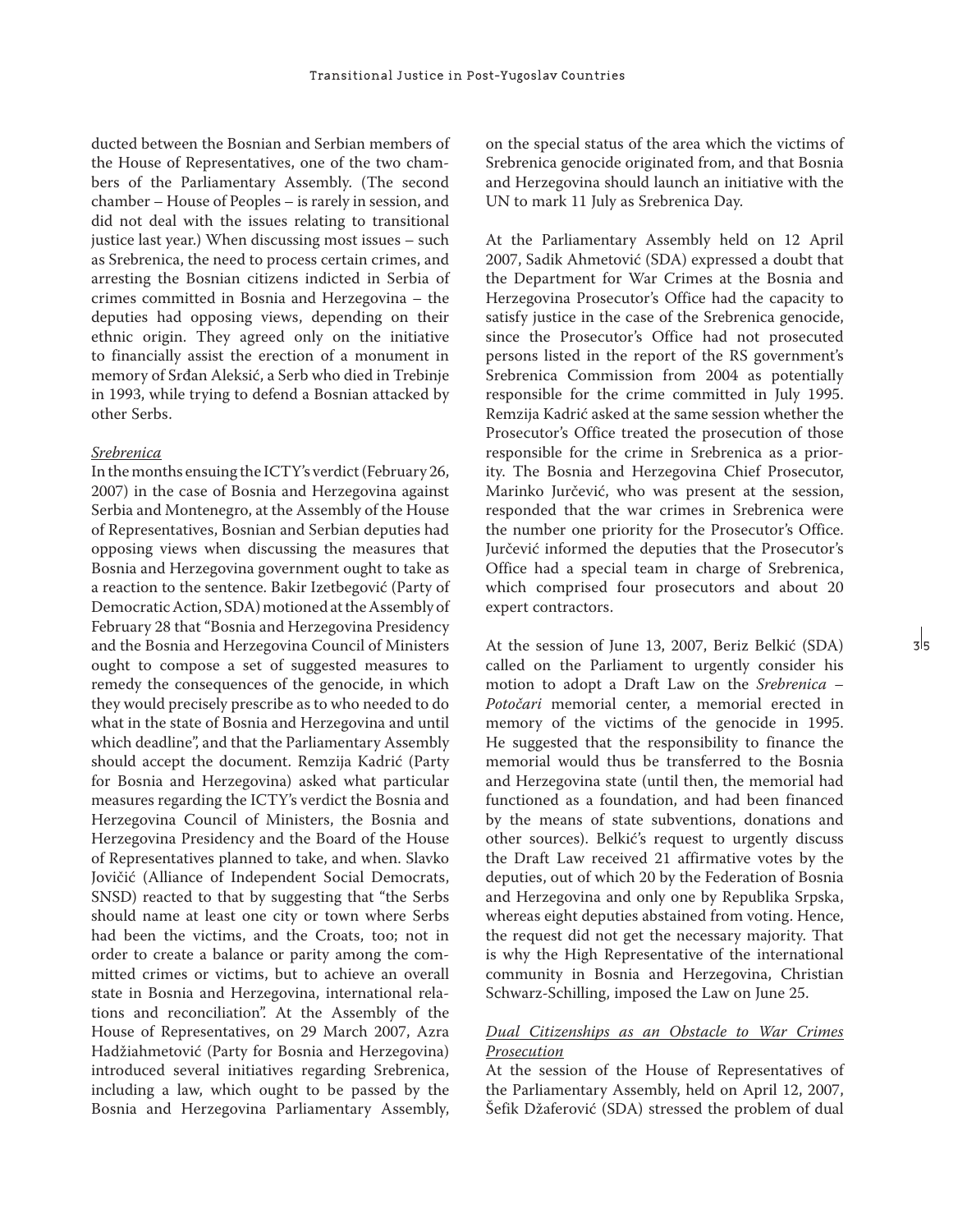ducted between the Bosnian and Serbian members of the House of Representatives, one of the two chambers of the Parliamentary Assembly. (The second chamber – House of Peoples – is rarely in session, and did not deal with the issues relating to transitional justice last year.) When discussing most issues – such as Srebrenica, the need to process certain crimes, and arresting the Bosnian citizens indicted in Serbia of crimes committed in Bosnia and Herzegovina – the deputies had opposing views, depending on their ethnic origin. They agreed only on the initiative to financially assist the erection of a monument in memory of Srđan Aleksić, a Serb who died in Trebinje in 1993, while trying to defend a Bosnian attacked by other Serbs.

*Srebrenica*

In the months ensuing the ICTY's verdict (February 26, 2007) in the case of Bosnia and Herzegovina against Serbia and Montenegro, at the Assembly of the House of Representatives, Bosnian and Serbian deputies had opposing views when discussing the measures that Bosnia and Herzegovina government ought to take as a reaction to the sentence. Bakir Izetbegović (Party of Democratic Action, SDA) motioned at the Assembly of February 28 that "Bosnia and Herzegovina Presidency and the Bosnia and Herzegovina Council of Ministers ought to compose a set of suggested measures to remedy the consequences of the genocide, in which they would precisely prescribe as to who needed to do what in the state of Bosnia and Herzegovina and until which deadline", and that the Parliamentary Assembly should accept the document. Remzija Kadrić (Party for Bosnia and Herzegovina) asked what particular measures regarding the ICTY's verdict the Bosnia and Herzegovina Council of Ministers, the Bosnia and Herzegovina Presidency and the Board of the House of Representatives planned to take, and when. Slavko Jovičić (Alliance of Independent Social Democrats, SNSD) reacted to that by suggesting that "the Serbs should name at least one city or town where Serbs had been the victims, and the Croats, too; not in order to create a balance or parity among the committed crimes or victims, but to achieve an overall state in Bosnia and Herzegovina, international relations and reconciliation". At the Assembly of the House of Representatives, on 29 March 2007, Azra Hadžiahmetović (Party for Bosnia and Herzegovina) introduced several initiatives regarding Srebrenica, including a law, which ought to be passed by the Bosnia and Herzegovina Parliamentary Assembly, on the special status of the area which the victims of Srebrenica genocide originated from, and that Bosnia and Herzegovina should launch an initiative with the UN to mark 11 July as Srebrenica Day.

At the Parliamentary Assembly held on 12 April 2007, Sadik Ahmetović (SDA) expressed a doubt that the Department for War Crimes at the Bosnia and Herzegovina Prosecutor's Office had the capacity to satisfy justice in the case of the Srebrenica genocide, since the Prosecutor's Office had not prosecuted persons listed in the report of the RS government's Srebrenica Commission from 2004 as potentially responsible for the crime committed in July 1995. Remzija Kadrić asked at the same session whether the Prosecutor's Office treated the prosecution of those responsible for the crime in Srebrenica as a priority. The Bosnia and Herzegovina Chief Prosecutor, Marinko Jurčević, who was present at the session, responded that the war crimes in Srebrenica were the number one priority for the Prosecutor's Office. Jurčević informed the deputies that the Prosecutor's Office had a special team in charge of Srebrenica, which comprised four prosecutors and about 20 expert contractors.

At the session of June 13, 2007, Beriz Belkić (SDA) called on the Parliament to urgently consider his motion to adopt a Draft Law on the *Srebrenica – Potočari* memorial center, a memorial erected in memory of the victims of the genocide in 1995. He suggested that the responsibility to finance the memorial would thus be transferred to the Bosnia and Herzegovina state (until then, the memorial had functioned as a foundation, and had been financed by the means of state subventions, donations and other sources). Belkić's request to urgently discuss the Draft Law received 21 affirmative votes by the deputies, out of which 20 by the Federation of Bosnia and Herzegovina and only one by Republika Srpska, whereas eight deputies abstained from voting. Hence, the request did not get the necessary majority. That is why the High Representative of the international community in Bosnia and Herzegovina, Christian Schwarz-Schilling, imposed the Law on June 25.

*Dual Citizenships as an Obstacle to War Crimes Prosecution*

At the session of the House of Representatives of the Parliamentary Assembly, held on April 12, 2007, Šefik Džaferović (SDA) stressed the problem of dual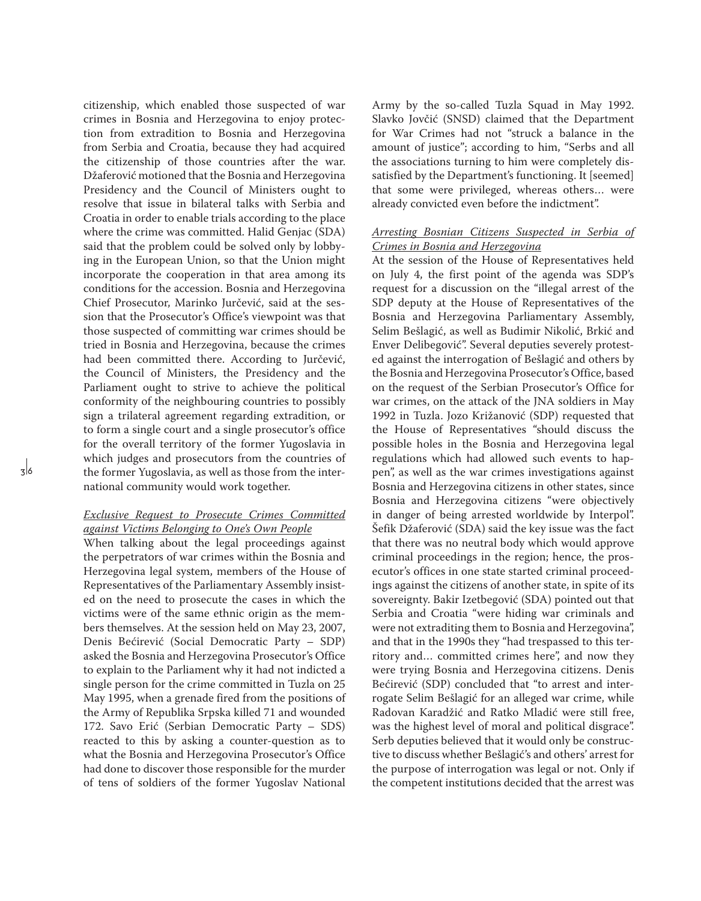citizenship, which enabled those suspected of war crimes in Bosnia and Herzegovina to enjoy protection from extradition to Bosnia and Herzegovina from Serbia and Croatia, because they had acquired the citizenship of those countries after the war. Džaferović motioned that the Bosnia and Herzegovina Presidency and the Council of Ministers ought to resolve that issue in bilateral talks with Serbia and Croatia in order to enable trials according to the place where the crime was committed. Halid Genjac (SDA) said that the problem could be solved only by lobbying in the European Union, so that the Union might incorporate the cooperation in that area among its conditions for the accession. Bosnia and Herzegovina Chief Prosecutor, Marinko Jurčević, said at the session that the Prosecutor's Office's viewpoint was that those suspected of committing war crimes should be tried in Bosnia and Herzegovina, because the crimes had been committed there. According to Jurčević, the Council of Ministers, the Presidency and the Parliament ought to strive to achieve the political conformity of the neighbouring countries to possibly sign a trilateral agreement regarding extradition, or to form a single court and a single prosecutor's office for the overall territory of the former Yugoslavia in which judges and prosecutors from the countries of the former Yugoslavia, as well as those from the international community would work together.

*Exclusive Request to Prosecute Crimes Committed against Victims Belonging to One's Own People*

When talking about the legal proceedings against the perpetrators of war crimes within the Bosnia and Herzegovina legal system, members of the House of Representatives of the Parliamentary Assembly insisted on the need to prosecute the cases in which the victims were of the same ethnic origin as the members themselves. At the session held on May 23, 2007, Denis Bećirević (Social Democratic Party – SDP) asked the Bosnia and Herzegovina Prosecutor's Office to explain to the Parliament why it had not indicted a single person for the crime committed in Tuzla on 25 May 1995, when a grenade fired from the positions of the Army of Republika Srpska killed 71 and wounded 172. Savo Erić (Serbian Democratic Party – SDS) reacted to this by asking a counter-question as to what the Bosnia and Herzegovina Prosecutor's Office had done to discover those responsible for the murder of tens of soldiers of the former Yugoslav National Army by the so-called Tuzla Squad in May 1992. Slavko Jovčić (SNSD) claimed that the Department for War Crimes had not "struck a balance in the amount of justice"; according to him, "Serbs and all the associations turning to him were completely dissatisfied by the Department's functioning. It [seemed] that some were privileged, whereas others… were already convicted even before the indictment".

*Arresting Bosnian Citizens Suspected in Serbia of Crimes in Bosnia and Herzegovina*

At the session of the House of Representatives held on July 4, the first point of the agenda was SDP's request for a discussion on the "illegal arrest of the SDP deputy at the House of Representatives of the Bosnia and Herzegovina Parliamentary Assembly, Selim Bešlagić, as well as Budimir Nikolić, Brkić and Enver Delibegović". Several deputies severely protested against the interrogation of Bešlagić and others by the Bosnia and Herzegovina Prosecutor's Office, based on the request of the Serbian Prosecutor's Office for war crimes, on the attack of the JNA soldiers in May 1992 in Tuzla. Jozo Križanović (SDP) requested that the House of Representatives "should discuss the possible holes in the Bosnia and Herzegovina legal regulations which had allowed such events to happen", as well as the war crimes investigations against Bosnia and Herzegovina citizens in other states, since Bosnia and Herzegovina citizens "were objectively in danger of being arrested worldwide by Interpol". Šefik Džaferović (SDA) said the key issue was the fact that there was no neutral body which would approve criminal proceedings in the region; hence, the prosecutor's offices in one state started criminal proceedings against the citizens of another state, in spite of its sovereignty. Bakir Izetbegović (SDA) pointed out that Serbia and Croatia "were hiding war criminals and were not extraditing them to Bosnia and Herzegovina", and that in the 1990s they "had trespassed to this territory and… committed crimes here", and now they were trying Bosnia and Herzegovina citizens. Denis Bećirević (SDP) concluded that "to arrest and interrogate Selim Bešlagić for an alleged war crime, while Radovan Karadžić and Ratko Mladić were still free, was the highest level of moral and political disgrace". Serb deputies believed that it would only be constructive to discuss whether Bešlagić's and others' arrest for the purpose of interrogation was legal or not. Only if the competent institutions decided that the arrest was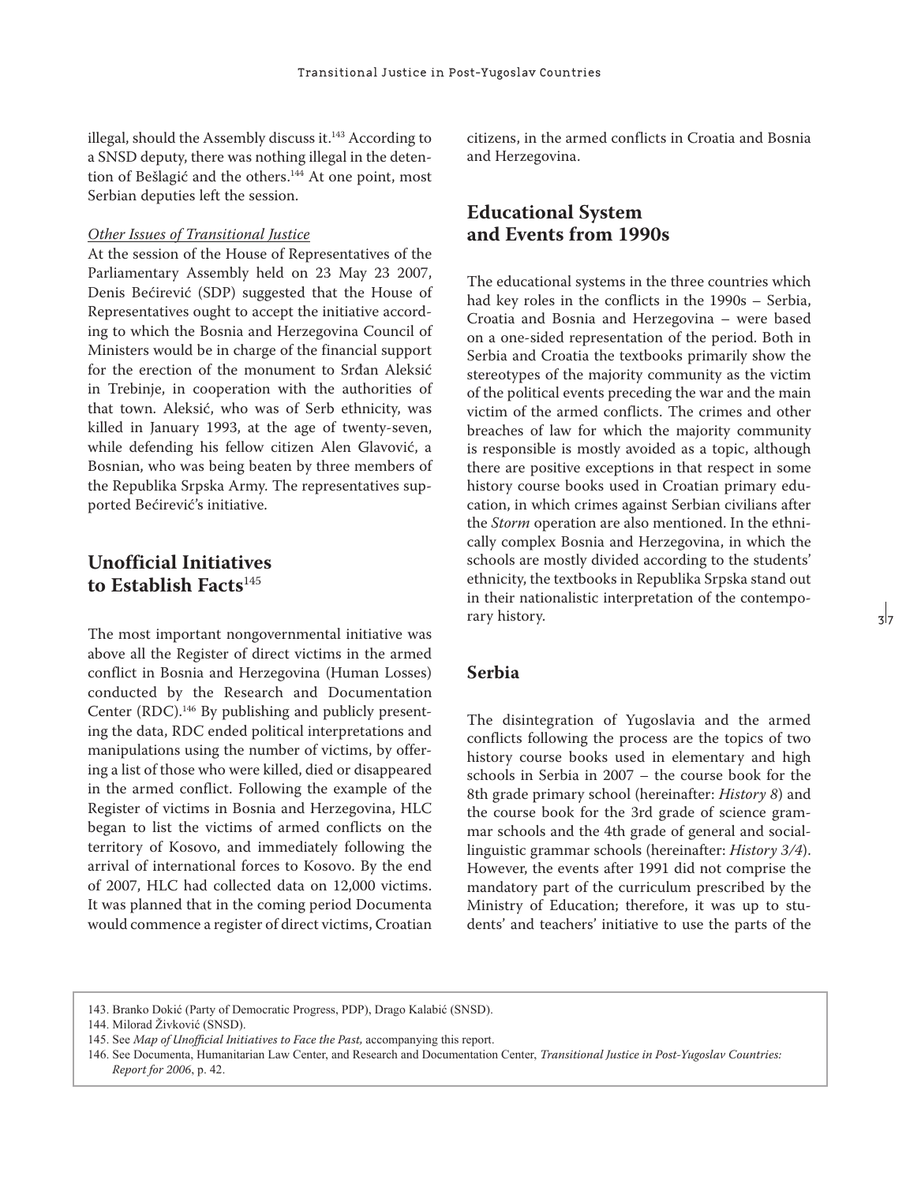illegal, should the Assembly discuss it.[143] According to a SNSD deputy, there was nothing illegal in the detention of Bešlagić and the others.[144] At one point, most Serbian deputies left the session.

*Other Issues of Transitional Justice*

At the session of the House of Representatives of the Parliamentary Assembly held on 23 May 23 2007, Denis Bećirević (SDP) suggested that the House of Representatives ought to accept the initiative according to which the Bosnia and Herzegovina Council of Ministers would be in charge of the financial support for the erection of the monument to Srđan Aleksić in Trebinje, in cooperation with the authorities of that town. Aleksić, who was of Serb ethnicity, was killed in January 1993, at the age of twenty-seven, while defending his fellow citizen Alen Glavović, a Bosnian, who was being beaten by three members of the Republika Srpska Army. The representatives supported Bećirević's initiative.

## Unofficial Initiatives to Establish Facts[145]

The most important nongovernmental initiative was above all the Register of direct victims in the armed conflict in Bosnia and Herzegovina (Human Losses) conducted by the Research and Documentation Center (RDC).[146] By publishing and publicly presenting the data, RDC ended political interpretations and manipulations using the number of victims, by offering a list of those who were killed, died or disappeared in the armed conflict. Following the example of the Register of victims in Bosnia and Herzegovina, HLC began to list the victims of armed conflicts on the territory of Kosovo, and immediately following the arrival of international forces to Kosovo. By the end of 2007, HLC had collected data on 12,000 victims. It was planned that in the coming period Documenta would commence a register of direct victims, Croatian citizens, in the armed conflicts in Croatia and Bosnia and Herzegovina.

## Educational System and Events from 1990s

The educational systems in the three countries which had key roles in the conflicts in the 1990s – Serbia, Croatia and Bosnia and Herzegovina – were based on a one-sided representation of the period. Both in Serbia and Croatia the textbooks primarily show the stereotypes of the majority community as the victim of the political events preceding the war and the main victim of the armed conflicts. The crimes and other breaches of law for which the majority community is responsible is mostly avoided as a topic, although there are positive exceptions in that respect in some history course books used in Croatian primary education, in which crimes against Serbian civilians after the *Storm* operation are also mentioned. In the ethnically complex Bosnia and Herzegovina, in which the schools are mostly divided according to the students' ethnicity, the textbooks in Republika Srpska stand out in their nationalistic interpretation of the contemporary history.

### Serbia

The disintegration of Yugoslavia and the armed conflicts following the process are the topics of two history course books used in elementary and high schools in Serbia in 2007 – the course book for the 8th grade primary school (hereinafter: *History 8*) and the course book for the 3rd grade of science grammar schools and the 4th grade of general and social-linguistic grammar schools (hereinafter: *History 3/4*). However, the events after 1991 did not comprise the mandatory part of the curriculum prescribed by the Ministry of Education; therefore, it was up to students' and teachers' initiative to use the parts of the

---

143. Branko Dokić (Party of Democratic Progress, PDP), Drago Kalabić (SNSD).

144. Milorad Živković (SNSD).

145. See *Map of Unofficial Initiatives to Face the Past,* accompanying this report.

146. See Documenta, Humanitarian Law Center, and Research and Documentation Center, *Transitional Justice in Post-Yugoslav Countries: Report for 2006*, p. 42.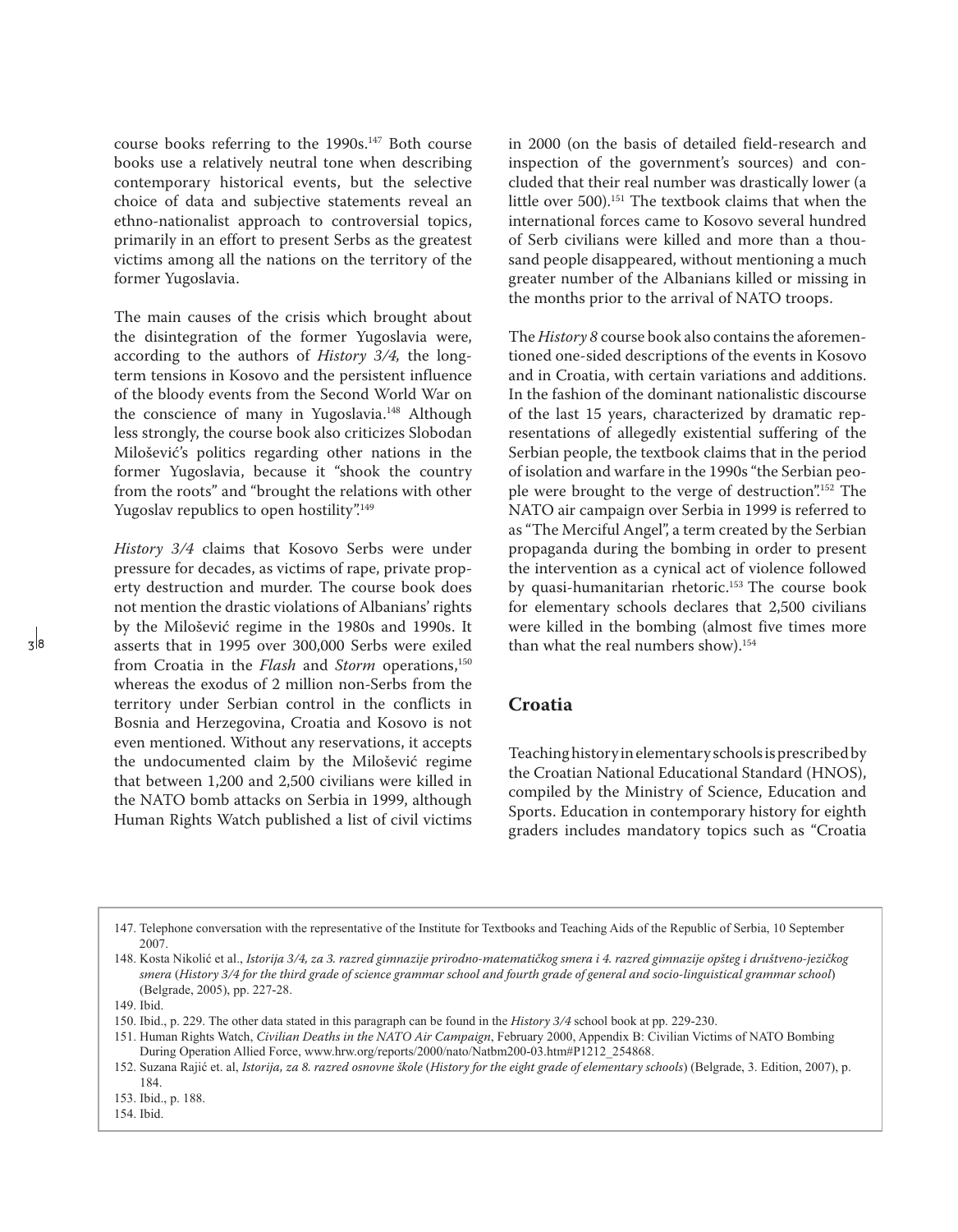course books referring to the 1990s.[147] Both course books use a relatively neutral tone when describing contemporary historical events, but the selective choice of data and subjective statements reveal an ethno-nationalist approach to controversial topics, primarily in an effort to present Serbs as the greatest victims among all the nations on the territory of the former Yugoslavia.

The main causes of the crisis which brought about the disintegration of the former Yugoslavia were, according to the authors of *History 3/4,* the long-term tensions in Kosovo and the persistent influence of the bloody events from the Second World War on the conscience of many in Yugoslavia.[148] Although less strongly, the course book also criticizes Slobodan Milošević's politics regarding other nations in the former Yugoslavia, because it "shook the country from the roots" and "brought the relations with other Yugoslav republics to open hostility".[149]

*History 3/4* claims that Kosovo Serbs were under pressure for decades, as victims of rape, private property destruction and murder. The course book does not mention the drastic violations of Albanians' rights by the Milošević regime in the 1980s and 1990s. It asserts that in 1995 over 300,000 Serbs were exiled from Croatia in the *Flash* and *Storm* operations,[150] whereas the exodus of 2 million non-Serbs from the territory under Serbian control in the conflicts in Bosnia and Herzegovina, Croatia and Kosovo is not even mentioned. Without any reservations, it accepts the undocumented claim by the Milošević regime that between 1,200 and 2,500 civilians were killed in the NATO bomb attacks on Serbia in 1999, although Human Rights Watch published a list of civil victims in 2000 (on the basis of detailed field-research and inspection of the government's sources) and concluded that their real number was drastically lower (a little over 500).[151] The textbook claims that when the international forces came to Kosovo several hundred of Serb civilians were killed and more than a thousand people disappeared, without mentioning a much greater number of the Albanians killed or missing in the months prior to the arrival of NATO troops.

The *History 8* course book also contains the aforementioned one-sided descriptions of the events in Kosovo and in Croatia, with certain variations and additions. In the fashion of the dominant nationalistic discourse of the last 15 years, characterized by dramatic representations of allegedly existential suffering of the Serbian people, the textbook claims that in the period of isolation and warfare in the 1990s "the Serbian people were brought to the verge of destruction".[152] The NATO air campaign over Serbia in 1999 is referred to as "The Merciful Angel", a term created by the Serbian propaganda during the bombing in order to present the intervention as a cynical act of violence followed by quasi-humanitarian rhetoric.[153] The course book for elementary schools declares that 2,500 civilians were killed in the bombing (almost five times more than what the real numbers show).[154]

## Croatia

Teaching history in elementary schools is prescribed by the Croatian National Educational Standard (HNOS), compiled by the Ministry of Science, Education and Sports. Education in contemporary history for eighth graders includes mandatory topics such as "Croatia

---

147. Telephone conversation with the representative of the Institute for Textbooks and Teaching Aids of the Republic of Serbia, 10 September 2007.

148. Kosta Nikolić et al., *Istorija 3/4, za 3. razred gimnazije prirodno-matematičkog smera i 4. razred gimnazije opšteg i društveno-jezičkog smera* (*History 3/4 for the third grade of science grammar school and fourth grade of general and socio-linguistical grammar school*) (Belgrade, 2005), pp. 227-28.

149. Ibid.

150. Ibid., p. 229. The other data stated in this paragraph can be found in the *History 3/4* school book at pp. 229-230.

151. Human Rights Watch, *Civilian Deaths in the NATO Air Campaign*, February 2000, Appendix B: Civilian Victims of NATO Bombing During Operation Allied Force, www.hrw.org/reports/2000/nato/Natbm200-03.htm#P1212_254868.

152. Suzana Rajić et. al, *Istorija, za 8. razred osnovne škole* (*History for the eight grade of elementary schools*) (Belgrade, 3. Edition, 2007), p. 184.

153. Ibid., p. 188.

154. Ibid.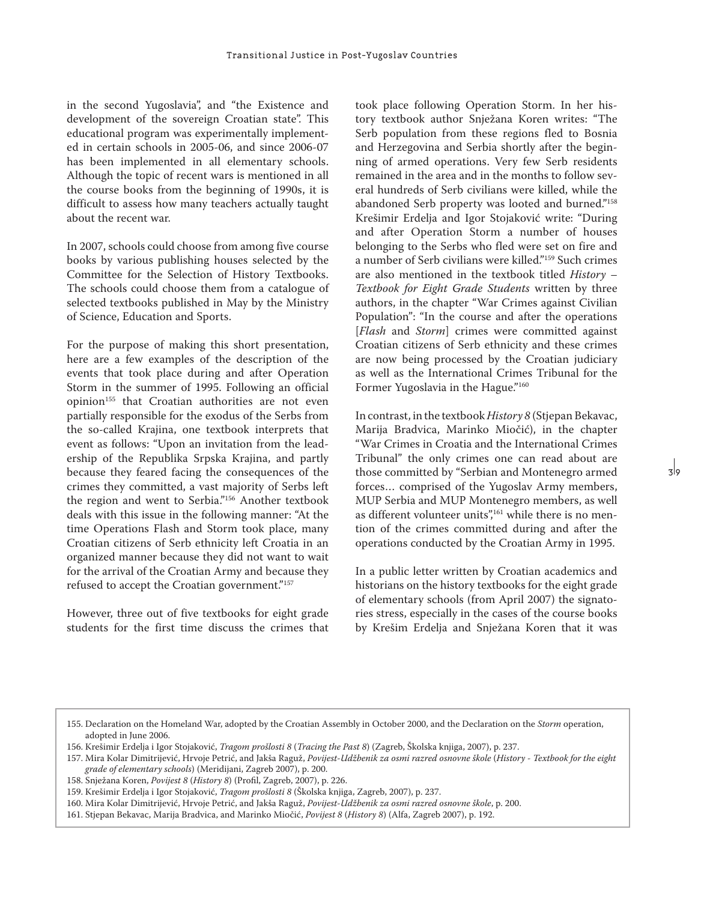in the second Yugoslavia", and "the Existence and development of the sovereign Croatian state". This educational program was experimentally implemented in certain schools in 2005-06, and since 2006-07 has been implemented in all elementary schools. Although the topic of recent wars is mentioned in all the course books from the beginning of 1990s, it is difficult to assess how many teachers actually taught about the recent war.

In 2007, schools could choose from among five course books by various publishing houses selected by the Committee for the Selection of History Textbooks. The schools could choose them from a catalogue of selected textbooks published in May by the Ministry of Science, Education and Sports.

For the purpose of making this short presentation, here are a few examples of the description of the events that took place during and after Operation Storm in the summer of 1995. Following an official opinion[155] that Croatian authorities are not even partially responsible for the exodus of the Serbs from the so-called Krajina, one textbook interprets that event as follows: "Upon an invitation from the leadership of the Republika Srpska Krajina, and partly because they feared facing the consequences of the crimes they committed, a vast majority of Serbs left the region and went to Serbia."[156] Another textbook deals with this issue in the following manner: "At the time Operations Flash and Storm took place, many Croatian citizens of Serb ethnicity left Croatia in an organized manner because they did not want to wait for the arrival of the Croatian Army and because they refused to accept the Croatian government."[157]

However, three out of five textbooks for eight grade students for the first time discuss the crimes that took place following Operation Storm. In her history textbook author Snježana Koren writes: "The Serb population from these regions fled to Bosnia and Herzegovina and Serbia shortly after the beginning of armed operations. Very few Serb residents remained in the area and in the months to follow several hundreds of Serb civilians were killed, while the abandoned Serb property was looted and burned."[158] Krešimir Erdelja and Igor Stojaković write: "During and after Operation Storm a number of houses belonging to the Serbs who fled were set on fire and a number of Serb civilians were killed."[159] Such crimes are also mentioned in the textbook titled *History – Textbook for Eight Grade Students* written by three authors, in the chapter "War Crimes against Civilian Population": "In the course and after the operations [*Flash* and *Storm*] crimes were committed against Croatian citizens of Serb ethnicity and these crimes are now being processed by the Croatian judiciary as well as the International Crimes Tribunal for the Former Yugoslavia in the Hague."[160]

In contrast, in the textbook *History 8* (Stjepan Bekavac, Marija Bradvica, Marinko Miočić), in the chapter "War Crimes in Croatia and the International Crimes Tribunal" the only crimes one can read about are those committed by "Serbian and Montenegro armed forces… comprised of the Yugoslav Army members, MUP Serbia and MUP Montenegro members, as well as different volunteer units",[161] while there is no mention of the crimes committed during and after the operations conducted by the Croatian Army in 1995.

In a public letter written by Croatian academics and historians on the history textbooks for the eight grade of elementary schools (from April 2007) the signatories stress, especially in the cases of the course books by Krešim Erdelja and Snježana Koren that it was

---

155. Declaration on the Homeland War, adopted by the Croatian Assembly in October 2000, and the Declaration on the *Storm* operation, adopted in June 2006.
156. Krešimir Erdelja i Igor Stojaković, *Tragom prošlosti 8* (*Tracing the Past 8*) (Zagreb, Školska knjiga, 2007), p. 237.
157. Mira Kolar Dimitrijević, Hrvoje Petrić, and Jakša Raguž, *Povijest-Udžbenik za osmi razred osnovne škole* (*History - Textbook for the eight grade of elementary schools*) (Meridijani, Zagreb 2007), p. 200.
158. Snježana Koren, *Povijest 8* (*History 8*) (Profil, Zagreb, 2007), p. 226.
159. Krešimir Erdelja i Igor Stojaković, *Tragom prošlosti 8* (Školska knjiga, Zagreb, 2007), p. 237.
160. Mira Kolar Dimitrijević, Hrvoje Petrić, and Jakša Raguž, *Povijest-Udžbenik za osmi razred osnovne škole*, p. 200.
161. Stjepan Bekavac, Marija Bradvica, and Marinko Miočić, *Povijest 8* (*History 8*) (Alfa, Zagreb 2007), p. 192.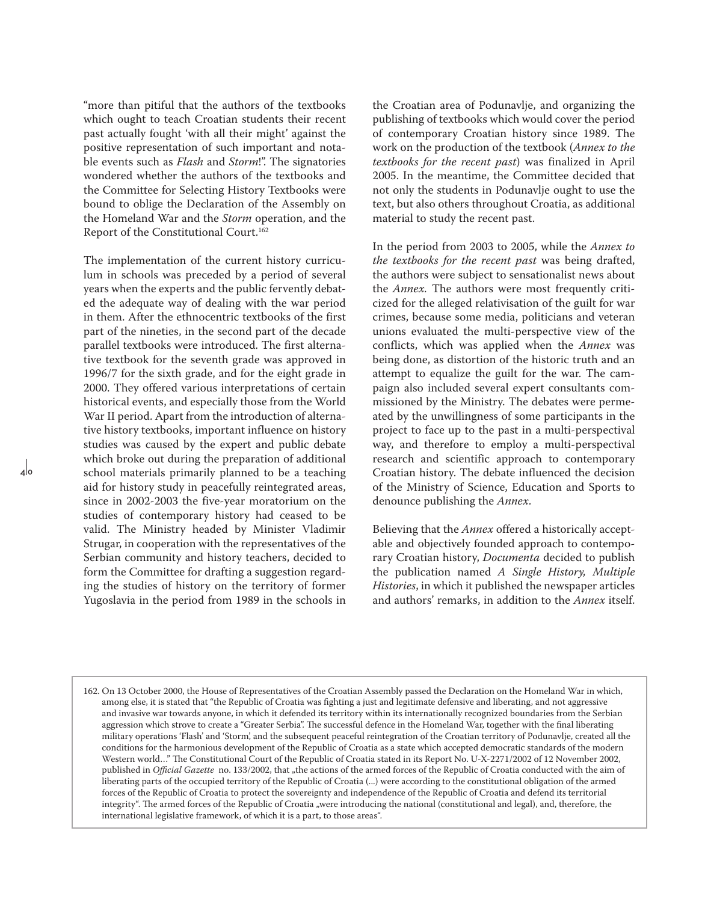"more than pitiful that the authors of the textbooks which ought to teach Croatian students their recent past actually fought 'with all their might' against the positive representation of such important and notable events such as *Flash* and *Storm*!". The signatories wondered whether the authors of the textbooks and the Committee for Selecting History Textbooks were bound to oblige the Declaration of the Assembly on the Homeland War and the *Storm* operation, and the Report of the Constitutional Court.[162]

The implementation of the current history curriculum in schools was preceded by a period of several years when the experts and the public fervently debated the adequate way of dealing with the war period in them. After the ethnocentric textbooks of the first part of the nineties, in the second part of the decade parallel textbooks were introduced. The first alternative textbook for the seventh grade was approved in 1996/7 for the sixth grade, and for the eight grade in 2000. They offered various interpretations of certain historical events, and especially those from the World War II period. Apart from the introduction of alternative history textbooks, important influence on history studies was caused by the expert and public debate which broke out during the preparation of additional school materials primarily planned to be a teaching aid for history study in peacefully reintegrated areas, since in 2002-2003 the five-year moratorium on the studies of contemporary history had ceased to be valid. The Ministry headed by Minister Vladimir Strugar, in cooperation with the representatives of the Serbian community and history teachers, decided to form the Committee for drafting a suggestion regarding the studies of history on the territory of former Yugoslavia in the period from 1989 in the schools in the Croatian area of Podunavlje, and organizing the publishing of textbooks which would cover the period of contemporary Croatian history since 1989. The work on the production of the textbook (*Annex to the textbooks for the recent past*) was finalized in April 2005. In the meantime, the Committee decided that not only the students in Podunavlje ought to use the text, but also others throughout Croatia, as additional material to study the recent past.

In the period from 2003 to 2005, while the *Annex to the textbooks for the recent past* was being drafted, the authors were subject to sensationalist news about the *Annex.* The authors were most frequently criticized for the alleged relativisation of the guilt for war crimes, because some media, politicians and veteran unions evaluated the multi-perspective view of the conflicts, which was applied when the *Annex* was being done, as distortion of the historic truth and an attempt to equalize the guilt for the war. The campaign also included several expert consultants commissioned by the Ministry. The debates were permeated by the unwillingness of some participants in the project to face up to the past in a multi-perspectival way, and therefore to employ a multi-perspectival research and scientific approach to contemporary Croatian history. The debate influenced the decision of the Ministry of Science, Education and Sports to denounce publishing the *Annex*.

Believing that the *Annex* offered a historically acceptable and objectively founded approach to contemporary Croatian history, *Documenta* decided to publish the publication named *A Single History, Multiple Histories*, in which it published the newspaper articles and authors' remarks, in addition to the *Annex* itself.

---

162. On 13 October 2000, the House of Representatives of the Croatian Assembly passed the Declaration on the Homeland War in which, among else, it is stated that "the Republic of Croatia was fighting a just and legitimate defensive and liberating, and not aggressive and invasive war towards anyone, in which it defended its territory within its internationally recognized boundaries from the Serbian aggression which strove to create a "Greater Serbia". The successful defence in the Homeland War, together with the final liberating military operations 'Flash' and 'Storm', and the subsequent peaceful reintegration of the Croatian territory of Podunavlje, created all the conditions for the harmonious development of the Republic of Croatia as a state which accepted democratic standards of the modern Western world…" The Constitutional Court of the Republic of Croatia stated in its Report No. U-X-2271/2002 of 12 November 2002, published in *Official Gazette* no. 133/2002, that „the actions of the armed forces of the Republic of Croatia conducted with the aim of liberating parts of the occupied territory of the Republic of Croatia (...) were according to the constitutional obligation of the armed forces of the Republic of Croatia to protect the sovereignty and independence of the Republic of Croatia and defend its territorial integrity". The armed forces of the Republic of Croatia „were introducing the national (constitutional and legal), and, therefore, the international legislative framework, of which it is a part, to those areas".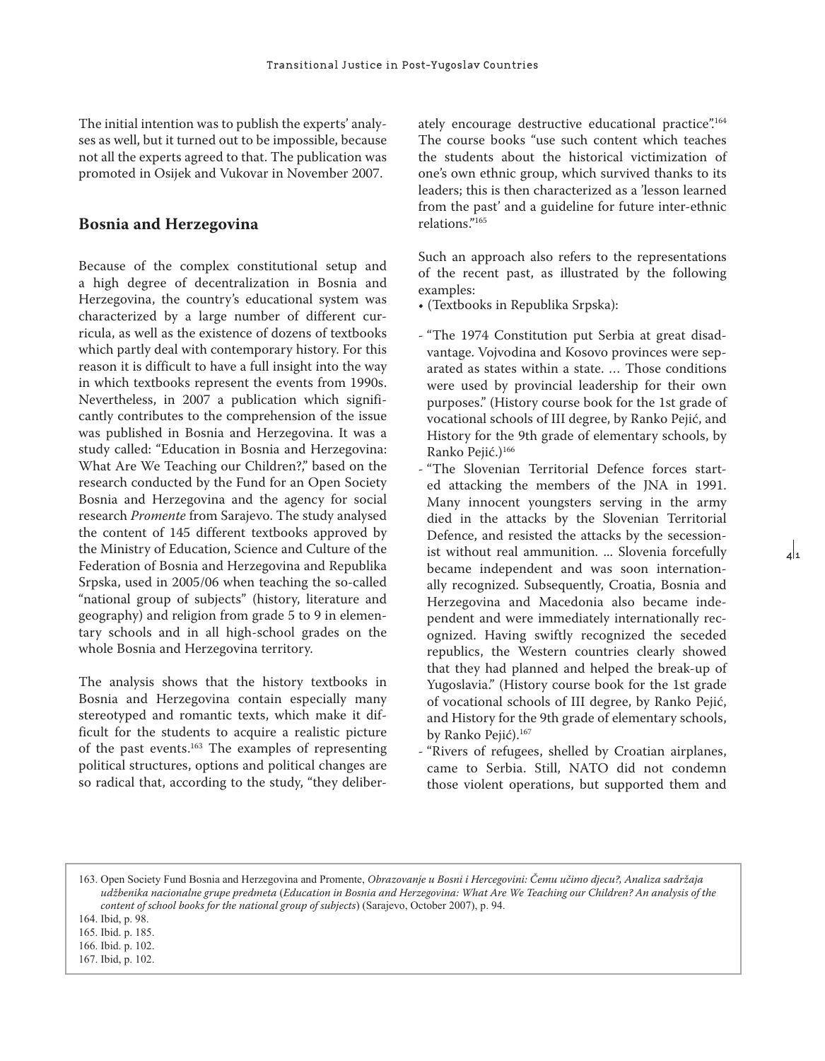The initial intention was to publish the experts' analyses as well, but it turned out to be impossible, because not all the experts agreed to that. The publication was promoted in Osijek and Vukovar in November 2007.

## Bosnia and Herzegovina

Because of the complex constitutional setup and a high degree of decentralization in Bosnia and Herzegovina, the country's educational system was characterized by a large number of different curricula, as well as the existence of dozens of textbooks which partly deal with contemporary history. For this reason it is difficult to have a full insight into the way in which textbooks represent the events from 1990s. Nevertheless, in 2007 a publication which significantly contributes to the comprehension of the issue was published in Bosnia and Herzegovina. It was a study called: "Education in Bosnia and Herzegovina: What Are We Teaching our Children?," based on the research conducted by the Fund for an Open Society Bosnia and Herzegovina and the agency for social research *Promente* from Sarajevo. The study analysed the content of 145 different textbooks approved by the Ministry of Education, Science and Culture of the Federation of Bosnia and Herzegovina and Republika Srpska, used in 2005/06 when teaching the so-called "national group of subjects" (history, literature and geography) and religion from grade 5 to 9 in elementary schools and in all high-school grades on the whole Bosnia and Herzegovina territory.

The analysis shows that the history textbooks in Bosnia and Herzegovina contain especially many stereotyped and romantic texts, which make it difficult for the students to acquire a realistic picture of the past events.[163] The examples of representing political structures, options and political changes are so radical that, according to the study, "they deliberately encourage destructive educational practice".[164] The course books "use such content which teaches the students about the historical victimization of one's own ethnic group, which survived thanks to its leaders; this is then characterized as a 'lesson learned from the past' and a guideline for future inter-ethnic relations."[165]

Such an approach also refers to the representations of the recent past, as illustrated by the following examples:

- (Textbooks in Republika Srpska):

- "The 1974 Constitution put Serbia at great disadvantage. Vojvodina and Kosovo provinces were separated as states within a state. … Those conditions were used by provincial leadership for their own purposes." (History course book for the 1st grade of vocational schools of III degree, by Ranko Pejić, and History for the 9th grade of elementary schools, by Ranko Pejić.)[166]
- "The Slovenian Territorial Defence forces started attacking the members of the JNA in 1991. Many innocent youngsters serving in the army died in the attacks by the Slovenian Territorial Defence, and resisted the attacks by the secessionist without real ammunition. ... Slovenia forcefully became independent and was soon internationally recognized. Subsequently, Croatia, Bosnia and Herzegovina and Macedonia also became independent and were immediately internationally recognized. Having swiftly recognized the seceded republics, the Western countries clearly showed that they had planned and helped the break-up of Yugoslavia." (History course book for the 1st grade of vocational schools of III degree, by Ranko Pejić, and History for the 9th grade of elementary schools, by Ranko Pejić).[167]
- "Rivers of refugees, shelled by Croatian airplanes, came to Serbia. Still, NATO did not condemn those violent operations, but supported them and

---

163. Open Society Fund Bosnia and Herzegovina and Promente, *Obrazovanje u Bosni i Hercegovini: Čemu učimo djecu?, Analiza sadržaja udžbenika nacionalne grupe predmeta* (*Education in Bosnia and Herzegovina: What Are We Teaching our Children? An analysis of the content of school books for the national group of subjects*) (Sarajevo, October 2007), p. 94.
164. Ibid, p. 98.
165. Ibid. p. 185.
166. Ibid. p. 102.
167. Ibid, p. 102.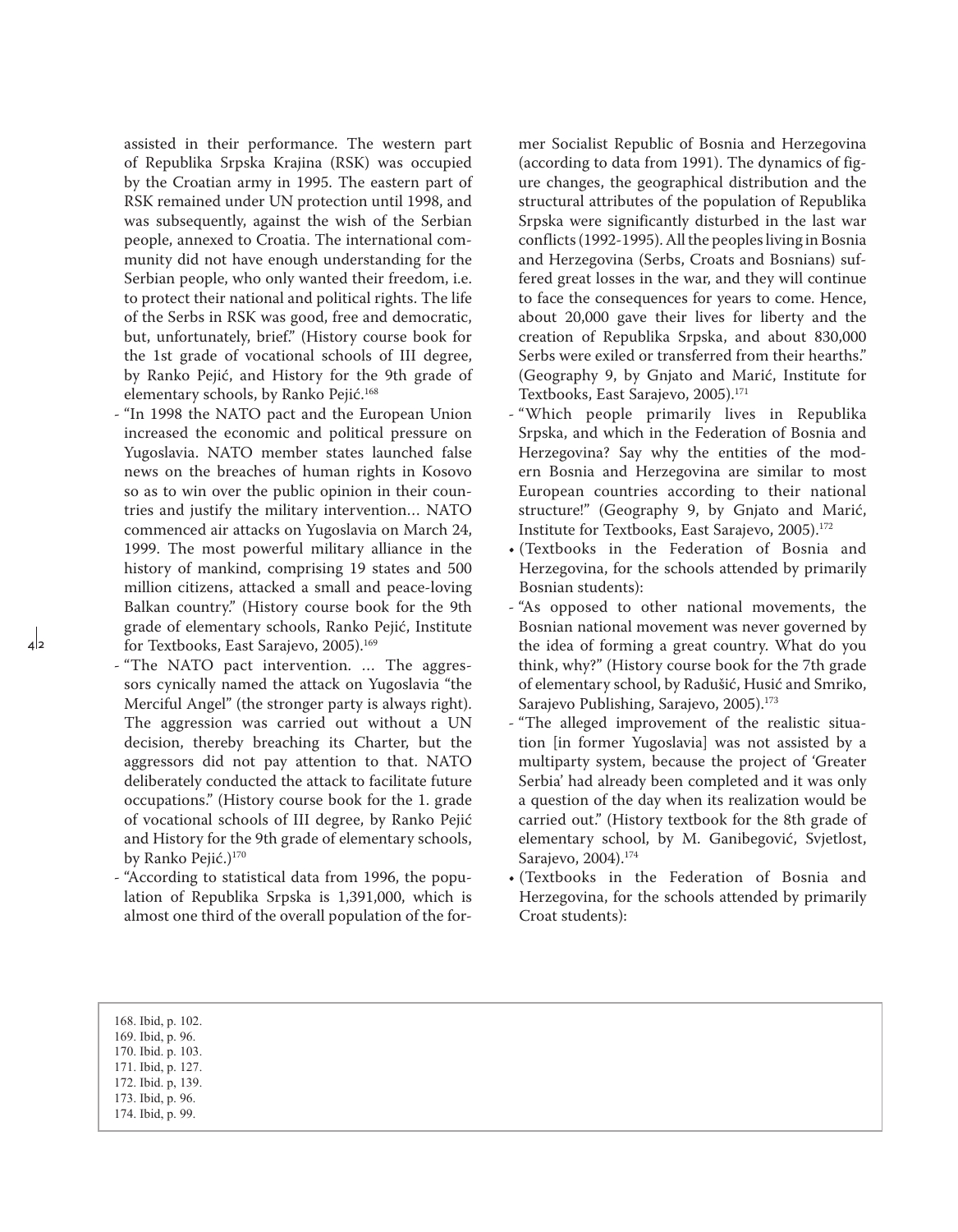assisted in their performance. The western part of Republika Srpska Krajina (RSK) was occupied by the Croatian army in 1995. The eastern part of RSK remained under UN protection until 1998, and was subsequently, against the wish of the Serbian people, annexed to Croatia. The international community did not have enough understanding for the Serbian people, who only wanted their freedom, i.e. to protect their national and political rights. The life of the Serbs in RSK was good, free and democratic, but, unfortunately, brief." (History course book for the 1st grade of vocational schools of III degree, by Ranko Pejić, and History for the 9th grade of elementary schools, by Ranko Pejić.[168]

- "In 1998 the NATO pact and the European Union increased the economic and political pressure on Yugoslavia. NATO member states launched false news on the breaches of human rights in Kosovo so as to win over the public opinion in their countries and justify the military intervention… NATO commenced air attacks on Yugoslavia on March 24, 1999. The most powerful military alliance in the history of mankind, comprising 19 states and 500 million citizens, attacked a small and peace-loving Balkan country." (History course book for the 9th grade of elementary schools, Ranko Pejić, Institute for Textbooks, East Sarajevo, 2005).[169]
- "The NATO pact intervention. … The aggressors cynically named the attack on Yugoslavia "the Merciful Angel" (the stronger party is always right). The aggression was carried out without a UN decision, thereby breaching its Charter, but the aggressors did not pay attention to that. NATO deliberately conducted the attack to facilitate future occupations." (History course book for the 1. grade of vocational schools of III degree, by Ranko Pejić and History for the 9th grade of elementary schools, by Ranko Pejić.)[170]
- "According to statistical data from 1996, the population of Republika Srpska is 1,391,000, which is almost one third of the overall population of the former Socialist Republic of Bosnia and Herzegovina (according to data from 1991). The dynamics of figure changes, the geographical distribution and the structural attributes of the population of Republika Srpska were significantly disturbed in the last war conflicts (1992-1995). All the peoples living in Bosnia and Herzegovina (Serbs, Croats and Bosnians) suffered great losses in the war, and they will continue to face the consequences for years to come. Hence, about 20,000 gave their lives for liberty and the creation of Republika Srpska, and about 830,000 Serbs were exiled or transferred from their hearths." (Geography 9, by Gnjato and Marić, Institute for Textbooks, East Sarajevo, 2005).[171]
- "Which people primarily lives in Republika Srpska, and which in the Federation of Bosnia and Herzegovina? Say why the entities of the modern Bosnia and Herzegovina are similar to most European countries according to their national structure!" (Geography 9, by Gnjato and Marić, Institute for Textbooks, East Sarajevo, 2005).[172]

• (Textbooks in the Federation of Bosnia and Herzegovina, for the schools attended by primarily Bosnian students):

- "As opposed to other national movements, the Bosnian national movement was never governed by the idea of forming a great country. What do you think, why?" (History course book for the 7th grade of elementary school, by Radušić, Husić and Smriko, Sarajevo Publishing, Sarajevo, 2005).[173]
- "The alleged improvement of the realistic situation [in former Yugoslavia] was not assisted by a multiparty system, because the project of 'Greater Serbia' had already been completed and it was only a question of the day when its realization would be carried out." (History textbook for the 8th grade of elementary school, by M. Ganibegović, Svjetlost, Sarajevo, 2004).[174]

• (Textbooks in the Federation of Bosnia and Herzegovina, for the schools attended by primarily Croat students):

---

168. Ibid, p. 102.
169. Ibid, p. 96.
170. Ibid. p. 103.
171. Ibid, p. 127.
172. Ibid. p, 139.
173. Ibid, p. 96.
174. Ibid, p. 99.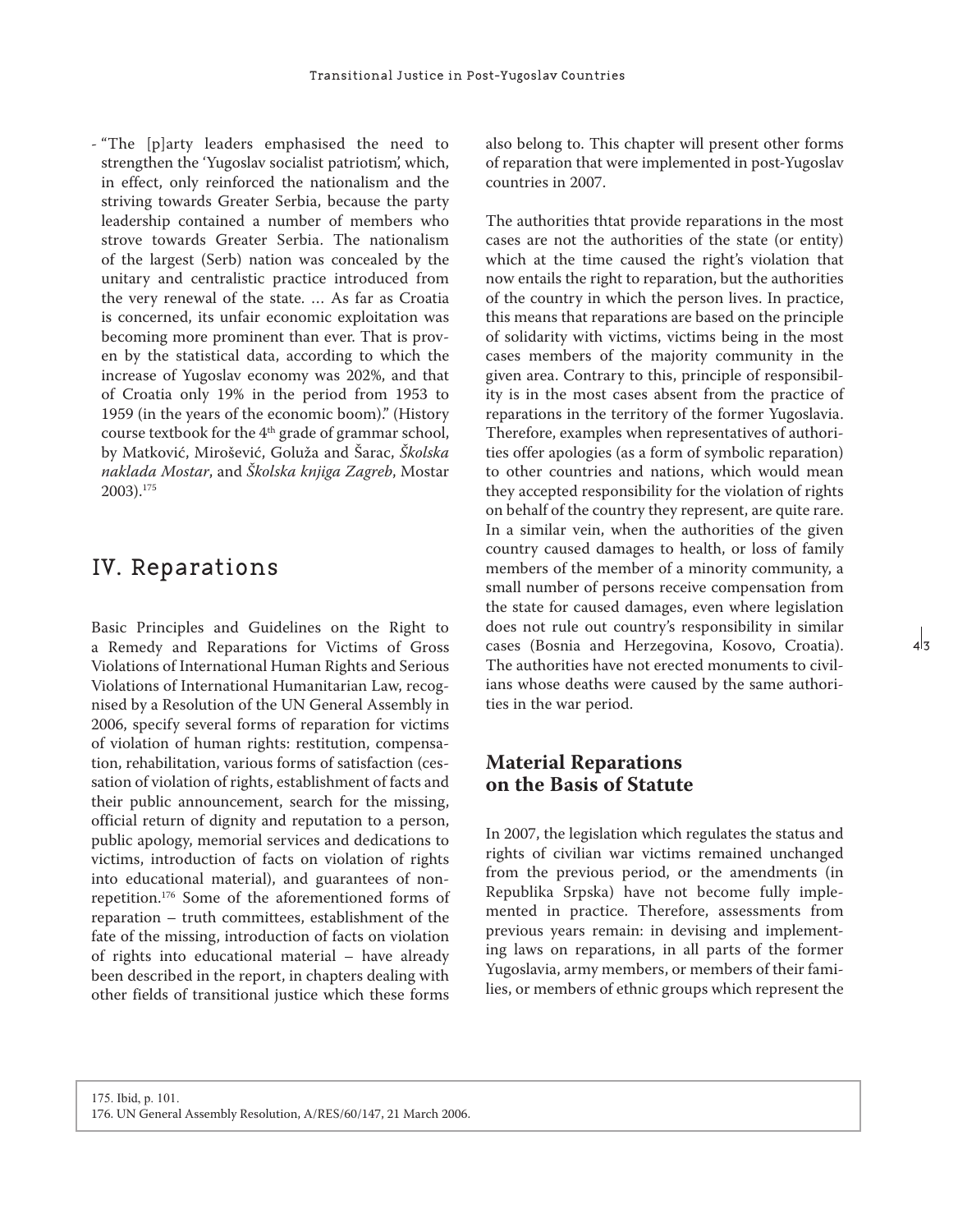- "The [p]arty leaders emphasised the need to strengthen the 'Yugoslav socialist patriotism', which, in effect, only reinforced the nationalism and the striving towards Greater Serbia, because the party leadership contained a number of members who strove towards Greater Serbia. The nationalism of the largest (Serb) nation was concealed by the unitary and centralistic practice introduced from the very renewal of the state. … As far as Croatia is concerned, its unfair economic exploitation was becoming more prominent than ever. That is proven by the statistical data, according to which the increase of Yugoslav economy was 202%, and that of Croatia only 19% in the period from 1953 to 1959 (in the years of the economic boom)." (History course textbook for the 4th grade of grammar school, by Matković, Mirošević, Goluža and Šarac, *Školska naklada Mostar*, and *Školska knjiga Zagreb*, Mostar 2003).[175]

# IV. Reparations

Basic Principles and Guidelines on the Right to a Remedy and Reparations for Victims of Gross Violations of International Human Rights and Serious Violations of International Humanitarian Law, recognised by a Resolution of the UN General Assembly in 2006, specify several forms of reparation for victims of violation of human rights: restitution, compensation, rehabilitation, various forms of satisfaction (cessation of violation of rights, establishment of facts and their public announcement, search for the missing, official return of dignity and reputation to a person, public apology, memorial services and dedications to victims, introduction of facts on violation of rights into educational material), and guarantees of non-repetition.[176] Some of the aforementioned forms of reparation – truth committees, establishment of the fate of the missing, introduction of facts on violation of rights into educational material – have already been described in the report, in chapters dealing with other fields of transitional justice which these forms also belong to. This chapter will present other forms of reparation that were implemented in post-Yugoslav countries in 2007.

The authorities thtat provide reparations in the most cases are not the authorities of the state (or entity) which at the time caused the right's violation that now entails the right to reparation, but the authorities of the country in which the person lives. In practice, this means that reparations are based on the principle of solidarity with victims, victims being in the most cases members of the majority community in the given area. Contrary to this, principle of responsibility is in the most cases absent from the practice of reparations in the territory of the former Yugoslavia. Therefore, examples when representatives of authorities offer apologies (as a form of symbolic reparation) to other countries and nations, which would mean they accepted responsibility for the violation of rights on behalf of the country they represent, are quite rare. In a similar vein, when the authorities of the given country caused damages to health, or loss of family members of the member of a minority community, a small number of persons receive compensation from the state for caused damages, even where legislation does not rule out country's responsibility in similar cases (Bosnia and Herzegovina, Kosovo, Croatia). The authorities have not erected monuments to civilians whose deaths were caused by the same authorities in the war period.

## Material Reparations on the Basis of Statute

In 2007, the legislation which regulates the status and rights of civilian war victims remained unchanged from the previous period, or the amendments (in Republika Srpska) have not become fully implemented in practice. Therefore, assessments from previous years remain: in devising and implementing laws on reparations, in all parts of the former Yugoslavia, army members, or members of their families, or members of ethnic groups which represent the

175. Ibid, p. 101.
176. UN General Assembly Resolution, A/RES/60/147, 21 March 2006.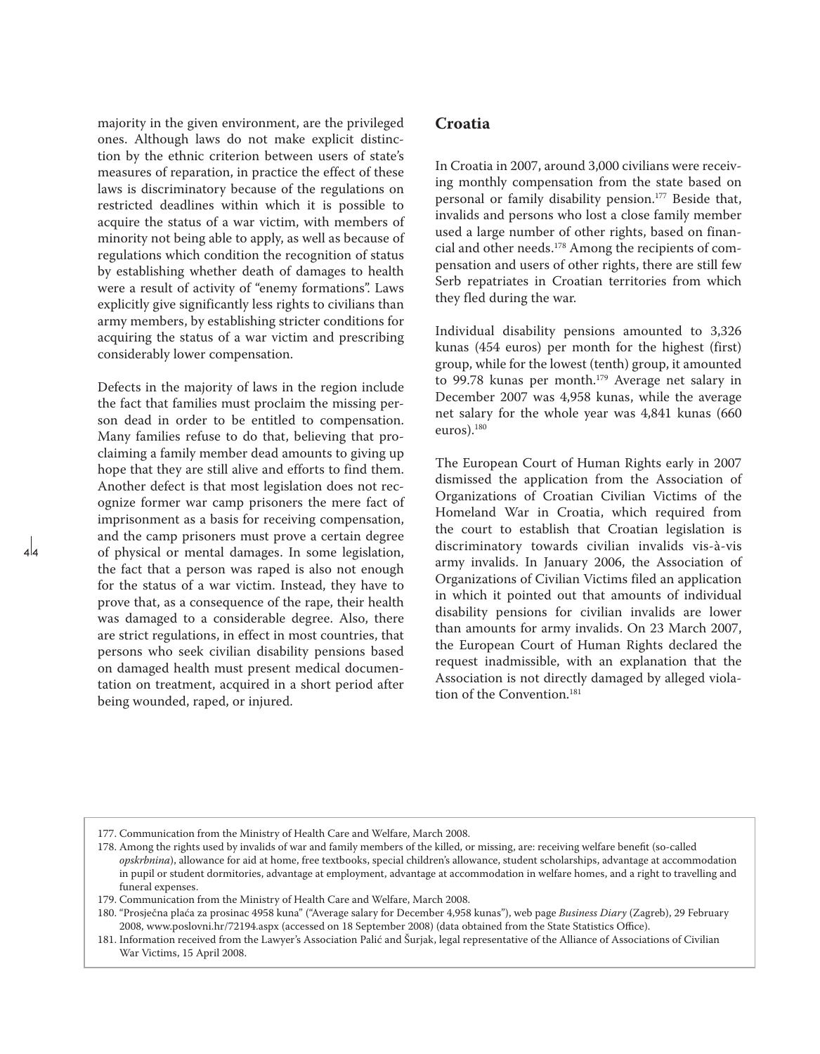majority in the given environment, are the privileged ones. Although laws do not make explicit distinction by the ethnic criterion between users of state's measures of reparation, in practice the effect of these laws is discriminatory because of the regulations on restricted deadlines within which it is possible to acquire the status of a war victim, with members of minority not being able to apply, as well as because of regulations which condition the recognition of status by establishing whether death of damages to health were a result of activity of "enemy formations". Laws explicitly give significantly less rights to civilians than army members, by establishing stricter conditions for acquiring the status of a war victim and prescribing considerably lower compensation.

Defects in the majority of laws in the region include the fact that families must proclaim the missing person dead in order to be entitled to compensation. Many families refuse to do that, believing that proclaiming a family member dead amounts to giving up hope that they are still alive and efforts to find them. Another defect is that most legislation does not recognize former war camp prisoners the mere fact of imprisonment as a basis for receiving compensation, and the camp prisoners must prove a certain degree of physical or mental damages. In some legislation, the fact that a person was raped is also not enough for the status of a war victim. Instead, they have to prove that, as a consequence of the rape, their health was damaged to a considerable degree. Also, there are strict regulations, in effect in most countries, that persons who seek civilian disability pensions based on damaged health must present medical documentation on treatment, acquired in a short period after being wounded, raped, or injured.

## Croatia

In Croatia in 2007, around 3,000 civilians were receiving monthly compensation from the state based on personal or family disability pension.[177] Beside that, invalids and persons who lost a close family member used a large number of other rights, based on financial and other needs.[178] Among the recipients of compensation and users of other rights, there are still few Serb repatriates in Croatian territories from which they fled during the war.

Individual disability pensions amounted to 3,326 kunas (454 euros) per month for the highest (first) group, while for the lowest (tenth) group, it amounted to 99.78 kunas per month.[179] Average net salary in December 2007 was 4,958 kunas, while the average net salary for the whole year was 4,841 kunas (660 euros).[180]

The European Court of Human Rights early in 2007 dismissed the application from the Association of Organizations of Croatian Civilian Victims of the Homeland War in Croatia, which required from the court to establish that Croatian legislation is discriminatory towards civilian invalids vis-à-vis army invalids. In January 2006, the Association of Organizations of Civilian Victims filed an application in which it pointed out that amounts of individual disability pensions for civilian invalids are lower than amounts for army invalids. On 23 March 2007, the European Court of Human Rights declared the request inadmissible, with an explanation that the Association is not directly damaged by alleged violation of the Convention.[181]

---

177. Communication from the Ministry of Health Care and Welfare, March 2008.

178. Among the rights used by invalids of war and family members of the killed, or missing, are: receiving welfare benefit (so-called *opskrbnina*), allowance for aid at home, free textbooks, special children's allowance, student scholarships, advantage at accommodation in pupil or student dormitories, advantage at employment, advantage at accommodation in welfare homes, and a right to travelling and funeral expenses.

179. Communication from the Ministry of Health Care and Welfare, March 2008.

180. "Prosječna plaća za prosinac 4958 kuna" ("Average salary for December 4,958 kunas"), web page *Business Diary* (Zagreb), 29 February 2008, www.poslovni.hr/72194.aspx (accessed on 18 September 2008) (data obtained from the State Statistics Office).

181. Information received from the Lawyer's Association Palić and Šurjak, legal representative of the Alliance of Associations of Civilian War Victims, 15 April 2008.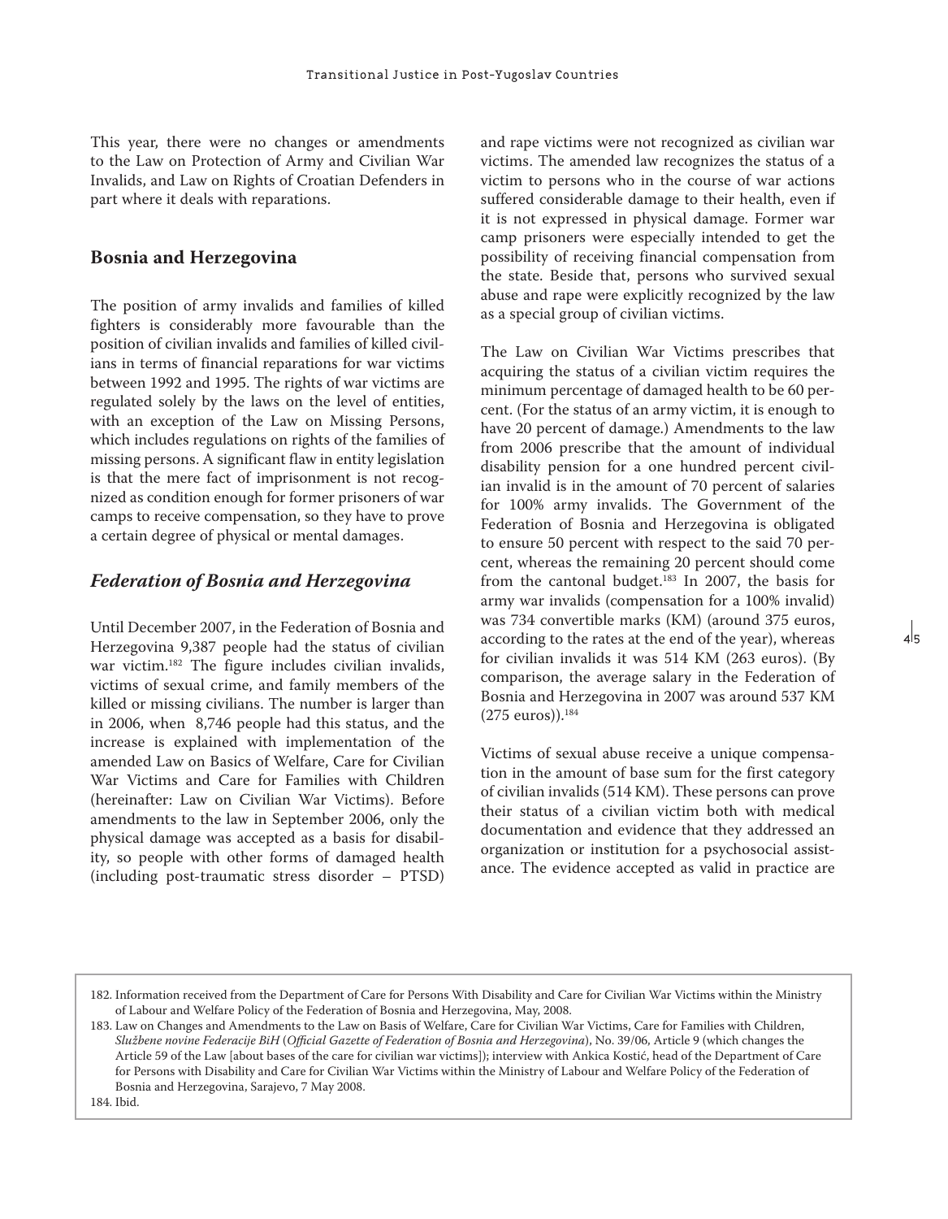This year, there were no changes or amendments to the Law on Protection of Army and Civilian War Invalids, and Law on Rights of Croatian Defenders in part where it deals with reparations.

## Bosnia and Herzegovina

The position of army invalids and families of killed fighters is considerably more favourable than the position of civilian invalids and families of killed civilians in terms of financial reparations for war victims between 1992 and 1995. The rights of war victims are regulated solely by the laws on the level of entities, with an exception of the Law on Missing Persons, which includes regulations on rights of the families of missing persons. A significant flaw in entity legislation is that the mere fact of imprisonment is not recognized as condition enough for former prisoners of war camps to receive compensation, so they have to prove a certain degree of physical or mental damages.

### *Federation of Bosnia and Herzegovina*

Until December 2007, in the Federation of Bosnia and Herzegovina 9,387 people had the status of civilian war victim.[182] The figure includes civilian invalids, victims of sexual crime, and family members of the killed or missing civilians. The number is larger than in 2006, when 8,746 people had this status, and the increase is explained with implementation of the amended Law on Basics of Welfare, Care for Civilian War Victims and Care for Families with Children (hereinafter: Law on Civilian War Victims). Before amendments to the law in September 2006, only the physical damage was accepted as a basis for disability, so people with other forms of damaged health (including post-traumatic stress disorder – PTSD) and rape victims were not recognized as civilian war victims. The amended law recognizes the status of a victim to persons who in the course of war actions suffered considerable damage to their health, even if it is not expressed in physical damage. Former war camp prisoners were especially intended to get the possibility of receiving financial compensation from the state. Beside that, persons who survived sexual abuse and rape were explicitly recognized by the law as a special group of civilian victims.

The Law on Civilian War Victims prescribes that acquiring the status of a civilian victim requires the minimum percentage of damaged health to be 60 percent. (For the status of an army victim, it is enough to have 20 percent of damage.) Amendments to the law from 2006 prescribe that the amount of individual disability pension for a one hundred percent civilian invalid is in the amount of 70 percent of salaries for 100% army invalids. The Government of the Federation of Bosnia and Herzegovina is obligated to ensure 50 percent with respect to the said 70 percent, whereas the remaining 20 percent should come from the cantonal budget.[183] In 2007, the basis for army war invalids (compensation for a 100% invalid) was 734 convertible marks (KM) (around 375 euros, according to the rates at the end of the year), whereas for civilian invalids it was 514 KM (263 euros). (By comparison, the average salary in the Federation of Bosnia and Herzegovina in 2007 was around 537 KM (275 euros)).[184]

Victims of sexual abuse receive a unique compensation in the amount of base sum for the first category of civilian invalids (514 KM). These persons can prove their status of a civilian victim both with medical documentation and evidence that they addressed an organization or institution for a psychosocial assistance. The evidence accepted as valid in practice are

---

182. Information received from the Department of Care for Persons With Disability and Care for Civilian War Victims within the Ministry of Labour and Welfare Policy of the Federation of Bosnia and Herzegovina, May, 2008.

183. Law on Changes and Amendments to the Law on Basis of Welfare, Care for Civilian War Victims, Care for Families with Children, *Službene novine Federacije BiH* (*Official Gazette of Federation of Bosnia and Herzegovina*), No. 39/06, Article 9 (which changes the Article 59 of the Law [about bases of the care for civilian war victims]); interview with Ankica Kostić, head of the Department of Care for Persons with Disability and Care for Civilian War Victims within the Ministry of Labour and Welfare Policy of the Federation of Bosnia and Herzegovina, Sarajevo, 7 May 2008.

184. Ibid.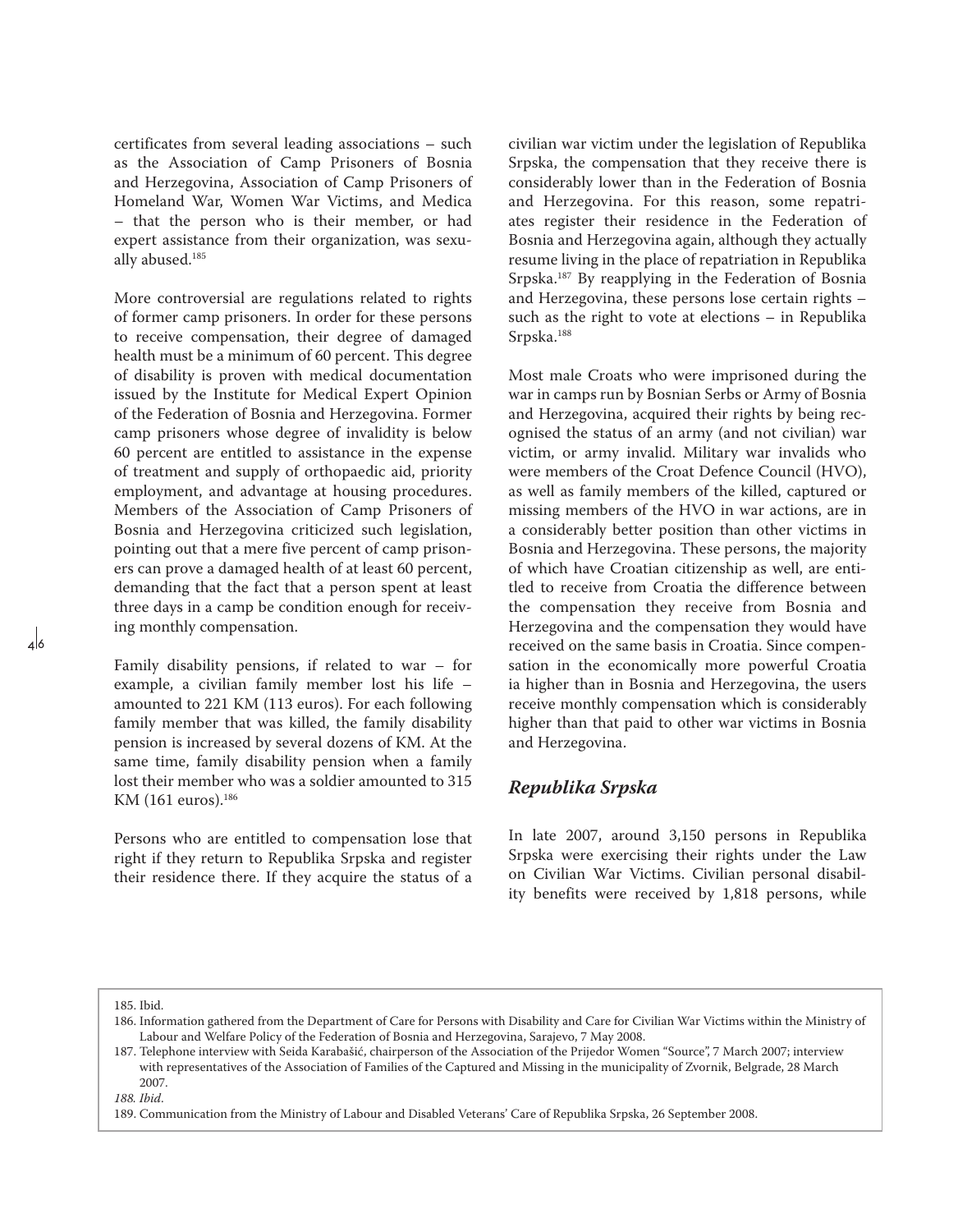certificates from several leading associations – such as the Association of Camp Prisoners of Bosnia and Herzegovina, Association of Camp Prisoners of Homeland War, Women War Victims, and Medica – that the person who is their member, or had expert assistance from their organization, was sexually abused.[185]

More controversial are regulations related to rights of former camp prisoners. In order for these persons to receive compensation, their degree of damaged health must be a minimum of 60 percent. This degree of disability is proven with medical documentation issued by the Institute for Medical Expert Opinion of the Federation of Bosnia and Herzegovina. Former camp prisoners whose degree of invalidity is below 60 percent are entitled to assistance in the expense of treatment and supply of orthopaedic aid, priority employment, and advantage at housing procedures. Members of the Association of Camp Prisoners of Bosnia and Herzegovina criticized such legislation, pointing out that a mere five percent of camp prisoners can prove a damaged health of at least 60 percent, demanding that the fact that a person spent at least three days in a camp be condition enough for receiving monthly compensation.

Family disability pensions, if related to war – for example, a civilian family member lost his life – amounted to 221 KM (113 euros). For each following family member that was killed, the family disability pension is increased by several dozens of KM. At the same time, family disability pension when a family lost their member who was a soldier amounted to 315 KM (161 euros).[186]

Persons who are entitled to compensation lose that right if they return to Republika Srpska and register their residence there. If they acquire the status of a civilian war victim under the legislation of Republika Srpska, the compensation that they receive there is considerably lower than in the Federation of Bosnia and Herzegovina. For this reason, some repatriates register their residence in the Federation of Bosnia and Herzegovina again, although they actually resume living in the place of repatriation in Republika Srpska.[187] By reapplying in the Federation of Bosnia and Herzegovina, these persons lose certain rights – such as the right to vote at elections – in Republika Srpska.[188]

Most male Croats who were imprisoned during the war in camps run by Bosnian Serbs or Army of Bosnia and Herzegovina, acquired their rights by being recognised the status of an army (and not civilian) war victim, or army invalid. Military war invalids who were members of the Croat Defence Council (HVO), as well as family members of the killed, captured or missing members of the HVO in war actions, are in a considerably better position than other victims in Bosnia and Herzegovina. These persons, the majority of which have Croatian citizenship as well, are entitled to receive from Croatia the difference between the compensation they receive from Bosnia and Herzegovina and the compensation they would have received on the same basis in Croatia. Since compensation in the economically more powerful Croatia ia higher than in Bosnia and Herzegovina, the users receive monthly compensation which is considerably higher than that paid to other war victims in Bosnia and Herzegovina.

### *Republika Srpska*

In late 2007, around 3,150 persons in Republika Srpska were exercising their rights under the Law on Civilian War Victims. Civilian personal disability benefits were received by 1,818 persons, while

---

185. Ibid.

186. Information gathered from the Department of Care for Persons with Disability and Care for Civilian War Victims within the Ministry of Labour and Welfare Policy of the Federation of Bosnia and Herzegovina, Sarajevo, 7 May 2008.

187. Telephone interview with Seida Karabašić, chairperson of the Association of the Prijedor Women "Source", 7 March 2007; interview with representatives of the Association of Families of the Captured and Missing in the municipality of Zvornik, Belgrade, 28 March 2007.

*188. Ibid.*

189. Communication from the Ministry of Labour and Disabled Veterans' Care of Republika Srpska, 26 September 2008.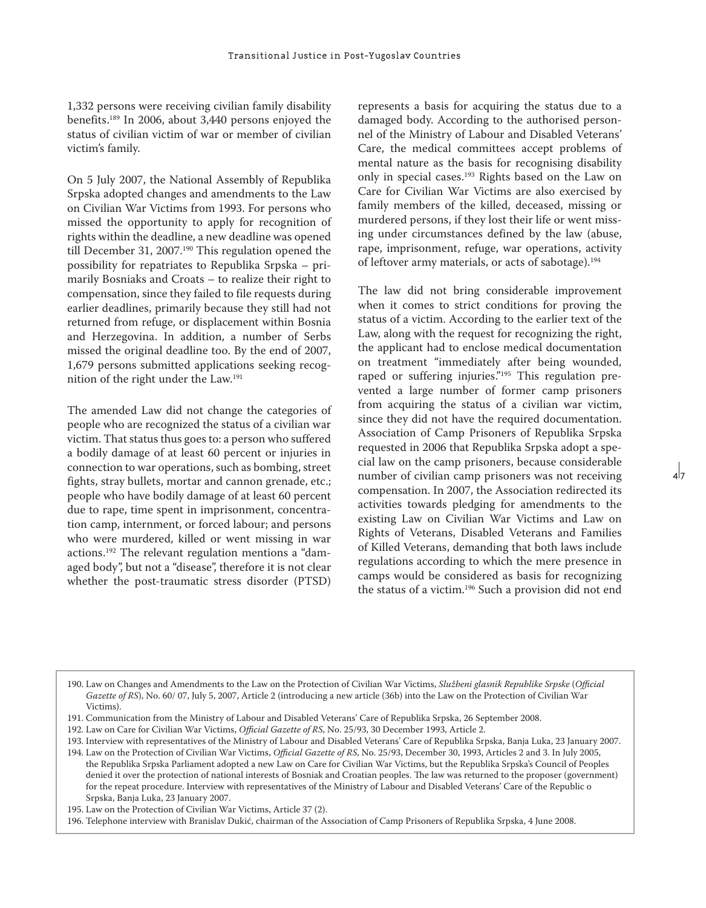1,332 persons were receiving civilian family disability benefits.[189] In 2006, about 3,440 persons enjoyed the status of civilian victim of war or member of civilian victim's family.

On 5 July 2007, the National Assembly of Republika Srpska adopted changes and amendments to the Law on Civilian War Victims from 1993. For persons who missed the opportunity to apply for recognition of rights within the deadline, a new deadline was opened till December 31, 2007.[190] This regulation opened the possibility for repatriates to Republika Srpska – primarily Bosniaks and Croats – to realize their right to compensation, since they failed to file requests during earlier deadlines, primarily because they still had not returned from refuge, or displacement within Bosnia and Herzegovina. In addition, a number of Serbs missed the original deadline too. By the end of 2007, 1,679 persons submitted applications seeking recognition of the right under the Law.[191]

The amended Law did not change the categories of people who are recognized the status of a civilian war victim. That status thus goes to: a person who suffered a bodily damage of at least 60 percent or injuries in connection to war operations, such as bombing, street fights, stray bullets, mortar and cannon grenade, etc.; people who have bodily damage of at least 60 percent due to rape, time spent in imprisonment, concentration camp, internment, or forced labour; and persons who were murdered, killed or went missing in war actions.[192] The relevant regulation mentions a "damaged body", but not a "disease", therefore it is not clear whether the post-traumatic stress disorder (PTSD) represents a basis for acquiring the status due to a damaged body. According to the authorised personnel of the Ministry of Labour and Disabled Veterans' Care, the medical committees accept problems of mental nature as the basis for recognising disability only in special cases.[193] Rights based on the Law on Care for Civilian War Victims are also exercised by family members of the killed, deceased, missing or murdered persons, if they lost their life or went missing under circumstances defined by the law (abuse, rape, imprisonment, refuge, war operations, activity of leftover army materials, or acts of sabotage).[194]

The law did not bring considerable improvement when it comes to strict conditions for proving the status of a victim. According to the earlier text of the Law, along with the request for recognizing the right, the applicant had to enclose medical documentation on treatment "immediately after being wounded, raped or suffering injuries."[195] This regulation prevented a large number of former camp prisoners from acquiring the status of a civilian war victim, since they did not have the required documentation. Association of Camp Prisoners of Republika Srpska requested in 2006 that Republika Srpska adopt a special law on the camp prisoners, because considerable number of civilian camp prisoners was not receiving compensation. In 2007, the Association redirected its activities towards pledging for amendments to the existing Law on Civilian War Victims and Law on Rights of Veterans, Disabled Veterans and Families of Killed Veterans, demanding that both laws include regulations according to which the mere presence in camps would be considered as basis for recognizing the status of a victim.[196] Such a provision did not end

---

190. Law on Changes and Amendments to the Law on the Protection of Civilian War Victims, *Službeni glasnik Republike Srpske* (*Official Gazette of RS*), No. 60/ 07, July 5, 2007, Article 2 (introducing a new article (36b) into the Law on the Protection of Civilian War Victims).

191. Communication from the Ministry of Labour and Disabled Veterans' Care of Republika Srpska, 26 September 2008.

192. Law on Care for Civilian War Victims, *Official Gazette of RS*, No. 25/93, 30 December 1993, Article 2.

193. Interview with representatives of the Ministry of Labour and Disabled Veterans' Care of Republika Srpska, Banja Luka, 23 January 2007.

194. Law on the Protection of Civilian War Victims, *Official Gazette of RS*, No. 25/93, December 30, 1993, Articles 2 and 3. In July 2005, the Republika Srpska Parliament adopted a new Law on Care for Civilian War Victims, but the Republika Srpska's Council of Peoples denied it over the protection of national interests of Bosniak and Croatian peoples. The law was returned to the proposer (government) for the repeat procedure. Interview with representatives of the Ministry of Labour and Disabled Veterans' Care of the Republic o Srpska, Banja Luka, 23 January 2007.

195. Law on the Protection of Civilian War Victims, Article 37 (2).

196. Telephone interview with Branislav Dukić, chairman of the Association of Camp Prisoners of Republika Srpska, 4 June 2008.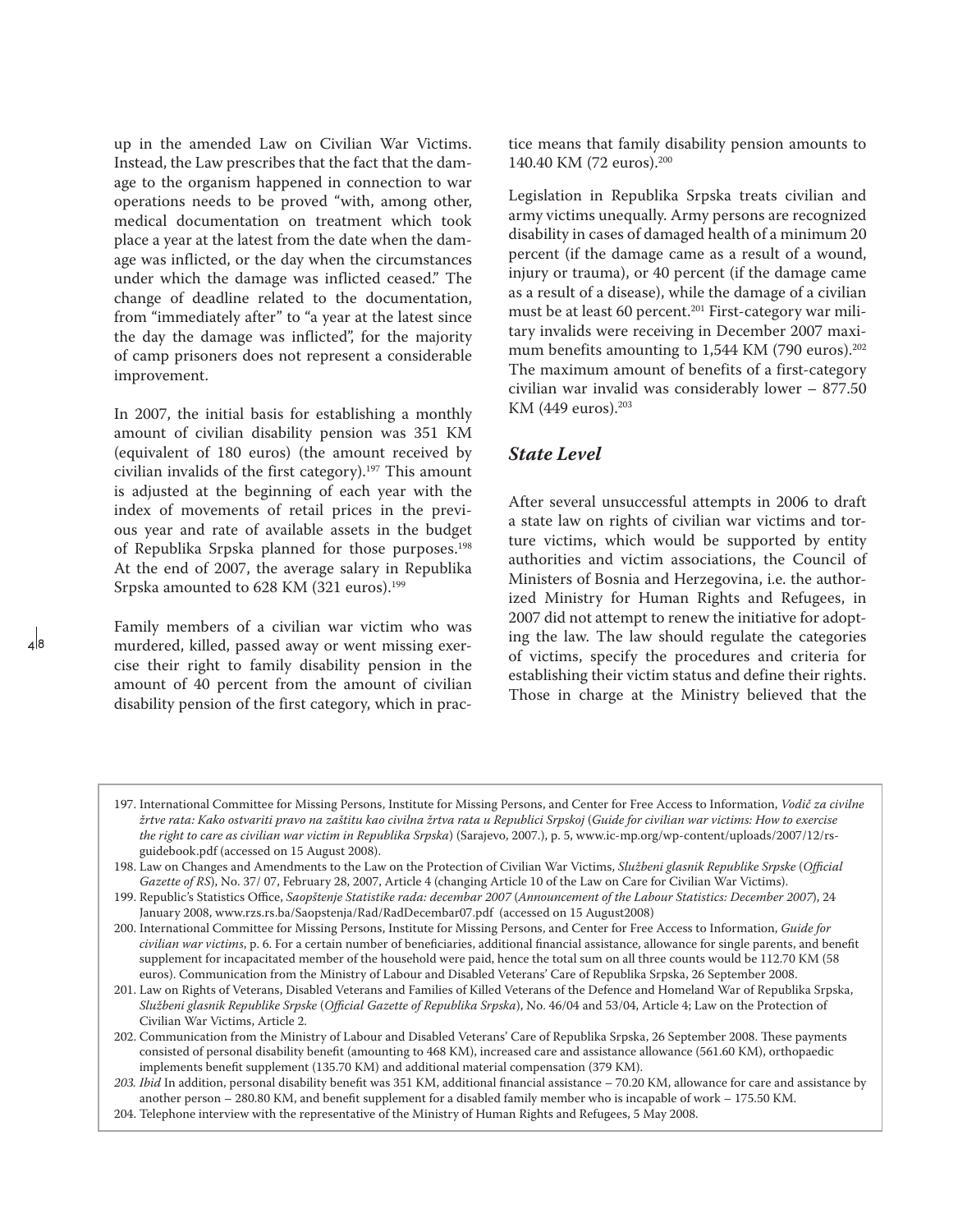up in the amended Law on Civilian War Victims. Instead, the Law prescribes that the fact that the damage to the organism happened in connection to war operations needs to be proved "with, among other, medical documentation on treatment which took place a year at the latest from the date when the damage was inflicted, or the day when the circumstances under which the damage was inflicted ceased." The change of deadline related to the documentation, from "immediately after" to "a year at the latest since the day the damage was inflicted", for the majority of camp prisoners does not represent a considerable improvement.

In 2007, the initial basis for establishing a monthly amount of civilian disability pension was 351 KM (equivalent of 180 euros) (the amount received by civilian invalids of the first category).[197] This amount is adjusted at the beginning of each year with the index of movements of retail prices in the previous year and rate of available assets in the budget of Republika Srpska planned for those purposes.[198] At the end of 2007, the average salary in Republika Srpska amounted to 628 KM (321 euros).[199]

Family members of a civilian war victim who was murdered, killed, passed away or went missing exercise their right to family disability pension in the amount of 40 percent from the amount of civilian disability pension of the first category, which in practice means that family disability pension amounts to 140.40 KM (72 euros).[200]

Legislation in Republika Srpska treats civilian and army victims unequally. Army persons are recognized disability in cases of damaged health of a minimum 20 percent (if the damage came as a result of a wound, injury or trauma), or 40 percent (if the damage came as a result of a disease), while the damage of a civilian must be at least 60 percent.[201] First-category war military invalids were receiving in December 2007 maximum benefits amounting to 1,544 KM (790 euros).[202] The maximum amount of benefits of a first-category civilian war invalid was considerably lower – 877.50 KM (449 euros).[203]

### *State Level*

After several unsuccessful attempts in 2006 to draft a state law on rights of civilian war victims and torture victims, which would be supported by entity authorities and victim associations, the Council of Ministers of Bosnia and Herzegovina, i.e. the authorized Ministry for Human Rights and Refugees, in 2007 did not attempt to renew the initiative for adopting the law. The law should regulate the categories of victims, specify the procedures and criteria for establishing their victim status and define their rights. Those in charge at the Ministry believed that the

---

197. International Committee for Missing Persons, Institute for Missing Persons, and Center for Free Access to Information, *Vodič za civilne žrtve rata: Kako ostvariti pravo na zaštitu kao civilna žrtva rata u Republici Srpskoj* (*Guide for civilian war victims: How to exercise the right to care as civilian war victim in Republika Srpska*) (Sarajevo, 2007.), p. 5, www.ic-mp.org/wp-content/uploads/2007/12/rs-guidebook.pdf (accessed on 15 August 2008).

198. Law on Changes and Amendments to the Law on the Protection of Civilian War Victims, *Službeni glasnik Republike Srpske* (*Official Gazette of RS*), No. 37/ 07, February 28, 2007, Article 4 (changing Article 10 of the Law on Care for Civilian War Victims).

199. Republic's Statistics Office, *Saopštenje Statistike rada: decembar 2007* (*Announcement of the Labour Statistics: December 2007*), 24 January 2008, www.rzs.rs.ba/Saopstenja/Rad/RadDecembar07.pdf (accessed on 15 August2008)

200. International Committee for Missing Persons, Institute for Missing Persons, and Center for Free Access to Information, *Guide for civilian war victims*, p. 6. For a certain number of beneficiaries, additional financial assistance, allowance for single parents, and benefit supplement for incapacitated member of the household were paid, hence the total sum on all three counts would be 112.70 KM (58 euros). Communication from the Ministry of Labour and Disabled Veterans' Care of Republika Srpska, 26 September 2008.

201. Law on Rights of Veterans, Disabled Veterans and Families of Killed Veterans of the Defence and Homeland War of Republika Srpska, *Službeni glasnik Republike Srpske* (*Official Gazette of Republika Srpska*), No. 46/04 and 53/04, Article 4; Law on the Protection of Civilian War Victims, Article 2.

202. Communication from the Ministry of Labour and Disabled Veterans' Care of Republika Srpska, 26 September 2008. These payments consisted of personal disability benefit (amounting to 468 KM), increased care and assistance allowance (561.60 KM), orthopaedic implements benefit supplement (135.70 KM) and additional material compensation (379 KM).

*203. Ibid* In addition, personal disability benefit was 351 KM, additional financial assistance – 70.20 KM, allowance for care and assistance by another person – 280.80 KM, and benefit supplement for a disabled family member who is incapable of work – 175.50 KM.

204. Telephone interview with the representative of the Ministry of Human Rights and Refugees, 5 May 2008.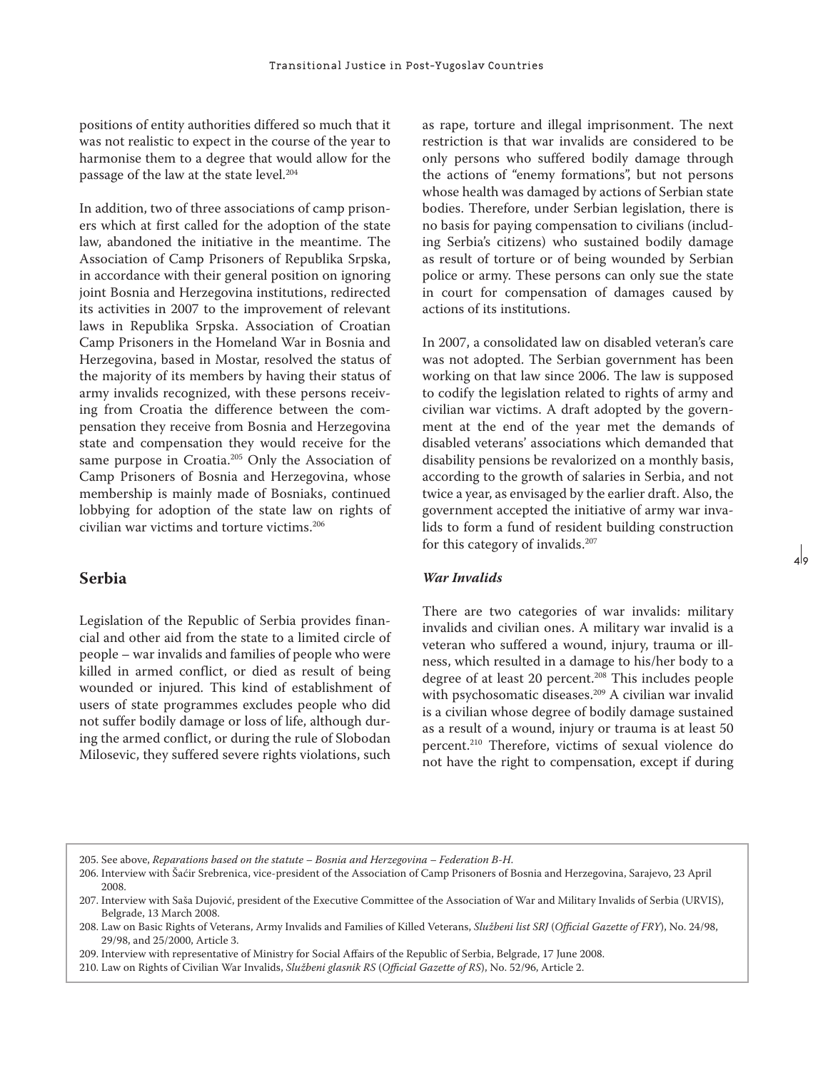positions of entity authorities differed so much that it was not realistic to expect in the course of the year to harmonise them to a degree that would allow for the passage of the law at the state level.[204]

In addition, two of three associations of camp prisoners which at first called for the adoption of the state law, abandoned the initiative in the meantime. The Association of Camp Prisoners of Republika Srpska, in accordance with their general position on ignoring joint Bosnia and Herzegovina institutions, redirected its activities in 2007 to the improvement of relevant laws in Republika Srpska. Association of Croatian Camp Prisoners in the Homeland War in Bosnia and Herzegovina, based in Mostar, resolved the status of the majority of its members by having their status of army invalids recognized, with these persons receiving from Croatia the difference between the compensation they receive from Bosnia and Herzegovina state and compensation they would receive for the same purpose in Croatia.[205] Only the Association of Camp Prisoners of Bosnia and Herzegovina, whose membership is mainly made of Bosniaks, continued lobbying for adoption of the state law on rights of civilian war victims and torture victims.[206]

## Serbia

Legislation of the Republic of Serbia provides financial and other aid from the state to a limited circle of people – war invalids and families of people who were killed in armed conflict, or died as result of being wounded or injured. This kind of establishment of users of state programmes excludes people who did not suffer bodily damage or loss of life, although during the armed conflict, or during the rule of Slobodan Milosevic, they suffered severe rights violations, such as rape, torture and illegal imprisonment. The next restriction is that war invalids are considered to be only persons who suffered bodily damage through the actions of "enemy formations", but not persons whose health was damaged by actions of Serbian state bodies. Therefore, under Serbian legislation, there is no basis for paying compensation to civilians (including Serbia's citizens) who sustained bodily damage as result of torture or of being wounded by Serbian police or army. These persons can only sue the state in court for compensation of damages caused by actions of its institutions.

In 2007, a consolidated law on disabled veteran's care was not adopted. The Serbian government has been working on that law since 2006. The law is supposed to codify the legislation related to rights of army and civilian war victims. A draft adopted by the government at the end of the year met the demands of disabled veterans' associations which demanded that disability pensions be revalorized on a monthly basis, according to the growth of salaries in Serbia, and not twice a year, as envisaged by the earlier draft. Also, the government accepted the initiative of army war invalids to form a fund of resident building construction for this category of invalids.[207]

### *War Invalids*

There are two categories of war invalids: military invalids and civilian ones. A military war invalid is a veteran who suffered a wound, injury, trauma or illness, which resulted in a damage to his/her body to a degree of at least 20 percent.[208] This includes people with psychosomatic diseases.[209] A civilian war invalid is a civilian whose degree of bodily damage sustained as a result of a wound, injury or trauma is at least 50 percent.[210] Therefore, victims of sexual violence do not have the right to compensation, except if during

---

205. See above, *Reparations based on the statute – Bosnia and Herzegovina – Federation B-H.*

206. Interview with Šaćir Srebrenica, vice-president of the Association of Camp Prisoners of Bosnia and Herzegovina, Sarajevo, 23 April 2008.

207. Interview with Saša Dujović, president of the Executive Committee of the Association of War and Military Invalids of Serbia (URVIS), Belgrade, 13 March 2008.

208. Law on Basic Rights of Veterans, Army Invalids and Families of Killed Veterans, *Službeni list SRJ* (*Official Gazette of FRY*), No. 24/98, 29/98, and 25/2000, Article 3.

209. Interview with representative of Ministry for Social Affairs of the Republic of Serbia, Belgrade, 17 June 2008.

210. Law on Rights of Civilian War Invalids, *Službeni glasnik RS* (*Official Gazette of RS*), No. 52/96, Article 2.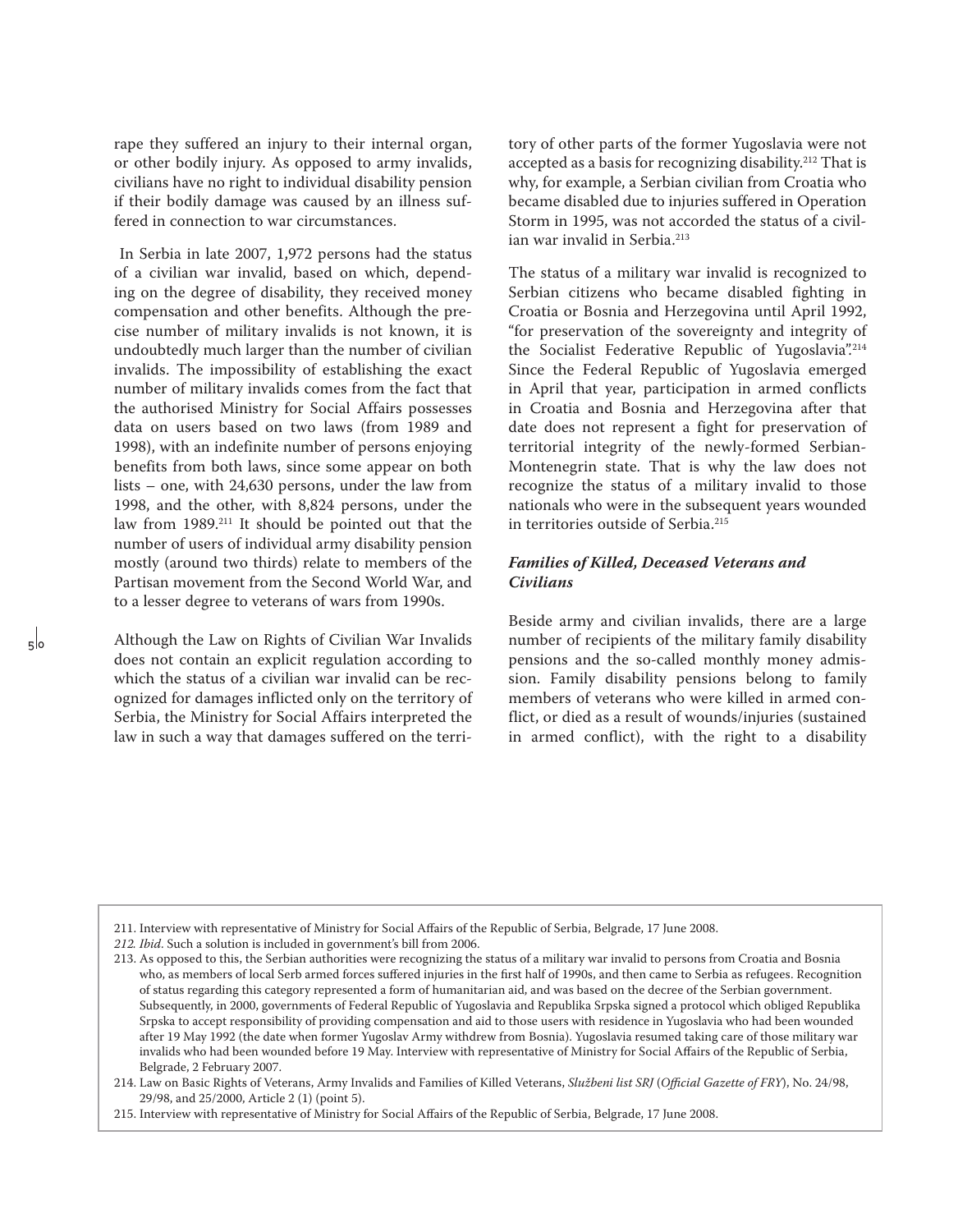rape they suffered an injury to their internal organ, or other bodily injury. As opposed to army invalids, civilians have no right to individual disability pension if their bodily damage was caused by an illness suffered in connection to war circumstances.

In Serbia in late 2007, 1,972 persons had the status of a civilian war invalid, based on which, depending on the degree of disability, they received money compensation and other benefits. Although the precise number of military invalids is not known, it is undoubtedly much larger than the number of civilian invalids. The impossibility of establishing the exact number of military invalids comes from the fact that the authorised Ministry for Social Affairs possesses data on users based on two laws (from 1989 and 1998), with an indefinite number of persons enjoying benefits from both laws, since some appear on both lists – one, with 24,630 persons, under the law from 1998, and the other, with 8,824 persons, under the law from 1989.[211] It should be pointed out that the number of users of individual army disability pension mostly (around two thirds) relate to members of the Partisan movement from the Second World War, and to a lesser degree to veterans of wars from 1990s.

Although the Law on Rights of Civilian War Invalids does not contain an explicit regulation according to which the status of a civilian war invalid can be recognized for damages inflicted only on the territory of Serbia, the Ministry for Social Affairs interpreted the law in such a way that damages suffered on the territory of other parts of the former Yugoslavia were not accepted as a basis for recognizing disability.[212] That is why, for example, a Serbian civilian from Croatia who became disabled due to injuries suffered in Operation Storm in 1995, was not accorded the status of a civilian war invalid in Serbia.[213]

The status of a military war invalid is recognized to Serbian citizens who became disabled fighting in Croatia or Bosnia and Herzegovina until April 1992, "for preservation of the sovereignty and integrity of the Socialist Federative Republic of Yugoslavia".[214] Since the Federal Republic of Yugoslavia emerged in April that year, participation in armed conflicts in Croatia and Bosnia and Herzegovina after that date does not represent a fight for preservation of territorial integrity of the newly-formed Serbian-Montenegrin state. That is why the law does not recognize the status of a military invalid to those nationals who were in the subsequent years wounded in territories outside of Serbia.[215]

### *Families of Killed, Deceased Veterans and Civilians*

Beside army and civilian invalids, there are a large number of recipients of the military family disability pensions and the so-called monthly money admission. Family disability pensions belong to family members of veterans who were killed in armed conflict, or died as a result of wounds/injuries (sustained in armed conflict), with the right to a disability

---

211. Interview with representative of Ministry for Social Affairs of the Republic of Serbia, Belgrade, 17 June 2008.

212. *Ibid*. Such a solution is included in government's bill from 2006.

213. As opposed to this, the Serbian authorities were recognizing the status of a military war invalid to persons from Croatia and Bosnia who, as members of local Serb armed forces suffered injuries in the first half of 1990s, and then came to Serbia as refugees. Recognition of status regarding this category represented a form of humanitarian aid, and was based on the decree of the Serbian government. Subsequently, in 2000, governments of Federal Republic of Yugoslavia and Republika Srpska signed a protocol which obliged Republika Srpska to accept responsibility of providing compensation and aid to those users with residence in Yugoslavia who had been wounded after 19 May 1992 (the date when former Yugoslav Army withdrew from Bosnia). Yugoslavia resumed taking care of those military war invalids who had been wounded before 19 May. Interview with representative of Ministry for Social Affairs of the Republic of Serbia, Belgrade, 2 February 2007.

214. Law on Basic Rights of Veterans, Army Invalids and Families of Killed Veterans, *Službeni list SRJ* (*Official Gazette of FRY*), No. 24/98, 29/98, and 25/2000, Article 2 (1) (point 5).

215. Interview with representative of Ministry for Social Affairs of the Republic of Serbia, Belgrade, 17 June 2008.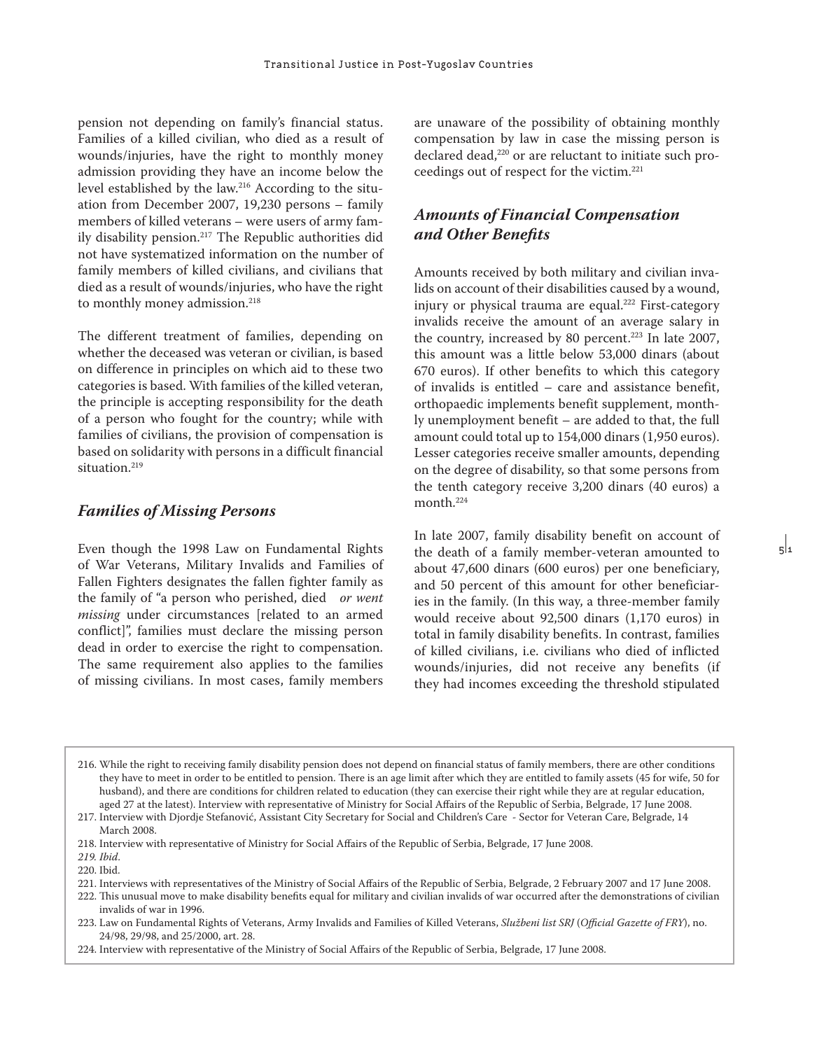pension not depending on family's financial status. Families of a killed civilian, who died as a result of wounds/injuries, have the right to monthly money admission providing they have an income below the level established by the law.[216] According to the situation from December 2007, 19,230 persons – family members of killed veterans – were users of army family disability pension.[217] The Republic authorities did not have systematized information on the number of family members of killed civilians, and civilians that died as a result of wounds/injuries, who have the right to monthly money admission.[218]

The different treatment of families, depending on whether the deceased was veteran or civilian, is based on difference in principles on which aid to these two categories is based. With families of the killed veteran, the principle is accepting responsibility for the death of a person who fought for the country; while with families of civilians, the provision of compensation is based on solidarity with persons in a difficult financial situation.[219]

### *Families of Missing Persons*

Even though the 1998 Law on Fundamental Rights of War Veterans, Military Invalids and Families of Fallen Fighters designates the fallen fighter family as the family of "a person who perished, died *or went missing* under circumstances [related to an armed conflict]", families must declare the missing person dead in order to exercise the right to compensation. The same requirement also applies to the families of missing civilians. In most cases, family members are unaware of the possibility of obtaining monthly compensation by law in case the missing person is declared dead,[220] or are reluctant to initiate such proceedings out of respect for the victim.[221]

### *Amounts of Financial Compensation and Other Benefits*

Amounts received by both military and civilian invalids on account of their disabilities caused by a wound, injury or physical trauma are equal.[222] First-category invalids receive the amount of an average salary in the country, increased by 80 percent.[223] In late 2007, this amount was a little below 53,000 dinars (about 670 euros). If other benefits to which this category of invalids is entitled – care and assistance benefit, orthopaedic implements benefit supplement, monthly unemployment benefit – are added to that, the full amount could total up to 154,000 dinars (1,950 euros). Lesser categories receive smaller amounts, depending on the degree of disability, so that some persons from the tenth category receive 3,200 dinars (40 euros) a month.[224]

In late 2007, family disability benefit on account of the death of a family member-veteran amounted to about 47,600 dinars (600 euros) per one beneficiary, and 50 percent of this amount for other beneficiaries in the family. (In this way, a three-member family would receive about 92,500 dinars (1,170 euros) in total in family disability benefits. In contrast, families of killed civilians, i.e. civilians who died of inflicted wounds/injuries, did not receive any benefits (if they had incomes exceeding the threshold stipulated

---

216. While the right to receiving family disability pension does not depend on financial status of family members, there are other conditions they have to meet in order to be entitled to pension. There is an age limit after which they are entitled to family assets (45 for wife, 50 for husband), and there are conditions for children related to education (they can exercise their right while they are at regular education, aged 27 at the latest). Interview with representative of Ministry for Social Affairs of the Republic of Serbia, Belgrade, 17 June 2008.

217. Interview with Djordje Stefanović, Assistant City Secretary for Social and Children's Care - Sector for Veteran Care, Belgrade, 14 March 2008.

218. Interview with representative of Ministry for Social Affairs of the Republic of Serbia, Belgrade, 17 June 2008.

219. *Ibid.*

220. Ibid.

221. Interviews with representatives of the Ministry of Social Affairs of the Republic of Serbia, Belgrade, 2 February 2007 and 17 June 2008.

222. This unusual move to make disability benefits equal for military and civilian invalids of war occurred after the demonstrations of civilian invalids of war in 1996.

223. Law on Fundamental Rights of Veterans, Army Invalids and Families of Killed Veterans, *Službeni list SRJ* (*Official Gazette of FRY*), no. 24/98, 29/98, and 25/2000, art. 28.

224. Interview with representative of the Ministry of Social Affairs of the Republic of Serbia, Belgrade, 17 June 2008.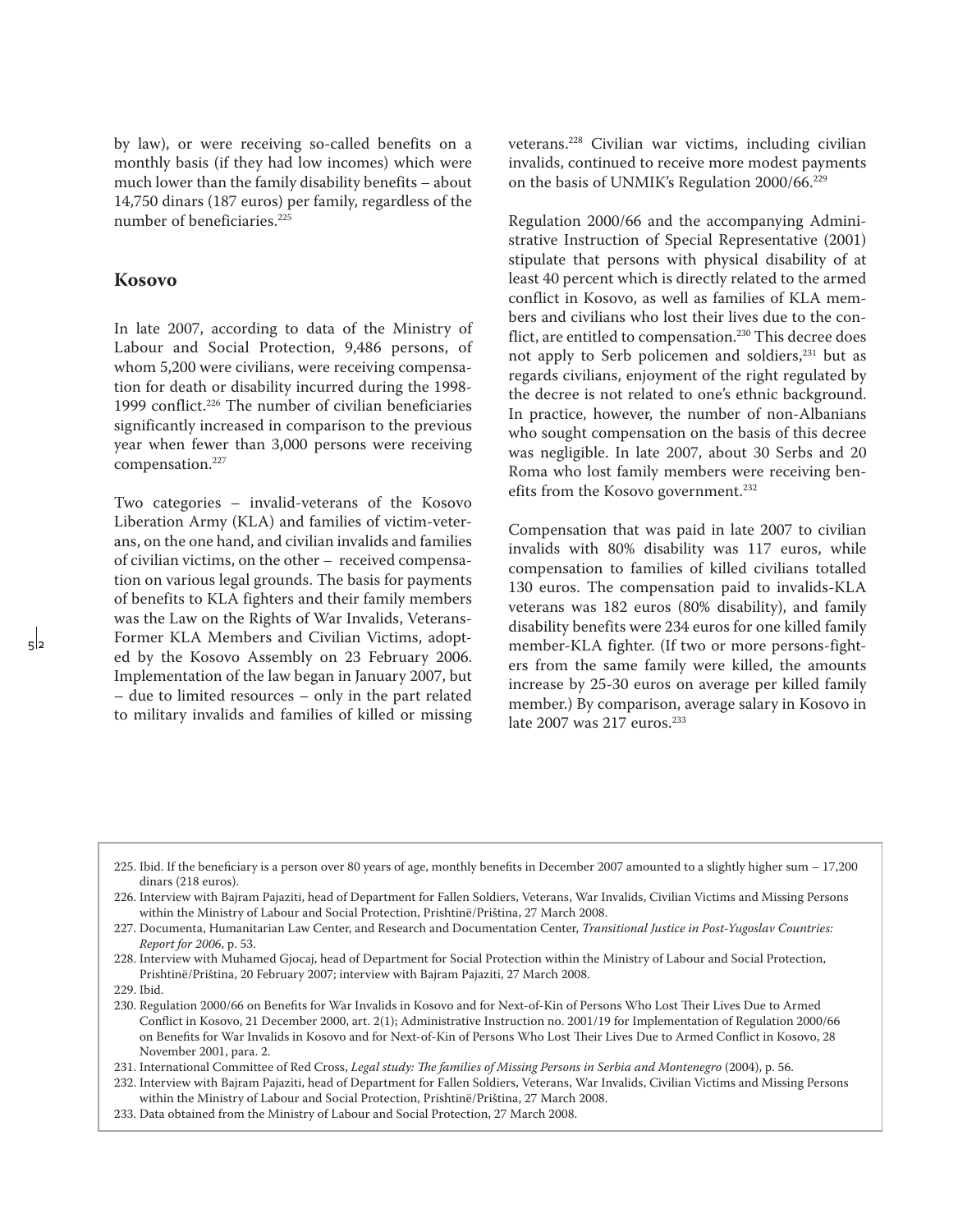by law), or were receiving so-called benefits on a monthly basis (if they had low incomes) which were much lower than the family disability benefits – about 14,750 dinars (187 euros) per family, regardless of the number of beneficiaries.[225]

## Kosovo

In late 2007, according to data of the Ministry of Labour and Social Protection, 9,486 persons, of whom 5,200 were civilians, were receiving compensation for death or disability incurred during the 1998-1999 conflict.[226] The number of civilian beneficiaries significantly increased in comparison to the previous year when fewer than 3,000 persons were receiving compensation.[227]

Two categories – invalid-veterans of the Kosovo Liberation Army (KLA) and families of victim-veterans, on the one hand, and civilian invalids and families of civilian victims, on the other – received compensation on various legal grounds. The basis for payments of benefits to KLA fighters and their family members was the Law on the Rights of War Invalids, Veterans-Former KLA Members and Civilian Victims, adopted by the Kosovo Assembly on 23 February 2006. Implementation of the law began in January 2007, but – due to limited resources – only in the part related to military invalids and families of killed or missing veterans.[228] Civilian war victims, including civilian invalids, continued to receive more modest payments on the basis of UNMIK's Regulation 2000/66.[229]

Regulation 2000/66 and the accompanying Administrative Instruction of Special Representative (2001) stipulate that persons with physical disability of at least 40 percent which is directly related to the armed conflict in Kosovo, as well as families of KLA members and civilians who lost their lives due to the conflict, are entitled to compensation.[230] This decree does not apply to Serb policemen and soldiers,[231] but as regards civilians, enjoyment of the right regulated by the decree is not related to one's ethnic background. In practice, however, the number of non-Albanians who sought compensation on the basis of this decree was negligible. In late 2007, about 30 Serbs and 20 Roma who lost family members were receiving benefits from the Kosovo government.[232]

Compensation that was paid in late 2007 to civilian invalids with 80% disability was 117 euros, while compensation to families of killed civilians totalled 130 euros. The compensation paid to invalids-KLA veterans was 182 euros (80% disability), and family disability benefits were 234 euros for one killed family member-KLA fighter. (If two or more persons-fighters from the same family were killed, the amounts increase by 25-30 euros on average per killed family member.) By comparison, average salary in Kosovo in late 2007 was 217 euros.[233]

---

225. Ibid. If the beneficiary is a person over 80 years of age, monthly benefits in December 2007 amounted to a slightly higher sum – 17,200 dinars (218 euros).
226. Interview with Bajram Pajaziti, head of Department for Fallen Soldiers, Veterans, War Invalids, Civilian Victims and Missing Persons within the Ministry of Labour and Social Protection, Prishtinë/Priština, 27 March 2008.
227. Documenta, Humanitarian Law Center, and Research and Documentation Center, *Transitional Justice in Post-Yugoslav Countries: Report for 2006*, p. 53.
228. Interview with Muhamed Gjocaj, head of Department for Social Protection within the Ministry of Labour and Social Protection, Prishtinë/Priština, 20 February 2007; interview with Bajram Pajaziti, 27 March 2008.
229. Ibid.
230. Regulation 2000/66 on Benefits for War Invalids in Kosovo and for Next-of-Kin of Persons Who Lost Their Lives Due to Armed Conflict in Kosovo, 21 December 2000, art. 2(1); Administrative Instruction no. 2001/19 for Implementation of Regulation 2000/66 on Benefits for War Invalids in Kosovo and for Next-of-Kin of Persons Who Lost Their Lives Due to Armed Conflict in Kosovo, 28 November 2001, para. 2.
231. International Committee of Red Cross, *Legal study: The families of Missing Persons in Serbia and Montenegro* (2004), p. 56.
232. Interview with Bajram Pajaziti, head of Department for Fallen Soldiers, Veterans, War Invalids, Civilian Victims and Missing Persons within the Ministry of Labour and Social Protection, Prishtinë/Priština, 27 March 2008.
233. Data obtained from the Ministry of Labour and Social Protection, 27 March 2008.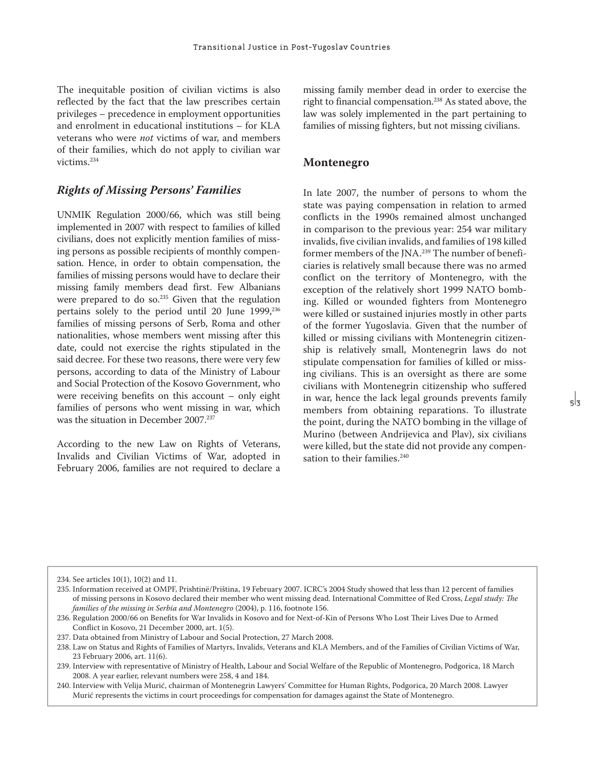The inequitable position of civilian victims is also reflected by the fact that the law prescribes certain privileges – precedence in employment opportunities and enrolment in educational institutions – for KLA veterans who were *not* victims of war, and members of their families, which do not apply to civilian war victims.[234]

### *Rights of Missing Persons' Families*

UNMIK Regulation 2000/66, which was still being implemented in 2007 with respect to families of killed civilians, does not explicitly mention families of missing persons as possible recipients of monthly compensation. Hence, in order to obtain compensation, the families of missing persons would have to declare their missing family members dead first. Few Albanians were prepared to do so.[235] Given that the regulation pertains solely to the period until 20 June 1999,[236] families of missing persons of Serb, Roma and other nationalities, whose members went missing after this date, could not exercise the rights stipulated in the said decree. For these two reasons, there were very few persons, according to data of the Ministry of Labour and Social Protection of the Kosovo Government, who were receiving benefits on this account – only eight families of persons who went missing in war, which was the situation in December 2007.[237]

According to the new Law on Rights of Veterans, Invalids and Civilian Victims of War, adopted in February 2006, families are not required to declare a missing family member dead in order to exercise the right to financial compensation.[238] As stated above, the law was solely implemented in the part pertaining to families of missing fighters, but not missing civilians.

## Montenegro

In late 2007, the number of persons to whom the state was paying compensation in relation to armed conflicts in the 1990s remained almost unchanged in comparison to the previous year: 254 war military invalids, five civilian invalids, and families of 198 killed former members of the JNA.[239] The number of beneficiaries is relatively small because there was no armed conflict on the territory of Montenegro, with the exception of the relatively short 1999 NATO bombing. Killed or wounded fighters from Montenegro were killed or sustained injuries mostly in other parts of the former Yugoslavia. Given that the number of killed or missing civilians with Montenegrin citizenship is relatively small, Montenegrin laws do not stipulate compensation for families of killed or missing civilians. This is an oversight as there are some civilians with Montenegrin citizenship who suffered in war, hence the lack legal grounds prevents family members from obtaining reparations. To illustrate the point, during the NATO bombing in the village of Murino (between Andrijevica and Plav), six civilians were killed, but the state did not provide any compensation to their families.[240]

---

234. See articles 10(1), 10(2) and 11.

235. Information received at OMPF, Prishtinë/Priština, 19 February 2007. ICRC's 2004 Study showed that less than 12 percent of families of missing persons in Kosovo declared their member who went missing dead. International Committee of Red Cross, *Legal study: The families of the missing in Serbia and Montenegro* (2004), p. 116, footnote 156.

236. Regulation 2000/66 on Benefits for War Invalids in Kosovo and for Next-of-Kin of Persons Who Lost Their Lives Due to Armed Conflict in Kosovo, 21 December 2000, art. 1(5).

237. Data obtained from Ministry of Labour and Social Protection, 27 March 2008.

238. Law on Status and Rights of Families of Martyrs, Invalids, Veterans and KLA Members, and of the Families of Civilian Victims of War, 23 February 2006, art. 11(6).

239. Interview with representative of Ministry of Health, Labour and Social Welfare of the Republic of Montenegro, Podgorica, 18 March 2008. A year earlier, relevant numbers were 258, 4 and 184.

240. Interview with Velija Murić, chairman of Montenegrin Lawyers' Committee for Human Rights, Podgorica, 20 March 2008. Lawyer Murić represents the victims in court proceedings for compensation for damages against the State of Montenegro.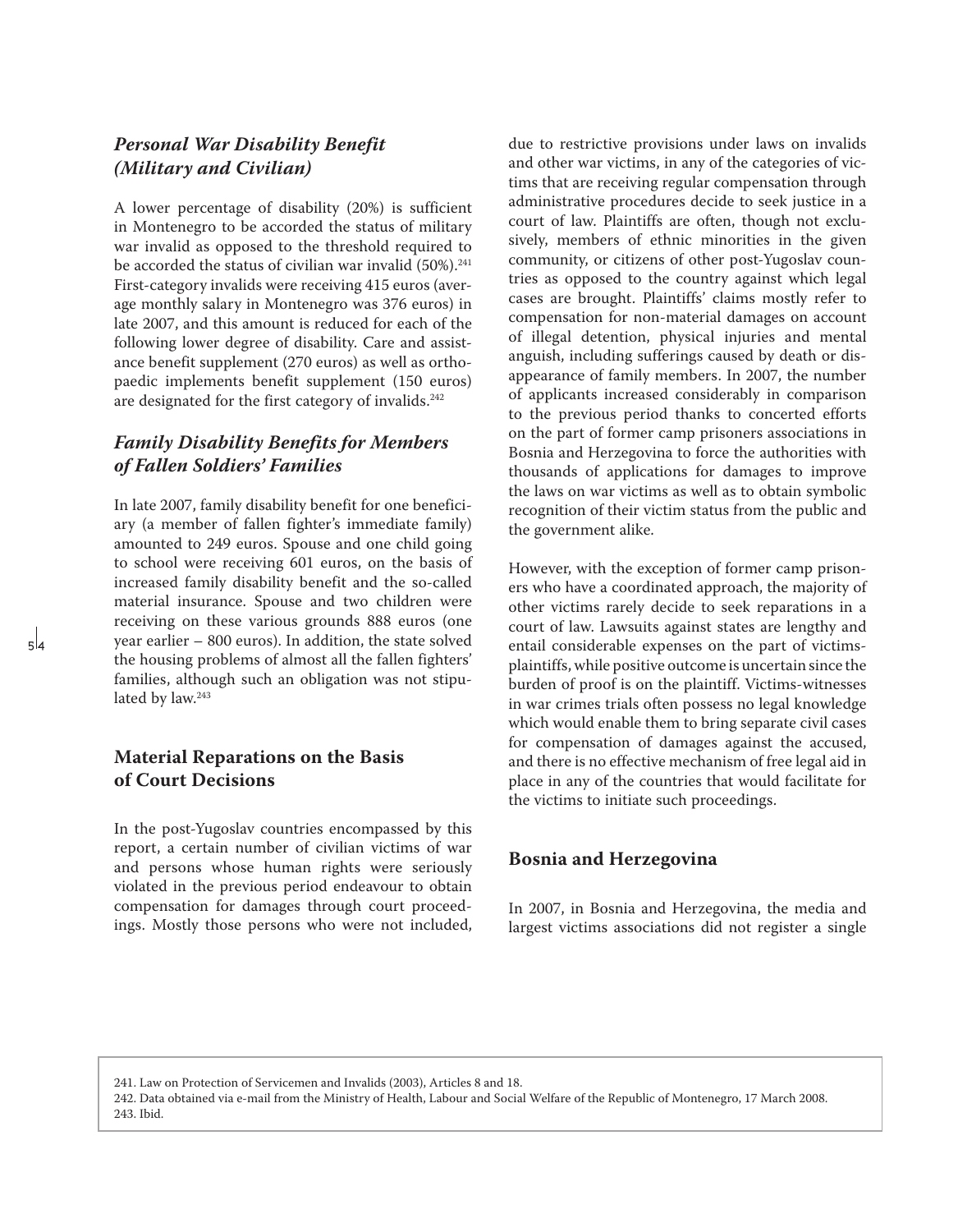### *Personal War Disability Benefit (Military and Civilian)*

A lower percentage of disability (20%) is sufficient in Montenegro to be accorded the status of military war invalid as opposed to the threshold required to be accorded the status of civilian war invalid (50%).[241] First-category invalids were receiving 415 euros (average monthly salary in Montenegro was 376 euros) in late 2007, and this amount is reduced for each of the following lower degree of disability. Care and assistance benefit supplement (270 euros) as well as orthopaedic implements benefit supplement (150 euros) are designated for the first category of invalids.[242]

### *Family Disability Benefits for Members of Fallen Soldiers' Families*

In late 2007, family disability benefit for one beneficiary (a member of fallen fighter's immediate family) amounted to 249 euros. Spouse and one child going to school were receiving 601 euros, on the basis of increased family disability benefit and the so-called material insurance. Spouse and two children were receiving on these various grounds 888 euros (one year earlier – 800 euros). In addition, the state solved the housing problems of almost all the fallen fighters' families, although such an obligation was not stipulated by law.[243]

## Material Reparations on the Basis of Court Decisions

In the post-Yugoslav countries encompassed by this report, a certain number of civilian victims of war and persons whose human rights were seriously violated in the previous period endeavour to obtain compensation for damages through court proceedings. Mostly those persons who were not included, due to restrictive provisions under laws on invalids and other war victims, in any of the categories of victims that are receiving regular compensation through administrative procedures decide to seek justice in a court of law. Plaintiffs are often, though not exclusively, members of ethnic minorities in the given community, or citizens of other post-Yugoslav countries as opposed to the country against which legal cases are brought. Plaintiffs' claims mostly refer to compensation for non-material damages on account of illegal detention, physical injuries and mental anguish, including sufferings caused by death or disappearance of family members. In 2007, the number of applicants increased considerably in comparison to the previous period thanks to concerted efforts on the part of former camp prisoners associations in Bosnia and Herzegovina to force the authorities with thousands of applications for damages to improve the laws on war victims as well as to obtain symbolic recognition of their victim status from the public and the government alike.

However, with the exception of former camp prisoners who have a coordinated approach, the majority of other victims rarely decide to seek reparations in a court of law. Lawsuits against states are lengthy and entail considerable expenses on the part of victims-plaintiffs, while positive outcome is uncertain since the burden of proof is on the plaintiff. Victims-witnesses in war crimes trials often possess no legal knowledge which would enable them to bring separate civil cases for compensation of damages against the accused, and there is no effective mechanism of free legal aid in place in any of the countries that would facilitate for the victims to initiate such proceedings.

### Bosnia and Herzegovina

In 2007, in Bosnia and Herzegovina, the media and largest victims associations did not register a single

---

241. Law on Protection of Servicemen and Invalids (2003), Articles 8 and 18.

242. Data obtained via e-mail from the Ministry of Health, Labour and Social Welfare of the Republic of Montenegro, 17 March 2008.

243. Ibid.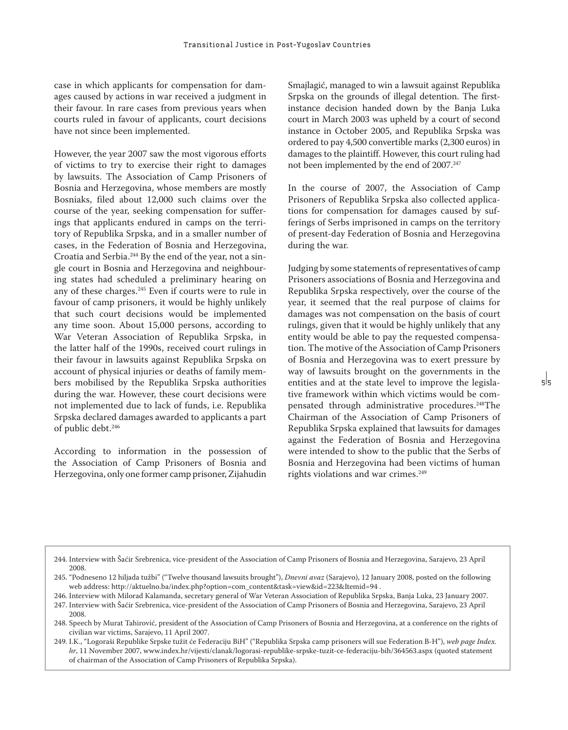case in which applicants for compensation for damages caused by actions in war received a judgment in their favour. In rare cases from previous years when courts ruled in favour of applicants, court decisions have not since been implemented.

However, the year 2007 saw the most vigorous efforts of victims to try to exercise their right to damages by lawsuits. The Association of Camp Prisoners of Bosnia and Herzegovina, whose members are mostly Bosniaks, filed about 12,000 such claims over the course of the year, seeking compensation for sufferings that applicants endured in camps on the territory of Republika Srpska, and in a smaller number of cases, in the Federation of Bosnia and Herzegovina, Croatia and Serbia.[244] By the end of the year, not a single court in Bosnia and Herzegovina and neighbouring states had scheduled a preliminary hearing on any of these charges.[245] Even if courts were to rule in favour of camp prisoners, it would be highly unlikely that such court decisions would be implemented any time soon. About 15,000 persons, according to War Veteran Association of Republika Srpska, in the latter half of the 1990s, received court rulings in their favour in lawsuits against Republika Srpska on account of physical injuries or deaths of family members mobilised by the Republika Srpska authorities during the war. However, these court decisions were not implemented due to lack of funds, i.e. Republika Srpska declared damages awarded to applicants a part of public debt.[246]

According to information in the possession of the Association of Camp Prisoners of Bosnia and Herzegovina, only one former camp prisoner, Zijahudin Smajlagić, managed to win a lawsuit against Republika Srpska on the grounds of illegal detention. The first-instance decision handed down by the Banja Luka court in March 2003 was upheld by a court of second instance in October 2005, and Republika Srpska was ordered to pay 4,500 convertible marks (2,300 euros) in damages to the plaintiff. However, this court ruling had not been implemented by the end of 2007.[247]

In the course of 2007, the Association of Camp Prisoners of Republika Srpska also collected applications for compensation for damages caused by sufferings of Serbs imprisoned in camps on the territory of present-day Federation of Bosnia and Herzegovina during the war.

Judging by some statements of representatives of camp Prisoners associations of Bosnia and Herzegovina and Republika Srpska respectively, over the course of the year, it seemed that the real purpose of claims for damages was not compensation on the basis of court rulings, given that it would be highly unlikely that any entity would be able to pay the requested compensation. The motive of the Association of Camp Prisoners of Bosnia and Herzegovina was to exert pressure by way of lawsuits brought on the governments in the entities and at the state level to improve the legislative framework within which victims would be compensated through administrative procedures.[248]The Chairman of the Association of Camp Prisoners of Republika Srpska explained that lawsuits for damages against the Federation of Bosnia and Herzegovina were intended to show to the public that the Serbs of Bosnia and Herzegovina had been victims of human rights violations and war crimes.[249]

---

244. Interview with Šaćir Srebrenica, vice-president of the Association of Camp Prisoners of Bosnia and Herzegovina, Sarajevo, 23 April 2008.

245. "Podneseno 12 hiljada tužbi" ("Twelve thousand lawsuits brought"), *Dnevni avaz* (Sarajevo), 12 January 2008, posted on the following web address: http://aktuelno.ba/index.php?option=com_content&task=view&id=223&Itemid=94 .

246. Interview with Milorad Kalamanda, secretary general of War Veteran Association of Republika Srpska, Banja Luka, 23 January 2007.

247. Interview with Šaćir Srebrenica, vice-president of the Association of Camp Prisoners of Bosnia and Herzegovina, Sarajevo, 23 April 2008.

248. Speech by Murat Tahirović, president of the Association of Camp Prisoners of Bosnia and Herzegovina, at a conference on the rights of civilian war victims, Sarajevo, 11 April 2007.

249. I.K., "Logoraši Republike Srpske tužit će Federaciju BiH" ("Republika Srpska camp prisoners will sue Federation B-H"), *web page Index.hr*, 11 November 2007, www.index.hr/vijesti/clanak/logorasi-republike-srpske-tuzit-ce-federaciju-bih/364563.aspx (quoted statement of chairman of the Association of Camp Prisoners of Republika Srpska).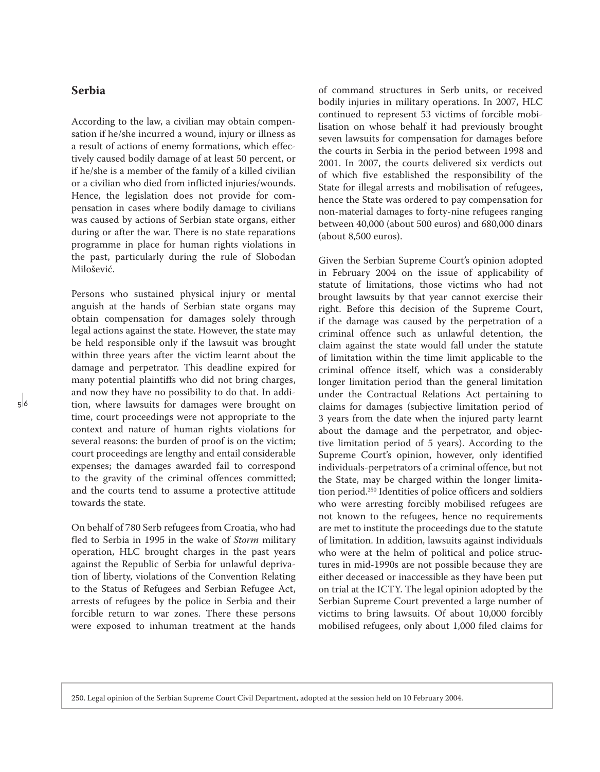## Serbia

According to the law, a civilian may obtain compensation if he/she incurred a wound, injury or illness as a result of actions of enemy formations, which effectively caused bodily damage of at least 50 percent, or if he/she is a member of the family of a killed civilian or a civilian who died from inflicted injuries/wounds. Hence, the legislation does not provide for compensation in cases where bodily damage to civilians was caused by actions of Serbian state organs, either during or after the war. There is no state reparations programme in place for human rights violations in the past, particularly during the rule of Slobodan Milošević.

Persons who sustained physical injury or mental anguish at the hands of Serbian state organs may obtain compensation for damages solely through legal actions against the state. However, the state may be held responsible only if the lawsuit was brought within three years after the victim learnt about the damage and perpetrator. This deadline expired for many potential plaintiffs who did not bring charges, and now they have no possibility to do that. In addition, where lawsuits for damages were brought on time, court proceedings were not appropriate to the context and nature of human rights violations for several reasons: the burden of proof is on the victim; court proceedings are lengthy and entail considerable expenses; the damages awarded fail to correspond to the gravity of the criminal offences committed; and the courts tend to assume a protective attitude towards the state.

On behalf of 780 Serb refugees from Croatia, who had fled to Serbia in 1995 in the wake of *Storm* military operation, HLC brought charges in the past years against the Republic of Serbia for unlawful deprivation of liberty, violations of the Convention Relating to the Status of Refugees and Serbian Refugee Act, arrests of refugees by the police in Serbia and their forcible return to war zones. There these persons were exposed to inhuman treatment at the hands of command structures in Serb units, or received bodily injuries in military operations. In 2007, HLC continued to represent 53 victims of forcible mobilisation on whose behalf it had previously brought seven lawsuits for compensation for damages before the courts in Serbia in the period between 1998 and 2001. In 2007, the courts delivered six verdicts out of which five established the responsibility of the State for illegal arrests and mobilisation of refugees, hence the State was ordered to pay compensation for non-material damages to forty-nine refugees ranging between 40,000 (about 500 euros) and 680,000 dinars (about 8,500 euros).

Given the Serbian Supreme Court's opinion adopted in February 2004 on the issue of applicability of statute of limitations, those victims who had not brought lawsuits by that year cannot exercise their right. Before this decision of the Supreme Court, if the damage was caused by the perpetration of a criminal offence such as unlawful detention, the claim against the state would fall under the statute of limitation within the time limit applicable to the criminal offence itself, which was a considerably longer limitation period than the general limitation under the Contractual Relations Act pertaining to claims for damages (subjective limitation period of 3 years from the date when the injured party learnt about the damage and the perpetrator, and objective limitation period of 5 years). According to the Supreme Court's opinion, however, only identified individuals-perpetrators of a criminal offence, but not the State, may be charged within the longer limitation period.[250] Identities of police officers and soldiers who were arresting forcibly mobilised refugees are not known to the refugees, hence no requirements are met to institute the proceedings due to the statute of limitation. In addition, lawsuits against individuals who were at the helm of political and police structures in mid-1990s are not possible because they are either deceased or inaccessible as they have been put on trial at the ICTY. The legal opinion adopted by the Serbian Supreme Court prevented a large number of victims to bring lawsuits. Of about 10,000 forcibly mobilised refugees, only about 1,000 filed claims for

250. Legal opinion of the Serbian Supreme Court Civil Department, adopted at the session held on 10 February 2004.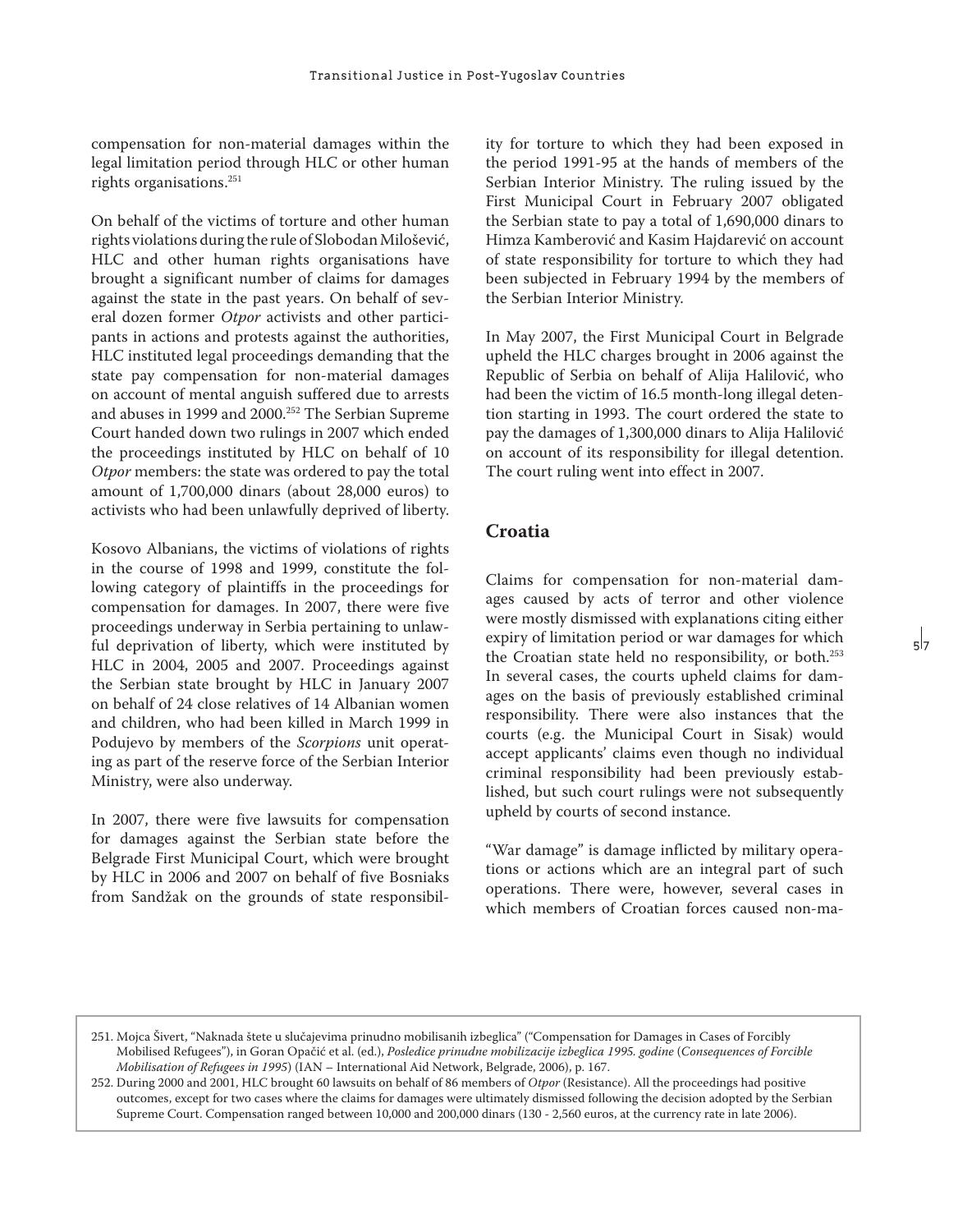compensation for non-material damages within the legal limitation period through HLC or other human rights organisations.[251]

On behalf of the victims of torture and other human rights violations during the rule of Slobodan Milošević, HLC and other human rights organisations have brought a significant number of claims for damages against the state in the past years. On behalf of several dozen former *Otpor* activists and other participants in actions and protests against the authorities, HLC instituted legal proceedings demanding that the state pay compensation for non-material damages on account of mental anguish suffered due to arrests and abuses in 1999 and 2000.[252] The Serbian Supreme Court handed down two rulings in 2007 which ended the proceedings instituted by HLC on behalf of 10 *Otpor* members: the state was ordered to pay the total amount of 1,700,000 dinars (about 28,000 euros) to activists who had been unlawfully deprived of liberty.

Kosovo Albanians, the victims of violations of rights in the course of 1998 and 1999, constitute the following category of plaintiffs in the proceedings for compensation for damages. In 2007, there were five proceedings underway in Serbia pertaining to unlawful deprivation of liberty, which were instituted by HLC in 2004, 2005 and 2007. Proceedings against the Serbian state brought by HLC in January 2007 on behalf of 24 close relatives of 14 Albanian women and children, who had been killed in March 1999 in Podujevo by members of the *Scorpions* unit operating as part of the reserve force of the Serbian Interior Ministry, were also underway.

In 2007, there were five lawsuits for compensation for damages against the Serbian state before the Belgrade First Municipal Court, which were brought by HLC in 2006 and 2007 on behalf of five Bosniaks from Sandžak on the grounds of state responsibility for torture to which they had been exposed in the period 1991-95 at the hands of members of the Serbian Interior Ministry. The ruling issued by the First Municipal Court in February 2007 obligated the Serbian state to pay a total of 1,690,000 dinars to Himza Kamberović and Kasim Hajdarević on account of state responsibility for torture to which they had been subjected in February 1994 by the members of the Serbian Interior Ministry.

In May 2007, the First Municipal Court in Belgrade upheld the HLC charges brought in 2006 against the Republic of Serbia on behalf of Alija Halilović, who had been the victim of 16.5 month-long illegal detention starting in 1993. The court ordered the state to pay the damages of 1,300,000 dinars to Alija Halilović on account of its responsibility for illegal detention. The court ruling went into effect in 2007.

## Croatia

Claims for compensation for non-material damages caused by acts of terror and other violence were mostly dismissed with explanations citing either expiry of limitation period or war damages for which the Croatian state held no responsibility, or both.[253] In several cases, the courts upheld claims for damages on the basis of previously established criminal responsibility. There were also instances that the courts (e.g. the Municipal Court in Sisak) would accept applicants' claims even though no individual criminal responsibility had been previously established, but such court rulings were not subsequently upheld by courts of second instance.

"War damage" is damage inflicted by military operations or actions which are an integral part of such operations. There were, however, several cases in which members of Croatian forces caused non-ma-

251. Mojca Šivert, "Naknada štete u slučajevima prinudno mobilisanih izbeglica" ("Compensation for Damages in Cases of Forcibly Mobilised Refugees"), in Goran Opačić et al. (ed.), *Posledice prinudne mobilizacije izbeglica 1995. godine* (*Consequences of Forcible Mobilisation of Refugees in 1995*) (IAN – International Aid Network, Belgrade, 2006), p. 167.

252. During 2000 and 2001, HLC brought 60 lawsuits on behalf of 86 members of *Otpor* (Resistance). All the proceedings had positive outcomes, except for two cases where the claims for damages were ultimately dismissed following the decision adopted by the Serbian Supreme Court. Compensation ranged between 10,000 and 200,000 dinars (130 - 2,560 euros, at the currency rate in late 2006).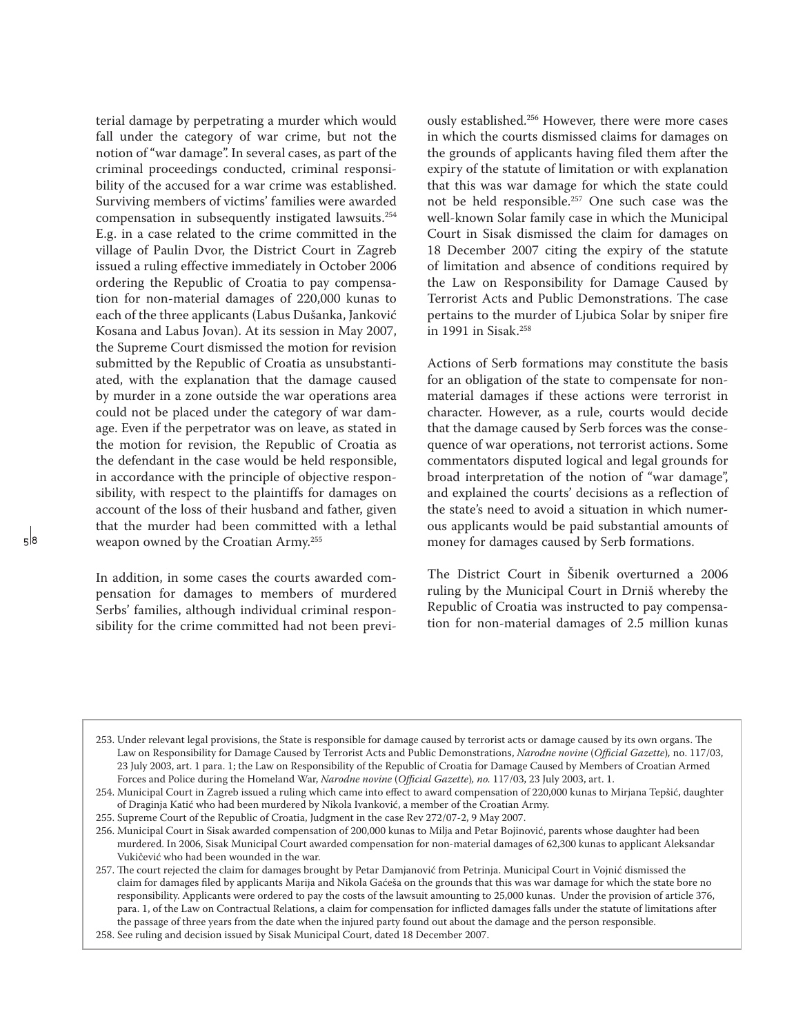terial damage by perpetrating a murder which would fall under the category of war crime, but not the notion of "war damage". In several cases, as part of the criminal proceedings conducted, criminal responsibility of the accused for a war crime was established. Surviving members of victims' families were awarded compensation in subsequently instigated lawsuits.[254] E.g. in a case related to the crime committed in the village of Paulin Dvor, the District Court in Zagreb issued a ruling effective immediately in October 2006 ordering the Republic of Croatia to pay compensation for non-material damages of 220,000 kunas to each of the three applicants (Labus Dušanka, Janković Kosana and Labus Jovan). At its session in May 2007, the Supreme Court dismissed the motion for revision submitted by the Republic of Croatia as unsubstantiated, with the explanation that the damage caused by murder in a zone outside the war operations area could not be placed under the category of war damage. Even if the perpetrator was on leave, as stated in the motion for revision, the Republic of Croatia as the defendant in the case would be held responsible, in accordance with the principle of objective responsibility, with respect to the plaintiffs for damages on account of the loss of their husband and father, given that the murder had been committed with a lethal weapon owned by the Croatian Army.[255]

In addition, in some cases the courts awarded compensation for damages to members of murdered Serbs' families, although individual criminal responsibility for the crime committed had not been previously established.[256] However, there were more cases in which the courts dismissed claims for damages on the grounds of applicants having filed them after the expiry of the statute of limitation or with explanation that this was war damage for which the state could not be held responsible.[257] One such case was the well-known Solar family case in which the Municipal Court in Sisak dismissed the claim for damages on 18 December 2007 citing the expiry of the statute of limitation and absence of conditions required by the Law on Responsibility for Damage Caused by Terrorist Acts and Public Demonstrations. The case pertains to the murder of Ljubica Solar by sniper fire in 1991 in Sisak.[258]

Actions of Serb formations may constitute the basis for an obligation of the state to compensate for non-material damages if these actions were terrorist in character. However, as a rule, courts would decide that the damage caused by Serb forces was the consequence of war operations, not terrorist actions. Some commentators disputed logical and legal grounds for broad interpretation of the notion of "war damage", and explained the courts' decisions as a reflection of the state's need to avoid a situation in which numerous applicants would be paid substantial amounts of money for damages caused by Serb formations.

The District Court in Šibenik overturned a 2006 ruling by the Municipal Court in Drniš whereby the Republic of Croatia was instructed to pay compensation for non-material damages of 2.5 million kunas

---

253. Under relevant legal provisions, the State is responsible for damage caused by terrorist acts or damage caused by its own organs. The Law on Responsibility for Damage Caused by Terrorist Acts and Public Demonstrations, *Narodne novine* (*Official Gazette*), no. 117/03, 23 July 2003, art. 1 para. 1; the Law on Responsibility of the Republic of Croatia for Damage Caused by Members of Croatian Armed Forces and Police during the Homeland War, *Narodne novine* (*Official Gazette*), *no.* 117/03, 23 July 2003, art. 1.

254. Municipal Court in Zagreb issued a ruling which came into effect to award compensation of 220,000 kunas to Mirjana Tepšić, daughter of Draginja Katić who had been murdered by Nikola Ivanković, a member of the Croatian Army.

255. Supreme Court of the Republic of Croatia, Judgment in the case Rev 272/07-2, 9 May 2007.

256. Municipal Court in Sisak awarded compensation of 200,000 kunas to Milja and Petar Bojinović, parents whose daughter had been murdered. In 2006, Sisak Municipal Court awarded compensation for non-material damages of 62,300 kunas to applicant Aleksandar Vukičević who had been wounded in the war.

257. The court rejected the claim for damages brought by Petar Damjanović from Petrinja. Municipal Court in Vojnić dismissed the claim for damages filed by applicants Marija and Nikola Gaćeša on the grounds that this was war damage for which the state bore no responsibility. Applicants were ordered to pay the costs of the lawsuit amounting to 25,000 kunas. Under the provision of article 376, para. 1, of the Law on Contractual Relations, a claim for compensation for inflicted damages falls under the statute of limitations after the passage of three years from the date when the injured party found out about the damage and the person responsible.

258. See ruling and decision issued by Sisak Municipal Court, dated 18 December 2007.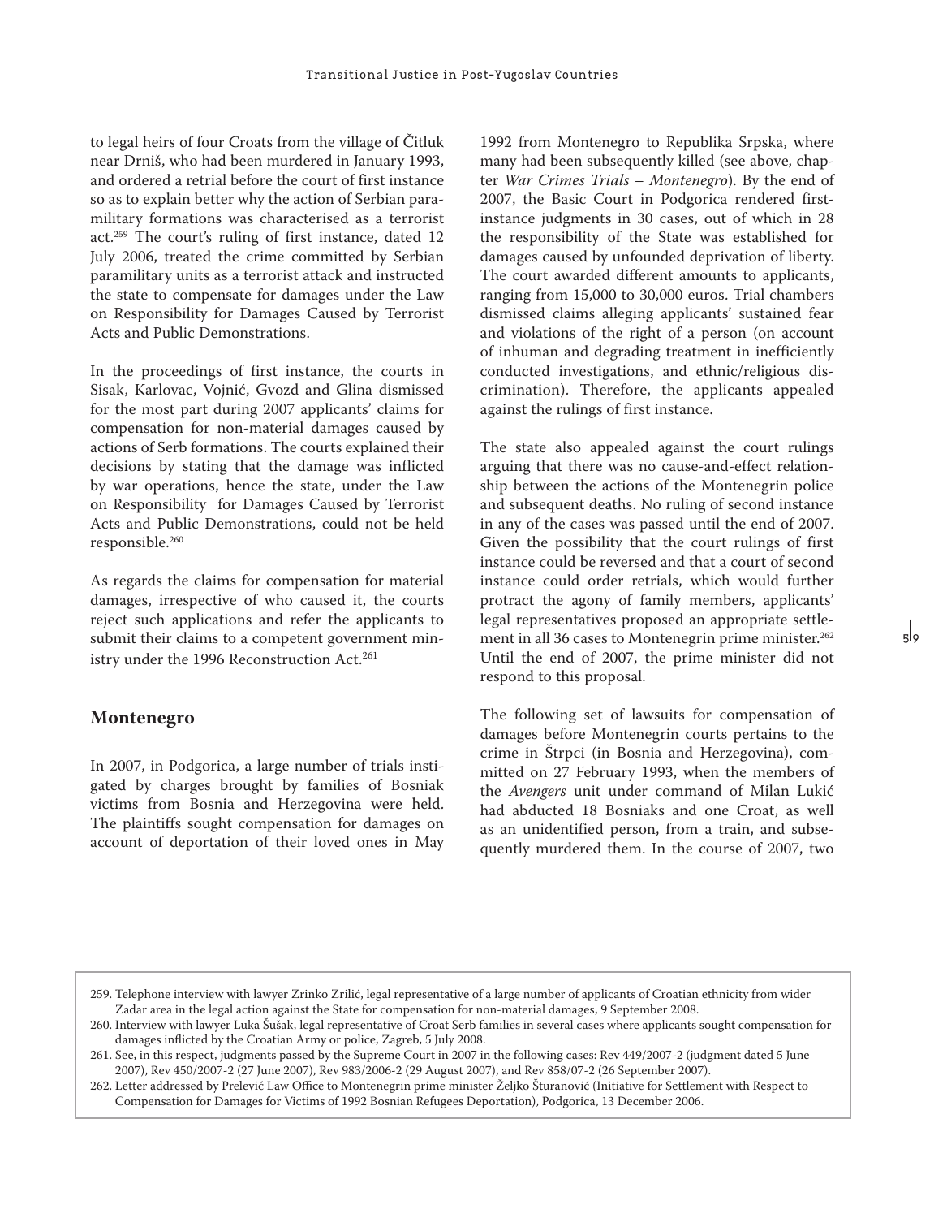to legal heirs of four Croats from the village of Čitluk near Drniš, who had been murdered in January 1993, and ordered a retrial before the court of first instance so as to explain better why the action of Serbian paramilitary formations was characterised as a terrorist act.[259] The court's ruling of first instance, dated 12 July 2006, treated the crime committed by Serbian paramilitary units as a terrorist attack and instructed the state to compensate for damages under the Law on Responsibility for Damages Caused by Terrorist Acts and Public Demonstrations.

In the proceedings of first instance, the courts in Sisak, Karlovac, Vojnić, Gvozd and Glina dismissed for the most part during 2007 applicants' claims for compensation for non-material damages caused by actions of Serb formations. The courts explained their decisions by stating that the damage was inflicted by war operations, hence the state, under the Law on Responsibility for Damages Caused by Terrorist Acts and Public Demonstrations, could not be held responsible.[260]

As regards the claims for compensation for material damages, irrespective of who caused it, the courts reject such applications and refer the applicants to submit their claims to a competent government ministry under the 1996 Reconstruction Act.[261]

## Montenegro

In 2007, in Podgorica, a large number of trials instigated by charges brought by families of Bosniak victims from Bosnia and Herzegovina were held. The plaintiffs sought compensation for damages on account of deportation of their loved ones in May 1992 from Montenegro to Republika Srpska, where many had been subsequently killed (see above, chapter *War Crimes Trials – Montenegro*). By the end of 2007, the Basic Court in Podgorica rendered first-instance judgments in 30 cases, out of which in 28 the responsibility of the State was established for damages caused by unfounded deprivation of liberty. The court awarded different amounts to applicants, ranging from 15,000 to 30,000 euros. Trial chambers dismissed claims alleging applicants' sustained fear and violations of the right of a person (on account of inhuman and degrading treatment in inefficiently conducted investigations, and ethnic/religious discrimination). Therefore, the applicants appealed against the rulings of first instance.

The state also appealed against the court rulings arguing that there was no cause-and-effect relationship between the actions of the Montenegrin police and subsequent deaths. No ruling of second instance in any of the cases was passed until the end of 2007. Given the possibility that the court rulings of first instance could be reversed and that a court of second instance could order retrials, which would further protract the agony of family members, applicants' legal representatives proposed an appropriate settlement in all 36 cases to Montenegrin prime minister.[262] Until the end of 2007, the prime minister did not respond to this proposal.

The following set of lawsuits for compensation of damages before Montenegrin courts pertains to the crime in Štrpci (in Bosnia and Herzegovina), committed on 27 February 1993, when the members of the *Avengers* unit under command of Milan Lukić had abducted 18 Bosniaks and one Croat, as well as an unidentified person, from a train, and subsequently murdered them. In the course of 2007, two

---

259. Telephone interview with lawyer Zrinko Zrilić, legal representative of a large number of applicants of Croatian ethnicity from wider Zadar area in the legal action against the State for compensation for non-material damages, 9 September 2008.

260. Interview with lawyer Luka Šušak, legal representative of Croat Serb families in several cases where applicants sought compensation for damages inflicted by the Croatian Army or police, Zagreb, 5 July 2008.

261. See, in this respect, judgments passed by the Supreme Court in 2007 in the following cases: Rev 449/2007-2 (judgment dated 5 June 2007), Rev 450/2007-2 (27 June 2007), Rev 983/2006-2 (29 August 2007), and Rev 858/07-2 (26 September 2007).

262. Letter addressed by Prelević Law Office to Montenegrin prime minister Željko Šturanović (Initiative for Settlement with Respect to Compensation for Damages for Victims of 1992 Bosnian Refugees Deportation), Podgorica, 13 December 2006.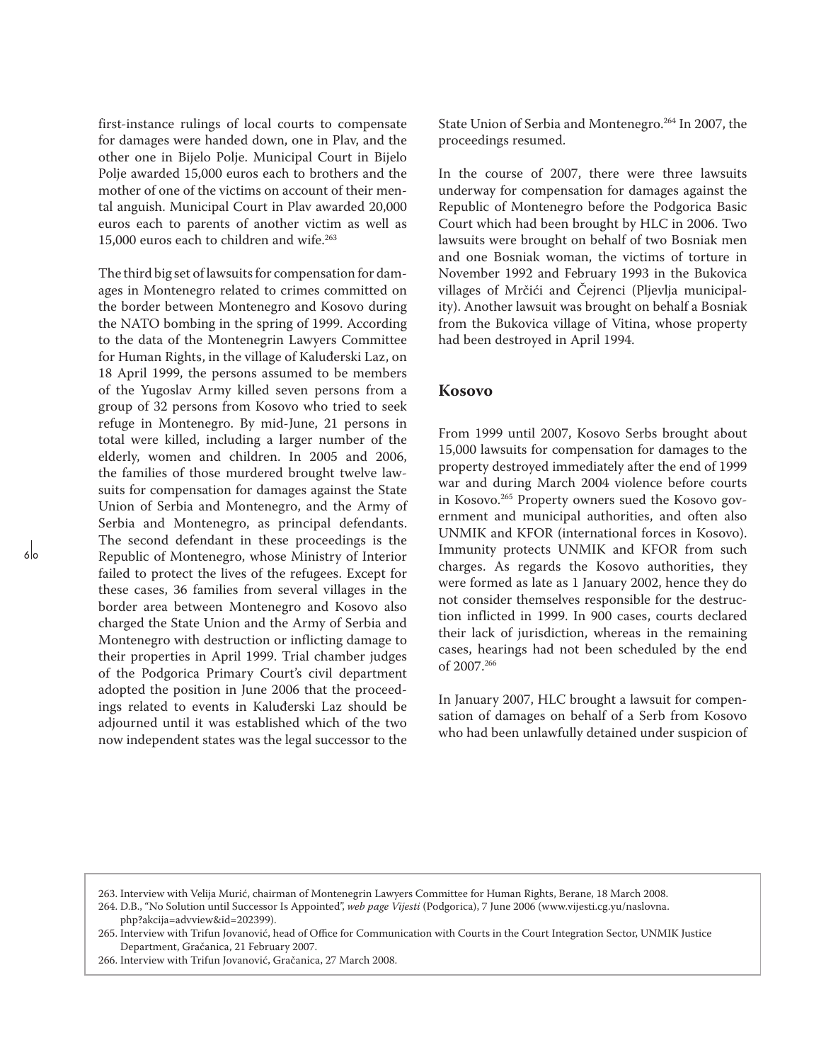first-instance rulings of local courts to compensate for damages were handed down, one in Plav, and the other one in Bijelo Polje. Municipal Court in Bijelo Polje awarded 15,000 euros each to brothers and the mother of one of the victims on account of their mental anguish. Municipal Court in Plav awarded 20,000 euros each to parents of another victim as well as 15,000 euros each to children and wife.[263]

The third big set of lawsuits for compensation for damages in Montenegro related to crimes committed on the border between Montenegro and Kosovo during the NATO bombing in the spring of 1999. According to the data of the Montenegrin Lawyers Committee for Human Rights, in the village of Kaluđerski Laz, on 18 April 1999, the persons assumed to be members of the Yugoslav Army killed seven persons from a group of 32 persons from Kosovo who tried to seek refuge in Montenegro. By mid-June, 21 persons in total were killed, including a larger number of the elderly, women and children. In 2005 and 2006, the families of those murdered brought twelve lawsuits for compensation for damages against the State Union of Serbia and Montenegro, and the Army of Serbia and Montenegro, as principal defendants. The second defendant in these proceedings is the Republic of Montenegro, whose Ministry of Interior failed to protect the lives of the refugees. Except for these cases, 36 families from several villages in the border area between Montenegro and Kosovo also charged the State Union and the Army of Serbia and Montenegro with destruction or inflicting damage to their properties in April 1999. Trial chamber judges of the Podgorica Primary Court's civil department adopted the position in June 2006 that the proceedings related to events in Kaluđerski Laz should be adjourned until it was established which of the two now independent states was the legal successor to the State Union of Serbia and Montenegro.[264] In 2007, the proceedings resumed.

In the course of 2007, there were three lawsuits underway for compensation for damages against the Republic of Montenegro before the Podgorica Basic Court which had been brought by HLC in 2006. Two lawsuits were brought on behalf of two Bosniak men and one Bosniak woman, the victims of torture in November 1992 and February 1993 in the Bukovica villages of Mrčići and Čejrenci (Pljevlja municipality). Another lawsuit was brought on behalf a Bosniak from the Bukovica village of Vitina, whose property had been destroyed in April 1994.

## Kosovo

From 1999 until 2007, Kosovo Serbs brought about 15,000 lawsuits for compensation for damages to the property destroyed immediately after the end of 1999 war and during March 2004 violence before courts in Kosovo.[265] Property owners sued the Kosovo government and municipal authorities, and often also UNMIK and KFOR (international forces in Kosovo). Immunity protects UNMIK and KFOR from such charges. As regards the Kosovo authorities, they were formed as late as 1 January 2002, hence they do not consider themselves responsible for the destruction inflicted in 1999. In 900 cases, courts declared their lack of jurisdiction, whereas in the remaining cases, hearings had not been scheduled by the end of 2007.[266]

In January 2007, HLC brought a lawsuit for compensation of damages on behalf of a Serb from Kosovo who had been unlawfully detained under suspicion of

---

263. Interview with Velija Murić, chairman of Montenegrin Lawyers Committee for Human Rights, Berane, 18 March 2008.

264. D.B., "No Solution until Successor Is Appointed", *web page Vijesti* (Podgorica), 7 June 2006 (www.vijesti.cg.yu/naslovna.php?akcija=advview&id=202399).

265. Interview with Trifun Jovanović, head of Office for Communication with Courts in the Court Integration Sector, UNMIK Justice Department, Gračanica, 21 February 2007.

266. Interview with Trifun Jovanović, Gračanica, 27 March 2008.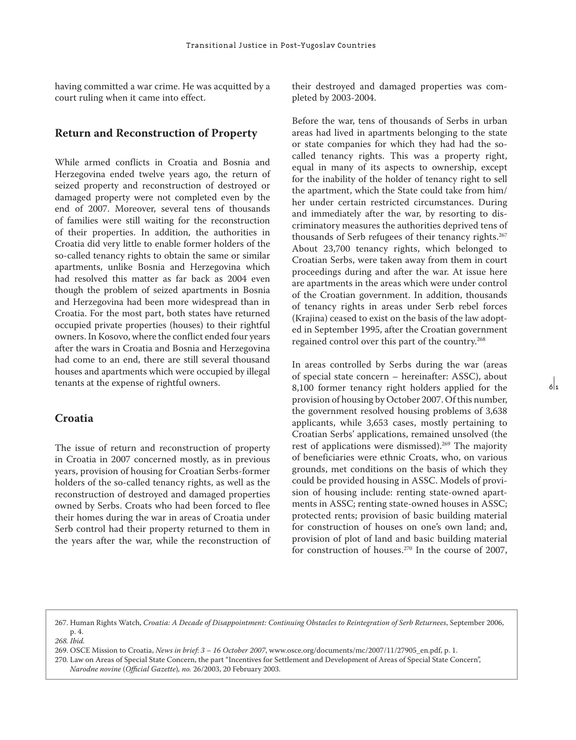having committed a war crime. He was acquitted by a court ruling when it came into effect.

## Return and Reconstruction of Property

While armed conflicts in Croatia and Bosnia and Herzegovina ended twelve years ago, the return of seized property and reconstruction of destroyed or damaged property were not completed even by the end of 2007. Moreover, several tens of thousands of families were still waiting for the reconstruction of their properties. In addition, the authorities in Croatia did very little to enable former holders of the so-called tenancy rights to obtain the same or similar apartments, unlike Bosnia and Herzegovina which had resolved this matter as far back as 2004 even though the problem of seized apartments in Bosnia and Herzegovina had been more widespread than in Croatia. For the most part, both states have returned occupied private properties (houses) to their rightful owners. In Kosovo, where the conflict ended four years after the wars in Croatia and Bosnia and Herzegovina had come to an end, there are still several thousand houses and apartments which were occupied by illegal tenants at the expense of rightful owners.

### Croatia

The issue of return and reconstruction of property in Croatia in 2007 concerned mostly, as in previous years, provision of housing for Croatian Serbs-former holders of the so-called tenancy rights, as well as the reconstruction of destroyed and damaged properties owned by Serbs. Croats who had been forced to flee their homes during the war in areas of Croatia under Serb control had their property returned to them in the years after the war, while the reconstruction of their destroyed and damaged properties was completed by 2003-2004.

Before the war, tens of thousands of Serbs in urban areas had lived in apartments belonging to the state or state companies for which they had had the so-called tenancy rights. This was a property right, equal in many of its aspects to ownership, except for the inability of the holder of tenancy right to sell the apartment, which the State could take from him/her under certain restricted circumstances. During and immediately after the war, by resorting to discriminatory measures the authorities deprived tens of thousands of Serb refugees of their tenancy rights.[267] About 23,700 tenancy rights, which belonged to Croatian Serbs, were taken away from them in court proceedings during and after the war. At issue here are apartments in the areas which were under control of the Croatian government. In addition, thousands of tenancy rights in areas under Serb rebel forces (Krajina) ceased to exist on the basis of the law adopted in September 1995, after the Croatian government regained control over this part of the country.[268]

In areas controlled by Serbs during the war (areas of special state concern – hereinafter: ASSC), about 8,100 former tenancy right holders applied for the provision of housing by October 2007. Of this number, the government resolved housing problems of 3,638 applicants, while 3,653 cases, mostly pertaining to Croatian Serbs' applications, remained unsolved (the rest of applications were dismissed).[269] The majority of beneficiaries were ethnic Croats, who, on various grounds, met conditions on the basis of which they could be provided housing in ASSC. Models of provision of housing include: renting state-owned apartments in ASSC; renting state-owned houses in ASSC; protected rents; provision of basic building material for construction of houses on one's own land; and, provision of plot of land and basic building material for construction of houses.[270] In the course of 2007,

---

267. Human Rights Watch, *Croatia: A Decade of Disappointment: Continuing Obstacles to Reintegration of Serb Returnees*, September 2006, p. 4.

*268. Ibid.*

269. OSCE Mission to Croatia, *News in brief: 3 – 16 October 2007*, www.osce.org/documents/mc/2007/11/27905_en.pdf, p. 1.

270. Law on Areas of Special State Concern, the part "Incentives for Settlement and Development of Areas of Special State Concern", *Narodne novine* (*Official Gazette*), *no.* 26/2003, 20 February 2003.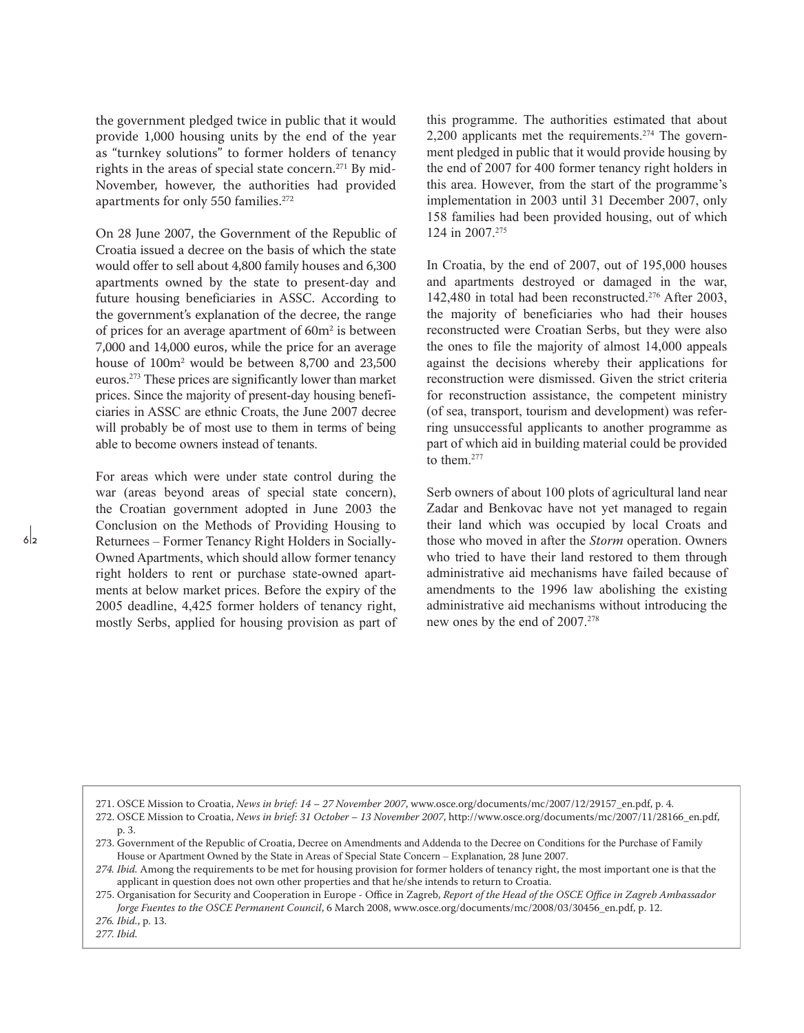the government pledged twice in public that it would provide 1,000 housing units by the end of the year as "turnkey solutions" to former holders of tenancy rights in the areas of special state concern.[271] By mid-November, however, the authorities had provided apartments for only 550 families.[272]

On 28 June 2007, the Government of the Republic of Croatia issued a decree on the basis of which the state would offer to sell about 4,800 family houses and 6,300 apartments owned by the state to present-day and future housing beneficiaries in ASSC. According to the government's explanation of the decree, the range of prices for an average apartment of 60m² is between 7,000 and 14,000 euros, while the price for an average house of 100m² would be between 8,700 and 23,500 euros.[273] These prices are significantly lower than market prices. Since the majority of present-day housing beneficiaries in ASSC are ethnic Croats, the June 2007 decree will probably be of most use to them in terms of being able to become owners instead of tenants.

For areas which were under state control during the war (areas beyond areas of special state concern), the Croatian government adopted in June 2003 the Conclusion on the Methods of Providing Housing to Returnees – Former Tenancy Right Holders in Socially-Owned Apartments, which should allow former tenancy right holders to rent or purchase state-owned apartments at below market prices. Before the expiry of the 2005 deadline, 4,425 former holders of tenancy right, mostly Serbs, applied for housing provision as part of this programme. The authorities estimated that about 2,200 applicants met the requirements.[274] The government pledged in public that it would provide housing by the end of 2007 for 400 former tenancy right holders in this area. However, from the start of the programme's implementation in 2003 until 31 December 2007, only 158 families had been provided housing, out of which 124 in 2007.[275]

In Croatia, by the end of 2007, out of 195,000 houses and apartments destroyed or damaged in the war, 142,480 in total had been reconstructed.[276] After 2003, the majority of beneficiaries who had their houses reconstructed were Croatian Serbs, but they were also the ones to file the majority of almost 14,000 appeals against the decisions whereby their applications for reconstruction were dismissed. Given the strict criteria for reconstruction assistance, the competent ministry (of sea, transport, tourism and development) was referring unsuccessful applicants to another programme as part of which aid in building material could be provided to them.[277]

Serb owners of about 100 plots of agricultural land near Zadar and Benkovac have not yet managed to regain their land which was occupied by local Croats and those who moved in after the *Storm* operation. Owners who tried to have their land restored to them through administrative aid mechanisms have failed because of amendments to the 1996 law abolishing the existing administrative aid mechanisms without introducing the new ones by the end of 2007.[278]

---

271. OSCE Mission to Croatia, *News in brief: 14 – 27 November 2007*, www.osce.org/documents/mc/2007/12/29157_en.pdf, p. 4.
272. OSCE Mission to Croatia, *News in brief: 31 October – 13 November 2007*, http://www.osce.org/documents/mc/2007/11/28166_en.pdf, p. 3.
273. Government of the Republic of Croatia, Decree on Amendments and Addenda to the Decree on Conditions for the Purchase of Family House or Apartment Owned by the State in Areas of Special State Concern – Explanation, 28 June 2007.
274. *Ibid.* Among the requirements to be met for housing provision for former holders of tenancy right, the most important one is that the applicant in question does not own other properties and that he/she intends to return to Croatia.
275. Organisation for Security and Cooperation in Europe - Office in Zagreb, *Report of the Head of the OSCE Office in Zagreb Ambassador Jorge Fuentes to the OSCE Permanent Council*, 6 March 2008, www.osce.org/documents/mc/2008/03/30456_en.pdf, p. 12.
276. *Ibid.*, p. 13.
277. *Ibid.*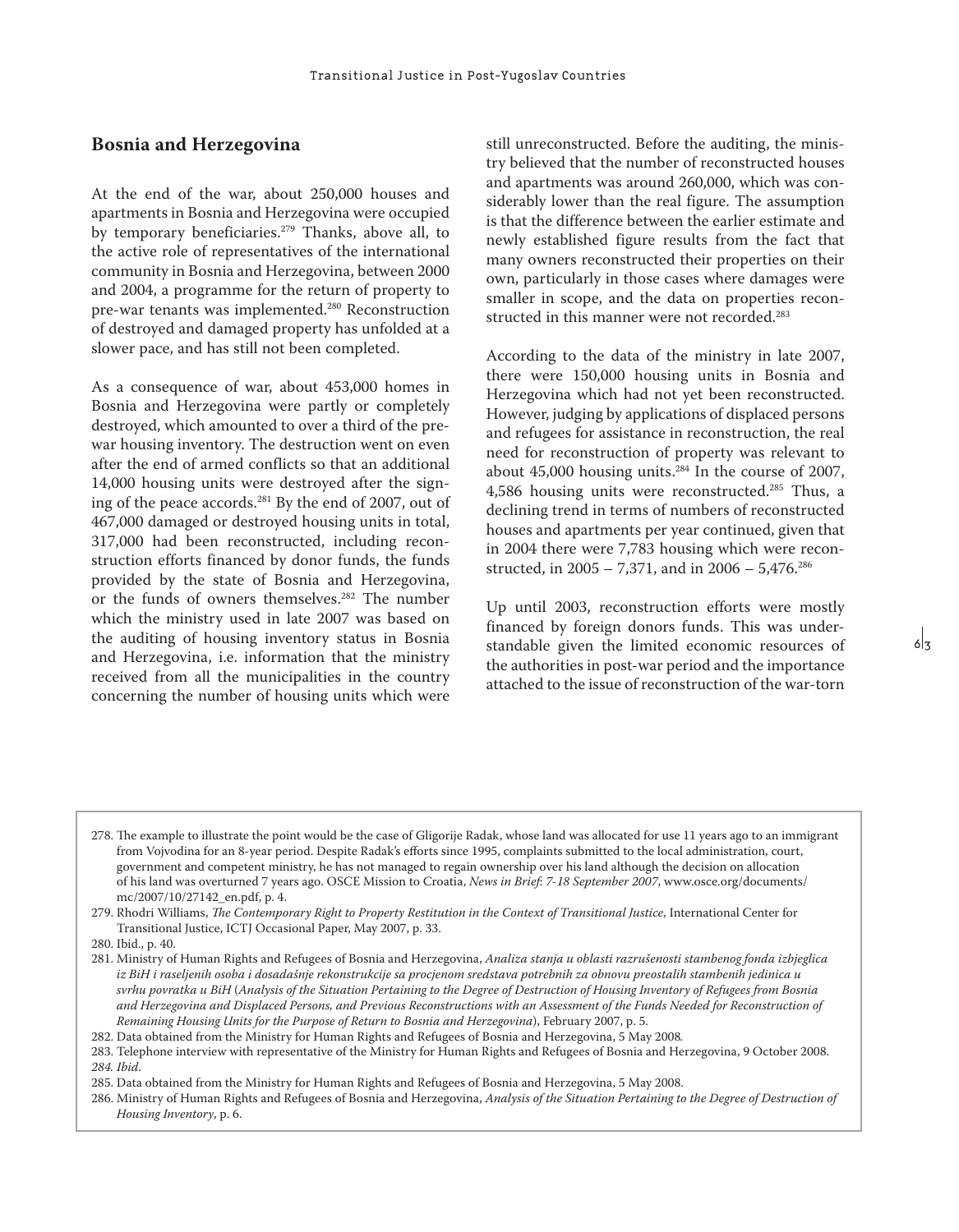## Bosnia and Herzegovina

At the end of the war, about 250,000 houses and apartments in Bosnia and Herzegovina were occupied by temporary beneficiaries.[279] Thanks, above all, to the active role of representatives of the international community in Bosnia and Herzegovina, between 2000 and 2004, a programme for the return of property to pre-war tenants was implemented.[280] Reconstruction of destroyed and damaged property has unfolded at a slower pace, and has still not been completed.

As a consequence of war, about 453,000 homes in Bosnia and Herzegovina were partly or completely destroyed, which amounted to over a third of the pre-war housing inventory. The destruction went on even after the end of armed conflicts so that an additional 14,000 housing units were destroyed after the signing of the peace accords.[281] By the end of 2007, out of 467,000 damaged or destroyed housing units in total, 317,000 had been reconstructed, including reconstruction efforts financed by donor funds, the funds provided by the state of Bosnia and Herzegovina, or the funds of owners themselves.[282] The number which the ministry used in late 2007 was based on the auditing of housing inventory status in Bosnia and Herzegovina, i.e. information that the ministry received from all the municipalities in the country concerning the number of housing units which were still unreconstructed. Before the auditing, the ministry believed that the number of reconstructed houses and apartments was around 260,000, which was considerably lower than the real figure. The assumption is that the difference between the earlier estimate and newly established figure results from the fact that many owners reconstructed their properties on their own, particularly in those cases where damages were smaller in scope, and the data on properties reconstructed in this manner were not recorded.[283]

According to the data of the ministry in late 2007, there were 150,000 housing units in Bosnia and Herzegovina which had not yet been reconstructed. However, judging by applications of displaced persons and refugees for assistance in reconstruction, the real need for reconstruction of property was relevant to about 45,000 housing units.[284] In the course of 2007, 4,586 housing units were reconstructed.[285] Thus, a declining trend in terms of numbers of reconstructed houses and apartments per year continued, given that in 2004 there were 7,783 housing which were reconstructed, in 2005 – 7,371, and in 2006 – 5,476.[286]

Up until 2003, reconstruction efforts were mostly financed by foreign donors funds. This was understandable given the limited economic resources of the authorities in post-war period and the importance attached to the issue of reconstruction of the war-torn

---

278. The example to illustrate the point would be the case of Gligorije Radak, whose land was allocated for use 11 years ago to an immigrant from Vojvodina for an 8-year period. Despite Radak's efforts since 1995, complaints submitted to the local administration, court, government and competent ministry, he has not managed to regain ownership over his land although the decision on allocation of his land was overturned 7 years ago. OSCE Mission to Croatia, *News in Brief: 7-18 September 2007*, www.osce.org/documents/mc/2007/10/27142_en.pdf, p. 4.

279. Rhodri Williams, *The Contemporary Right to Property Restitution in the Context of Transitional Justice*, International Center for Transitional Justice, ICTJ Occasional Paper, May 2007, p. 33.

280. Ibid., p. 40.

281. Ministry of Human Rights and Refugees of Bosnia and Herzegovina, *Analiza stanja u oblasti razrušenosti stambenog fonda izbjeglica iz BiH i raseljenih osoba i dosadašnje rekonstrukcije sa procjenom sredstava potrebnih za obnovu preostalih stambenih jedinica u svrhu povratka u BiH* (*Analysis of the Situation Pertaining to the Degree of Destruction of Housing Inventory of Refugees from Bosnia and Herzegovina and Displaced Persons, and Previous Reconstructions with an Assessment of the Funds Needed for Reconstruction of Remaining Housing Units for the Purpose of Return to Bosnia and Herzegovina*), February 2007, p. 5.

282. Data obtained from the Ministry for Human Rights and Refugees of Bosnia and Herzegovina, 5 May 2008.

283. Telephone interview with representative of the Ministry for Human Rights and Refugees of Bosnia and Herzegovina, 9 October 2008.

*284. Ibid.*

285. Data obtained from the Ministry for Human Rights and Refugees of Bosnia and Herzegovina, 5 May 2008.

286. Ministry of Human Rights and Refugees of Bosnia and Herzegovina, *Analysis of the Situation Pertaining to the Degree of Destruction of Housing Inventory*, p. 6.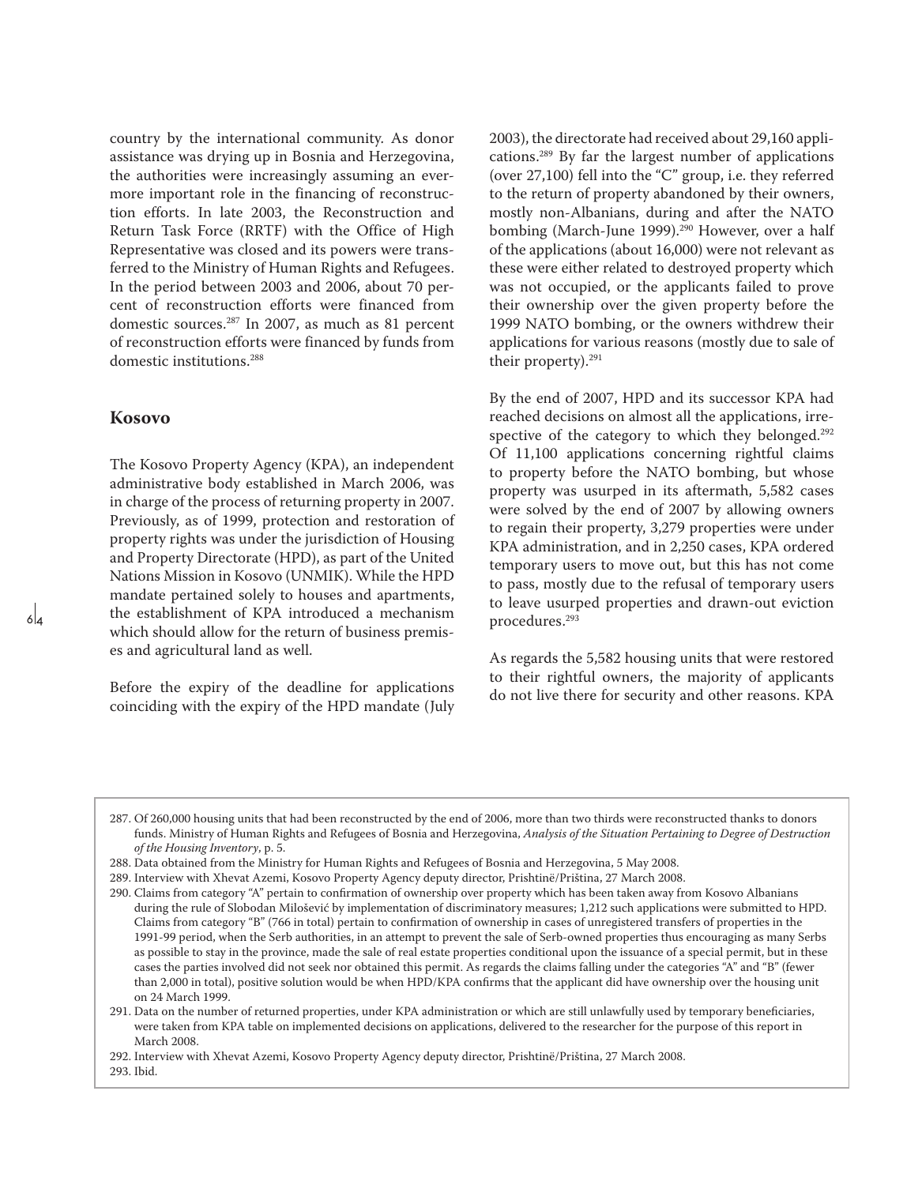country by the international community. As donor assistance was drying up in Bosnia and Herzegovina, the authorities were increasingly assuming an ever-more important role in the financing of reconstruction efforts. In late 2003, the Reconstruction and Return Task Force (RRTF) with the Office of High Representative was closed and its powers were transferred to the Ministry of Human Rights and Refugees. In the period between 2003 and 2006, about 70 percent of reconstruction efforts were financed from domestic sources.[287] In 2007, as much as 81 percent of reconstruction efforts were financed by funds from domestic institutions.[288]

## Kosovo

The Kosovo Property Agency (KPA), an independent administrative body established in March 2006, was in charge of the process of returning property in 2007. Previously, as of 1999, protection and restoration of property rights was under the jurisdiction of Housing and Property Directorate (HPD), as part of the United Nations Mission in Kosovo (UNMIK). While the HPD mandate pertained solely to houses and apartments, the establishment of KPA introduced a mechanism which should allow for the return of business premises and agricultural land as well.

Before the expiry of the deadline for applications coinciding with the expiry of the HPD mandate (July 2003), the directorate had received about 29,160 applications.[289] By far the largest number of applications (over 27,100) fell into the "C" group, i.e. they referred to the return of property abandoned by their owners, mostly non-Albanians, during and after the NATO bombing (March-June 1999).[290] However, over a half of the applications (about 16,000) were not relevant as these were either related to destroyed property which was not occupied, or the applicants failed to prove their ownership over the given property before the 1999 NATO bombing, or the owners withdrew their applications for various reasons (mostly due to sale of their property).[291]

By the end of 2007, HPD and its successor KPA had reached decisions on almost all the applications, irrespective of the category to which they belonged.[292] Of 11,100 applications concerning rightful claims to property before the NATO bombing, but whose property was usurped in its aftermath, 5,582 cases were solved by the end of 2007 by allowing owners to regain their property, 3,279 properties were under KPA administration, and in 2,250 cases, KPA ordered temporary users to move out, but this has not come to pass, mostly due to the refusal of temporary users to leave usurped properties and drawn-out eviction procedures.[293]

As regards the 5,582 housing units that were restored to their rightful owners, the majority of applicants do not live there for security and other reasons. KPA

---

287. Of 260,000 housing units that had been reconstructed by the end of 2006, more than two thirds were reconstructed thanks to donors funds. Ministry of Human Rights and Refugees of Bosnia and Herzegovina, *Analysis of the Situation Pertaining to Degree of Destruction of the Housing Inventory*, p. 5.

288. Data obtained from the Ministry for Human Rights and Refugees of Bosnia and Herzegovina, 5 May 2008.

289. Interview with Xhevat Azemi, Kosovo Property Agency deputy director, Prishtinë/Priština, 27 March 2008.

290. Claims from category "A" pertain to confirmation of ownership over property which has been taken away from Kosovo Albanians during the rule of Slobodan Milošević by implementation of discriminatory measures; 1,212 such applications were submitted to HPD. Claims from category "B" (766 in total) pertain to confirmation of ownership in cases of unregistered transfers of properties in the 1991-99 period, when the Serb authorities, in an attempt to prevent the sale of Serb-owned properties thus encouraging as many Serbs as possible to stay in the province, made the sale of real estate properties conditional upon the issuance of a special permit, but in these cases the parties involved did not seek nor obtained this permit. As regards the claims falling under the categories "A" and "B" (fewer than 2,000 in total), positive solution would be when HPD/KPA confirms that the applicant did have ownership over the housing unit on 24 March 1999.

291. Data on the number of returned properties, under KPA administration or which are still unlawfully used by temporary beneficiaries, were taken from KPA table on implemented decisions on applications, delivered to the researcher for the purpose of this report in March 2008.

292. Interview with Xhevat Azemi, Kosovo Property Agency deputy director, Prishtinë/Priština, 27 March 2008.

293. Ibid.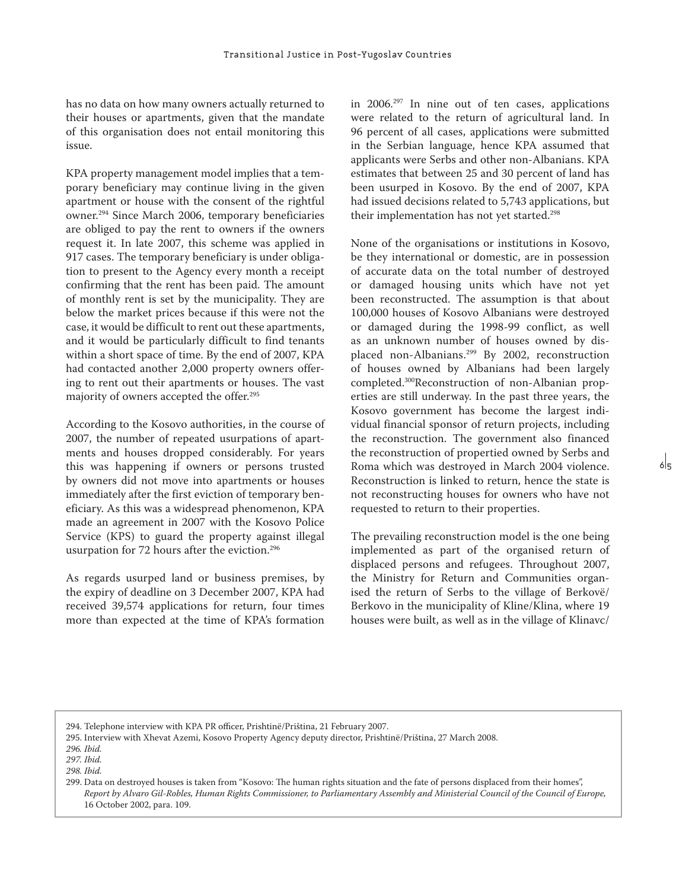has no data on how many owners actually returned to their houses or apartments, given that the mandate of this organisation does not entail monitoring this issue.

KPA property management model implies that a temporary beneficiary may continue living in the given apartment or house with the consent of the rightful owner.[294] Since March 2006, temporary beneficiaries are obliged to pay the rent to owners if the owners request it. In late 2007, this scheme was applied in 917 cases. The temporary beneficiary is under obligation to present to the Agency every month a receipt confirming that the rent has been paid. The amount of monthly rent is set by the municipality. They are below the market prices because if this were not the case, it would be difficult to rent out these apartments, and it would be particularly difficult to find tenants within a short space of time. By the end of 2007, KPA had contacted another 2,000 property owners offering to rent out their apartments or houses. The vast majority of owners accepted the offer.[295]

According to the Kosovo authorities, in the course of 2007, the number of repeated usurpations of apartments and houses dropped considerably. For years this was happening if owners or persons trusted by owners did not move into apartments or houses immediately after the first eviction of temporary beneficiary. As this was a widespread phenomenon, KPA made an agreement in 2007 with the Kosovo Police Service (KPS) to guard the property against illegal usurpation for 72 hours after the eviction.[296]

As regards usurped land or business premises, by the expiry of deadline on 3 December 2007, KPA had received 39,574 applications for return, four times more than expected at the time of KPA's formation in 2006.[297] In nine out of ten cases, applications were related to the return of agricultural land. In 96 percent of all cases, applications were submitted in the Serbian language, hence KPA assumed that applicants were Serbs and other non-Albanians. KPA estimates that between 25 and 30 percent of land has been usurped in Kosovo. By the end of 2007, KPA had issued decisions related to 5,743 applications, but their implementation has not yet started.[298]

None of the organisations or institutions in Kosovo, be they international or domestic, are in possession of accurate data on the total number of destroyed or damaged housing units which have not yet been reconstructed. The assumption is that about 100,000 houses of Kosovo Albanians were destroyed or damaged during the 1998-99 conflict, as well as an unknown number of houses owned by displaced non-Albanians.[299] By 2002, reconstruction of houses owned by Albanians had been largely completed.[300]Reconstruction of non-Albanian properties are still underway. In the past three years, the Kosovo government has become the largest individual financial sponsor of return projects, including the reconstruction. The government also financed the reconstruction of propertied owned by Serbs and Roma which was destroyed in March 2004 violence. Reconstruction is linked to return, hence the state is not reconstructing houses for owners who have not requested to return to their properties.

The prevailing reconstruction model is the one being implemented as part of the organised return of displaced persons and refugees. Throughout 2007, the Ministry for Return and Communities organised the return of Serbs to the village of Berkovë/Berkovo in the municipality of Kline/Klina, where 19 houses were built, as well as in the village of Klinavc/

---

294. Telephone interview with KPA PR officer, Prishtinë/Priština, 21 February 2007.

295. Interview with Xhevat Azemi, Kosovo Property Agency deputy director, Prishtinë/Priština, 27 March 2008.

*296. Ibid.*

*297. Ibid.*

*298. Ibid.*

299. Data on destroyed houses is taken from "Kosovo: The human rights situation and the fate of persons displaced from their homes", *Report by Alvaro Gil-Robles, Human Rights Commissioner, to Parliamentary Assembly and Ministerial Council of the Council of Europe*, 16 October 2002, para. 109.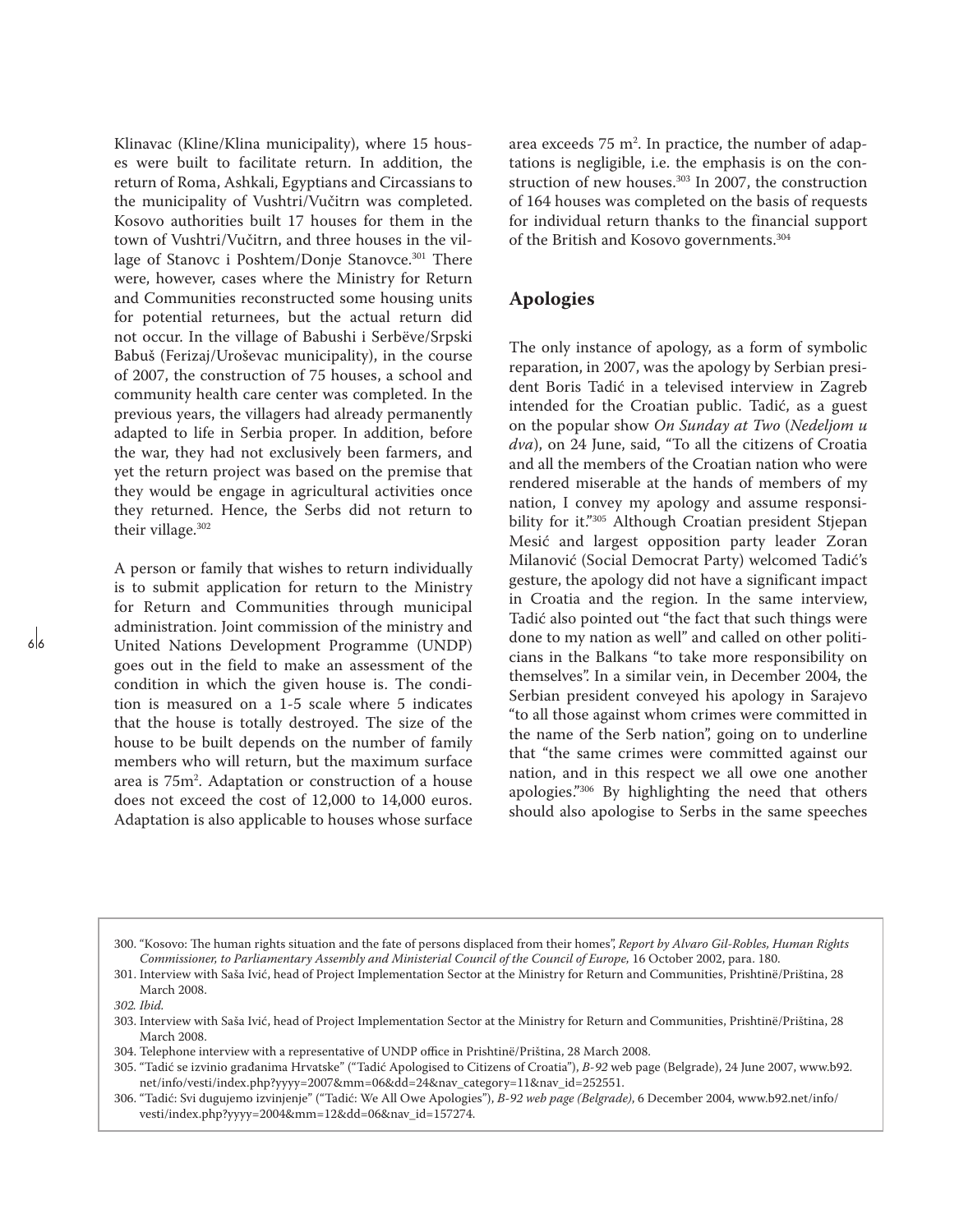Klinavac (Kline/Klina municipality), where 15 houses were built to facilitate return. In addition, the return of Roma, Ashkali, Egyptians and Circassians to the municipality of Vushtri/Vučitrn was completed. Kosovo authorities built 17 houses for them in the town of Vushtri/Vučitrn, and three houses in the village of Stanovc i Poshtem/Donje Stanovce.[301] There were, however, cases where the Ministry for Return and Communities reconstructed some housing units for potential returnees, but the actual return did not occur. In the village of Babushi i Serbëve/Srpski Babuš (Ferizaj/Uroševac municipality), in the course of 2007, the construction of 75 houses, a school and community health care center was completed. In the previous years, the villagers had already permanently adapted to life in Serbia proper. In addition, before the war, they had not exclusively been farmers, and yet the return project was based on the premise that they would be engage in agricultural activities once they returned. Hence, the Serbs did not return to their village.[302]

A person or family that wishes to return individually is to submit application for return to the Ministry for Return and Communities through municipal administration. Joint commission of the ministry and United Nations Development Programme (UNDP) goes out in the field to make an assessment of the condition in which the given house is. The condition is measured on a 1-5 scale where 5 indicates that the house is totally destroyed. The size of the house to be built depends on the number of family members who will return, but the maximum surface area is 75m$^2$. Adaptation or construction of a house does not exceed the cost of 12,000 to 14,000 euros. Adaptation is also applicable to houses whose surface area exceeds 75 m$^2$. In practice, the number of adaptations is negligible, i.e. the emphasis is on the construction of new houses.[303] In 2007, the construction of 164 houses was completed on the basis of requests for individual return thanks to the financial support of the British and Kosovo governments.[304]

## Apologies

The only instance of apology, as a form of symbolic reparation, in 2007, was the apology by Serbian president Boris Tadić in a televised interview in Zagreb intended for the Croatian public. Tadić, as a guest on the popular show *On Sunday at Two* (*Nedeljom u dva*), on 24 June, said, "To all the citizens of Croatia and all the members of the Croatian nation who were rendered miserable at the hands of members of my nation, I convey my apology and assume responsibility for it."[305] Although Croatian president Stjepan Mesić and largest opposition party leader Zoran Milanović (Social Democrat Party) welcomed Tadić's gesture, the apology did not have a significant impact in Croatia and the region. In the same interview, Tadić also pointed out "the fact that such things were done to my nation as well" and called on other politicians in the Balkans "to take more responsibility on themselves". In a similar vein, in December 2004, the Serbian president conveyed his apology in Sarajevo "to all those against whom crimes were committed in the name of the Serb nation", going on to underline that "the same crimes were committed against our nation, and in this respect we all owe one another apologies."[306] By highlighting the need that others should also apologise to Serbs in the same speeches

---

300. "Kosovo: The human rights situation and the fate of persons displaced from their homes", *Report by Alvaro Gil-Robles, Human Rights Commissioner, to Parliamentary Assembly and Ministerial Council of the Council of Europe,* 16 October 2002, para. 180.
301. Interview with Saša Ivić, head of Project Implementation Sector at the Ministry for Return and Communities, Prishtinë/Priština, 28 March 2008.
*302. Ibid.*
303. Interview with Saša Ivić, head of Project Implementation Sector at the Ministry for Return and Communities, Prishtinë/Priština, 28 March 2008.
304. Telephone interview with a representative of UNDP office in Prishtinë/Priština, 28 March 2008.
305. "Tadić se izvinio građanima Hrvatske" ("Tadić Apologised to Citizens of Croatia"), *B-92* web page (Belgrade), 24 June 2007, www.b92.net/info/vesti/index.php?yyyy=2007&mm=06&dd=24&nav_category=11&nav_id=252551.
306. "Tadić: Svi dugujemo izvinjenje" ("Tadić: We All Owe Apologies"), *B-92 web page (Belgrade)*, 6 December 2004, www.b92.net/info/vesti/index.php?yyyy=2004&mm=12&dd=06&nav_id=157274.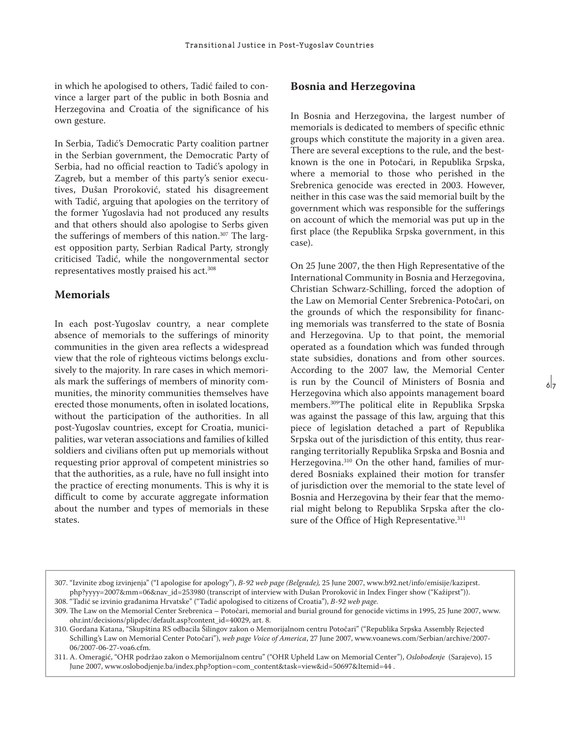in which he apologised to others, Tadić failed to convince a larger part of the public in both Bosnia and Herzegovina and Croatia of the significance of his own gesture.

In Serbia, Tadić's Democratic Party coalition partner in the Serbian government, the Democratic Party of Serbia, had no official reaction to Tadić's apology in Zagreb, but a member of this party's senior executives, Dušan Proroković, stated his disagreement with Tadić, arguing that apologies on the territory of the former Yugoslavia had not produced any results and that others should also apologise to Serbs given the sufferings of members of this nation.[307] The largest opposition party, Serbian Radical Party, strongly criticised Tadić, while the nongovernmental sector representatives mostly praised his act.[308]

## Memorials

In each post-Yugoslav country, a near complete absence of memorials to the sufferings of minority communities in the given area reflects a widespread view that the role of righteous victims belongs exclusively to the majority. In rare cases in which memorials mark the sufferings of members of minority communities, the minority communities themselves have erected those monuments, often in isolated locations, without the participation of the authorities. In all post-Yugoslav countries, except for Croatia, municipalities, war veteran associations and families of killed soldiers and civilians often put up memorials without requesting prior approval of competent ministries so that the authorities, as a rule, have no full insight into the practice of erecting monuments. This is why it is difficult to come by accurate aggregate information about the number and types of memorials in these states.

## Bosnia and Herzegovina

In Bosnia and Herzegovina, the largest number of memorials is dedicated to members of specific ethnic groups which constitute the majority in a given area. There are several exceptions to the rule, and the best-known is the one in Potočari, in Republika Srpska, where a memorial to those who perished in the Srebrenica genocide was erected in 2003. However, neither in this case was the said memorial built by the government which was responsible for the sufferings on account of which the memorial was put up in the first place (the Republika Srpska government, in this case).

On 25 June 2007, the then High Representative of the International Community in Bosnia and Herzegovina, Christian Schwarz-Schilling, forced the adoption of the Law on Memorial Center Srebrenica-Potočari, on the grounds of which the responsibility for financing memorials was transferred to the state of Bosnia and Herzegovina. Up to that point, the memorial operated as a foundation which was funded through state subsidies, donations and from other sources. According to the 2007 law, the Memorial Center is run by the Council of Ministers of Bosnia and Herzegovina which also appoints management board members.[309] The political elite in Republika Srpska was against the passage of this law, arguing that this piece of legislation detached a part of Republika Srpska out of the jurisdiction of this entity, thus rearranging territorially Republika Srpska and Bosnia and Herzegovina.[310] On the other hand, families of murdered Bosniaks explained their motion for transfer of jurisdiction over the memorial to the state level of Bosnia and Herzegovina by their fear that the memorial might belong to Republika Srpska after the closure of the Office of High Representative.[311]

---

307. "Izvinite zbog izvinjenja" ("I apologise for apology"), *B-92 web page (Belgrade),* 25 June 2007, www.b92.net/info/emisije/kaziprst.php?yyyy=2007&mm=06&nav_id=253980 (transcript of interview with Dušan Proroković in Index Finger show ("Kažiprst")).
308. "Tadić se izvinio građanima Hrvatske" ("Tadić apologised to citizens of Croatia"), *B-92 web page.*
309. The Law on the Memorial Center Srebrenica – Potočari, memorial and burial ground for genocide victims in 1995, 25 June 2007, www.ohr.int/decisions/plipdec/default.asp?content_id=40029, art. 8.
310. Gordana Katana, "Skupština RS odbacila Šilingov zakon o Memorijalnom centru Potočari" ("Republika Srpska Assembly Rejected Schilling's Law on Memorial Center Potočari"), *web page Voice of America*, 27 June 2007, www.voanews.com/Serbian/archive/2007-06/2007-06-27-voa6.cfm.
311. A. Omeragić, "OHR podržao zakon o Memorijalnom centru" ("OHR Upheld Law on Memorial Center"), *Oslobođenje* (Sarajevo), 15 June 2007, www.oslobodjenje.ba/index.php?option=com_content&task=view&id=50697&Itemid=44 .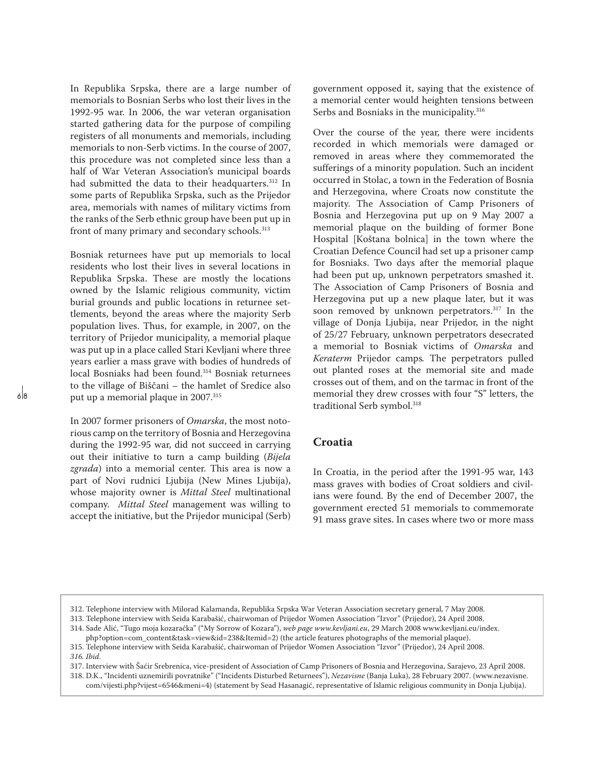In Republika Srpska, there are a large number of memorials to Bosnian Serbs who lost their lives in the 1992-95 war. In 2006, the war veteran organisation started gathering data for the purpose of compiling registers of all monuments and memorials, including memorials to non-Serb victims. In the course of 2007, this procedure was not completed since less than a half of War Veteran Association's municipal boards had submitted the data to their headquarters.[312] In some parts of Republika Srpska, such as the Prijedor area, memorials with names of military victims from the ranks of the Serb ethnic group have been put up in front of many primary and secondary schools.[313]

Bosniak returnees have put up memorials to local residents who lost their lives in several locations in Republika Srpska. These are mostly the locations owned by the Islamic religious community, victim burial grounds and public locations in returnee settlements, beyond the areas where the majority Serb population lives. Thus, for example, in 2007, on the territory of Prijedor municipality, a memorial plaque was put up in a place called Stari Kevljani where three years earlier a mass grave with bodies of hundreds of local Bosniaks had been found.[314] Bosniak returnees to the village of Biščani – the hamlet of Sredice also put up a memorial plaque in 2007.[315]

In 2007 former prisoners of *Omarska*, the most notorious camp on the territory of Bosnia and Herzegovina during the 1992-95 war, did not succeed in carrying out their initiative to turn a camp building (*Bijela zgrada*) into a memorial center. This area is now a part of Novi rudnici Ljubija (New Mines Ljubija), whose majority owner is *Mittal Steel* multinational company. *Mittal Steel* management was willing to accept the initiative, but the Prijedor municipal (Serb) government opposed it, saying that the existence of a memorial center would heighten tensions between Serbs and Bosniaks in the municipality.[316]

Over the course of the year, there were incidents recorded in which memorials were damaged or removed in areas where they commemorated the sufferings of a minority population. Such an incident occurred in Stolac, a town in the Federation of Bosnia and Herzegovina, where Croats now constitute the majority. The Association of Camp Prisoners of Bosnia and Herzegovina put up on 9 May 2007 a memorial plaque on the building of former Bone Hospital [Koštana bolnica] in the town where the Croatian Defence Council had set up a prisoner camp for Bosniaks. Two days after the memorial plaque had been put up, unknown perpetrators smashed it. The Association of Camp Prisoners of Bosnia and Herzegovina put up a new plaque later, but it was soon removed by unknown perpetrators.[317] In the village of Donja Ljubija, near Prijedor, in the night of 25/27 February, unknown perpetrators desecrated a memorial to Bosniak victims of *Omarska* and *Keraterm* Prijedor camps*.* The perpetrators pulled out planted roses at the memorial site and made crosses out of them, and on the tarmac in front of the memorial they drew crosses with four "S" letters, the traditional Serb symbol.[318]

## Croatia

In Croatia, in the period after the 1991-95 war, 143 mass graves with bodies of Croat soldiers and civilians were found. By the end of December 2007, the government erected 51 memorials to commemorate 91 mass grave sites. In cases where two or more mass

---

312. Telephone interview with Milorad Kalamanda, Republika Srpska War Veteran Association secretary general, 7 May 2008.
313. Telephone interview with Seida Karabašić, chairwoman of Prijedor Women Association "Izvor" (Prijedor), 24 April 2008.
314. Sade Alić, "Tugo moja kozaračka" ("My Sorrow of Kozara"), *web page www.kevljani.eu*, 29 March 2008 www.kevljani.eu/index.php?option=com_content&task=view&id=238&Itemid=2) (the article features photographs of the memorial plaque).
315. Telephone interview with Seida Karabašić, chairwoman of Prijedor Women Association "Izvor" (Prijedor), 24 April 2008.
316. *Ibid*.
317. Interview with Šaćir Srebrenica, vice-president of Association of Camp Prisoners of Bosnia and Herzegovina, Sarajevo, 23 April 2008.
318. D.K., "Incidenti uznemirili povratnike" ("Incidents Disturbed Returnees"), *Nezavisne* (Banja Luka), 28 February 2007. (www.nezavisne.com/vijesti.php?vijest=6546&meni=4) (statement by Sead Hasanagić, representative of Islamic religious community in Donja Ljubija).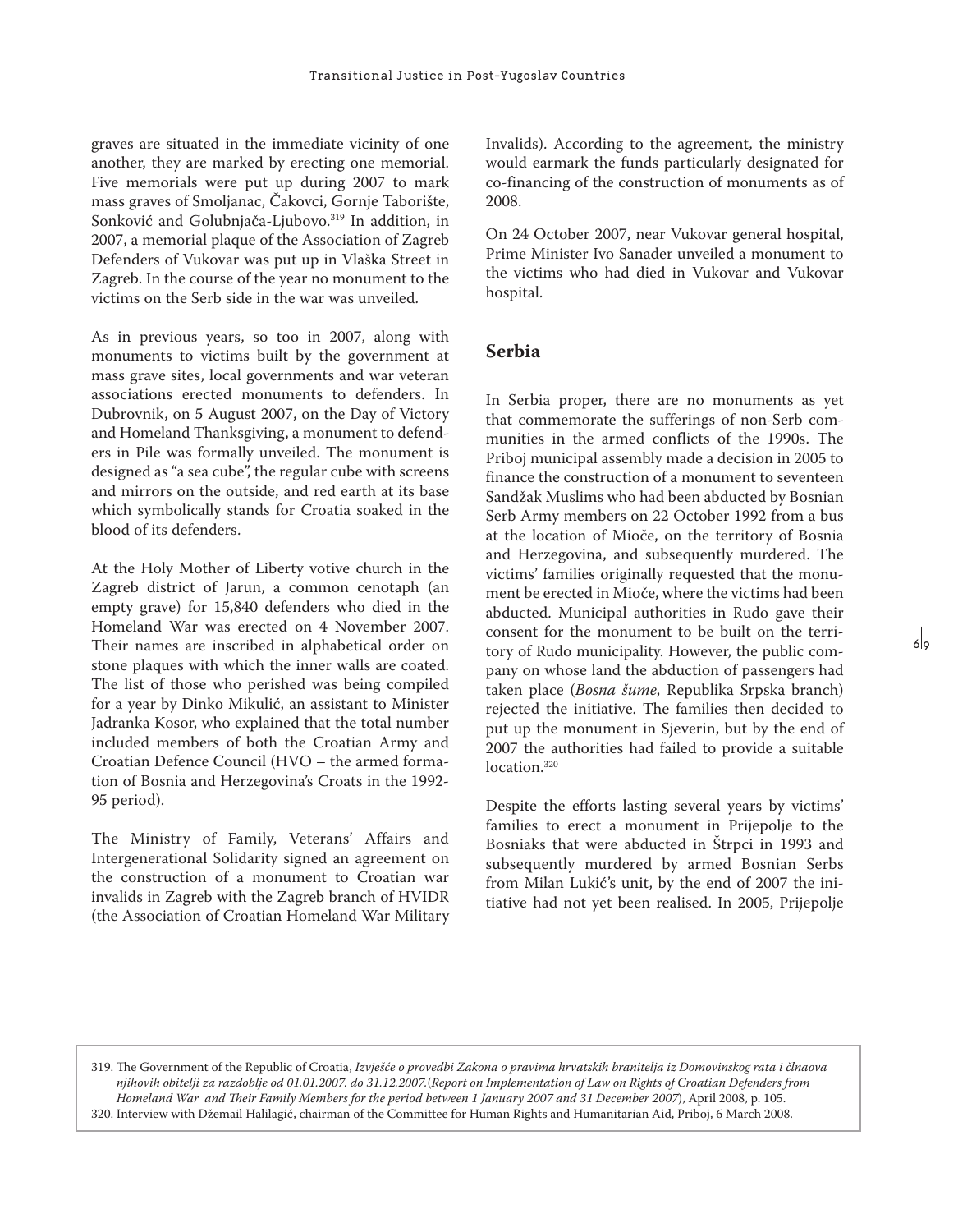graves are situated in the immediate vicinity of one another, they are marked by erecting one memorial. Five memorials were put up during 2007 to mark mass graves of Smoljanac, Čakovci, Gornje Taborište, Sonković and Golubnjača-Ljubovo.[319] In addition, in 2007, a memorial plaque of the Association of Zagreb Defenders of Vukovar was put up in Vlaška Street in Zagreb. In the course of the year no monument to the victims on the Serb side in the war was unveiled.

As in previous years, so too in 2007, along with monuments to victims built by the government at mass grave sites, local governments and war veteran associations erected monuments to defenders. In Dubrovnik, on 5 August 2007, on the Day of Victory and Homeland Thanksgiving, a monument to defenders in Pile was formally unveiled. The monument is designed as "a sea cube", the regular cube with screens and mirrors on the outside, and red earth at its base which symbolically stands for Croatia soaked in the blood of its defenders.

At the Holy Mother of Liberty votive church in the Zagreb district of Jarun, a common cenotaph (an empty grave) for 15,840 defenders who died in the Homeland War was erected on 4 November 2007. Their names are inscribed in alphabetical order on stone plaques with which the inner walls are coated. The list of those who perished was being compiled for a year by Dinko Mikulić, an assistant to Minister Jadranka Kosor, who explained that the total number included members of both the Croatian Army and Croatian Defence Council (HVO – the armed formation of Bosnia and Herzegovina's Croats in the 1992-95 period).

The Ministry of Family, Veterans' Affairs and Intergenerational Solidarity signed an agreement on the construction of a monument to Croatian war invalids in Zagreb with the Zagreb branch of HVIDR (the Association of Croatian Homeland War Military Invalids). According to the agreement, the ministry would earmark the funds particularly designated for co-financing of the construction of monuments as of 2008.

On 24 October 2007, near Vukovar general hospital, Prime Minister Ivo Sanader unveiled a monument to the victims who had died in Vukovar and Vukovar hospital.

## Serbia

In Serbia proper, there are no monuments as yet that commemorate the sufferings of non-Serb communities in the armed conflicts of the 1990s. The Priboj municipal assembly made a decision in 2005 to finance the construction of a monument to seventeen Sandžak Muslims who had been abducted by Bosnian Serb Army members on 22 October 1992 from a bus at the location of Mioče, on the territory of Bosnia and Herzegovina, and subsequently murdered. The victims' families originally requested that the monument be erected in Mioče, where the victims had been abducted. Municipal authorities in Rudo gave their consent for the monument to be built on the territory of Rudo municipality. However, the public company on whose land the abduction of passengers had taken place (*Bosna šume*, Republika Srpska branch) rejected the initiative. The families then decided to put up the monument in Sjeverin, but by the end of 2007 the authorities had failed to provide a suitable location.[320]

Despite the efforts lasting several years by victims' families to erect a monument in Prijepolje to the Bosniaks that were abducted in Štrpci in 1993 and subsequently murdered by armed Bosnian Serbs from Milan Lukić's unit, by the end of 2007 the initiative had not yet been realised. In 2005, Prijepolje

---

319. The Government of the Republic of Croatia, *Izvješće o provedbi Zakona o pravima hrvatskih branitelja iz Domovinskog rata i članova njihovih obitelji za razdoblje od 01.01.2007. do 31.12.2007.*(*Report on Implementation of Law on Rights of Croatian Defenders from Homeland War and Their Family Members for the period between 1 January 2007 and 31 December 2007*), April 2008, p. 105.

320. Interview with Džemail Halilagić, chairman of the Committee for Human Rights and Humanitarian Aid, Priboj, 6 March 2008.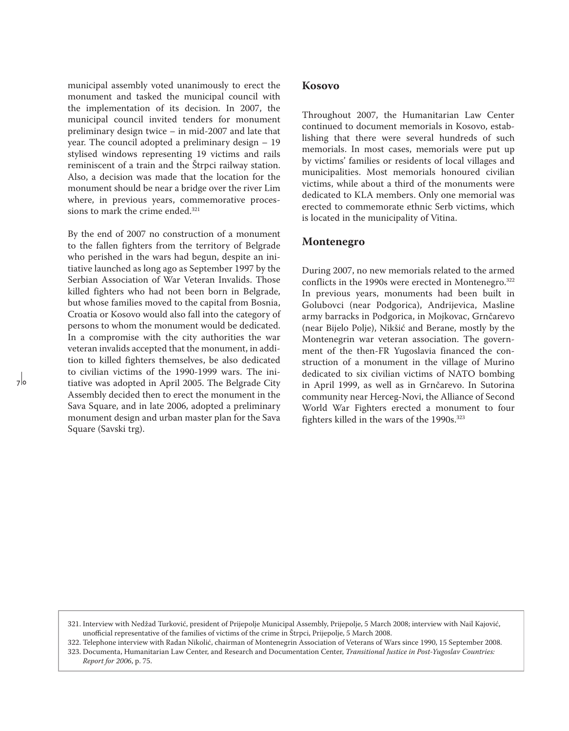municipal assembly voted unanimously to erect the monument and tasked the municipal council with the implementation of its decision. In 2007, the municipal council invited tenders for monument preliminary design twice – in mid-2007 and late that year. The council adopted a preliminary design – 19 stylised windows representing 19 victims and rails reminiscent of a train and the Štrpci railway station. Also, a decision was made that the location for the monument should be near a bridge over the river Lim where, in previous years, commemorative processions to mark the crime ended.[321]

By the end of 2007 no construction of a monument to the fallen fighters from the territory of Belgrade who perished in the wars had begun, despite an initiative launched as long ago as September 1997 by the Serbian Association of War Veteran Invalids. Those killed fighters who had not been born in Belgrade, but whose families moved to the capital from Bosnia, Croatia or Kosovo would also fall into the category of persons to whom the monument would be dedicated. In a compromise with the city authorities the war veteran invalids accepted that the monument, in addition to killed fighters themselves, be also dedicated to civilian victims of the 1990-1999 wars. The initiative was adopted in April 2005. The Belgrade City Assembly decided then to erect the monument in the Sava Square, and in late 2006, adopted a preliminary monument design and urban master plan for the Sava Square (Savski trg).

## Kosovo

Throughout 2007, the Humanitarian Law Center continued to document memorials in Kosovo, establishing that there were several hundreds of such memorials. In most cases, memorials were put up by victims' families or residents of local villages and municipalities. Most memorials honoured civilian victims, while about a third of the monuments were dedicated to KLA members. Only one memorial was erected to commemorate ethnic Serb victims, which is located in the municipality of Vitina.

## Montenegro

During 2007, no new memorials related to the armed conflicts in the 1990s were erected in Montenegro.[322] In previous years, monuments had been built in Golubovci (near Podgorica), Andrijevica, Masline army barracks in Podgorica, in Mojkovac, Grnčarevo (near Bijelo Polje), Nikšić and Berane, mostly by the Montenegrin war veteran association. The government of the then-FR Yugoslavia financed the construction of a monument in the village of Murino dedicated to six civilian victims of NATO bombing in April 1999, as well as in Grnčarevo. In Sutorina community near Herceg-Novi, the Alliance of Second World War Fighters erected a monument to four fighters killed in the wars of the 1990s.[323]

---

321. Interview with Nedžad Turković, president of Prijepolje Municipal Assembly, Prijepolje, 5 March 2008; interview with Nail Kajović, unofficial representative of the families of victims of the crime in Štrpci, Prijepolje, 5 March 2008.

322. Telephone interview with Radan Nikolić, chairman of Montenegrin Association of Veterans of Wars since 1990, 15 September 2008.

323. Documenta, Humanitarian Law Center, and Research and Documentation Center, *Transitional Justice in Post-Yugoslav Countries: Report for 2006*, p. 75.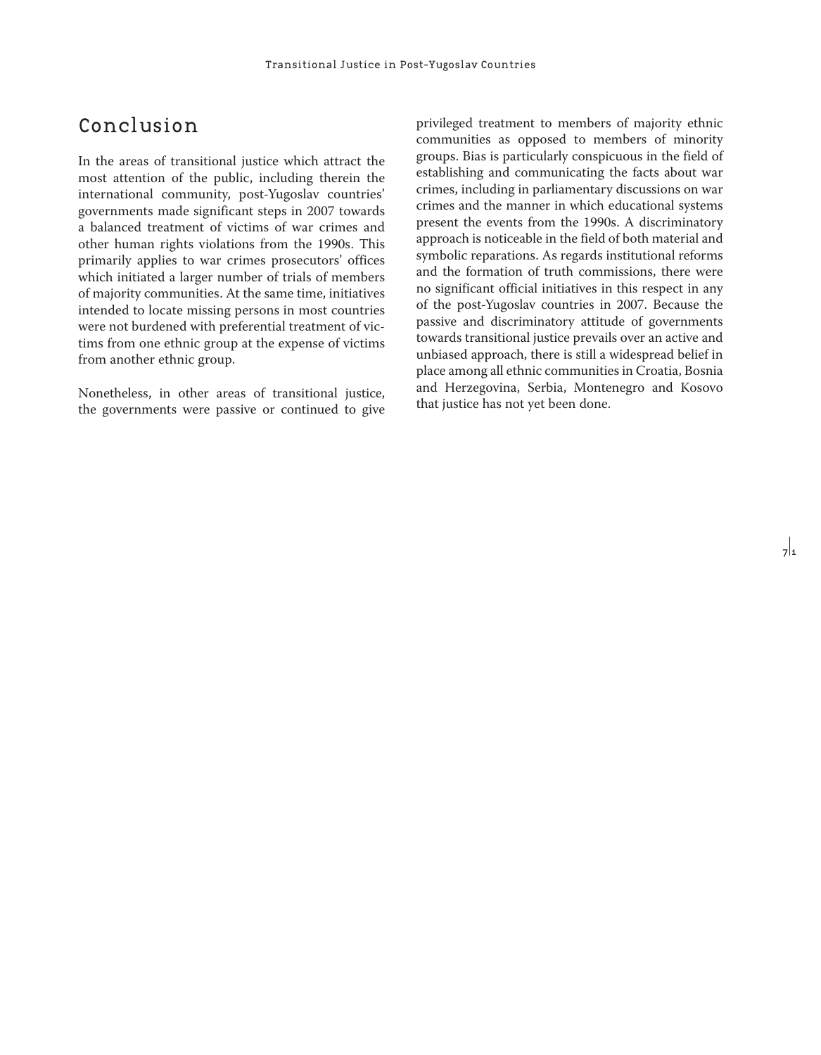# Conclusion

In the areas of transitional justice which attract the most attention of the public, including therein the international community, post-Yugoslav countries' governments made significant steps in 2007 towards a balanced treatment of victims of war crimes and other human rights violations from the 1990s. This primarily applies to war crimes prosecutors' offices which initiated a larger number of trials of members of majority communities. At the same time, initiatives intended to locate missing persons in most countries were not burdened with preferential treatment of victims from one ethnic group at the expense of victims from another ethnic group.

Nonetheless, in other areas of transitional justice, the governments were passive or continued to give privileged treatment to members of majority ethnic communities as opposed to members of minority groups. Bias is particularly conspicuous in the field of establishing and communicating the facts about war crimes, including in parliamentary discussions on war crimes and the manner in which educational systems present the events from the 1990s. A discriminatory approach is noticeable in the field of both material and symbolic reparations. As regards institutional reforms and the formation of truth commissions, there were no significant official initiatives in this respect in any of the post-Yugoslav countries in 2007. Because the passive and discriminatory attitude of governments towards transitional justice prevails over an active and unbiased approach, there is still a widespread belief in place among all ethnic communities in Croatia, Bosnia and Herzegovina, Serbia, Montenegro and Kosovo that justice has not yet been done.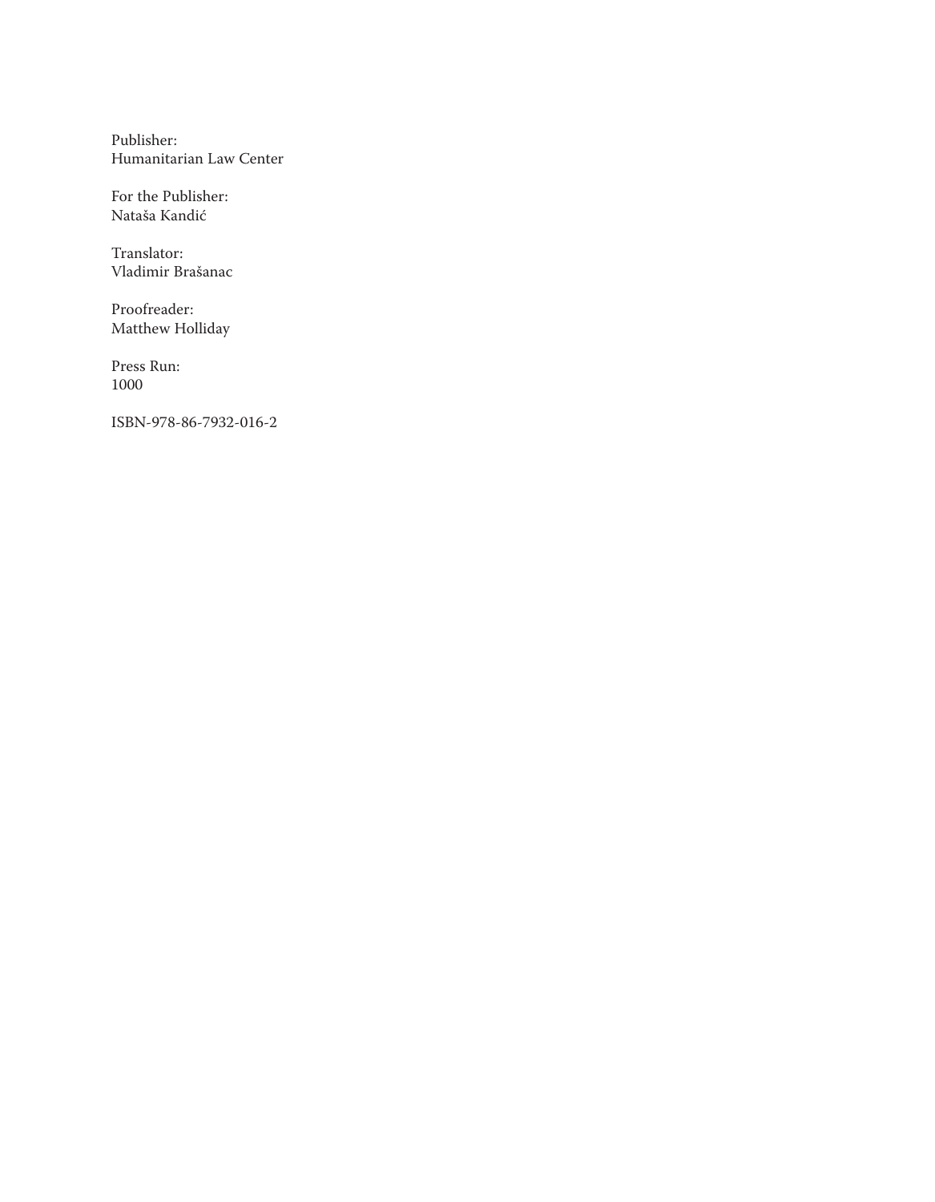Publisher:
Humanitarian Law Center

For the Publisher:
Nataša Kandić

Translator:
Vladimir Brašanac

Proofreader:
Matthew Holliday

Press Run:
1000

ISBN-978-86-7932-016-2